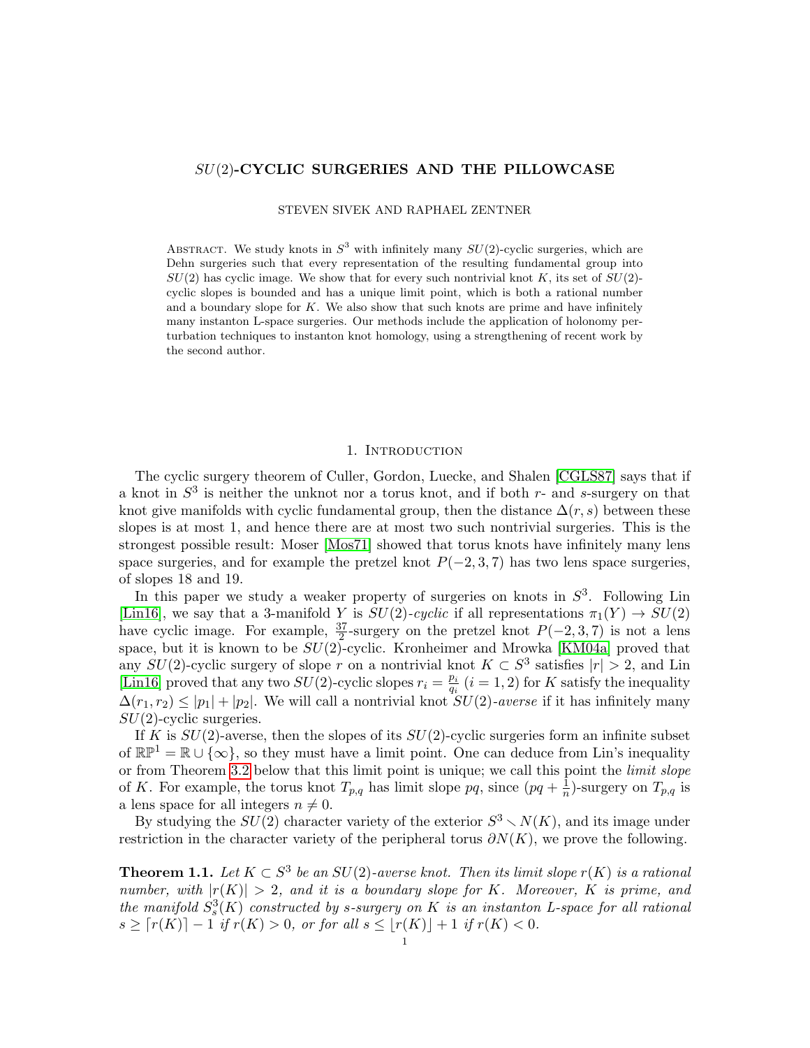# $SU(2)$-CYCLIC SURGERIES AND THE PILLOWCASE

STEVEN SIVEK AND RAPHAEL ZENTNER

Abstract. We study knots in $S^3$ with infinitely many $SU(2)$-cyclic surgeries, which are Dehn surgeries such that every representation of the resulting fundamental group into $SU(2)$ has cyclic image. We show that for every such nontrivial knot $K$, its set of $SU(2)$-cyclic slopes is bounded and has a unique limit point, which is both a rational number and a boundary slope for $K$. We also show that such knots are prime and have infinitely many instanton L-space surgeries. Our methods include the application of holonomy perturbation techniques to instanton knot homology, using a strengthening of recent work by the second author.

## 1. Introduction

The cyclic surgery theorem of Culler, Gordon, Luecke, and Shalen [CGLS87] says that if a knot in $S^3$ is neither the unknot nor a torus knot, and if both $r$- and $s$-surgery on that knot give manifolds with cyclic fundamental group, then the distance $\Delta(r,s)$ between these slopes is at most 1, and hence there are at most two such nontrivial surgeries. This is the strongest possible result: Moser [Mos71] showed that torus knots have infinitely many lens space surgeries, and for example the pretzel knot $P(-2,3,7)$ has two lens space surgeries, of slopes 18 and 19.

In this paper we study a weaker property of surgeries on knots in $S^3$. Following Lin [Lin16], we say that a 3-manifold $Y$ is $SU(2)$-*cyclic* if all representations $\pi_1(Y) \to SU(2)$ have cyclic image. For example, $\frac{37}{2}$-surgery on the pretzel knot $P(-2,3,7)$ is not a lens space, but it is known to be $SU(2)$-cyclic. Kronheimer and Mrowka [KM04a] proved that any $SU(2)$-cyclic surgery of slope $r$ on a nontrivial knot $K \subset S^3$ satisfies $|r| > 2$, and Lin [Lin16] proved that any two $SU(2)$-cyclic slopes $r_i = \frac{p_i}{q_i}$ $(i = 1,2)$ for $K$ satisfy the inequality $\Delta(r_1, r_2) \leq |p_1| + |p_2|$. We will call a nontrivial knot $SU(2)$-*averse* if it has infinitely many $SU(2)$-cyclic surgeries.

If $K$ is $SU(2)$-averse, then the slopes of its $SU(2)$-cyclic surgeries form an infinite subset of $\mathbb{RP}^1 = \mathbb{R} \cup \{\infty\}$, so they must have a limit point. One can deduce from Lin's inequality or from Theorem 3.2 below that this limit point is unique; we call this point the *limit slope* of $K$. For example, the torus knot $T_{p,q}$ has limit slope $pq$, since $(pq + \frac{1}{n})$-surgery on $T_{p,q}$ is a lens space for all integers $n \neq 0$.

By studying the $SU(2)$ character variety of the exterior $S^3 \setminus N(K)$, and its image under restriction in the character variety of the peripheral torus $\partial N(K)$, we prove the following.

**Theorem 1.1.** *Let $K \subset S^3$ be an $SU(2)$-averse knot. Then its limit slope $r(K)$ is a rational number, with $|r(K)| > 2$, and it is a boundary slope for $K$. Moreover, $K$ is prime, and the manifold $S^3_s(K)$ constructed by $s$-surgery on $K$ is an instanton L-space for all rational $s \geq \lceil r(K) \rceil - 1$ if $r(K) > 0$, or for all $s \leq \lfloor r(K) \rfloor + 1$ if $r(K) < 0$.*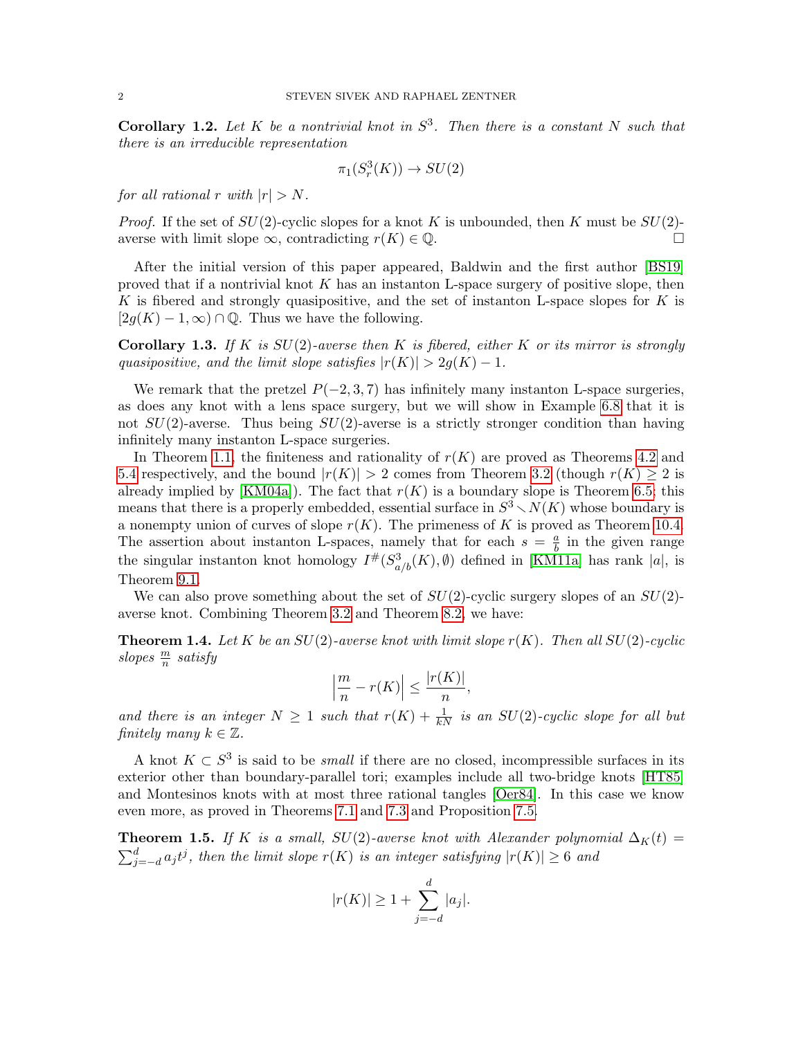**Corollary 1.2.** *Let $K$ be a nontrivial knot in $S^3$. Then there is a constant $N$ such that there is an irreducible representation*

$$\pi_1(S^3_r(K)) \to SU(2)$$

*for all rational $r$ with $|r| > N$.*

*Proof.* If the set of $SU(2)$-cyclic slopes for a knot $K$ is unbounded, then $K$ must be $SU(2)$-averse with limit slope $\infty$, contradicting $r(K) \in \mathbb{Q}$. □

After the initial version of this paper appeared, Baldwin and the first author [BS19] proved that if a nontrivial knot $K$ has an instanton L-space surgery of positive slope, then $K$ is fibered and strongly quasipositive, and the set of instanton L-space slopes for $K$ is $[2g(K) - 1, \infty) \cap \mathbb{Q}$. Thus we have the following.

**Corollary 1.3.** *If $K$ is $SU(2)$-averse then $K$ is fibered, either $K$ or its mirror is strongly quasipositive, and the limit slope satisfies $|r(K)| > 2g(K) - 1$.*

We remark that the pretzel $P(-2, 3, 7)$ has infinitely many instanton L-space surgeries, as does any knot with a lens space surgery, but we will show in Example 6.8 that it is not $SU(2)$-averse. Thus being $SU(2)$-averse is a strictly stronger condition than having infinitely many instanton L-space surgeries.

In Theorem 1.1, the finiteness and rationality of $r(K)$ are proved as Theorems 4.2 and 5.4 respectively, and the bound $|r(K)| > 2$ comes from Theorem 3.2 (though $r(K) \geq 2$ is already implied by [KM04a]). The fact that $r(K)$ is a boundary slope is Theorem 6.5; this means that there is a properly embedded, essential surface in $S^3 \setminus N(K)$ whose boundary is a nonempty union of curves of slope $r(K)$. The primeness of $K$ is proved as Theorem 10.4. The assertion about instanton L-spaces, namely that for each $s = \frac{a}{b}$ in the given range the singular instanton knot homology $I^\#(S^3_{a/b}(K), \emptyset)$ defined in [KM11a] has rank $|a|$, is Theorem 9.1.

We can also prove something about the set of $SU(2)$-cyclic surgery slopes of an $SU(2)$-averse knot. Combining Theorem 3.2 and Theorem 8.2, we have:

**Theorem 1.4.** *Let $K$ be an $SU(2)$-averse knot with limit slope $r(K)$. Then all $SU(2)$-cyclic slopes $\frac{m}{n}$ satisfy*

$$\left|\frac{m}{n} - r(K)\right| \leq \frac{|r(K)|}{n},$$

*and there is an integer $N \geq 1$ such that $r(K) + \frac{1}{kN}$ is an $SU(2)$-cyclic slope for all but finitely many $k \in \mathbb{Z}$.*

A knot $K \subset S^3$ is said to be *small* if there are no closed, incompressible surfaces in its exterior other than boundary-parallel tori; examples include all two-bridge knots [HT85] and Montesinos knots with at most three rational tangles [Oer84]. In this case we know even more, as proved in Theorems 7.1 and 7.3 and Proposition 7.5.

**Theorem 1.5.** *If $K$ is a small, $SU(2)$-averse knot with Alexander polynomial $\Delta_K(t) = \sum_{j=-d}^{d} a_j t^j$, then the limit slope $r(K)$ is an integer satisfying $|r(K)| \geq 6$ and*

$$|r(K)| \geq 1 + \sum_{j=-d}^{d} |a_j|.$$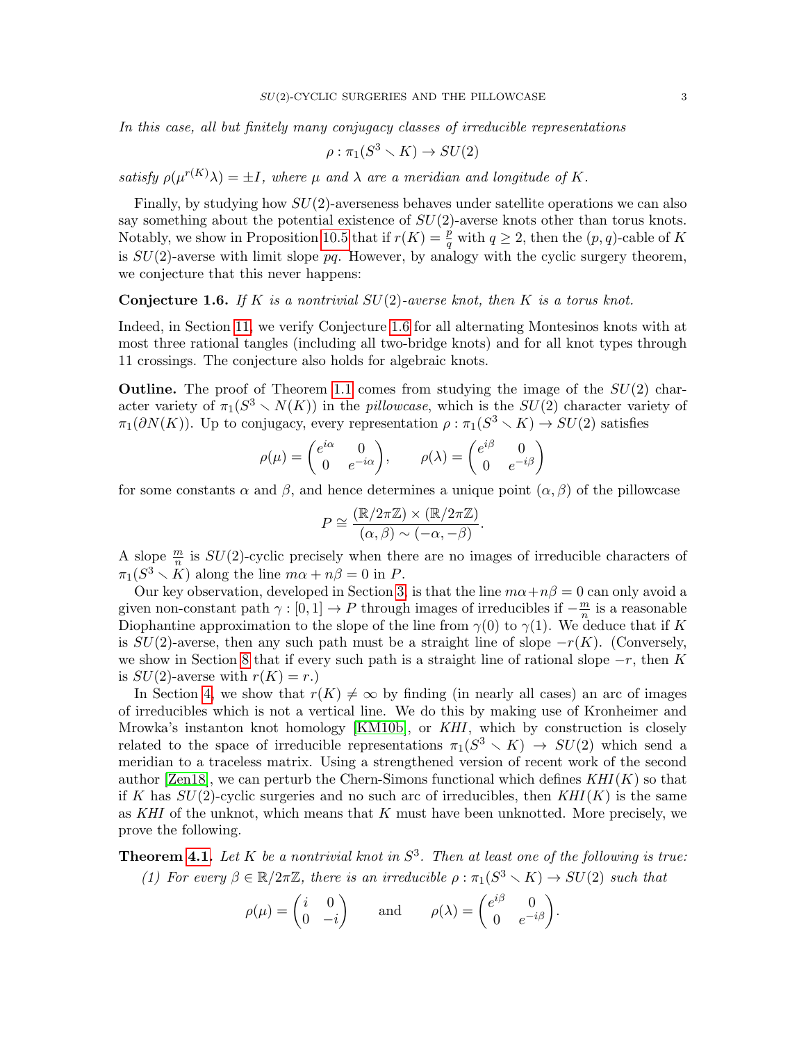*In this case, all but finitely many conjugacy classes of irreducible representations*

$$\rho : \pi_1(S^3 \setminus K) \to SU(2)$$

*satisfy $\rho(\mu^{r(K)}\lambda) = \pm I$, where $\mu$ and $\lambda$ are a meridian and longitude of $K$.*

Finally, by studying how $SU(2)$-averseness behaves under satellite operations we can also say something about the potential existence of $SU(2)$-averse knots other than torus knots. Notably, we show in Proposition 10.5 that if $r(K) = \frac{p}{q}$ with $q \geq 2$, then the $(p, q)$-cable of $K$ is $SU(2)$-averse with limit slope $pq$. However, by analogy with the cyclic surgery theorem, we conjecture that this never happens:

**Conjecture 1.6.** *If $K$ is a nontrivial $SU(2)$-averse knot, then $K$ is a torus knot.*

Indeed, in Section 11, we verify Conjecture 1.6 for all alternating Montesinos knots with at most three rational tangles (including all two-bridge knots) and for all knot types through 11 crossings. The conjecture also holds for algebraic knots.

**Outline.** The proof of Theorem 1.1 comes from studying the image of the $SU(2)$ character variety of $\pi_1(S^3 \setminus N(K))$ in the *pillowcase*, which is the $SU(2)$ character variety of $\pi_1(\partial N(K))$. Up to conjugacy, every representation $\rho : \pi_1(S^3 \setminus K) \to SU(2)$ satisfies

$$\rho(\mu) = \begin{pmatrix} e^{i\alpha} & 0 \\ 0 & e^{-i\alpha} \end{pmatrix}, \qquad \rho(\lambda) = \begin{pmatrix} e^{i\beta} & 0 \\ 0 & e^{-i\beta} \end{pmatrix}$$

for some constants $\alpha$ and $\beta$, and hence determines a unique point $(\alpha, \beta)$ of the pillowcase

$$P \cong \frac{(\mathbb{R}/2\pi\mathbb{Z}) \times (\mathbb{R}/2\pi\mathbb{Z})}{(\alpha, \beta) \sim (-\alpha, -\beta)}.$$

A slope $\frac{m}{n}$ is $SU(2)$-cyclic precisely when there are no images of irreducible characters of $\pi_1(S^3 \setminus K)$ along the line $m\alpha + n\beta = 0$ in $P$.

Our key observation, developed in Section 3, is that the line $m\alpha + n\beta = 0$ can only avoid a given non-constant path $\gamma : [0, 1] \to P$ through images of irreducibles if $-\frac{m}{n}$ is a reasonable Diophantine approximation to the slope of the line from $\gamma(0)$ to $\gamma(1)$. We deduce that if $K$ is $SU(2)$-averse, then any such path must be a straight line of slope $-r(K)$. (Conversely, we show in Section 8 that if every such path is a straight line of rational slope $-r$, then $K$ is $SU(2)$-averse with $r(K) = r$.)

In Section 4, we show that $r(K) \neq \infty$ by finding (in nearly all cases) an arc of images of irreducibles which is not a vertical line. We do this by making use of Kronheimer and Mrowka's instanton knot homology [KM10b], or *KHI*, which by construction is closely related to the space of irreducible representations $\pi_1(S^3 \setminus K) \to SU(2)$ which send a meridian to a traceless matrix. Using a strengthened version of recent work of the second author [Zen18], we can perturb the Chern-Simons functional which defines $KHI(K)$ so that if $K$ has $SU(2)$-cyclic surgeries and no such arc of irreducibles, then $KHI(K)$ is the same as *KHI* of the unknot, which means that $K$ must have been unknotted. More precisely, we prove the following.

**Theorem 4.1.** *Let $K$ be a nontrivial knot in $S^3$. Then at least one of the following is true:*

*(1) For every $\beta \in \mathbb{R}/2\pi\mathbb{Z}$, there is an irreducible $\rho : \pi_1(S^3 \setminus K) \to SU(2)$ such that*

$$\rho(\mu) = \begin{pmatrix} i & 0 \\ 0 & -i \end{pmatrix} \qquad \text{and} \qquad \rho(\lambda) = \begin{pmatrix} e^{i\beta} & 0 \\ 0 & e^{-i\beta} \end{pmatrix}.$$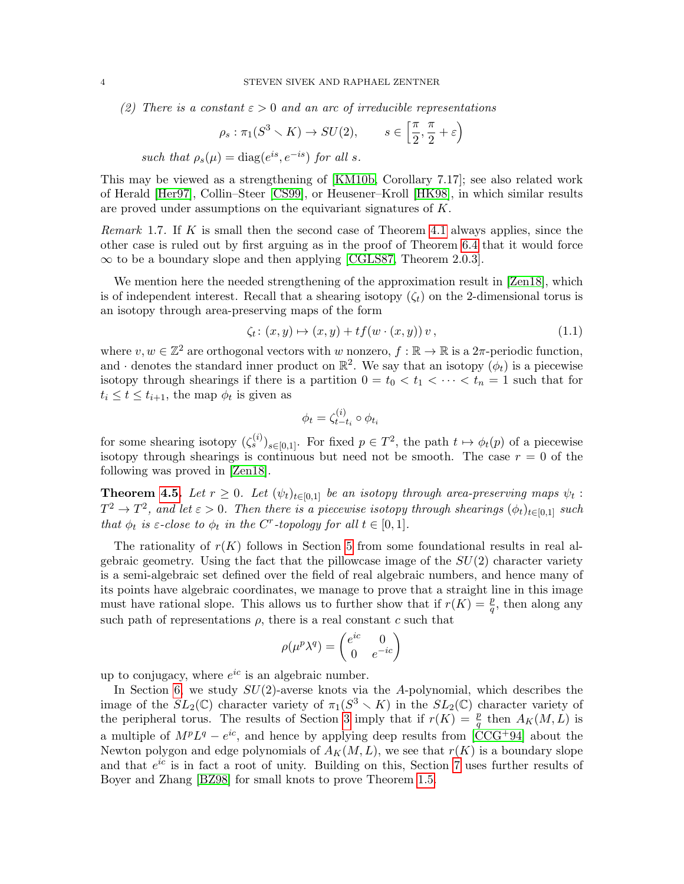*(2) There is a constant $\varepsilon > 0$ and an arc of irreducible representations*

$$\rho_s : \pi_1(S^3 \setminus K) \to SU(2), \qquad s \in \left[\frac{\pi}{2}, \frac{\pi}{2} + \varepsilon\right)$$

*such that $\rho_s(\mu) = \mathrm{diag}(e^{is}, e^{-is})$ for all $s$.*

This may be viewed as a strengthening of [KM10b, Corollary 7.17]; see also related work of Herald [Her97], Collin–Steer [CS99], or Heusener–Kroll [HK98], in which similar results are proved under assumptions on the equivariant signatures of $K$.

*Remark* 1.7. If $K$ is small then the second case of Theorem 4.1 always applies, since the other case is ruled out by first arguing as in the proof of Theorem 6.4 that it would force $\infty$ to be a boundary slope and then applying [CGLS87, Theorem 2.0.3].

We mention here the needed strengthening of the approximation result in [Zen18], which is of independent interest. Recall that a shearing isotopy $(\zeta_t)$ on the 2-dimensional torus is an isotopy through area-preserving maps of the form

$$\zeta_t \colon (x, y) \mapsto (x, y) + t f(w \cdot (x, y))\, v\,, \tag{1.1}$$

where $v, w \in \mathbb{Z}^2$ are orthogonal vectors with $w$ nonzero, $f : \mathbb{R} \to \mathbb{R}$ is a $2\pi$-periodic function, and $\cdot$ denotes the standard inner product on $\mathbb{R}^2$. We say that an isotopy $(\phi_t)$ is a piecewise isotopy through shearings if there is a partition $0 = t_0 < t_1 < \cdots < t_n = 1$ such that for $t_i \le t \le t_{i+1}$, the map $\phi_t$ is given as

$$\phi_t = \zeta^{(i)}_{t-t_i} \circ \phi_{t_i}$$

for some shearing isotopy $(\zeta^{(i)}_s)_{s\in[0,1]}$. For fixed $p \in T^2$, the path $t \mapsto \phi_t(p)$ of a piecewise isotopy through shearings is continuous but need not be smooth. The case $r = 0$ of the following was proved in [Zen18].

**Theorem 4.5.** *Let $r \ge 0$. Let $(\psi_t)_{t\in[0,1]}$ be an isotopy through area-preserving maps $\psi_t : T^2 \to T^2$, and let $\varepsilon > 0$. Then there is a piecewise isotopy through shearings $(\phi_t)_{t\in[0,1]}$ such that $\phi_t$ is $\varepsilon$-close to $\phi_t$ in the $C^r$-topology for all $t \in [0, 1]$.*

The rationality of $r(K)$ follows in Section 5 from some foundational results in real algebraic geometry. Using the fact that the pillowcase image of the $SU(2)$ character variety is a semi-algebraic set defined over the field of real algebraic numbers, and hence many of its points have algebraic coordinates, we manage to prove that a straight line in this image must have rational slope. This allows us to further show that if $r(K) = \frac{p}{q}$, then along any such path of representations $\rho$, there is a real constant $c$ such that

$$\rho(\mu^p \lambda^q) = \begin{pmatrix} e^{ic} & 0 \\ 0 & e^{-ic} \end{pmatrix}$$

up to conjugacy, where $e^{ic}$ is an algebraic number.

In Section 6, we study $SU(2)$-averse knots via the $A$-polynomial, which describes the image of the $SL_2(\mathbb{C})$ character variety of $\pi_1(S^3 \setminus K)$ in the $SL_2(\mathbb{C})$ character variety of the peripheral torus. The results of Section 3 imply that if $r(K) = \frac{p}{q}$ then $A_K(M, L)$ is a multiple of $M^pL^q - e^{ic}$, and hence by applying deep results from [CCG+94] about the Newton polygon and edge polynomials of $A_K(M, L)$, we see that $r(K)$ is a boundary slope and that $e^{ic}$ is in fact a root of unity. Building on this, Section 7 uses further results of Boyer and Zhang [BZ98] for small knots to prove Theorem 1.5.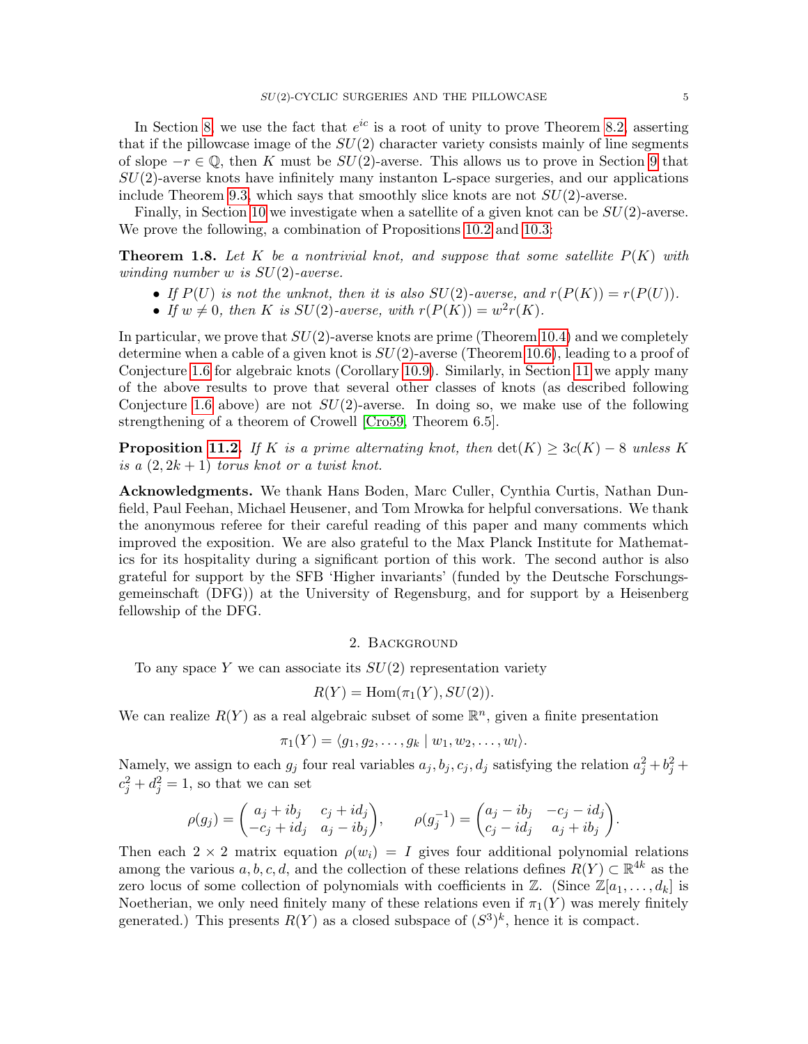In Section 8, we use the fact that $e^{ic}$ is a root of unity to prove Theorem 8.2, asserting that if the pillowcase image of the $SU(2)$ character variety consists mainly of line segments of slope $-r \in \mathbb{Q}$, then $K$ must be $SU(2)$-averse. This allows us to prove in Section 9 that $SU(2)$-averse knots have infinitely many instanton L-space surgeries, and our applications include Theorem 9.3, which says that smoothly slice knots are not $SU(2)$-averse.

Finally, in Section 10 we investigate when a satellite of a given knot can be $SU(2)$-averse. We prove the following, a combination of Propositions 10.2 and 10.3:

**Theorem 1.8.** *Let $K$ be a nontrivial knot, and suppose that some satellite $P(K)$ with winding number $w$ is $SU(2)$-averse.*

- *If $P(U)$ is not the unknot, then it is also $SU(2)$-averse, and $r(P(K)) = r(P(U))$.*
- *If $w \neq 0$, then $K$ is $SU(2)$-averse, with $r(P(K)) = w^2 r(K)$.*

In particular, we prove that $SU(2)$-averse knots are prime (Theorem 10.4) and we completely determine when a cable of a given knot is $SU(2)$-averse (Theorem 10.6), leading to a proof of Conjecture 1.6 for algebraic knots (Corollary 10.9). Similarly, in Section 11 we apply many of the above results to prove that several other classes of knots (as described following Conjecture 1.6 above) are not $SU(2)$-averse. In doing so, we make use of the following strengthening of a theorem of Crowell [Cro59, Theorem 6.5].

**Proposition 11.2.** *If $K$ is a prime alternating knot, then $\det(K) \geq 3c(K) - 8$ unless $K$ is a $(2, 2k+1)$ torus knot or a twist knot.*

**Acknowledgments.** We thank Hans Boden, Marc Culler, Cynthia Curtis, Nathan Dunfield, Paul Feehan, Michael Heusener, and Tom Mrowka for helpful conversations. We thank the anonymous referee for their careful reading of this paper and many comments which improved the exposition. We are also grateful to the Max Planck Institute for Mathematics for its hospitality during a significant portion of this work. The second author is also grateful for support by the SFB 'Higher invariants' (funded by the Deutsche Forschungsgemeinschaft (DFG)) at the University of Regensburg, and for support by a Heisenberg fellowship of the DFG.

## 2. Background

To any space $Y$ we can associate its $SU(2)$ representation variety

$$R(Y) = \mathrm{Hom}(\pi_1(Y), SU(2)).$$

We can realize $R(Y)$ as a real algebraic subset of some $\mathbb{R}^n$, given a finite presentation

$$\pi_1(Y) = \langle g_1, g_2, \ldots, g_k \mid w_1, w_2, \ldots, w_l \rangle.$$

Namely, we assign to each $g_j$ four real variables $a_j, b_j, c_j, d_j$ satisfying the relation $a_j^2 + b_j^2 + c_j^2 + d_j^2 = 1$, so that we can set

$$\rho(g_j) = \begin{pmatrix} a_j + ib_j & c_j + id_j \\ -c_j + id_j & a_j - ib_j \end{pmatrix}, \qquad \rho(g_j^{-1}) = \begin{pmatrix} a_j - ib_j & -c_j - id_j \\ c_j - id_j & a_j + ib_j \end{pmatrix}.$$

Then each $2 \times 2$ matrix equation $\rho(w_i) = I$ gives four additional polynomial relations among the various $a, b, c, d$, and the collection of these relations defines $R(Y) \subset \mathbb{R}^{4k}$ as the zero locus of some collection of polynomials with coefficients in $\mathbb{Z}$. (Since $\mathbb{Z}[a_1, \ldots, d_k]$ is Noetherian, we only need finitely many of these relations even if $\pi_1(Y)$ was merely finitely generated.) This presents $R(Y)$ as a closed subspace of $(S^3)^k$, hence it is compact.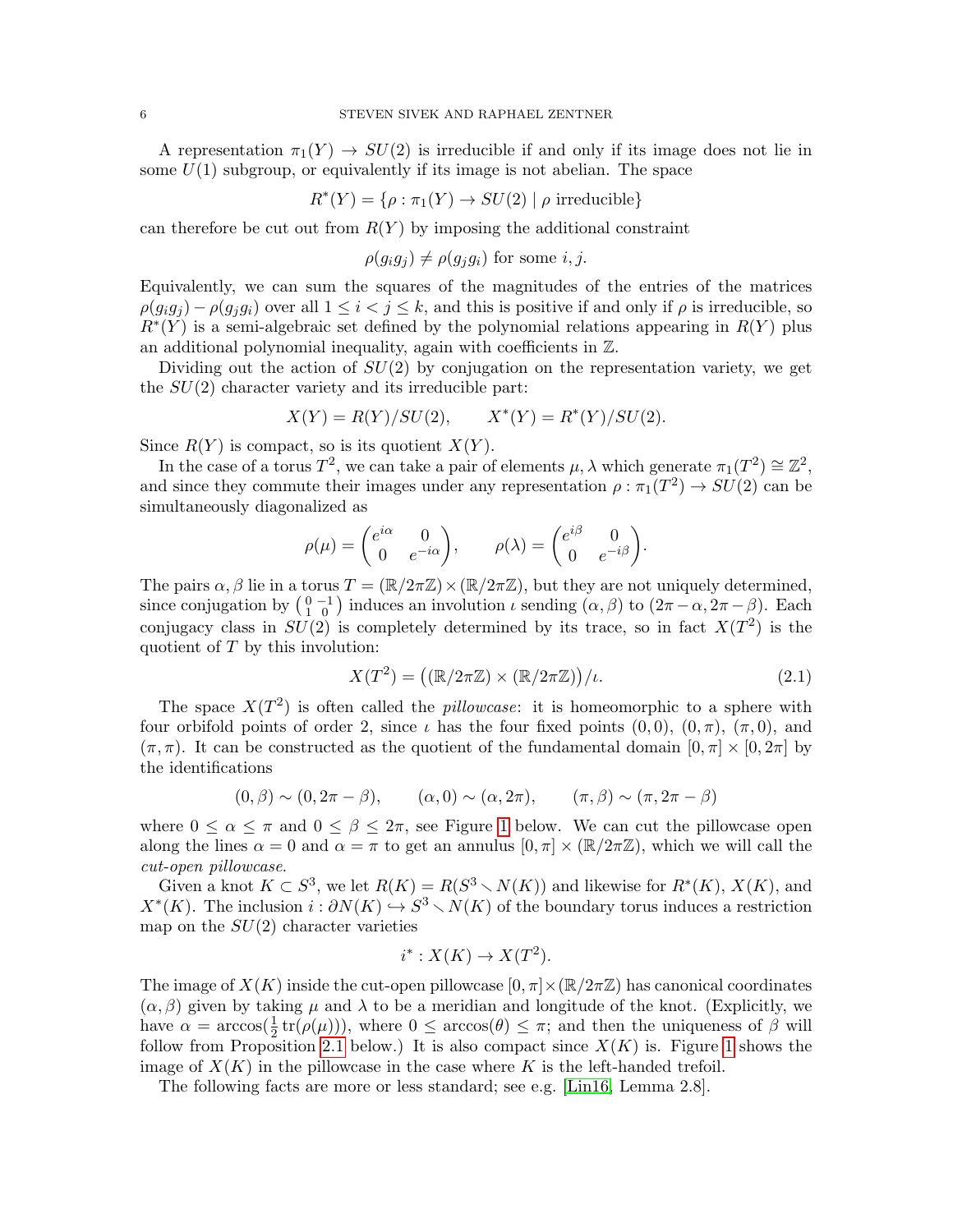A representation $\pi_1(Y) \to SU(2)$ is irreducible if and only if its image does not lie in some $U(1)$ subgroup, or equivalently if its image is not abelian. The space

$$R^*(Y) = \{\rho : \pi_1(Y) \to SU(2) \mid \rho \text{ irreducible}\}$$

can therefore be cut out from $R(Y)$ by imposing the additional constraint

$$\rho(g_i g_j) \neq \rho(g_j g_i) \text{ for some } i, j.$$

Equivalently, we can sum the squares of the magnitudes of the entries of the matrices $\rho(g_i g_j) - \rho(g_j g_i)$ over all $1 \leq i < j \leq k$, and this is positive if and only if $\rho$ is irreducible, so $R^*(Y)$ is a semi-algebraic set defined by the polynomial relations appearing in $R(Y)$ plus an additional polynomial inequality, again with coefficients in $\mathbb{Z}$.

Dividing out the action of $SU(2)$ by conjugation on the representation variety, we get the $SU(2)$ character variety and its irreducible part:

$$X(Y) = R(Y)/SU(2), \qquad X^*(Y) = R^*(Y)/SU(2).$$

Since $R(Y)$ is compact, so is its quotient $X(Y)$.

In the case of a torus $T^2$, we can take a pair of elements $\mu, \lambda$ which generate $\pi_1(T^2) \cong \mathbb{Z}^2$, and since they commute their images under any representation $\rho : \pi_1(T^2) \to SU(2)$ can be simultaneously diagonalized as

$$\rho(\mu) = \begin{pmatrix} e^{i\alpha} & 0 \\ 0 & e^{-i\alpha} \end{pmatrix}, \qquad \rho(\lambda) = \begin{pmatrix} e^{i\beta} & 0 \\ 0 & e^{-i\beta} \end{pmatrix}.$$

The pairs $\alpha, \beta$ lie in a torus $T = (\mathbb{R}/2\pi\mathbb{Z}) \times (\mathbb{R}/2\pi\mathbb{Z})$, but they are not uniquely determined, since conjugation by $\left(\begin{smallmatrix} 0 & -1 \\ 1 & 0 \end{smallmatrix}\right)$ induces an involution $\iota$ sending $(\alpha, \beta)$ to $(2\pi - \alpha, 2\pi - \beta)$. Each conjugacy class in $SU(2)$ is completely determined by its trace, so in fact $X(T^2)$ is the quotient of $T$ by this involution:

$$X(T^2) = \big((\mathbb{R}/2\pi\mathbb{Z}) \times (\mathbb{R}/2\pi\mathbb{Z})\big)/\iota. \tag{2.1}$$

The space $X(T^2)$ is often called the *pillowcase*: it is homeomorphic to a sphere with four orbifold points of order 2, since $\iota$ has the four fixed points $(0,0)$, $(0,\pi)$, $(\pi,0)$, and $(\pi,\pi)$. It can be constructed as the quotient of the fundamental domain $[0,\pi] \times [0,2\pi]$ by the identifications

$$(0,\beta) \sim (0, 2\pi - \beta), \qquad (\alpha, 0) \sim (\alpha, 2\pi), \qquad (\pi, \beta) \sim (\pi, 2\pi - \beta)$$

where $0 \leq \alpha \leq \pi$ and $0 \leq \beta \leq 2\pi$, see Figure 1 below. We can cut the pillowcase open along the lines $\alpha = 0$ and $\alpha = \pi$ to get an annulus $[0,\pi] \times (\mathbb{R}/2\pi\mathbb{Z})$, which we will call the *cut-open pillowcase*.

Given a knot $K \subset S^3$, we let $R(K) = R(S^3 \setminus N(K))$ and likewise for $R^*(K)$, $X(K)$, and $X^*(K)$. The inclusion $i : \partial N(K) \hookrightarrow S^3 \setminus N(K)$ of the boundary torus induces a restriction map on the $SU(2)$ character varieties

$$i^* : X(K) \to X(T^2).$$

The image of $X(K)$ inside the cut-open pillowcase $[0,\pi] \times (\mathbb{R}/2\pi\mathbb{Z})$ has canonical coordinates $(\alpha, \beta)$ given by taking $\mu$ and $\lambda$ to be a meridian and longitude of the knot. (Explicitly, we have $\alpha = \arccos(\frac{1}{2}\operatorname{tr}(\rho(\mu)))$, where $0 \leq \arccos(\theta) \leq \pi$; and then the uniqueness of $\beta$ will follow from Proposition 2.1 below.) It is also compact since $X(K)$ is. Figure 1 shows the image of $X(K)$ in the pillowcase in the case where $K$ is the left-handed trefoil.

The following facts are more or less standard; see e.g. [Lin16, Lemma 2.8].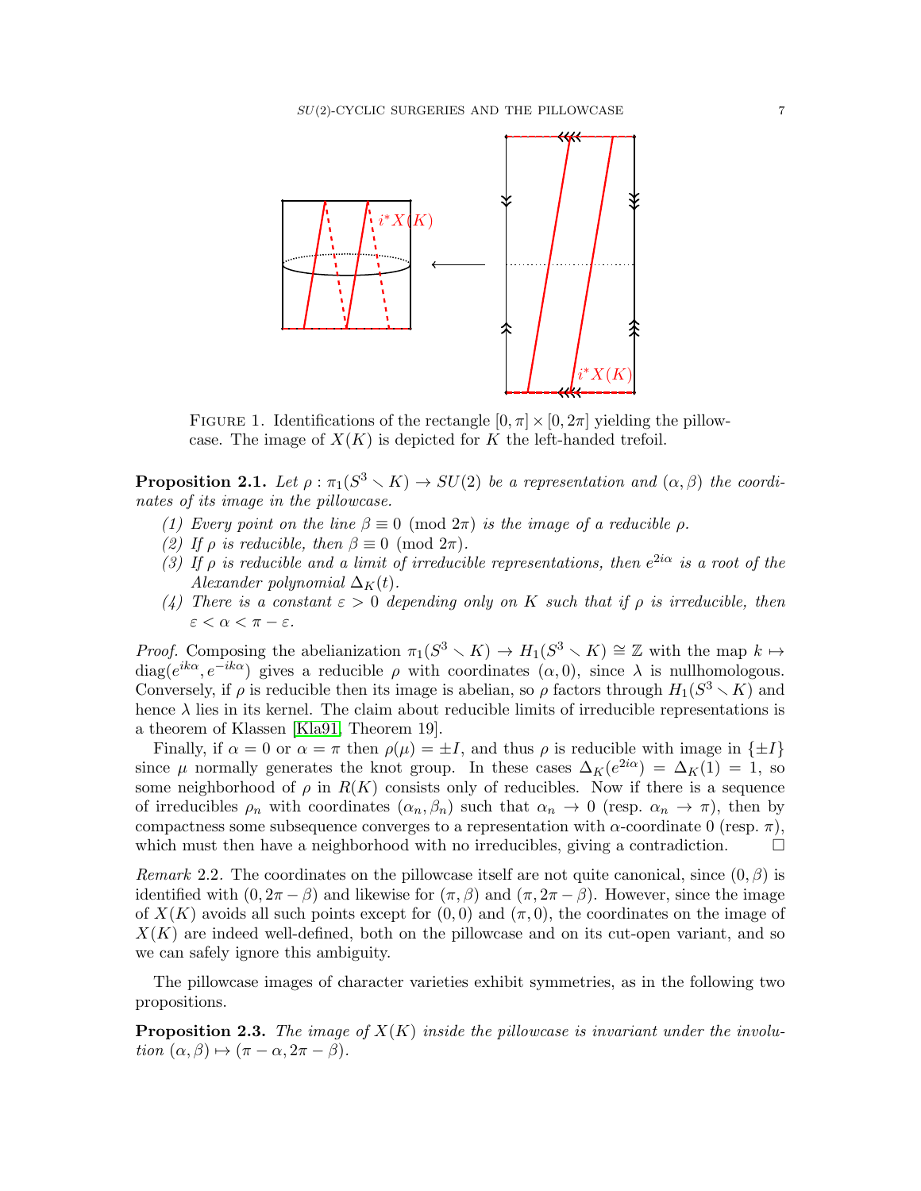FIGURE 1. Identifications of the rectangle $[0,\pi] \times [0,2\pi]$ yielding the pillowcase. The image of $X(K)$ is depicted for $K$ the left-handed trefoil.

**Proposition 2.1.** *Let $\rho : \pi_1(S^3 \smallsetminus K) \to SU(2)$ be a representation and $(\alpha, \beta)$ the coordinates of its image in the pillowcase.*

*(1) Every point on the line $\beta \equiv 0 \pmod{2\pi}$ is the image of a reducible $\rho$.*
*(2) If $\rho$ is reducible, then $\beta \equiv 0 \pmod{2\pi}$.*
*(3) If $\rho$ is reducible and a limit of irreducible representations, then $e^{2i\alpha}$ is a root of the Alexander polynomial $\Delta_K(t)$.*
*(4) There is a constant $\varepsilon > 0$ depending only on $K$ such that if $\rho$ is irreducible, then $\varepsilon < \alpha < \pi - \varepsilon$.*

*Proof.* Composing the abelianization $\pi_1(S^3 \smallsetminus K) \to H_1(S^3 \smallsetminus K) \cong \mathbb{Z}$ with the map $k \mapsto \mathrm{diag}(e^{ik\alpha}, e^{-ik\alpha})$ gives a reducible $\rho$ with coordinates $(\alpha, 0)$, since $\lambda$ is nullhomologous. Conversely, if $\rho$ is reducible then its image is abelian, so $\rho$ factors through $H_1(S^3 \smallsetminus K)$ and hence $\lambda$ lies in its kernel. The claim about reducible limits of irreducible representations is a theorem of Klassen [Kla91, Theorem 19].

Finally, if $\alpha = 0$ or $\alpha = \pi$ then $\rho(\mu) = \pm I$, and thus $\rho$ is reducible with image in $\{\pm I\}$ since $\mu$ normally generates the knot group. In these cases $\Delta_K(e^{2i\alpha}) = \Delta_K(1) = 1$, so some neighborhood of $\rho$ in $R(K)$ consists only of reducibles. Now if there is a sequence of irreducibles $\rho_n$ with coordinates $(\alpha_n, \beta_n)$ such that $\alpha_n \to 0$ (resp. $\alpha_n \to \pi$), then by compactness some subsequence converges to a representation with $\alpha$-coordinate 0 (resp. $\pi$), which must then have a neighborhood with no irreducibles, giving a contradiction. □

*Remark* 2.2. The coordinates on the pillowcase itself are not quite canonical, since $(0, \beta)$ is identified with $(0, 2\pi - \beta)$ and likewise for $(\pi, \beta)$ and $(\pi, 2\pi - \beta)$. However, since the image of $X(K)$ avoids all such points except for $(0, 0)$ and $(\pi, 0)$, the coordinates on the image of $X(K)$ are indeed well-defined, both on the pillowcase and on its cut-open variant, and so we can safely ignore this ambiguity.

The pillowcase images of character varieties exhibit symmetries, as in the following two propositions.

**Proposition 2.3.** *The image of $X(K)$ inside the pillowcase is invariant under the involution $(\alpha, \beta) \mapsto (\pi - \alpha, 2\pi - \beta)$.*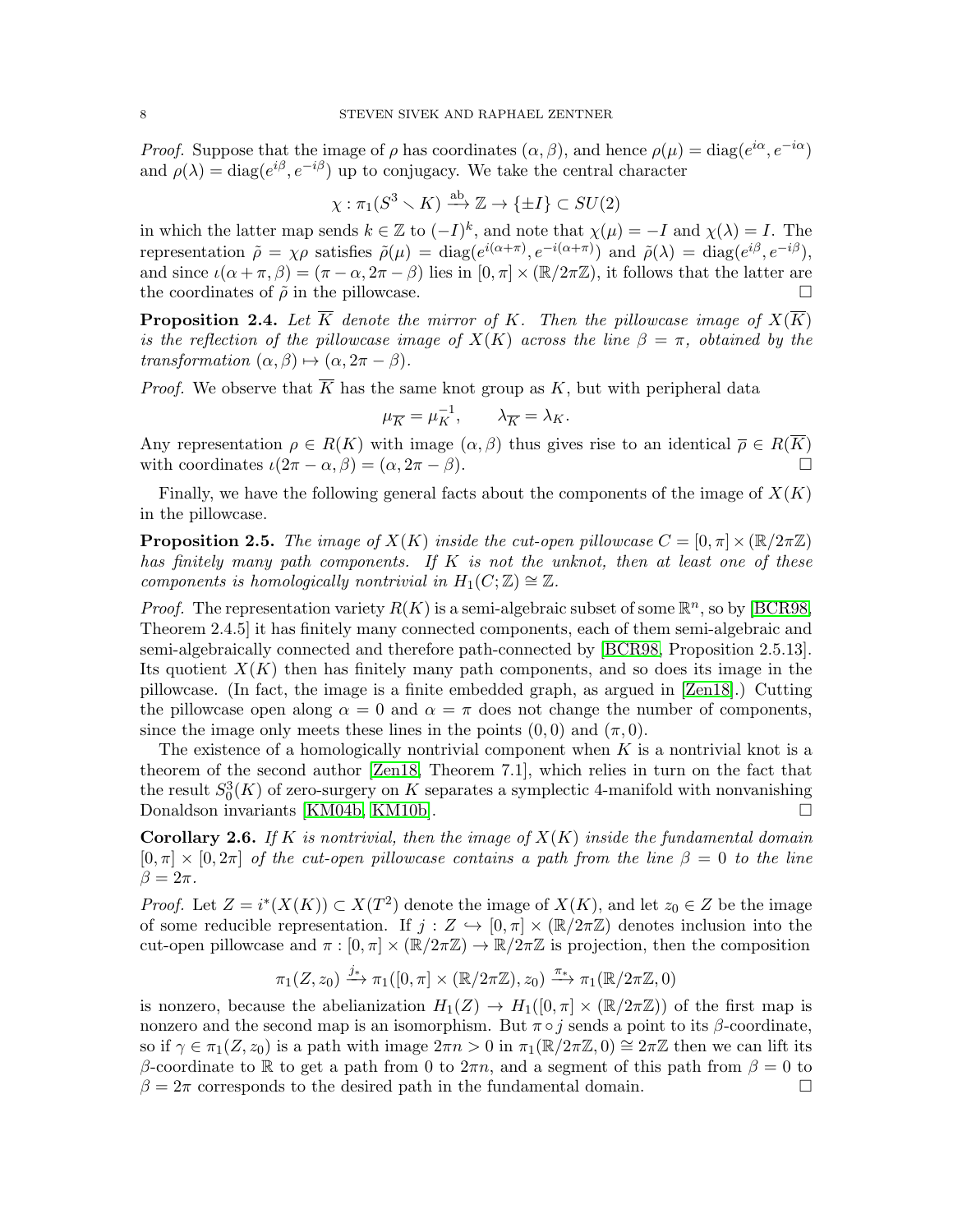*Proof.* Suppose that the image of $\rho$ has coordinates $(\alpha, \beta)$, and hence $\rho(\mu) = \mathrm{diag}(e^{i\alpha}, e^{-i\alpha})$ and $\rho(\lambda) = \mathrm{diag}(e^{i\beta}, e^{-i\beta})$ up to conjugacy. We take the central character

$$\chi : \pi_1(S^3 \setminus K) \xrightarrow{\mathrm{ab}} \mathbb{Z} \to \{\pm I\} \subset SU(2)$$

in which the latter map sends $k \in \mathbb{Z}$ to $(-I)^k$, and note that $\chi(\mu) = -I$ and $\chi(\lambda) = I$. The representation $\tilde{\rho} = \chi\rho$ satisfies $\tilde{\rho}(\mu) = \mathrm{diag}(e^{i(\alpha+\pi)}, e^{-i(\alpha+\pi)})$ and $\tilde{\rho}(\lambda) = \mathrm{diag}(e^{i\beta}, e^{-i\beta})$, and since $\iota(\alpha + \pi, \beta) = (\pi - \alpha, 2\pi - \beta)$ lies in $[0, \pi] \times (\mathbb{R}/2\pi\mathbb{Z})$, it follows that the latter are the coordinates of $\tilde{\rho}$ in the pillowcase. □

**Proposition 2.4.** *Let $\overline{K}$ denote the mirror of $K$. Then the pillowcase image of $X(\overline{K})$ is the reflection of the pillowcase image of $X(K)$ across the line $\beta = \pi$, obtained by the transformation $(\alpha, \beta) \mapsto (\alpha, 2\pi - \beta)$.*

*Proof.* We observe that $\overline{K}$ has the same knot group as $K$, but with peripheral data

$$\mu_{\overline{K}} = \mu_K^{-1}, \qquad \lambda_{\overline{K}} = \lambda_K.$$

Any representation $\rho \in R(K)$ with image $(\alpha, \beta)$ thus gives rise to an identical $\overline{\rho} \in R(\overline{K})$ with coordinates $\iota(2\pi - \alpha, \beta) = (\alpha, 2\pi - \beta)$. □

Finally, we have the following general facts about the components of the image of $X(K)$ in the pillowcase.

**Proposition 2.5.** *The image of $X(K)$ inside the cut-open pillowcase $C = [0, \pi] \times (\mathbb{R}/2\pi\mathbb{Z})$ has finitely many path components. If $K$ is not the unknot, then at least one of these components is homologically nontrivial in $H_1(C; \mathbb{Z}) \cong \mathbb{Z}$.*

*Proof.* The representation variety $R(K)$ is a semi-algebraic subset of some $\mathbb{R}^n$, so by [BCR98, Theorem 2.4.5] it has finitely many connected components, each of them semi-algebraic and semi-algebraically connected and therefore path-connected by [BCR98, Proposition 2.5.13]. Its quotient $X(K)$ then has finitely many path components, and so does its image in the pillowcase. (In fact, the image is a finite embedded graph, as argued in [Zen18].) Cutting the pillowcase open along $\alpha = 0$ and $\alpha = \pi$ does not change the number of components, since the image only meets these lines in the points $(0, 0)$ and $(\pi, 0)$.

The existence of a homologically nontrivial component when $K$ is a nontrivial knot is a theorem of the second author [Zen18, Theorem 7.1], which relies in turn on the fact that the result $S^3_0(K)$ of zero-surgery on $K$ separates a symplectic 4-manifold with nonvanishing Donaldson invariants [KM04b, KM10b]. □

**Corollary 2.6.** *If $K$ is nontrivial, then the image of $X(K)$ inside the fundamental domain $[0, \pi] \times [0, 2\pi]$ of the cut-open pillowcase contains a path from the line $\beta = 0$ to the line $\beta = 2\pi$.*

*Proof.* Let $Z = i^*(X(K)) \subset X(T^2)$ denote the image of $X(K)$, and let $z_0 \in Z$ be the image of some reducible representation. If $j : Z \hookrightarrow [0, \pi] \times (\mathbb{R}/2\pi\mathbb{Z})$ denotes inclusion into the cut-open pillowcase and $\pi : [0, \pi] \times (\mathbb{R}/2\pi\mathbb{Z}) \to \mathbb{R}/2\pi\mathbb{Z}$ is projection, then the composition

$$\pi_1(Z, z_0) \xrightarrow{j_*} \pi_1([0, \pi] \times (\mathbb{R}/2\pi\mathbb{Z}), z_0) \xrightarrow{\pi_*} \pi_1(\mathbb{R}/2\pi\mathbb{Z}, 0)$$

is nonzero, because the abelianization $H_1(Z) \to H_1([0, \pi] \times (\mathbb{R}/2\pi\mathbb{Z}))$ of the first map is nonzero and the second map is an isomorphism. But $\pi \circ j$ sends a point to its $\beta$-coordinate, so if $\gamma \in \pi_1(Z, z_0)$ is a path with image $2\pi n > 0$ in $\pi_1(\mathbb{R}/2\pi\mathbb{Z}, 0) \cong 2\pi\mathbb{Z}$ then we can lift its $\beta$-coordinate to $\mathbb{R}$ to get a path from $0$ to $2\pi n$, and a segment of this path from $\beta = 0$ to $\beta = 2\pi$ corresponds to the desired path in the fundamental domain. □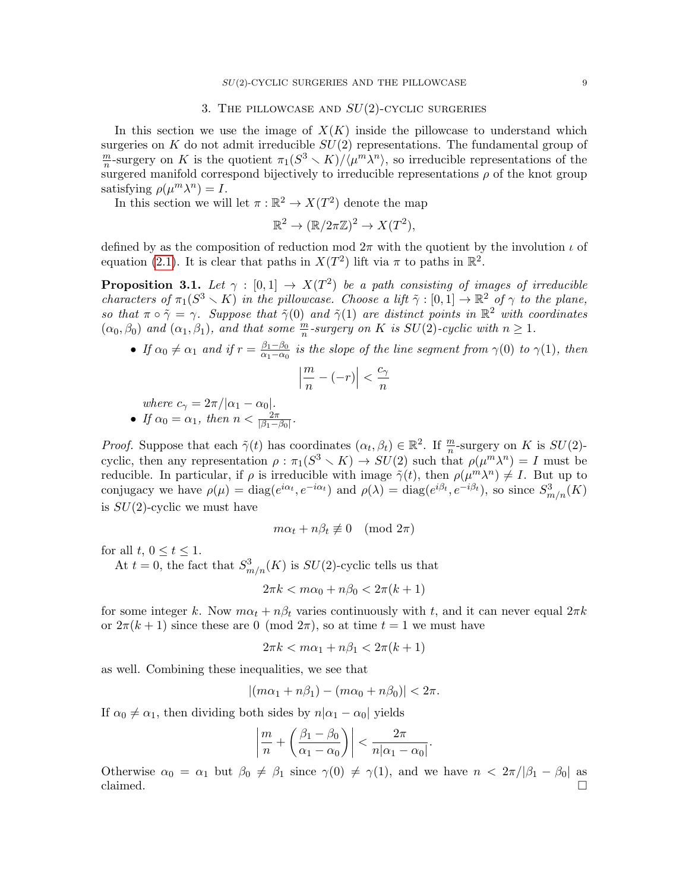## 3. The pillowcase and $SU(2)$-cyclic surgeries

In this section we use the image of $X(K)$ inside the pillowcase to understand which surgeries on $K$ do not admit irreducible $SU(2)$ representations. The fundamental group of $\frac{m}{n}$-surgery on $K$ is the quotient $\pi_1(S^3 \smallsetminus K)/\langle \mu^m \lambda^n \rangle$, so irreducible representations of the surgered manifold correspond bijectively to irreducible representations $\rho$ of the knot group satisfying $\rho(\mu^m \lambda^n) = I$.

In this section we will let $\pi : \mathbb{R}^2 \to X(T^2)$ denote the map

$$\mathbb{R}^2 \to (\mathbb{R}/2\pi\mathbb{Z})^2 \to X(T^2),$$

defined by as the composition of reduction mod $2\pi$ with the quotient by the involution $\iota$ of equation (2.1). It is clear that paths in $X(T^2)$ lift via $\pi$ to paths in $\mathbb{R}^2$.

**Proposition 3.1.** *Let $\gamma : [0,1] \to X(T^2)$ be a path consisting of images of irreducible characters of $\pi_1(S^3 \smallsetminus K)$ in the pillowcase. Choose a lift $\tilde{\gamma} : [0,1] \to \mathbb{R}^2$ of $\gamma$ to the plane, so that $\pi \circ \tilde{\gamma} = \gamma$. Suppose that $\tilde{\gamma}(0)$ and $\tilde{\gamma}(1)$ are distinct points in $\mathbb{R}^2$ with coordinates $(\alpha_0, \beta_0)$ and $(\alpha_1, \beta_1)$, and that some $\frac{m}{n}$-surgery on $K$ is $SU(2)$-cyclic with $n \geq 1$.*

- *If $\alpha_0 \neq \alpha_1$ and if $r = \frac{\beta_1 - \beta_0}{\alpha_1 - \alpha_0}$ is the slope of the line segment from $\gamma(0)$ to $\gamma(1)$, then*
$$\left| \frac{m}{n} - (-r) \right| < \frac{c_\gamma}{n}$$
*where $c_\gamma = 2\pi/|\alpha_1 - \alpha_0|$.*
- *If $\alpha_0 = \alpha_1$, then $n < \frac{2\pi}{|\beta_1 - \beta_0|}$.*

*Proof.* Suppose that each $\tilde{\gamma}(t)$ has coordinates $(\alpha_t, \beta_t) \in \mathbb{R}^2$. If $\frac{m}{n}$-surgery on $K$ is $SU(2)$-cyclic, then any representation $\rho : \pi_1(S^3 \smallsetminus K) \to SU(2)$ such that $\rho(\mu^m \lambda^n) = I$ must be reducible. In particular, if $\rho$ is irreducible with image $\tilde{\gamma}(t)$, then $\rho(\mu^m \lambda^n) \neq I$. But up to conjugacy we have $\rho(\mu) = \mathrm{diag}(e^{i\alpha_t}, e^{-i\alpha_t})$ and $\rho(\lambda) = \mathrm{diag}(e^{i\beta_t}, e^{-i\beta_t})$, so since $S^3_{m/n}(K)$ is $SU(2)$-cyclic we must have

$$m\alpha_t + n\beta_t \not\equiv 0 \pmod{2\pi}$$

for all $t$, $0 \leq t \leq 1$.

At $t = 0$, the fact that $S^3_{m/n}(K)$ is $SU(2)$-cyclic tells us that

$$2\pi k < m\alpha_0 + n\beta_0 < 2\pi(k+1)$$

for some integer $k$. Now $m\alpha_t + n\beta_t$ varies continuously with $t$, and it can never equal $2\pi k$ or $2\pi(k+1)$ since these are $0 \pmod{2\pi}$, so at time $t = 1$ we must have

$$2\pi k < m\alpha_1 + n\beta_1 < 2\pi(k+1)$$

as well. Combining these inequalities, we see that

$$|(m\alpha_1 + n\beta_1) - (m\alpha_0 + n\beta_0)| < 2\pi.$$

If $\alpha_0 \neq \alpha_1$, then dividing both sides by $n|\alpha_1 - \alpha_0|$ yields

$$\left| \frac{m}{n} + \left( \frac{\beta_1 - \beta_0}{\alpha_1 - \alpha_0} \right) \right| < \frac{2\pi}{n|\alpha_1 - \alpha_0|}.$$

Otherwise $\alpha_0 = \alpha_1$ but $\beta_0 \neq \beta_1$ since $\gamma(0) \neq \gamma(1)$, and we have $n < 2\pi/|\beta_1 - \beta_0|$ as claimed. □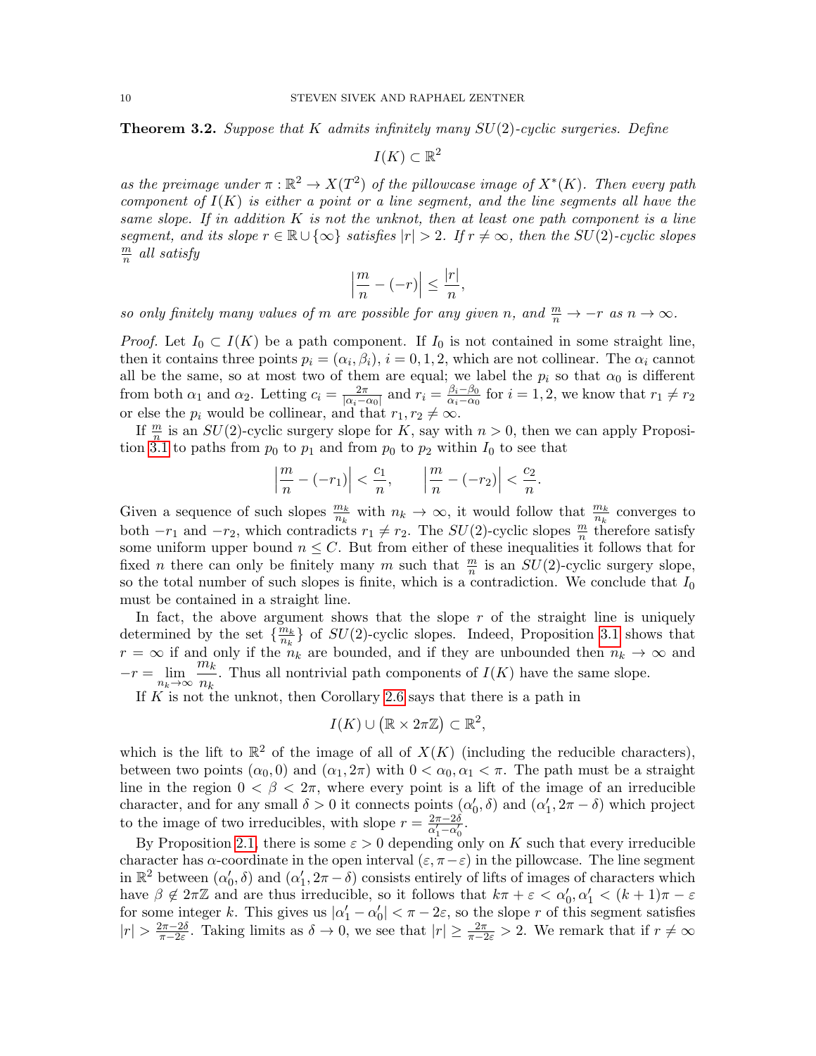**Theorem 3.2.** *Suppose that $K$ admits infinitely many $SU(2)$-cyclic surgeries. Define*

$$I(K) \subset \mathbb{R}^2$$

*as the preimage under $\pi : \mathbb{R}^2 \to X(T^2)$ of the pillowcase image of $X^*(K)$. Then every path component of $I(K)$ is either a point or a line segment, and the line segments all have the same slope. If in addition $K$ is not the unknot, then at least one path component is a line segment, and its slope $r \in \mathbb{R} \cup \{\infty\}$ satisfies $|r| > 2$. If $r \neq \infty$, then the $SU(2)$-cyclic slopes $\frac{m}{n}$ all satisfy*

$$\left| \frac{m}{n} - (-r) \right| \leq \frac{|r|}{n},$$

*so only finitely many values of $m$ are possible for any given $n$, and $\frac{m}{n} \to -r$ as $n \to \infty$.*

*Proof.* Let $I_0 \subset I(K)$ be a path component. If $I_0$ is not contained in some straight line, then it contains three points $p_i = (\alpha_i, \beta_i)$, $i = 0, 1, 2$, which are not collinear. The $\alpha_i$ cannot all be the same, so at most two of them are equal; we label the $p_i$ so that $\alpha_0$ is different from both $\alpha_1$ and $\alpha_2$. Letting $c_i = \frac{2\pi}{|\alpha_i - \alpha_0|}$ and $r_i = \frac{\beta_i - \beta_0}{\alpha_i - \alpha_0}$ for $i = 1, 2$, we know that $r_1 \neq r_2$ or else the $p_i$ would be collinear, and that $r_1, r_2 \neq \infty$.

If $\frac{m}{n}$ is an $SU(2)$-cyclic surgery slope for $K$, say with $n > 0$, then we can apply Proposition 3.1 to paths from $p_0$ to $p_1$ and from $p_0$ to $p_2$ within $I_0$ to see that

$$\left| \frac{m}{n} - (-r_1) \right| < \frac{c_1}{n}, \qquad \left| \frac{m}{n} - (-r_2) \right| < \frac{c_2}{n}.$$

Given a sequence of such slopes $\frac{m_k}{n_k}$ with $n_k \to \infty$, it would follow that $\frac{m_k}{n_k}$ converges to both $-r_1$ and $-r_2$, which contradicts $r_1 \neq r_2$. The $SU(2)$-cyclic slopes $\frac{m}{n}$ therefore satisfy some uniform upper bound $n \leq C$. But from either of these inequalities it follows that for fixed $n$ there can only be finitely many $m$ such that $\frac{m}{n}$ is an $SU(2)$-cyclic surgery slope, so the total number of such slopes is finite, which is a contradiction. We conclude that $I_0$ must be contained in a straight line.

In fact, the above argument shows that the slope $r$ of the straight line is uniquely determined by the set $\{\frac{m_k}{n_k}\}$ of $SU(2)$-cyclic slopes. Indeed, Proposition 3.1 shows that $r = \infty$ if and only if the $n_k$ are bounded, and if they are unbounded then $n_k \to \infty$ and $-r = \lim\limits_{n_k \to \infty} \dfrac{m_k}{n_k}$. Thus all nontrivial path components of $I(K)$ have the same slope.

If $K$ is not the unknot, then Corollary 2.6 says that there is a path in

$$I(K) \cup (\mathbb{R} \times 2\pi\mathbb{Z}) \subset \mathbb{R}^2,$$

which is the lift to $\mathbb{R}^2$ of the image of all of $X(K)$ (including the reducible characters), between two points $(\alpha_0, 0)$ and $(\alpha_1, 2\pi)$ with $0 < \alpha_0, \alpha_1 < \pi$. The path must be a straight line in the region $0 < \beta < 2\pi$, where every point is a lift of the image of an irreducible character, and for any small $\delta > 0$ it connects points $(\alpha_0', \delta)$ and $(\alpha_1', 2\pi - \delta)$ which project to the image of two irreducibles, with slope $r = \frac{2\pi - 2\delta}{\alpha_1' - \alpha_0'}$.

By Proposition 2.1, there is some $\varepsilon > 0$ depending only on $K$ such that every irreducible character has $\alpha$-coordinate in the open interval $(\varepsilon, \pi - \varepsilon)$ in the pillowcase. The line segment in $\mathbb{R}^2$ between $(\alpha_0', \delta)$ and $(\alpha_1', 2\pi - \delta)$ consists entirely of lifts of images of characters which have $\beta \notin 2\pi\mathbb{Z}$ and are thus irreducible, so it follows that $k\pi + \varepsilon < \alpha_0', \alpha_1' < (k+1)\pi - \varepsilon$ for some integer $k$. This gives us $|\alpha_1' - \alpha_0'| < \pi - 2\varepsilon$, so the slope $r$ of this segment satisfies $|r| > \frac{2\pi - 2\delta}{\pi - 2\varepsilon}$. Taking limits as $\delta \to 0$, we see that $|r| \geq \frac{2\pi}{\pi - 2\varepsilon} > 2$. We remark that if $r \neq \infty$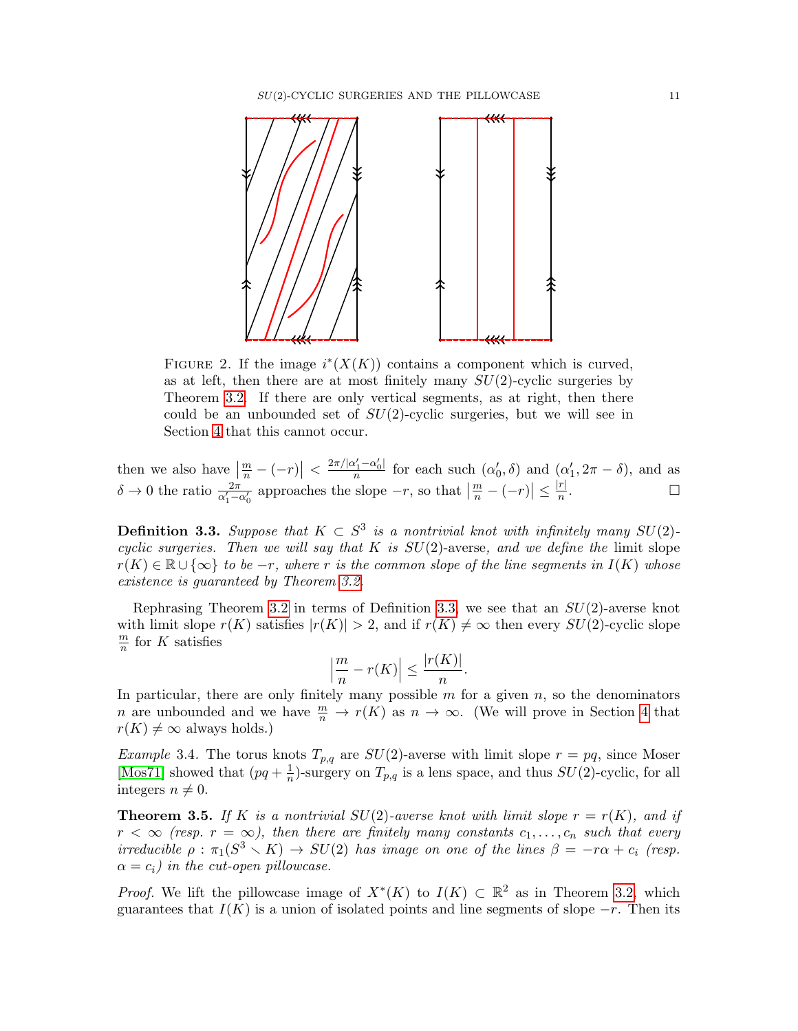FIGURE 2. If the image $i^*(X(K))$ contains a component which is curved, as at left, then there are at most finitely many $SU(2)$-cyclic surgeries by Theorem 3.2. If there are only vertical segments, as at right, then there could be an unbounded set of $SU(2)$-cyclic surgeries, but we will see in Section 4 that this cannot occur.

then we also have $\left|\frac{m}{n} - (-r)\right| < \frac{2\pi/|\alpha'_1-\alpha'_0|}{n}$ for each such $(\alpha'_0, \delta)$ and $(\alpha'_1, 2\pi - \delta)$, and as $\delta \to 0$ the ratio $\frac{2\pi}{\alpha'_1-\alpha'_0}$ approaches the slope $-r$, so that $\left|\frac{m}{n} - (-r)\right| \le \frac{|r|}{n}$. □

**Definition 3.3.** *Suppose that $K \subset S^3$ is a nontrivial knot with infinitely many $SU(2)$-cyclic surgeries. Then we will say that $K$ is* $SU(2)$-averse, *and we define the* limit slope *$r(K) \in \mathbb{R} \cup \{\infty\}$ to be $-r$, where $r$ is the common slope of the line segments in $I(K)$ whose existence is guaranteed by Theorem 3.2.*

Rephrasing Theorem 3.2 in terms of Definition 3.3, we see that an $SU(2)$-averse knot with limit slope $r(K)$ satisfies $|r(K)| > 2$, and if $r(K) \neq \infty$ then every $SU(2)$-cyclic slope $\frac{m}{n}$ for $K$ satisfies

$$\left|\frac{m}{n} - r(K)\right| \le \frac{|r(K)|}{n}.$$

In particular, there are only finitely many possible $m$ for a given $n$, so the denominators $n$ are unbounded and we have $\frac{m}{n} \to r(K)$ as $n \to \infty$. (We will prove in Section 4 that $r(K) \neq \infty$ always holds.)

*Example* 3.4. The torus knots $T_{p,q}$ are $SU(2)$-averse with limit slope $r = pq$, since Moser [Mos71] showed that $(pq + \frac{1}{n})$-surgery on $T_{p,q}$ is a lens space, and thus $SU(2)$-cyclic, for all integers $n \neq 0$.

**Theorem 3.5.** *If $K$ is a nontrivial $SU(2)$-averse knot with limit slope $r = r(K)$, and if $r < \infty$ (resp. $r = \infty$), then there are finitely many constants $c_1, \dots, c_n$ such that every irreducible $\rho : \pi_1(S^3 \setminus K) \to SU(2)$ has image on one of the lines $\beta = -r\alpha + c_i$ (resp. $\alpha = c_i$) in the cut-open pillowcase.*

*Proof.* We lift the pillowcase image of $X^*(K)$ to $I(K) \subset \mathbb{R}^2$ as in Theorem 3.2, which guarantees that $I(K)$ is a union of isolated points and line segments of slope $-r$. Then its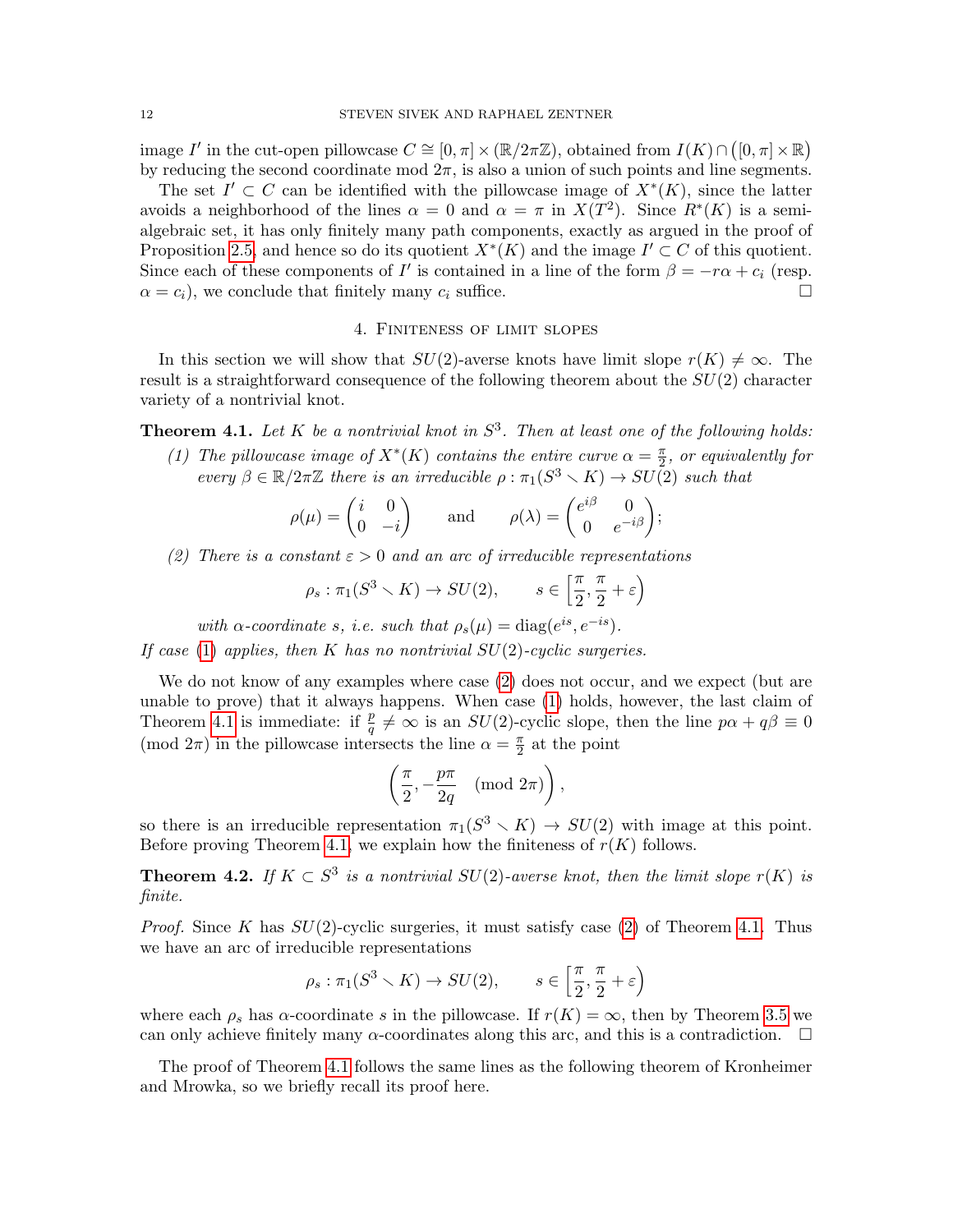image $I'$ in the cut-open pillowcase $C \cong [0,\pi] \times (\mathbb{R}/2\pi\mathbb{Z})$, obtained from $I(K) \cap \big([0,\pi]\times\mathbb{R}\big)$ by reducing the second coordinate mod $2\pi$, is also a union of such points and line segments.

The set $I' \subset C$ can be identified with the pillowcase image of $X^*(K)$, since the latter avoids a neighborhood of the lines $\alpha = 0$ and $\alpha = \pi$ in $X(T^2)$. Since $R^*(K)$ is a semi-algebraic set, it has only finitely many path components, exactly as argued in the proof of Proposition 2.5, and hence so do its quotient $X^*(K)$ and the image $I' \subset C$ of this quotient. Since each of these components of $I'$ is contained in a line of the form $\beta = -r\alpha + c_i$ (resp. $\alpha = c_i$), we conclude that finitely many $c_i$ suffice. $\square$

## 4. Finiteness of limit slopes

In this section we will show that $SU(2)$-averse knots have limit slope $r(K) \neq \infty$. The result is a straightforward consequence of the following theorem about the $SU(2)$ character variety of a nontrivial knot.

**Theorem 4.1.** *Let $K$ be a nontrivial knot in $S^3$. Then at least one of the following holds:*

*(1) The pillowcase image of $X^*(K)$ contains the entire curve $\alpha = \frac{\pi}{2}$, or equivalently for every $\beta \in \mathbb{R}/2\pi\mathbb{Z}$ there is an irreducible $\rho : \pi_1(S^3 \setminus K) \to SU(2)$ such that*

$$\rho(\mu) = \begin{pmatrix} i & 0 \\ 0 & -i \end{pmatrix} \qquad \text{and} \qquad \rho(\lambda) = \begin{pmatrix} e^{i\beta} & 0 \\ 0 & e^{-i\beta} \end{pmatrix};$$

*(2) There is a constant $\varepsilon > 0$ and an arc of irreducible representations*

$$\rho_s : \pi_1(S^3 \setminus K) \to SU(2), \qquad s \in \Big[\frac{\pi}{2}, \frac{\pi}{2} + \varepsilon\Big)$$

*with $\alpha$-coordinate $s$, i.e. such that $\rho_s(\mu) = \mathrm{diag}(e^{is}, e^{-is})$.*

*If case (1) applies, then $K$ has no nontrivial $SU(2)$-cyclic surgeries.*

We do not know of any examples where case (2) does not occur, and we expect (but are unable to prove) that it always happens. When case (1) holds, however, the last claim of Theorem 4.1 is immediate: if $\frac{p}{q} \neq \infty$ is an $SU(2)$-cyclic slope, then the line $p\alpha + q\beta \equiv 0 \pmod{2\pi}$ in the pillowcase intersects the line $\alpha = \frac{\pi}{2}$ at the point

$$\left(\frac{\pi}{2}, -\frac{p\pi}{2q} \pmod{2\pi}\right),$$

so there is an irreducible representation $\pi_1(S^3 \setminus K) \to SU(2)$ with image at this point. Before proving Theorem 4.1, we explain how the finiteness of $r(K)$ follows.

**Theorem 4.2.** *If $K \subset S^3$ is a nontrivial $SU(2)$-averse knot, then the limit slope $r(K)$ is finite.*

*Proof.* Since $K$ has $SU(2)$-cyclic surgeries, it must satisfy case (2) of Theorem 4.1. Thus we have an arc of irreducible representations

$$\rho_s : \pi_1(S^3 \setminus K) \to SU(2), \qquad s \in \Big[\frac{\pi}{2}, \frac{\pi}{2} + \varepsilon\Big)$$

where each $\rho_s$ has $\alpha$-coordinate $s$ in the pillowcase. If $r(K) = \infty$, then by Theorem 3.5 we can only achieve finitely many $\alpha$-coordinates along this arc, and this is a contradiction. $\square$

The proof of Theorem 4.1 follows the same lines as the following theorem of Kronheimer and Mrowka, so we briefly recall its proof here.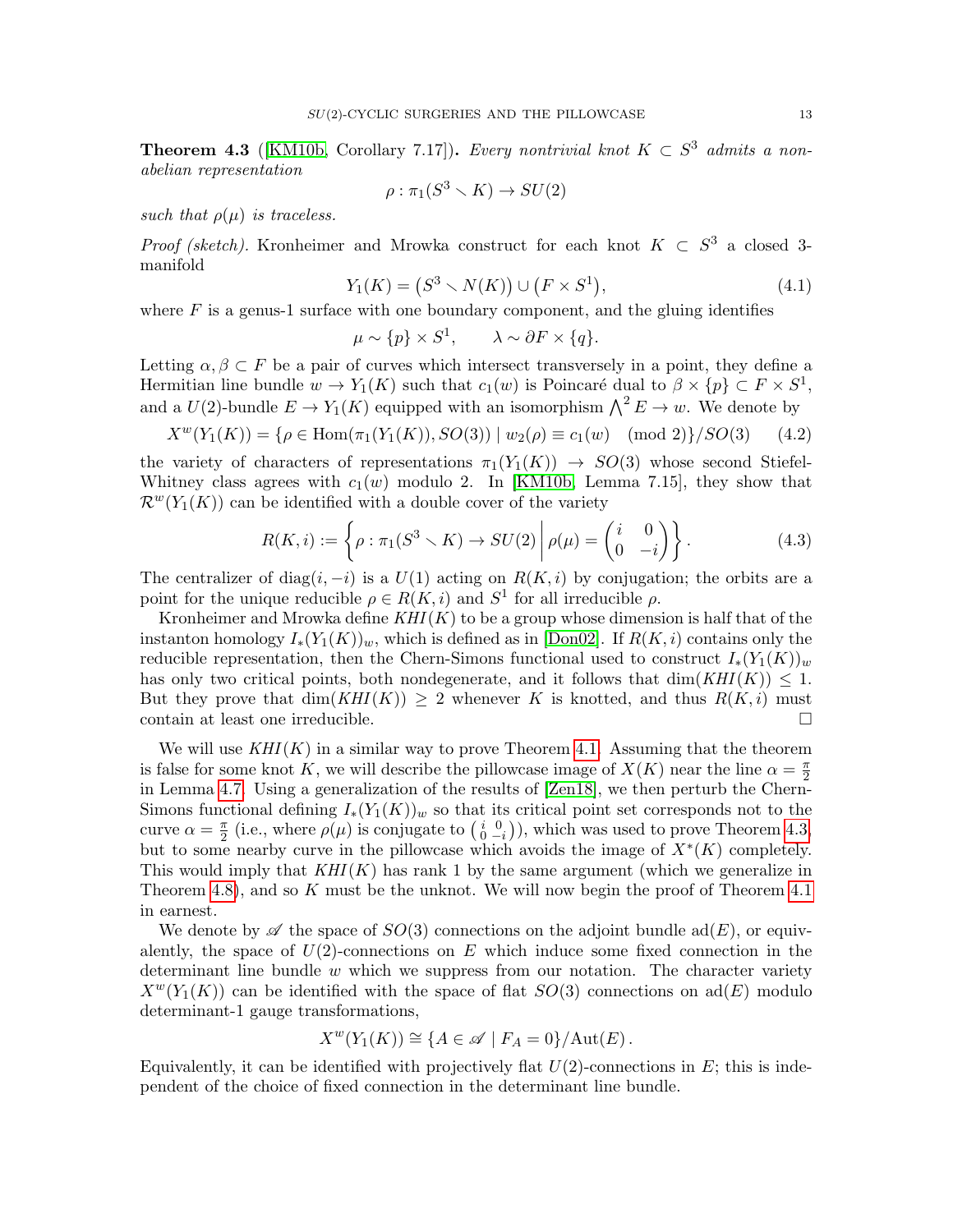**Theorem 4.3** ([KM10b, Corollary 7.17]). *Every nontrivial knot $K \subset S^3$ admits a non-abelian representation*

$$\rho : \pi_1(S^3 \smallsetminus K) \to SU(2)$$

*such that $\rho(\mu)$ is traceless.*

*Proof (sketch).* Kronheimer and Mrowka construct for each knot $K \subset S^3$ a closed 3-manifold

$$Y_1(K) = \big(S^3 \smallsetminus N(K)\big) \cup \big(F \times S^1\big), \tag{4.1}$$

where $F$ is a genus-1 surface with one boundary component, and the gluing identifies

$$\mu \sim \{p\} \times S^1, \qquad \lambda \sim \partial F \times \{q\}.$$

Letting $\alpha, \beta \subset F$ be a pair of curves which intersect transversely in a point, they define a Hermitian line bundle $w \to Y_1(K)$ such that $c_1(w)$ is Poincaré dual to $\beta \times \{p\} \subset F \times S^1$, and a $U(2)$-bundle $E \to Y_1(K)$ equipped with an isomorphism $\bigwedge^2 E \to w$. We denote by

$$X^w(Y_1(K)) = \{\rho \in \mathrm{Hom}(\pi_1(Y_1(K)), SO(3)) \mid w_2(\rho) \equiv c_1(w) \pmod 2\}/SO(3) \tag{4.2}$$

the variety of characters of representations $\pi_1(Y_1(K)) \to SO(3)$ whose second Stiefel-Whitney class agrees with $c_1(w)$ modulo 2. In [KM10b, Lemma 7.15], they show that $\mathcal{R}^w(Y_1(K))$ can be identified with a double cover of the variety

$$R(K,i) := \left\{ \rho : \pi_1(S^3 \smallsetminus K) \to SU(2) \,\middle|\, \rho(\mu) = \begin{pmatrix} i & 0 \\ 0 & -i \end{pmatrix} \right\}. \tag{4.3}$$

The centralizer of $\mathrm{diag}(i,-i)$ is a $U(1)$ acting on $R(K,i)$ by conjugation; the orbits are a point for the unique reducible $\rho \in R(K,i)$ and $S^1$ for all irreducible $\rho$.

Kronheimer and Mrowka define $KHI(K)$ to be a group whose dimension is half that of the instanton homology $I_*(Y_1(K))_w$, which is defined as in [Don02]. If $R(K,i)$ contains only the reducible representation, then the Chern-Simons functional used to construct $I_*(Y_1(K))_w$ has only two critical points, both nondegenerate, and it follows that $\dim(KHI(K)) \leq 1$. But they prove that $\dim(KHI(K)) \geq 2$ whenever $K$ is knotted, and thus $R(K,i)$ must contain at least one irreducible. □

We will use $KHI(K)$ in a similar way to prove Theorem 4.1. Assuming that the theorem is false for some knot $K$, we will describe the pillowcase image of $X(K)$ near the line $\alpha = \frac{\pi}{2}$ in Lemma 4.7. Using a generalization of the results of [Zen18], we then perturb the Chern-Simons functional defining $I_*(Y_1(K))_w$ so that its critical point set corresponds not to the curve $\alpha = \frac{\pi}{2}$ (i.e., where $\rho(\mu)$ is conjugate to $\left(\begin{smallmatrix} i & 0 \\ 0 & -i \end{smallmatrix}\right)$), which was used to prove Theorem 4.3, but to some nearby curve in the pillowcase which avoids the image of $X^*(K)$ completely. This would imply that $KHI(K)$ has rank 1 by the same argument (which we generalize in Theorem 4.8), and so $K$ must be the unknot. We will now begin the proof of Theorem 4.1 in earnest.

We denote by $\mathscr{A}$ the space of $SO(3)$ connections on the adjoint bundle $\mathrm{ad}(E)$, or equivalently, the space of $U(2)$-connections on $E$ which induce some fixed connection in the determinant line bundle $w$ which we suppress from our notation. The character variety $X^w(Y_1(K))$ can be identified with the space of flat $SO(3)$ connections on $\mathrm{ad}(E)$ modulo determinant-1 gauge transformations,

$$X^w(Y_1(K)) \cong \{A \in \mathscr{A} \mid F_A = 0\}/\mathrm{Aut}(E).$$

Equivalently, it can be identified with projectively flat $U(2)$-connections in $E$; this is independent of the choice of fixed connection in the determinant line bundle.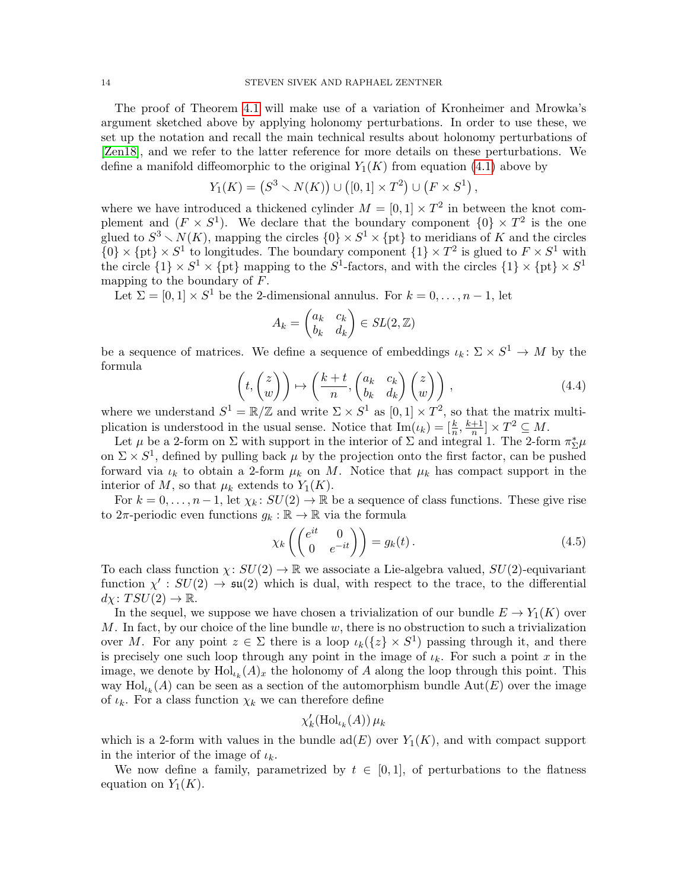The proof of Theorem 4.1 will make use of a variation of Kronheimer and Mrowka's argument sketched above by applying holonomy perturbations. In order to use these, we set up the notation and recall the main technical results about holonomy perturbations of [Zen18], and we refer to the latter reference for more details on these perturbations. We define a manifold diffeomorphic to the original $Y_1(K)$ from equation (4.1) above by

$$Y_1(K) = \left(S^3 \smallsetminus N(K)\right) \cup \left([0,1] \times T^2\right) \cup \left(F \times S^1\right),$$

where we have introduced a thickened cylinder $M = [0,1] \times T^2$ in between the knot complement and $(F \times S^1)$. We declare that the boundary component $\{0\} \times T^2$ is the one glued to $S^3 \smallsetminus N(K)$, mapping the circles $\{0\} \times S^1 \times \{\text{pt}\}$ to meridians of $K$ and the circles $\{0\} \times \{\text{pt}\} \times S^1$ to longitudes. The boundary component $\{1\} \times T^2$ is glued to $F \times S^1$ with the circle $\{1\} \times S^1 \times \{\text{pt}\}$ mapping to the $S^1$-factors, and with the circles $\{1\} \times \{\text{pt}\} \times S^1$ mapping to the boundary of $F$.

Let $\Sigma = [0,1] \times S^1$ be the 2-dimensional annulus. For $k = 0, \ldots, n-1$, let

$$A_k = \begin{pmatrix} a_k & c_k \\ b_k & d_k \end{pmatrix} \in SL(2, \mathbb{Z})$$

be a sequence of matrices. We define a sequence of embeddings $\iota_k \colon \Sigma \times S^1 \to M$ by the formula

$$\left(t, \begin{pmatrix} z \\ w \end{pmatrix}\right) \mapsto \left(\frac{k+t}{n}, \begin{pmatrix} a_k & c_k \\ b_k & d_k \end{pmatrix} \begin{pmatrix} z \\ w \end{pmatrix}\right), \tag{4.4}$$

where we understand $S^1 = \mathbb{R}/\mathbb{Z}$ and write $\Sigma \times S^1$ as $[0,1] \times T^2$, so that the matrix multiplication is understood in the usual sense. Notice that $\mathrm{Im}(\iota_k) = [\frac{k}{n}, \frac{k+1}{n}] \times T^2 \subseteq M$.

Let $\mu$ be a 2-form on $\Sigma$ with support in the interior of $\Sigma$ and integral 1. The 2-form $\pi_\Sigma^* \mu$ on $\Sigma \times S^1$, defined by pulling back $\mu$ by the projection onto the first factor, can be pushed forward via $\iota_k$ to obtain a 2-form $\mu_k$ on $M$. Notice that $\mu_k$ has compact support in the interior of $M$, so that $\mu_k$ extends to $Y_1(K)$.

For $k = 0, \ldots, n-1$, let $\chi_k \colon SU(2) \to \mathbb{R}$ be a sequence of class functions. These give rise to $2\pi$-periodic even functions $g_k : \mathbb{R} \to \mathbb{R}$ via the formula

$$\chi_k \left( \begin{pmatrix} e^{it} & 0 \\ 0 & e^{-it} \end{pmatrix} \right) = g_k(t). \tag{4.5}$$

To each class function $\chi \colon SU(2) \to \mathbb{R}$ we associate a Lie-algebra valued, $SU(2)$-equivariant function $\chi' : SU(2) \to \mathfrak{su}(2)$ which is dual, with respect to the trace, to the differential $d\chi \colon TSU(2) \to \mathbb{R}$.

In the sequel, we suppose we have chosen a trivialization of our bundle $E \to Y_1(K)$ over $M$. In fact, by our choice of the line bundle $w$, there is no obstruction to such a trivialization over $M$. For any point $z \in \Sigma$ there is a loop $\iota_k(\{z\} \times S^1)$ passing through it, and there is precisely one such loop through any point in the image of $\iota_k$. For such a point $x$ in the image, we denote by $\mathrm{Hol}_{\iota_k}(A)_x$ the holonomy of $A$ along the loop through this point. This way $\mathrm{Hol}_{\iota_k}(A)$ can be seen as a section of the automorphism bundle $\mathrm{Aut}(E)$ over the image of $\iota_k$. For a class function $\chi_k$ we can therefore define

$$\chi_k'(\mathrm{Hol}_{\iota_k}(A))\, \mu_k$$

which is a 2-form with values in the bundle $\mathrm{ad}(E)$ over $Y_1(K)$, and with compact support in the interior of the image of $\iota_k$.

We now define a family, parametrized by $t \in [0,1]$, of perturbations to the flatness equation on $Y_1(K)$.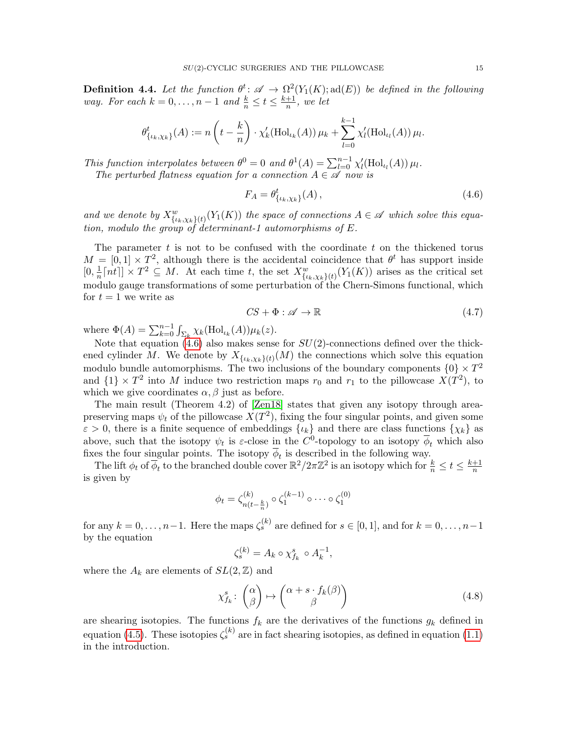**Definition 4.4.** *Let the function $\theta^t \colon \mathscr{A} \to \Omega^2(Y_1(K); \mathrm{ad}(E))$ be defined in the following way. For each $k = 0, \dots, n-1$ and $\frac{k}{n} \leq t \leq \frac{k+1}{n}$, we let*

$$\theta^t_{\{\iota_k, \chi_k\}}(A) := n\left(t - \frac{k}{n}\right) \cdot \chi'_k(\mathrm{Hol}_{\iota_k}(A))\, \mu_k + \sum_{l=0}^{k-1} \chi'_l(\mathrm{Hol}_{\iota_l}(A))\, \mu_l.$$

*This function interpolates between $\theta^0 = 0$ and $\theta^1(A) = \sum_{l=0}^{n-1} \chi'_l(\mathrm{Hol}_{\iota_l}(A))\, \mu_l$.*

*The perturbed flatness equation for a connection $A \in \mathscr{A}$ now is*

$$F_A = \theta^t_{\{\iota_k, \chi_k\}}(A)\,, \tag{4.6}$$

*and we denote by $X^w_{\{\iota_k, \chi_k\}(t)}(Y_1(K))$ the space of connections $A \in \mathscr{A}$ which solve this equation, modulo the group of determinant-1 automorphisms of $E$.*

The parameter $t$ is not to be confused with the coordinate $t$ on the thickened torus $M = [0,1] \times T^2$, although there is the accidental coincidence that $\theta^t$ has support inside $[0, \frac{1}{n}\lceil nt \rceil] \times T^2 \subseteq M$. At each time $t$, the set $X^w_{\{\iota_k, \chi_k\}(t)}(Y_1(K))$ arises as the critical set modulo gauge transformations of some perturbation of the Chern-Simons functional, which for $t = 1$ we write as

$$CS + \Phi : \mathscr{A} \to \mathbb{R} \tag{4.7}$$

where $\Phi(A) = \sum_{k=0}^{n-1} \int_{\Sigma_k} \chi_k(\mathrm{Hol}_{\iota_k}(A)) \mu_k(z)$.

Note that equation (4.6) also makes sense for $SU(2)$-connections defined over the thickened cylinder $M$. We denote by $X_{\{\iota_k, \chi_k\}(t)}(M)$ the connections which solve this equation modulo bundle automorphisms. The two inclusions of the boundary components $\{0\} \times T^2$ and $\{1\} \times T^2$ into $M$ induce two restriction maps $r_0$ and $r_1$ to the pillowcase $X(T^2)$, to which we give coordinates $\alpha, \beta$ just as before.

The main result (Theorem 4.2) of [Zen18] states that given any isotopy through area-preserving maps $\psi_t$ of the pillowcase $X(T^2)$, fixing the four singular points, and given some $\varepsilon > 0$, there is a finite sequence of embeddings $\{\iota_k\}$ and there are class functions $\{\chi_k\}$ as above, such that the isotopy $\psi_t$ is $\varepsilon$-close in the $C^0$-topology to an isotopy $\overline{\phi}_t$ which also fixes the four singular points. The isotopy $\overline{\phi}_t$ is described in the following way.

The lift $\phi_t$ of $\overline{\phi}_t$ to the branched double cover $\mathbb{R}^2/2\pi\mathbb{Z}^2$ is an isotopy which for $\frac{k}{n} \leq t \leq \frac{k+1}{n}$ is given by

$$\phi_t = \zeta^{(k)}_{n(t-\frac{k}{n})} \circ \zeta^{(k-1)}_1 \circ \dots \circ \zeta^{(0)}_1$$

for any $k = 0, \dots, n-1$. Here the maps $\zeta^{(k)}_s$ are defined for $s \in [0,1]$, and for $k = 0, \dots, n-1$ by the equation

$$\zeta^{(k)}_s = A_k \circ \chi^s_{f_k} \circ A_k^{-1},$$

where the $A_k$ are elements of $SL(2, \mathbb{Z})$ and

$$\chi^s_{f_k} \colon \begin{pmatrix} \alpha \\ \beta \end{pmatrix} \mapsto \begin{pmatrix} \alpha + s \cdot f_k(\beta) \\ \beta \end{pmatrix} \tag{4.8}$$

are shearing isotopies. The functions $f_k$ are the derivatives of the functions $g_k$ defined in equation (4.5). These isotopies $\zeta^{(k)}_s$ are in fact shearing isotopies, as defined in equation (1.1) in the introduction.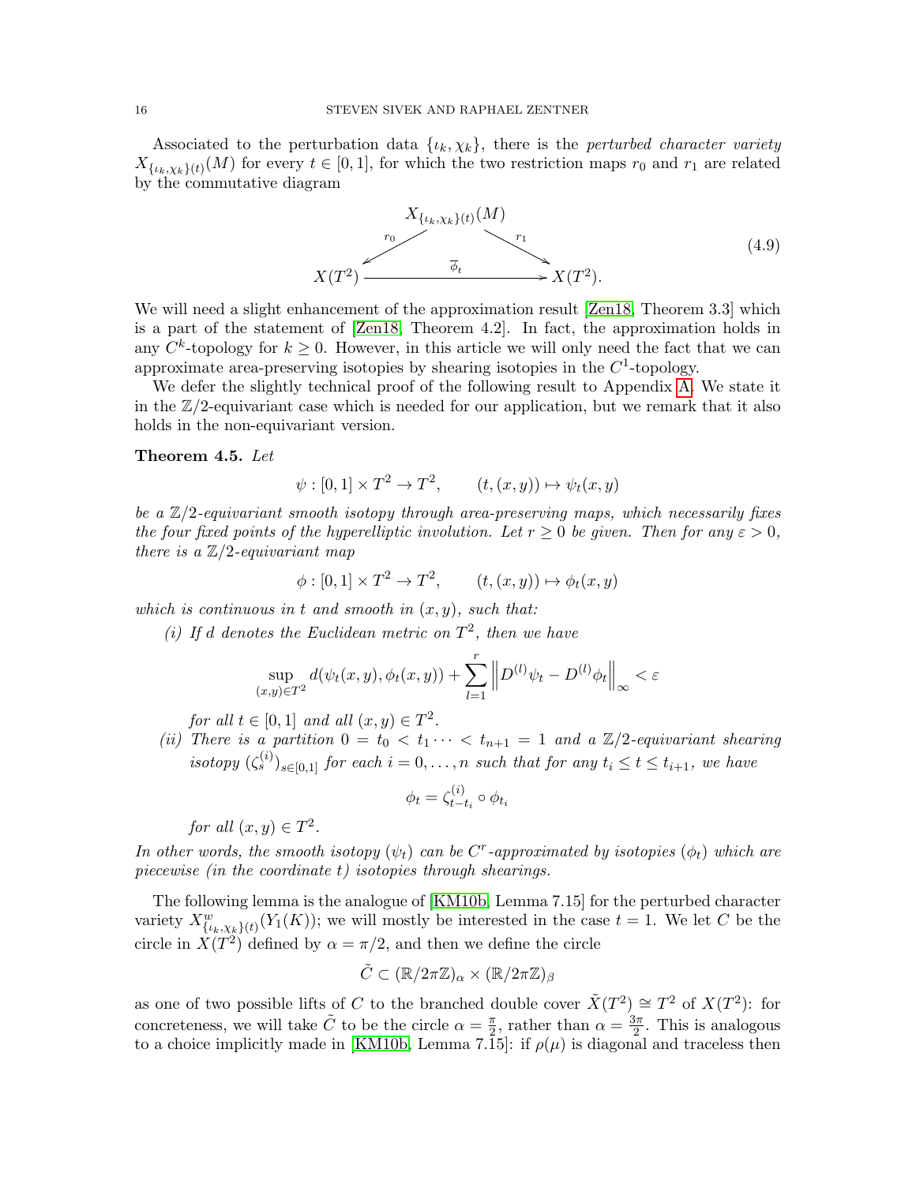Associated to the perturbation data $\{\iota_k, \chi_k\}$, there is the *perturbed character variety* $X_{\{\iota_k,\chi_k\}(t)}(M)$ for every $t \in [0,1]$, for which the two restriction maps $r_0$ and $r_1$ are related by the commutative diagram

$$\begin{array}{ccc} & X_{\{\iota_k,\chi_k\}(t)}(M) & \\ {}^{r_0}\swarrow & & \searrow^{r_1} \\ X(T^2) & \xrightarrow{\quad \overline{\phi}_t \quad} & X(T^2). \end{array} \tag{4.9}$$

We will need a slight enhancement of the approximation result [Zen18, Theorem 3.3] which is a part of the statement of [Zen18, Theorem 4.2]. In fact, the approximation holds in any $C^k$-topology for $k \geq 0$. However, in this article we will only need the fact that we can approximate area-preserving isotopies by shearing isotopies in the $C^1$-topology.

We defer the slightly technical proof of the following result to Appendix A. We state it in the $\mathbb{Z}/2$-equivariant case which is needed for our application, but we remark that it also holds in the non-equivariant version.

**Theorem 4.5.** *Let*

$$\psi : [0,1] \times T^2 \to T^2, \qquad (t,(x,y)) \mapsto \psi_t(x,y)$$

*be a $\mathbb{Z}/2$-equivariant smooth isotopy through area-preserving maps, which necessarily fixes the four fixed points of the hyperelliptic involution. Let $r \geq 0$ be given. Then for any $\varepsilon > 0$, there is a $\mathbb{Z}/2$-equivariant map*

$$\phi : [0,1] \times T^2 \to T^2, \qquad (t,(x,y)) \mapsto \phi_t(x,y)$$

*which is continuous in $t$ and smooth in $(x,y)$, such that:*

*(i) If $d$ denotes the Euclidean metric on $T^2$, then we have*

$$\sup_{(x,y)\in T^2} d(\psi_t(x,y), \phi_t(x,y)) + \sum_{l=1}^{r} \left\| D^{(l)}\psi_t - D^{(l)}\phi_t \right\|_\infty < \varepsilon$$

*for all $t \in [0,1]$ and all $(x,y) \in T^2$.*

*(ii) There is a partition $0 = t_0 < t_1 \cdots < t_{n+1} = 1$ and a $\mathbb{Z}/2$-equivariant shearing isotopy $(\zeta_s^{(i)})_{s\in[0,1]}$ for each $i = 0, \ldots, n$ such that for any $t_i \leq t \leq t_{i+1}$, we have*

$$\phi_t = \zeta_{t-t_i}^{(i)} \circ \phi_{t_i}$$

*for all $(x,y) \in T^2$.*

*In other words, the smooth isotopy $(\psi_t)$ can be $C^r$-approximated by isotopies $(\phi_t)$ which are piecewise (in the coordinate $t$) isotopies through shearings.*

The following lemma is the analogue of [KM10b, Lemma 7.15] for the perturbed character variety $X^w_{\{\iota_k,\chi_k\}(t)}(Y_1(K))$; we will mostly be interested in the case $t = 1$. We let $C$ be the circle in $X(T^2)$ defined by $\alpha = \pi/2$, and then we define the circle

$$\tilde{C} \subset (\mathbb{R}/2\pi\mathbb{Z})_\alpha \times (\mathbb{R}/2\pi\mathbb{Z})_\beta$$

as one of two possible lifts of $C$ to the branched double cover $\tilde{X}(T^2) \cong T^2$ of $X(T^2)$: for concreteness, we will take $\tilde{C}$ to be the circle $\alpha = \frac{\pi}{2}$, rather than $\alpha = \frac{3\pi}{2}$. This is analogous to a choice implicitly made in [KM10b, Lemma 7.15]: if $\rho(\mu)$ is diagonal and traceless then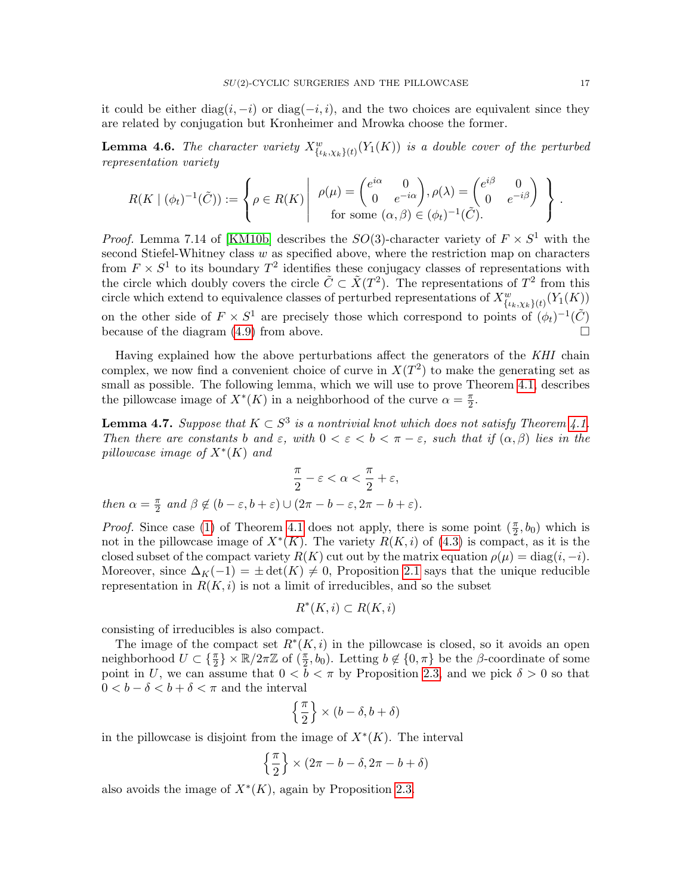it could be either diag$(i,-i)$ or diag$(-i,i)$, and the two choices are equivalent since they are related by conjugation but Kronheimer and Mrowka choose the former.

**Lemma 4.6.** *The character variety $X^w_{\{\iota_k,\chi_k\}(t)}(Y_1(K))$ is a double cover of the perturbed representation variety*

$$R(K \mid (\phi_t)^{-1}(\tilde{C})) := \left\{ \rho \in R(K) \;\middle|\; \begin{array}{c} \rho(\mu) = \begin{pmatrix} e^{i\alpha} & 0 \\ 0 & e^{-i\alpha} \end{pmatrix}, \rho(\lambda) = \begin{pmatrix} e^{i\beta} & 0 \\ 0 & e^{-i\beta} \end{pmatrix} \\ \text{for some } (\alpha,\beta) \in (\phi_t)^{-1}(\tilde{C}). \end{array} \right\}.$$

*Proof.* Lemma 7.14 of [KM10b] describes the $SO(3)$-character variety of $F \times S^1$ with the second Stiefel-Whitney class $w$ as specified above, where the restriction map on characters from $F \times S^1$ to its boundary $T^2$ identifies these conjugacy classes of representations with the circle which doubly covers the circle $\tilde{C} \subset \tilde{X}(T^2)$. The representations of $T^2$ from this circle which extend to equivalence classes of perturbed representations of $X^w_{\{\iota_k,\chi_k\}(t)}(Y_1(K))$ on the other side of $F \times S^1$ are precisely those which correspond to points of $(\phi_t)^{-1}(\tilde{C})$ because of the diagram (4.9) from above. $\square$

Having explained how the above perturbations affect the generators of the *KHI* chain complex, we now find a convenient choice of curve in $X(T^2)$ to make the generating set as small as possible. The following lemma, which we will use to prove Theorem 4.1, describes the pillowcase image of $X^*(K)$ in a neighborhood of the curve $\alpha = \frac{\pi}{2}$.

**Lemma 4.7.** *Suppose that $K \subset S^3$ is a nontrivial knot which does not satisfy Theorem 4.1. Then there are constants $b$ and $\varepsilon$, with $0 < \varepsilon < b < \pi - \varepsilon$, such that if $(\alpha, \beta)$ lies in the pillowcase image of $X^*(K)$ and*

$$\frac{\pi}{2} - \varepsilon < \alpha < \frac{\pi}{2} + \varepsilon,$$

*then $\alpha = \frac{\pi}{2}$ and $\beta \notin (b-\varepsilon, b+\varepsilon) \cup (2\pi - b - \varepsilon, 2\pi - b + \varepsilon)$.*

*Proof.* Since case (1) of Theorem 4.1 does not apply, there is some point $(\frac{\pi}{2}, b_0)$ which is not in the pillowcase image of $X^*(K)$. The variety $R(K,i)$ of (4.3) is compact, as it is the closed subset of the compact variety $R(K)$ cut out by the matrix equation $\rho(\mu) = \text{diag}(i,-i)$. Moreover, since $\Delta_K(-1) = \pm\det(K) \neq 0$, Proposition 2.1 says that the unique reducible representation in $R(K,i)$ is not a limit of irreducibles, and so the subset

$$R^*(K,i) \subset R(K,i)$$

consisting of irreducibles is also compact.

The image of the compact set $R^*(K,i)$ in the pillowcase is closed, so it avoids an open neighborhood $U \subset \{\frac{\pi}{2}\} \times \mathbb{R}/2\pi\mathbb{Z}$ of $(\frac{\pi}{2}, b_0)$. Letting $b \notin \{0, \pi\}$ be the $\beta$-coordinate of some point in $U$, we can assume that $0 < b < \pi$ by Proposition 2.3, and we pick $\delta > 0$ so that $0 < b - \delta < b + \delta < \pi$ and the interval

$$\left\{\frac{\pi}{2}\right\} \times (b-\delta, b+\delta)$$

in the pillowcase is disjoint from the image of $X^*(K)$. The interval

$$\left\{\frac{\pi}{2}\right\} \times (2\pi - b - \delta, 2\pi - b + \delta)$$

also avoids the image of $X^*(K)$, again by Proposition 2.3.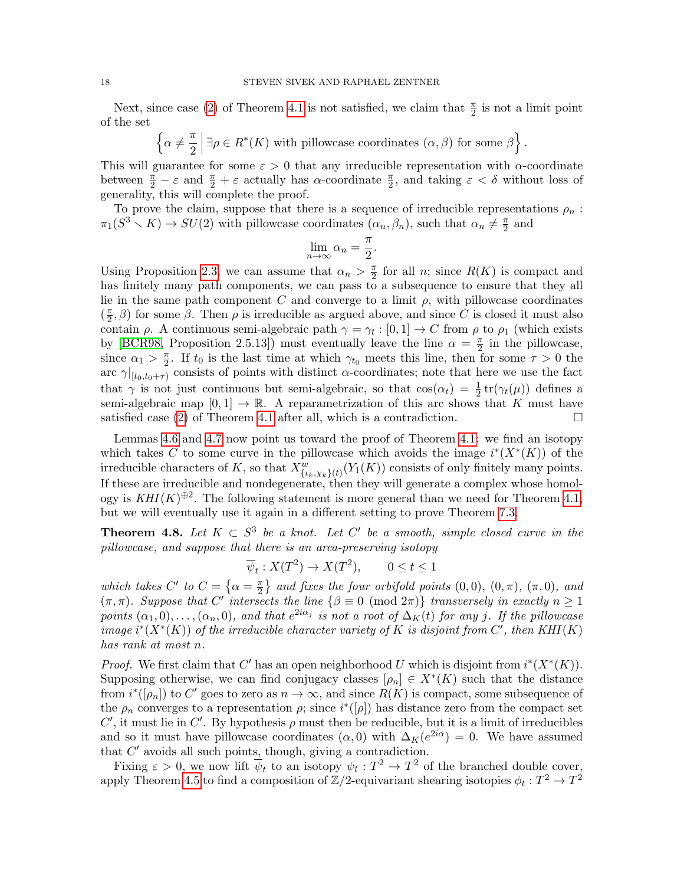Next, since case (2) of Theorem 4.1 is not satisfied, we claim that $\frac{\pi}{2}$ is not a limit point of the set

$$\left\{ \alpha \neq \frac{\pi}{2} \,\middle|\, \exists \rho \in R^*(K) \text{ with pillowcase coordinates } (\alpha, \beta) \text{ for some } \beta \right\}.$$

This will guarantee for some $\varepsilon > 0$ that any irreducible representation with $\alpha$-coordinate between $\frac{\pi}{2} - \varepsilon$ and $\frac{\pi}{2} + \varepsilon$ actually has $\alpha$-coordinate $\frac{\pi}{2}$, and taking $\varepsilon < \delta$ without loss of generality, this will complete the proof.

To prove the claim, suppose that there is a sequence of irreducible representations $\rho_n : \pi_1(S^3 \setminus K) \to SU(2)$ with pillowcase coordinates $(\alpha_n, \beta_n)$, such that $\alpha_n \neq \frac{\pi}{2}$ and

$$\lim_{n \to \infty} \alpha_n = \frac{\pi}{2}.$$

Using Proposition 2.3, we can assume that $\alpha_n > \frac{\pi}{2}$ for all $n$; since $R(K)$ is compact and has finitely many path components, we can pass to a subsequence to ensure that they all lie in the same path component $C$ and converge to a limit $\rho$, with pillowcase coordinates $(\frac{\pi}{2}, \beta)$ for some $\beta$. Then $\rho$ is irreducible as argued above, and since $C$ is closed it must also contain $\rho$. A continuous semi-algebraic path $\gamma = \gamma_t : [0, 1] \to C$ from $\rho$ to $\rho_1$ (which exists by [BCR98, Proposition 2.5.13]) must eventually leave the line $\alpha = \frac{\pi}{2}$ in the pillowcase, since $\alpha_1 > \frac{\pi}{2}$. If $t_0$ is the last time at which $\gamma_{t_0}$ meets this line, then for some $\tau > 0$ the arc $\gamma|_{[t_0, t_0+\tau)}$ consists of points with distinct $\alpha$-coordinates; note that here we use the fact that $\gamma$ is not just continuous but semi-algebraic, so that $\cos(\alpha_t) = \frac{1}{2}\operatorname{tr}(\gamma_t(\mu))$ defines a semi-algebraic map $[0, 1] \to \mathbb{R}$. A reparametrization of this arc shows that $K$ must have satisfied case (2) of Theorem 4.1 after all, which is a contradiction. $\square$

Lemmas 4.6 and 4.7 now point us toward the proof of Theorem 4.1: we find an isotopy which takes $C$ to some curve in the pillowcase which avoids the image $i^*(X^*(K))$ of the irreducible characters of $K$, so that $X^w_{\{\iota_k, \chi_k\}(t)}(Y_1(K))$ consists of only finitely many points. If these are irreducible and nondegenerate, then they will generate a complex whose homology is $KHI(K)^{\oplus 2}$. The following statement is more general than we need for Theorem 4.1, but we will eventually use it again in a different setting to prove Theorem 7.3.

**Theorem 4.8.** *Let $K \subset S^3$ be a knot. Let $C'$ be a smooth, simple closed curve in the pillowcase, and suppose that there is an area-preserving isotopy*

$$\overline{\psi}_t : X(T^2) \to X(T^2), \qquad 0 \leq t \leq 1$$

*which takes $C'$ to $C = \{\alpha = \frac{\pi}{2}\}$ and fixes the four orbifold points $(0, 0)$, $(0, \pi)$, $(\pi, 0)$, and $(\pi, \pi)$. Suppose that $C'$ intersects the line $\{\beta \equiv 0 \pmod{2\pi}\}$ transversely in exactly $n \geq 1$ points $(\alpha_1, 0), \ldots, (\alpha_n, 0)$, and that $e^{2i\alpha_j}$ is not a root of $\Delta_K(t)$ for any $j$. If the pillowcase image $i^*(X^*(K))$ of the irreducible character variety of $K$ is disjoint from $C'$, then $KHI(K)$ has rank at most $n$.*

*Proof.* We first claim that $C'$ has an open neighborhood $U$ which is disjoint from $i^*(X^*(K))$. Supposing otherwise, we can find conjugacy classes $[\rho_n] \in X^*(K)$ such that the distance from $i^*([\rho_n])$ to $C'$ goes to zero as $n \to \infty$, and since $R(K)$ is compact, some subsequence of the $\rho_n$ converges to a representation $\rho$; since $i^*([\rho])$ has distance zero from the compact set $C'$, it must lie in $C'$. By hypothesis $\rho$ must then be reducible, but it is a limit of irreducibles and so it must have pillowcase coordinates $(\alpha, 0)$ with $\Delta_K(e^{2i\alpha}) = 0$. We have assumed that $C'$ avoids all such points, though, giving a contradiction.

Fixing $\varepsilon > 0$, we now lift $\overline{\psi}_t$ to an isotopy $\psi_t : T^2 \to T^2$ of the branched double cover, apply Theorem 4.5 to find a composition of $\mathbb{Z}/2$-equivariant shearing isotopies $\phi_t : T^2 \to T^2$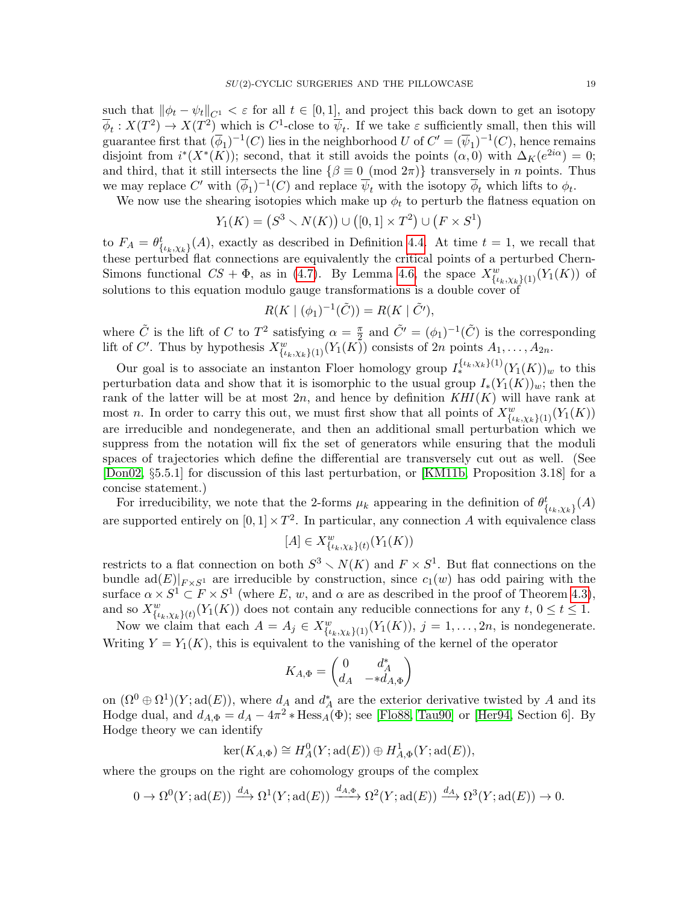such that $\|\phi_t - \psi_t\|_{C^1} < \varepsilon$ for all $t \in [0,1]$, and project this back down to get an isotopy $\overline{\phi}_t : X(T^2) \to X(T^2)$ which is $C^1$-close to $\overline{\psi}_t$. If we take $\varepsilon$ sufficiently small, then this will guarantee first that $(\overline{\phi}_1)^{-1}(C)$ lies in the neighborhood $U$ of $C' = (\overline{\psi}_1)^{-1}(C)$, hence remains disjoint from $i^*(X^*(K))$; second, that it still avoids the points $(\alpha, 0)$ with $\Delta_K(e^{2i\alpha}) = 0$; and third, that it still intersects the line $\{\beta \equiv 0 \pmod{2\pi}\}$ transversely in $n$ points. Thus we may replace $C'$ with $(\overline{\phi}_1)^{-1}(C)$ and replace $\overline{\psi}_t$ with the isotopy $\overline{\phi}_t$ which lifts to $\phi_t$.

We now use the shearing isotopies which make up $\phi_t$ to perturb the flatness equation on

$$Y_1(K) = \left(S^3 \setminus N(K)\right) \cup \left([0,1] \times T^2\right) \cup \left(F \times S^1\right)$$

to $F_A = \theta^t_{\{\iota_k,\chi_k\}}(A)$, exactly as described in Definition 4.4. At time $t = 1$, we recall that these perturbed flat connections are equivalently the critical points of a perturbed Chern-Simons functional $CS + \Phi$, as in (4.7). By Lemma 4.6, the space $X^w_{\{\iota_k,\chi_k\}(1)}(Y_1(K))$ of solutions to this equation modulo gauge transformations is a double cover of

$$R(K \mid (\phi_1)^{-1}(\tilde{C})) = R(K \mid \tilde{C}'),$$

where $\tilde{C}$ is the lift of $C$ to $T^2$ satisfying $\alpha = \frac{\pi}{2}$ and $\tilde{C}' = (\phi_1)^{-1}(\tilde{C})$ is the corresponding lift of $C'$. Thus by hypothesis $X^w_{\{\iota_k,\chi_k\}(1)}(Y_1(K))$ consists of $2n$ points $A_1, \dots, A_{2n}$.

Our goal is to associate an instanton Floer homology group $I^{\{\iota_k,\chi_k\}(1)}_*(Y_1(K))_w$ to this perturbation data and show that it is isomorphic to the usual group $I_*(Y_1(K))_w$; then the rank of the latter will be at most $2n$, and hence by definition $KHI(K)$ will have rank at most $n$. In order to carry this out, we must first show that all points of $X^w_{\{\iota_k,\chi_k\}(1)}(Y_1(K))$ are irreducible and nondegenerate, and then an additional small perturbation which we suppress from the notation will fix the set of generators while ensuring that the moduli spaces of trajectories which define the differential are transversely cut out as well. (See [Don02, §5.5.1] for discussion of this last perturbation, or [KM11b, Proposition 3.18] for a concise statement.)

For irreducibility, we note that the 2-forms $\mu_k$ appearing in the definition of $\theta^t_{\{\iota_k,\chi_k\}}(A)$ are supported entirely on $[0,1] \times T^2$. In particular, any connection $A$ with equivalence class

$$[A] \in X^w_{\{\iota_k,\chi_k\}(t)}(Y_1(K))$$

restricts to a flat connection on both $S^3 \setminus N(K)$ and $F \times S^1$. But flat connections on the bundle $\mathrm{ad}(E)|_{F\times S^1}$ are irreducible by construction, since $c_1(w)$ has odd pairing with the surface $\alpha \times S^1 \subset F \times S^1$ (where $E$, $w$, and $\alpha$ are as described in the proof of Theorem 4.3), and so $X^w_{\{\iota_k,\chi_k\}(t)}(Y_1(K))$ does not contain any reducible connections for any $t$, $0 \leq t \leq 1$.

Now we claim that each $A = A_j \in X^w_{\{\iota_k,\chi_k\}(1)}(Y_1(K))$, $j = 1, \dots, 2n$, is nondegenerate. Writing $Y = Y_1(K)$, this is equivalent to the vanishing of the kernel of the operator

$$K_{A,\Phi} = \begin{pmatrix} 0 & d_A^* \\ d_A & -{*d_{A,\Phi}} \end{pmatrix}$$

on $(\Omega^0 \oplus \Omega^1)(Y; \mathrm{ad}(E))$, where $d_A$ and $d_A^*$ are the exterior derivative twisted by $A$ and its Hodge dual, and $d_{A,\Phi} = d_A - 4\pi^2 * \mathrm{Hess}_A(\Phi)$; see [Flo88, Tau90] or [Her94, Section 6]. By Hodge theory we can identify

$$\ker(K_{A,\Phi}) \cong H^0_A(Y; \mathrm{ad}(E)) \oplus H^1_{A,\Phi}(Y; \mathrm{ad}(E)),$$

where the groups on the right are cohomology groups of the complex

$$0 \to \Omega^0(Y; \mathrm{ad}(E)) \xrightarrow{d_A} \Omega^1(Y; \mathrm{ad}(E)) \xrightarrow{d_{A,\Phi}} \Omega^2(Y; \mathrm{ad}(E)) \xrightarrow{d_A} \Omega^3(Y; \mathrm{ad}(E)) \to 0.$$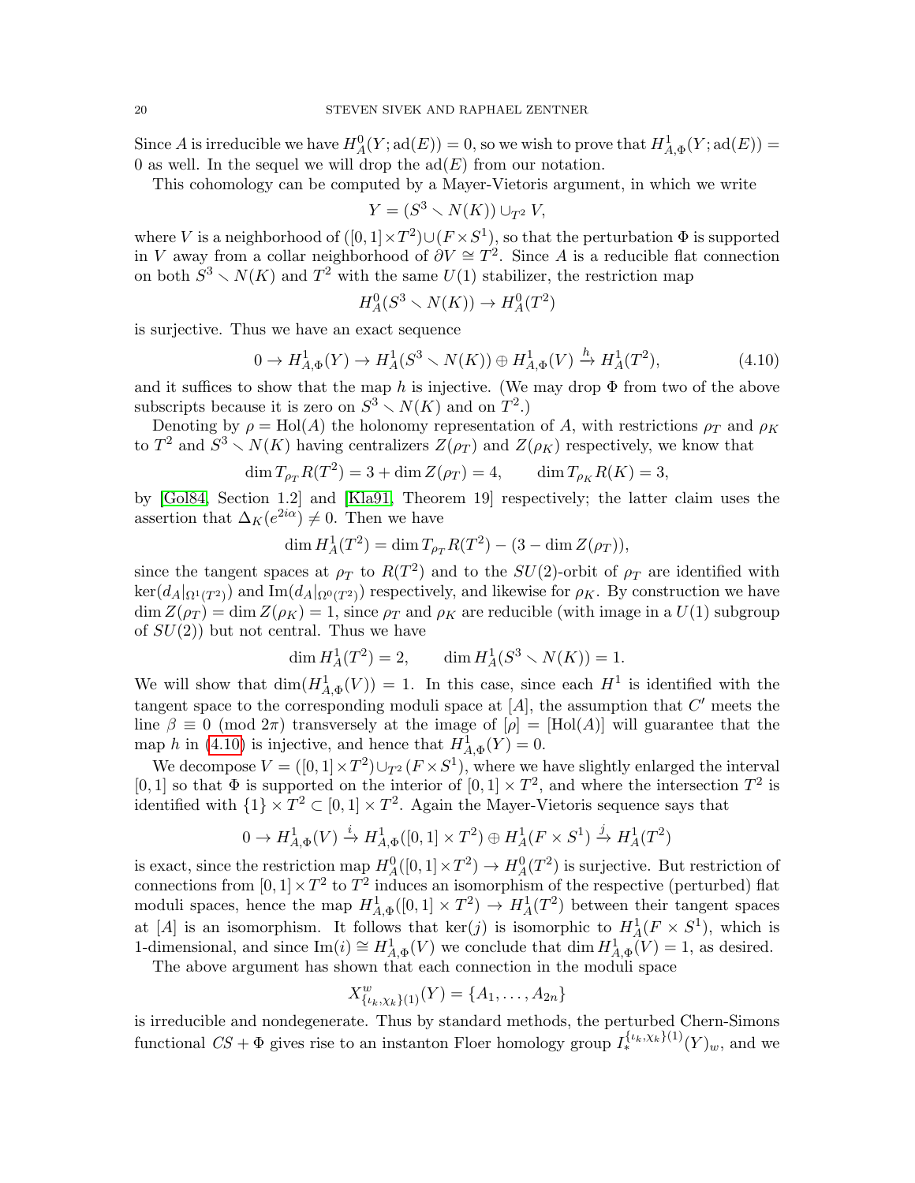Since $A$ is irreducible we have $H^0_A(Y; \mathrm{ad}(E)) = 0$, so we wish to prove that $H^1_{A,\Phi}(Y; \mathrm{ad}(E)) = 0$ as well. In the sequel we will drop the $\mathrm{ad}(E)$ from our notation.

This cohomology can be computed by a Mayer-Vietoris argument, in which we write

$$Y = (S^3 \smallsetminus N(K)) \cup_{T^2} V,$$

where $V$ is a neighborhood of $([0,1] \times T^2) \cup (F \times S^1)$, so that the perturbation $\Phi$ is supported in $V$ away from a collar neighborhood of $\partial V \cong T^2$. Since $A$ is a reducible flat connection on both $S^3 \smallsetminus N(K)$ and $T^2$ with the same $U(1)$ stabilizer, the restriction map

$$H^0_A(S^3 \smallsetminus N(K)) \to H^0_A(T^2)$$

is surjective. Thus we have an exact sequence

$$0 \to H^1_{A,\Phi}(Y) \to H^1_A(S^3 \smallsetminus N(K)) \oplus H^1_{A,\Phi}(V) \xrightarrow{h} H^1_A(T^2), \tag{4.10}$$

and it suffices to show that the map $h$ is injective. (We may drop $\Phi$ from two of the above subscripts because it is zero on $S^3 \smallsetminus N(K)$ and on $T^2$.)

Denoting by $\rho = \mathrm{Hol}(A)$ the holonomy representation of $A$, with restrictions $\rho_T$ and $\rho_K$ to $T^2$ and $S^3 \smallsetminus N(K)$ having centralizers $Z(\rho_T)$ and $Z(\rho_K)$ respectively, we know that

$$\dim T_{\rho_T} R(T^2) = 3 + \dim Z(\rho_T) = 4, \qquad \dim T_{\rho_K} R(K) = 3,$$

by [Gol84, Section 1.2] and [Kla91, Theorem 19] respectively; the latter claim uses the assertion that $\Delta_K(e^{2i\alpha}) \neq 0$. Then we have

$$\dim H^1_A(T^2) = \dim T_{\rho_T} R(T^2) - (3 - \dim Z(\rho_T)),$$

since the tangent spaces at $\rho_T$ to $R(T^2)$ and to the $SU(2)$-orbit of $\rho_T$ are identified with $\ker(d_A|_{\Omega^1(T^2)})$ and $\mathrm{Im}(d_A|_{\Omega^0(T^2)})$ respectively, and likewise for $\rho_K$. By construction we have $\dim Z(\rho_T) = \dim Z(\rho_K) = 1$, since $\rho_T$ and $\rho_K$ are reducible (with image in a $U(1)$ subgroup of $SU(2)$) but not central. Thus we have

$$\dim H^1_A(T^2) = 2, \qquad \dim H^1_A(S^3 \smallsetminus N(K)) = 1.$$

We will show that $\dim(H^1_{A,\Phi}(V)) = 1$. In this case, since each $H^1$ is identified with the tangent space to the corresponding moduli space at $[A]$, the assumption that $C'$ meets the line $\beta \equiv 0 \pmod{2\pi}$ transversely at the image of $[\rho] = [\mathrm{Hol}(A)]$ will guarantee that the map $h$ in (4.10) is injective, and hence that $H^1_{A,\Phi}(Y) = 0$.

We decompose $V = ([0,1] \times T^2) \cup_{T^2} (F \times S^1)$, where we have slightly enlarged the interval $[0,1]$ so that $\Phi$ is supported on the interior of $[0,1] \times T^2$, and where the intersection $T^2$ is identified with $\{1\} \times T^2 \subset [0,1] \times T^2$. Again the Mayer-Vietoris sequence says that

$$0 \to H^1_{A,\Phi}(V) \xrightarrow{i} H^1_{A,\Phi}([0,1] \times T^2) \oplus H^1_A(F \times S^1) \xrightarrow{j} H^1_A(T^2)$$

is exact, since the restriction map $H^0_A([0,1] \times T^2) \to H^0_A(T^2)$ is surjective. But restriction of connections from $[0,1] \times T^2$ to $T^2$ induces an isomorphism of the respective (perturbed) flat moduli spaces, hence the map $H^1_{A,\Phi}([0,1] \times T^2) \to H^1_A(T^2)$ between their tangent spaces at $[A]$ is an isomorphism. It follows that $\ker(j)$ is isomorphic to $H^1_A(F \times S^1)$, which is 1-dimensional, and since $\mathrm{Im}(i) \cong H^1_{A,\Phi}(V)$ we conclude that $\dim H^1_{A,\Phi}(V) = 1$, as desired.

The above argument has shown that each connection in the moduli space

$$X^w_{\{\iota_k, \chi_k\}(1)}(Y) = \{A_1, \dots, A_{2n}\}$$

is irreducible and nondegenerate. Thus by standard methods, the perturbed Chern-Simons functional $CS + \Phi$ gives rise to an instanton Floer homology group $I^{\{\iota_k, \chi_k\}(1)}_*(Y)_w$, and we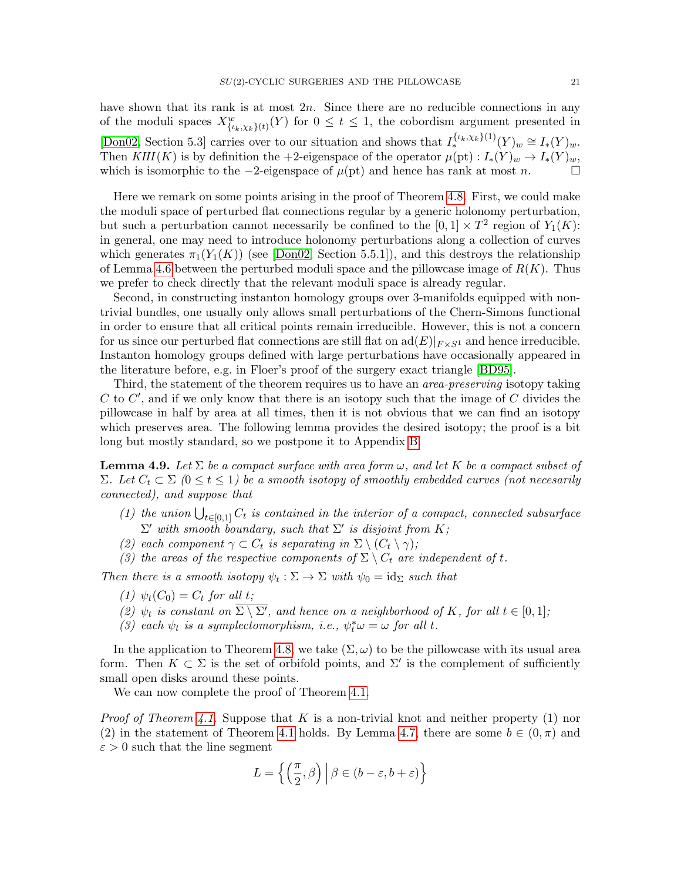have shown that its rank is at most $2n$. Since there are no reducible connections in any of the moduli spaces $X^w_{\{\iota_k,\chi_k\}(t)}(Y)$ for $0 \leq t \leq 1$, the cobordism argument presented in [Don02, Section 5.3] carries over to our situation and shows that $I_*^{\{\iota_k,\chi_k\}(1)}(Y)_w \cong I_*(Y)_w$. Then $KHI(K)$ is by definition the $+2$-eigenspace of the operator $\mu(\mathrm{pt}) : I_*(Y)_w \to I_*(Y)_w$, which is isomorphic to the $-2$-eigenspace of $\mu(\mathrm{pt})$ and hence has rank at most $n$. $\square$

Here we remark on some points arising in the proof of Theorem 4.8. First, we could make the moduli space of perturbed flat connections regular by a generic holonomy perturbation, but such a perturbation cannot necessarily be confined to the $[0,1] \times T^2$ region of $Y_1(K)$: in general, one may need to introduce holonomy perturbations along a collection of curves which generates $\pi_1(Y_1(K))$ (see [Don02, Section 5.5.1]), and this destroys the relationship of Lemma 4.6 between the perturbed moduli space and the pillowcase image of $R(K)$. Thus we prefer to check directly that the relevant moduli space is already regular.

Second, in constructing instanton homology groups over 3-manifolds equipped with non-trivial bundles, one usually only allows small perturbations of the Chern-Simons functional in order to ensure that all critical points remain irreducible. However, this is not a concern for us since our perturbed flat connections are still flat on $\mathrm{ad}(E)|_{F\times S^1}$ and hence irreducible. Instanton homology groups defined with large perturbations have occasionally appeared in the literature before, e.g. in Floer's proof of the surgery exact triangle [BD95].

Third, the statement of the theorem requires us to have an *area-preserving* isotopy taking $C$ to $C'$, and if we only know that there is an isotopy such that the image of $C$ divides the pillowcase in half by area at all times, then it is not obvious that we can find an isotopy which preserves area. The following lemma provides the desired isotopy; the proof is a bit long but mostly standard, so we postpone it to Appendix B.

**Lemma 4.9.** *Let $\Sigma$ be a compact surface with area form $\omega$, and let $K$ be a compact subset of $\Sigma$. Let $C_t \subset \Sigma$ ($0 \leq t \leq 1$) be a smooth isotopy of smoothly embedded curves (not necesarily connected), and suppose that*

*(1) the union $\bigcup_{t\in[0,1]} C_t$ is contained in the interior of a compact, connected subsurface $\Sigma'$ with smooth boundary, such that $\Sigma'$ is disjoint from $K$;*
*(2) each component $\gamma \subset C_t$ is separating in $\Sigma \setminus (C_t \setminus \gamma)$;*
*(3) the areas of the respective components of $\Sigma \setminus C_t$ are independent of $t$.*

*Then there is a smooth isotopy $\psi_t : \Sigma \to \Sigma$ with $\psi_0 = \mathrm{id}_\Sigma$ such that*

*(1) $\psi_t(C_0) = C_t$ for all $t$;*
*(2) $\psi_t$ is constant on $\overline{\Sigma \setminus \Sigma'}$, and hence on a neighborhood of $K$, for all $t \in [0,1]$;*
*(3) each $\psi_t$ is a symplectomorphism, i.e., $\psi_t^*\omega = \omega$ for all $t$.*

In the application to Theorem 4.8, we take $(\Sigma, \omega)$ to be the pillowcase with its usual area form. Then $K \subset \Sigma$ is the set of orbifold points, and $\Sigma'$ is the complement of sufficiently small open disks around these points.

We can now complete the proof of Theorem 4.1.

*Proof of Theorem 4.1.* Suppose that $K$ is a non-trivial knot and neither property (1) nor (2) in the statement of Theorem 4.1 holds. By Lemma 4.7, there are some $b \in (0, \pi)$ and $\varepsilon > 0$ such that the line segment

$$L = \left\{ \left(\frac{\pi}{2}, \beta\right) \,\middle|\, \beta \in (b - \varepsilon, b + \varepsilon) \right\}$$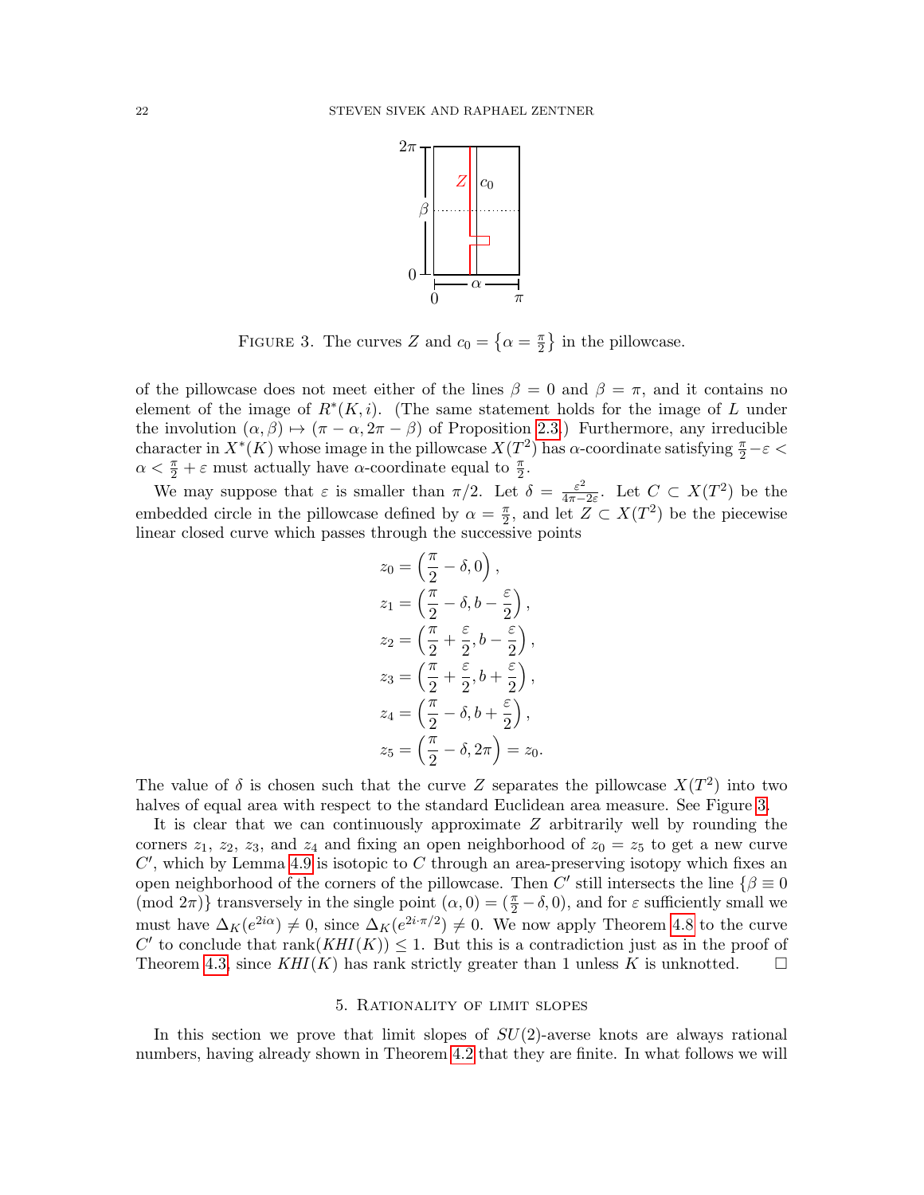FIGURE 3. The curves $Z$ and $c_0 = \left\{\alpha = \frac{\pi}{2}\right\}$ in the pillowcase.

of the pillowcase does not meet either of the lines $\beta = 0$ and $\beta = \pi$, and it contains no element of the image of $R^*(K, i)$. (The same statement holds for the image of $L$ under the involution $(\alpha, \beta) \mapsto (\pi - \alpha, 2\pi - \beta)$ of Proposition 2.3.) Furthermore, any irreducible character in $X^*(K)$ whose image in the pillowcase $X(T^2)$ has $\alpha$-coordinate satisfying $\frac{\pi}{2} - \varepsilon < \alpha < \frac{\pi}{2} + \varepsilon$ must actually have $\alpha$-coordinate equal to $\frac{\pi}{2}$.

We may suppose that $\varepsilon$ is smaller than $\pi/2$. Let $\delta = \frac{\varepsilon^2}{4\pi - 2\varepsilon}$. Let $C \subset X(T^2)$ be the embedded circle in the pillowcase defined by $\alpha = \frac{\pi}{2}$, and let $Z \subset X(T^2)$ be the piecewise linear closed curve which passes through the successive points

$$
\begin{aligned}
z_0 &= \left(\frac{\pi}{2} - \delta, 0\right), \\
z_1 &= \left(\frac{\pi}{2} - \delta, b - \frac{\varepsilon}{2}\right), \\
z_2 &= \left(\frac{\pi}{2} + \frac{\varepsilon}{2}, b - \frac{\varepsilon}{2}\right), \\
z_3 &= \left(\frac{\pi}{2} + \frac{\varepsilon}{2}, b + \frac{\varepsilon}{2}\right), \\
z_4 &= \left(\frac{\pi}{2} - \delta, b + \frac{\varepsilon}{2}\right), \\
z_5 &= \left(\frac{\pi}{2} - \delta, 2\pi\right) = z_0.
\end{aligned}
$$

The value of $\delta$ is chosen such that the curve $Z$ separates the pillowcase $X(T^2)$ into two halves of equal area with respect to the standard Euclidean area measure. See Figure 3.

It is clear that we can continuously approximate $Z$ arbitrarily well by rounding the corners $z_1$, $z_2$, $z_3$, and $z_4$ and fixing an open neighborhood of $z_0 = z_5$ to get a new curve $C'$, which by Lemma 4.9 is isotopic to $C$ through an area-preserving isotopy which fixes an open neighborhood of the corners of the pillowcase. Then $C'$ still intersects the line $\{\beta \equiv 0 \pmod{2\pi}\}$ transversely in the single point $(\alpha, 0) = (\frac{\pi}{2} - \delta, 0)$, and for $\varepsilon$ sufficiently small we must have $\Delta_K(e^{2i\alpha}) \neq 0$, since $\Delta_K(e^{2i\cdot\pi/2}) \neq 0$. We now apply Theorem 4.8 to the curve $C'$ to conclude that $\operatorname{rank}(KHI(K)) \leq 1$. But this is a contradiction just as in the proof of Theorem 4.3, since $KHI(K)$ has rank strictly greater than 1 unless $K$ is unknotted. □

## 5. Rationality of limit slopes

In this section we prove that limit slopes of $SU(2)$-averse knots are always rational numbers, having already shown in Theorem 4.2 that they are finite. In what follows we will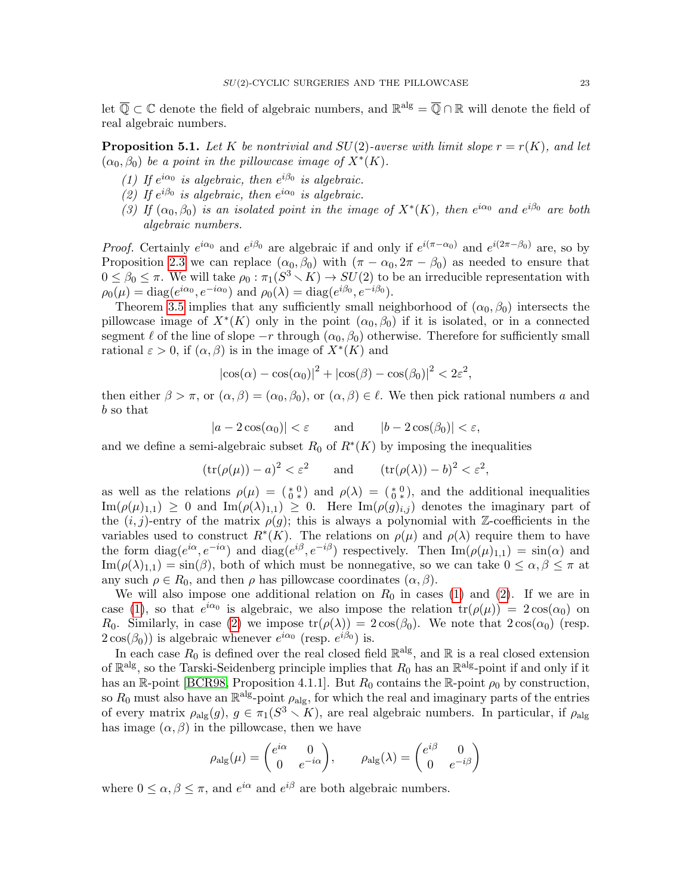let $\overline{\mathbb{Q}} \subset \mathbb{C}$ denote the field of algebraic numbers, and $\mathbb{R}^{\mathrm{alg}} = \overline{\mathbb{Q}} \cap \mathbb{R}$ will denote the field of real algebraic numbers.

**Proposition 5.1.** *Let $K$ be nontrivial and $SU(2)$-averse with limit slope $r = r(K)$, and let $(\alpha_0, \beta_0)$ be a point in the pillowcase image of $X^*(K)$.*

*(1) If $e^{i\alpha_0}$ is algebraic, then $e^{i\beta_0}$ is algebraic.*
*(2) If $e^{i\beta_0}$ is algebraic, then $e^{i\alpha_0}$ is algebraic.*
*(3) If $(\alpha_0, \beta_0)$ is an isolated point in the image of $X^*(K)$, then $e^{i\alpha_0}$ and $e^{i\beta_0}$ are both algebraic numbers.*

*Proof.* Certainly $e^{i\alpha_0}$ and $e^{i\beta_0}$ are algebraic if and only if $e^{i(\pi-\alpha_0)}$ and $e^{i(2\pi-\beta_0)}$ are, so by Proposition 2.3 we can replace $(\alpha_0, \beta_0)$ with $(\pi - \alpha_0, 2\pi - \beta_0)$ as needed to ensure that $0 \leq \beta_0 \leq \pi$. We will take $\rho_0 : \pi_1(S^3 \setminus K) \to SU(2)$ to be an irreducible representation with $\rho_0(\mu) = \mathrm{diag}(e^{i\alpha_0}, e^{-i\alpha_0})$ and $\rho_0(\lambda) = \mathrm{diag}(e^{i\beta_0}, e^{-i\beta_0})$.

Theorem 3.5 implies that any sufficiently small neighborhood of $(\alpha_0, \beta_0)$ intersects the pillowcase image of $X^*(K)$ only in the point $(\alpha_0, \beta_0)$ if it is isolated, or in a connected segment $\ell$ of the line of slope $-r$ through $(\alpha_0, \beta_0)$ otherwise. Therefore for sufficiently small rational $\varepsilon > 0$, if $(\alpha, \beta)$ is in the image of $X^*(K)$ and

$$|\cos(\alpha) - \cos(\alpha_0)|^2 + |\cos(\beta) - \cos(\beta_0)|^2 < 2\varepsilon^2,$$

then either $\beta > \pi$, or $(\alpha, \beta) = (\alpha_0, \beta_0)$, or $(\alpha, \beta) \in \ell$. We then pick rational numbers $a$ and $b$ so that

$$|a - 2\cos(\alpha_0)| < \varepsilon \qquad \text{and} \qquad |b - 2\cos(\beta_0)| < \varepsilon,$$

and we define a semi-algebraic subset $R_0$ of $R^*(K)$ by imposing the inequalities

$$(\mathrm{tr}(\rho(\mu)) - a)^2 < \varepsilon^2 \qquad \text{and} \qquad (\mathrm{tr}(\rho(\lambda)) - b)^2 < \varepsilon^2,$$

as well as the relations $\rho(\mu) = \left(\begin{smallmatrix} * & 0 \\ 0 & * \end{smallmatrix}\right)$ and $\rho(\lambda) = \left(\begin{smallmatrix} * & 0 \\ 0 & * \end{smallmatrix}\right)$, and the additional inequalities $\mathrm{Im}(\rho(\mu)_{1,1}) \geq 0$ and $\mathrm{Im}(\rho(\lambda)_{1,1}) \geq 0$. Here $\mathrm{Im}(\rho(g)_{i,j})$ denotes the imaginary part of the $(i,j)$-entry of the matrix $\rho(g)$; this is always a polynomial with $\mathbb{Z}$-coefficients in the variables used to construct $R^*(K)$. The relations on $\rho(\mu)$ and $\rho(\lambda)$ require them to have the form $\mathrm{diag}(e^{i\alpha}, e^{-i\alpha})$ and $\mathrm{diag}(e^{i\beta}, e^{-i\beta})$ respectively. Then $\mathrm{Im}(\rho(\mu)_{1,1}) = \sin(\alpha)$ and $\mathrm{Im}(\rho(\lambda)_{1,1}) = \sin(\beta)$, both of which must be nonnegative, so we can take $0 \leq \alpha, \beta \leq \pi$ at any such $\rho \in R_0$, and then $\rho$ has pillowcase coordinates $(\alpha, \beta)$.

We will also impose one additional relation on $R_0$ in cases (1) and (2). If we are in case (1), so that $e^{i\alpha_0}$ is algebraic, we also impose the relation $\mathrm{tr}(\rho(\mu)) = 2\cos(\alpha_0)$ on $R_0$. Similarly, in case (2) we impose $\mathrm{tr}(\rho(\lambda)) = 2\cos(\beta_0)$. We note that $2\cos(\alpha_0)$ (resp. $2\cos(\beta_0)$) is algebraic whenever $e^{i\alpha_0}$ (resp. $e^{i\beta_0}$) is.

In each case $R_0$ is defined over the real closed field $\mathbb{R}^{\mathrm{alg}}$, and $\mathbb{R}$ is a real closed extension of $\mathbb{R}^{\mathrm{alg}}$, so the Tarski-Seidenberg principle implies that $R_0$ has an $\mathbb{R}^{\mathrm{alg}}$-point if and only if it has an $\mathbb{R}$-point [BCR98, Proposition 4.1.1]. But $R_0$ contains the $\mathbb{R}$-point $\rho_0$ by construction, so $R_0$ must also have an $\mathbb{R}^{\mathrm{alg}}$-point $\rho_{\mathrm{alg}}$, for which the real and imaginary parts of the entries of every matrix $\rho_{\mathrm{alg}}(g)$, $g \in \pi_1(S^3 \setminus K)$, are real algebraic numbers. In particular, if $\rho_{\mathrm{alg}}$ has image $(\alpha, \beta)$ in the pillowcase, then we have

$$\rho_{\mathrm{alg}}(\mu) = \begin{pmatrix} e^{i\alpha} & 0 \\ 0 & e^{-i\alpha} \end{pmatrix}, \qquad \rho_{\mathrm{alg}}(\lambda) = \begin{pmatrix} e^{i\beta} & 0 \\ 0 & e^{-i\beta} \end{pmatrix}$$

where $0 \leq \alpha, \beta \leq \pi$, and $e^{i\alpha}$ and $e^{i\beta}$ are both algebraic numbers.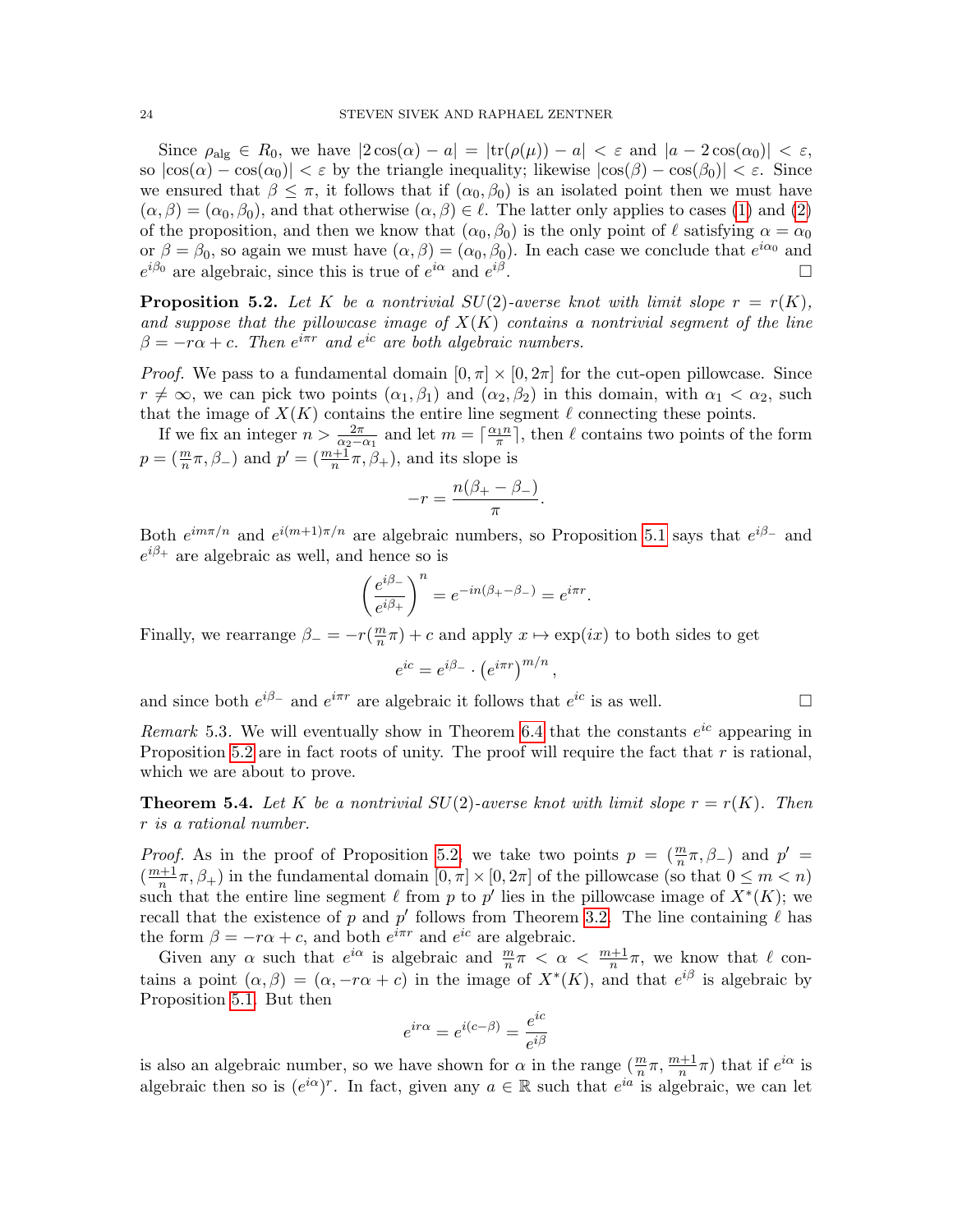Since $\rho_{\text{alg}} \in R_0$, we have $|2\cos(\alpha) - a| = |\text{tr}(\rho(\mu)) - a| < \varepsilon$ and $|a - 2\cos(\alpha_0)| < \varepsilon$, so $|\cos(\alpha) - \cos(\alpha_0)| < \varepsilon$ by the triangle inequality; likewise $|\cos(\beta) - \cos(\beta_0)| < \varepsilon$. Since we ensured that $\beta \le \pi$, it follows that if $(\alpha_0, \beta_0)$ is an isolated point then we must have $(\alpha, \beta) = (\alpha_0, \beta_0)$, and that otherwise $(\alpha, \beta) \in \ell$. The latter only applies to cases (1) and (2) of the proposition, and then we know that $(\alpha_0, \beta_0)$ is the only point of $\ell$ satisfying $\alpha = \alpha_0$ or $\beta = \beta_0$, so again we must have $(\alpha, \beta) = (\alpha_0, \beta_0)$. In each case we conclude that $e^{i\alpha_0}$ and $e^{i\beta_0}$ are algebraic, since this is true of $e^{i\alpha}$ and $e^{i\beta}$. □

**Proposition 5.2.** *Let $K$ be a nontrivial $SU(2)$-averse knot with limit slope $r = r(K)$, and suppose that the pillowcase image of $X(K)$ contains a nontrivial segment of the line $\beta = -r\alpha + c$. Then $e^{i\pi r}$ and $e^{ic}$ are both algebraic numbers.*

*Proof.* We pass to a fundamental domain $[0, \pi] \times [0, 2\pi]$ for the cut-open pillowcase. Since $r \neq \infty$, we can pick two points $(\alpha_1, \beta_1)$ and $(\alpha_2, \beta_2)$ in this domain, with $\alpha_1 < \alpha_2$, such that the image of $X(K)$ contains the entire line segment $\ell$ connecting these points.

If we fix an integer $n > \frac{2\pi}{\alpha_2 - \alpha_1}$ and let $m = \lceil \frac{\alpha_1 n}{\pi} \rceil$, then $\ell$ contains two points of the form $p = (\frac{m}{n}\pi, \beta_-)$ and $p' = (\frac{m+1}{n}\pi, \beta_+)$, and its slope is

$$-r = \frac{n(\beta_+ - \beta_-)}{\pi}.$$

Both $e^{im\pi/n}$ and $e^{i(m+1)\pi/n}$ are algebraic numbers, so Proposition 5.1 says that $e^{i\beta_-}$ and $e^{i\beta_+}$ are algebraic as well, and hence so is

$$\left(\frac{e^{i\beta_-}}{e^{i\beta_+}}\right)^n = e^{-in(\beta_+ - \beta_-)} = e^{i\pi r}.$$

Finally, we rearrange $\beta_- = -r(\frac{m}{n}\pi) + c$ and apply $x \mapsto \exp(ix)$ to both sides to get

$$e^{ic} = e^{i\beta_-} \cdot \left(e^{i\pi r}\right)^{m/n},$$

and since both $e^{i\beta_-}$ and $e^{i\pi r}$ are algebraic it follows that $e^{ic}$ is as well. □

*Remark* 5.3. We will eventually show in Theorem 6.4 that the constants $e^{ic}$ appearing in Proposition 5.2 are in fact roots of unity. The proof will require the fact that $r$ is rational, which we are about to prove.

**Theorem 5.4.** *Let $K$ be a nontrivial $SU(2)$-averse knot with limit slope $r = r(K)$. Then $r$ is a rational number.*

*Proof.* As in the proof of Proposition 5.2, we take two points $p = (\frac{m}{n}\pi, \beta_-)$ and $p' = (\frac{m+1}{n}\pi, \beta_+)$ in the fundamental domain $[0, \pi] \times [0, 2\pi]$ of the pillowcase (so that $0 \le m < n$) such that the entire line segment $\ell$ from $p$ to $p'$ lies in the pillowcase image of $X^*(K)$; we recall that the existence of $p$ and $p'$ follows from Theorem 3.2. The line containing $\ell$ has the form $\beta = -r\alpha + c$, and both $e^{i\pi r}$ and $e^{ic}$ are algebraic.

Given any $\alpha$ such that $e^{i\alpha}$ is algebraic and $\frac{m}{n}\pi < \alpha < \frac{m+1}{n}\pi$, we know that $\ell$ contains a point $(\alpha, \beta) = (\alpha, -r\alpha + c)$ in the image of $X^*(K)$, and that $e^{i\beta}$ is algebraic by Proposition 5.1. But then

$$e^{ir\alpha} = e^{i(c-\beta)} = \frac{e^{ic}}{e^{i\beta}}$$

is also an algebraic number, so we have shown for $\alpha$ in the range $(\frac{m}{n}\pi, \frac{m+1}{n}\pi)$ that if $e^{i\alpha}$ is algebraic then so is $(e^{i\alpha})^r$. In fact, given any $a \in \mathbb{R}$ such that $e^{ia}$ is algebraic, we can let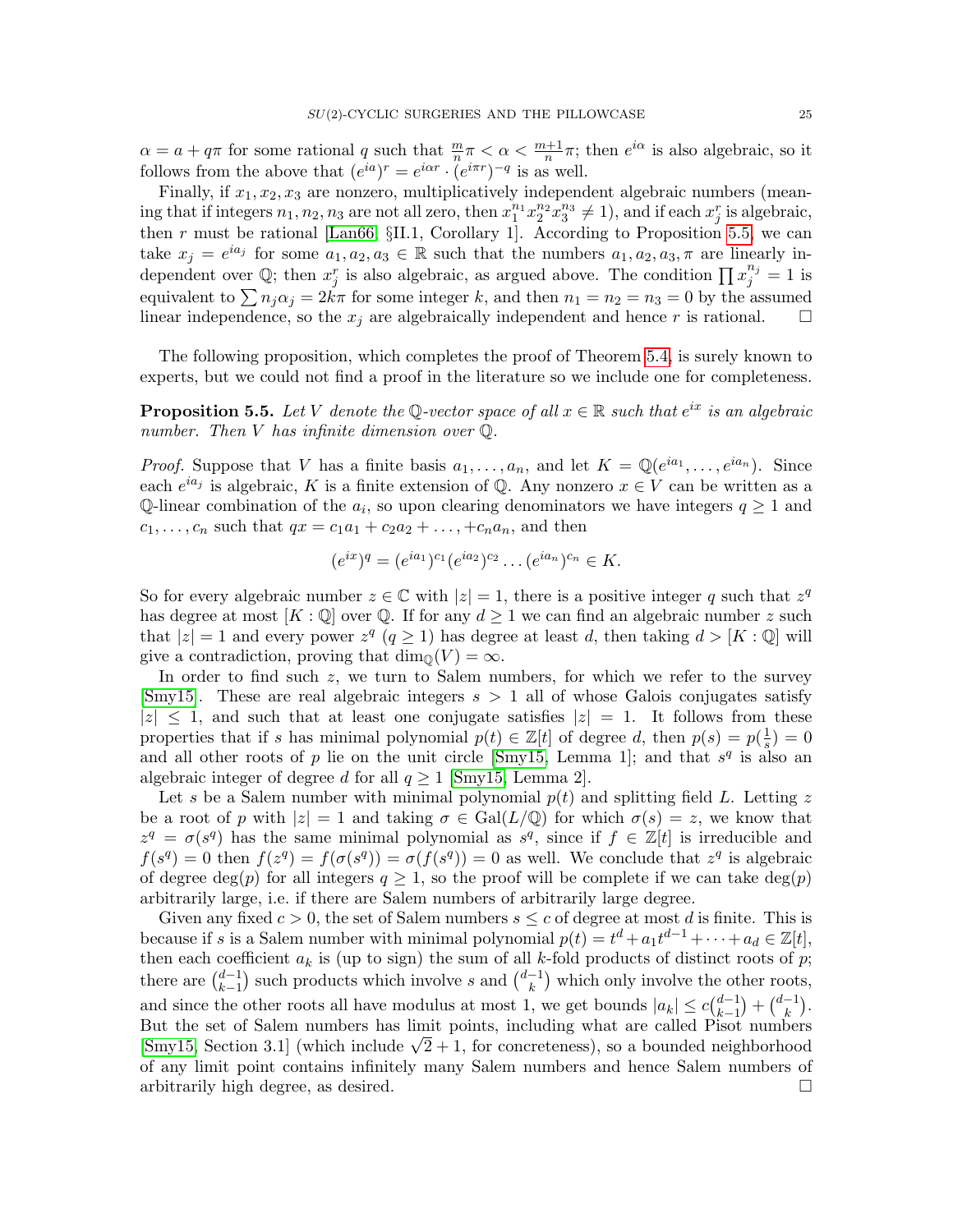$\alpha = a + q\pi$ for some rational $q$ such that $\frac{m}{n}\pi < \alpha < \frac{m+1}{n}\pi$; then $e^{i\alpha}$ is also algebraic, so it follows from the above that $(e^{ia})^r = e^{i\alpha r} \cdot (e^{i\pi r})^{-q}$ is as well.

Finally, if $x_1, x_2, x_3$ are nonzero, multiplicatively independent algebraic numbers (meaning that if integers $n_1, n_2, n_3$ are not all zero, then $x_1^{n_1} x_2^{n_2} x_3^{n_3} \neq 1$), and if each $x_j^r$ is algebraic, then $r$ must be rational [Lan66, §II.1, Corollary 1]. According to Proposition 5.5, we can take $x_j = e^{ia_j}$ for some $a_1, a_2, a_3 \in \mathbb{R}$ such that the numbers $a_1, a_2, a_3, \pi$ are linearly independent over $\mathbb{Q}$; then $x_j^r$ is also algebraic, as argued above. The condition $\prod x_j^{n_j} = 1$ is equivalent to $\sum n_j \alpha_j = 2k\pi$ for some integer $k$, and then $n_1 = n_2 = n_3 = 0$ by the assumed linear independence, so the $x_j$ are algebraically independent and hence $r$ is rational. $\square$

The following proposition, which completes the proof of Theorem 5.4, is surely known to experts, but we could not find a proof in the literature so we include one for completeness.

**Proposition 5.5.** *Let $V$ denote the $\mathbb{Q}$-vector space of all $x \in \mathbb{R}$ such that $e^{ix}$ is an algebraic number. Then $V$ has infinite dimension over $\mathbb{Q}$.*

*Proof.* Suppose that $V$ has a finite basis $a_1, \dots, a_n$, and let $K = \mathbb{Q}(e^{ia_1}, \dots, e^{ia_n})$. Since each $e^{ia_j}$ is algebraic, $K$ is a finite extension of $\mathbb{Q}$. Any nonzero $x \in V$ can be written as a $\mathbb{Q}$-linear combination of the $a_i$, so upon clearing denominators we have integers $q \geq 1$ and $c_1, \dots, c_n$ such that $qx = c_1 a_1 + c_2 a_2 + \dots, +c_n a_n$, and then

$$(e^{ix})^q = (e^{ia_1})^{c_1} (e^{ia_2})^{c_2} \dots (e^{ia_n})^{c_n} \in K.$$

So for every algebraic number $z \in \mathbb{C}$ with $|z| = 1$, there is a positive integer $q$ such that $z^q$ has degree at most $[K : \mathbb{Q}]$ over $\mathbb{Q}$. If for any $d \geq 1$ we can find an algebraic number $z$ such that $|z| = 1$ and every power $z^q$ ($q \geq 1$) has degree at least $d$, then taking $d > [K : \mathbb{Q}]$ will give a contradiction, proving that $\dim_{\mathbb{Q}}(V) = \infty$.

In order to find such $z$, we turn to Salem numbers, for which we refer to the survey [Smy15]. These are real algebraic integers $s > 1$ all of whose Galois conjugates satisfy $|z| \leq 1$, and such that at least one conjugate satisfies $|z| = 1$. It follows from these properties that if $s$ has minimal polynomial $p(t) \in \mathbb{Z}[t]$ of degree $d$, then $p(s) = p(\frac{1}{s}) = 0$ and all other roots of $p$ lie on the unit circle [Smy15, Lemma 1]; and that $s^q$ is also an algebraic integer of degree $d$ for all $q \geq 1$ [Smy15, Lemma 2].

Let $s$ be a Salem number with minimal polynomial $p(t)$ and splitting field $L$. Letting $z$ be a root of $p$ with $|z| = 1$ and taking $\sigma \in \mathrm{Gal}(L/\mathbb{Q})$ for which $\sigma(s) = z$, we know that $z^q = \sigma(s^q)$ has the same minimal polynomial as $s^q$, since if $f \in \mathbb{Z}[t]$ is irreducible and $f(s^q) = 0$ then $f(z^q) = f(\sigma(s^q)) = \sigma(f(s^q)) = 0$ as well. We conclude that $z^q$ is algebraic of degree $\deg(p)$ for all integers $q \geq 1$, so the proof will be complete if we can take $\deg(p)$ arbitrarily large, i.e. if there are Salem numbers of arbitrarily large degree.

Given any fixed $c > 0$, the set of Salem numbers $s \leq c$ of degree at most $d$ is finite. This is because if $s$ is a Salem number with minimal polynomial $p(t) = t^d + a_1 t^{d-1} + \dots + a_d \in \mathbb{Z}[t]$, then each coefficient $a_k$ is (up to sign) the sum of all $k$-fold products of distinct roots of $p$; there are $\binom{d-1}{k-1}$ such products which involve $s$ and $\binom{d-1}{k}$ which only involve the other roots, and since the other roots all have modulus at most 1, we get bounds $|a_k| \leq c\binom{d-1}{k-1} + \binom{d-1}{k}$. But the set of Salem numbers has limit points, including what are called Pisot numbers [Smy15, Section 3.1] (which include $\sqrt{2} + 1$, for concreteness), so a bounded neighborhood of any limit point contains infinitely many Salem numbers and hence Salem numbers of arbitrarily high degree, as desired. $\square$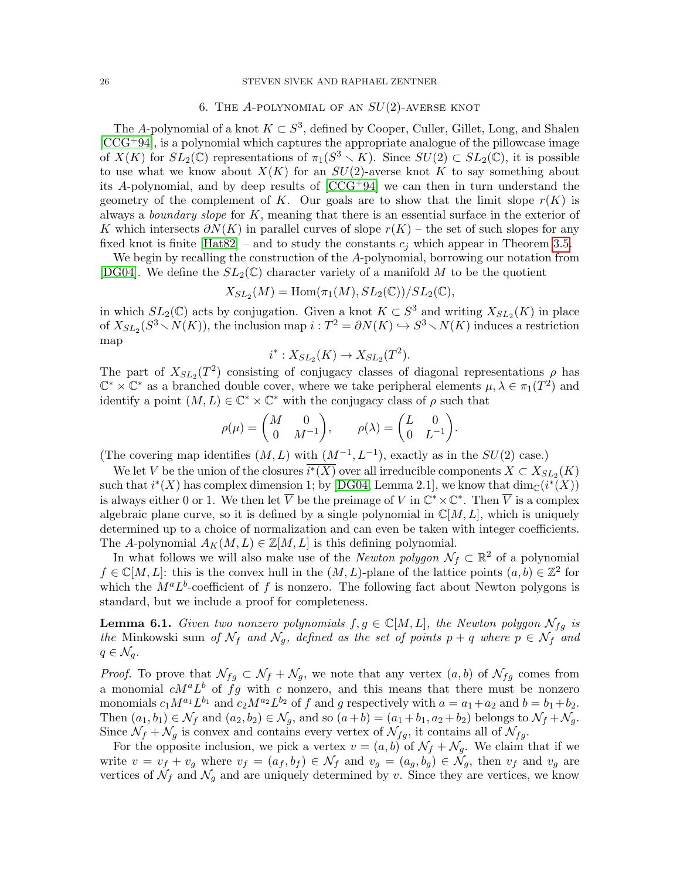## 6. The $A$-polynomial of an $SU(2)$-averse knot

The $A$-polynomial of a knot $K \subset S^3$, defined by Cooper, Culler, Gillet, Long, and Shalen [CCG+94], is a polynomial which captures the appropriate analogue of the pillowcase image of $X(K)$ for $SL_2(\mathbb{C})$ representations of $\pi_1(S^3 \setminus K)$. Since $SU(2) \subset SL_2(\mathbb{C})$, it is possible to use what we know about $X(K)$ for an $SU(2)$-averse knot $K$ to say something about its $A$-polynomial, and by deep results of [CCG+94] we can then in turn understand the geometry of the complement of $K$. Our goals are to show that the limit slope $r(K)$ is always a *boundary slope* for $K$, meaning that there is an essential surface in the exterior of $K$ which intersects $\partial N(K)$ in parallel curves of slope $r(K)$ – the set of such slopes for any fixed knot is finite [Hat82] – and to study the constants $c_j$ which appear in Theorem 3.5.

We begin by recalling the construction of the $A$-polynomial, borrowing our notation from [DG04]. We define the $SL_2(\mathbb{C})$ character variety of a manifold $M$ to be the quotient

$$X_{SL_2}(M) = \mathrm{Hom}(\pi_1(M), SL_2(\mathbb{C}))/SL_2(\mathbb{C}),$$

in which $SL_2(\mathbb{C})$ acts by conjugation. Given a knot $K \subset S^3$ and writing $X_{SL_2}(K)$ in place of $X_{SL_2}(S^3 \setminus N(K))$, the inclusion map $i : T^2 = \partial N(K) \hookrightarrow S^3 \setminus N(K)$ induces a restriction map

$$i^* : X_{SL_2}(K) \to X_{SL_2}(T^2).$$

The part of $X_{SL_2}(T^2)$ consisting of conjugacy classes of diagonal representations $\rho$ has $\mathbb{C}^* \times \mathbb{C}^*$ as a branched double cover, where we take peripheral elements $\mu, \lambda \in \pi_1(T^2)$ and identify a point $(M, L) \in \mathbb{C}^* \times \mathbb{C}^*$ with the conjugacy class of $\rho$ such that

$$\rho(\mu) = \begin{pmatrix} M & 0 \\ 0 & M^{-1} \end{pmatrix}, \qquad \rho(\lambda) = \begin{pmatrix} L & 0 \\ 0 & L^{-1} \end{pmatrix}.$$

(The covering map identifies $(M, L)$ with $(M^{-1}, L^{-1})$, exactly as in the $SU(2)$ case.)

We let $V$ be the union of the closures $\overline{i^*(X)}$ over all irreducible components $X \subset X_{SL_2}(K)$ such that $i^*(X)$ has complex dimension 1; by [DG04, Lemma 2.1], we know that $\dim_{\mathbb{C}}(i^*(X))$ is always either 0 or 1. We then let $\overline{V}$ be the preimage of $V$ in $\mathbb{C}^* \times \mathbb{C}^*$. Then $\overline{V}$ is a complex algebraic plane curve, so it is defined by a single polynomial in $\mathbb{C}[M, L]$, which is uniquely determined up to a choice of normalization and can even be taken with integer coefficients. The $A$-polynomial $A_K(M, L) \in \mathbb{Z}[M, L]$ is this defining polynomial.

In what follows we will also make use of the *Newton polygon* $\mathcal{N}_f \subset \mathbb{R}^2$ of a polynomial $f \in \mathbb{C}[M, L]$: this is the convex hull in the $(M, L)$-plane of the lattice points $(a, b) \in \mathbb{Z}^2$ for which the $M^a L^b$-coefficient of $f$ is nonzero. The following fact about Newton polygons is standard, but we include a proof for completeness.

**Lemma 6.1.** *Given two nonzero polynomials $f, g \in \mathbb{C}[M, L]$, the Newton polygon $\mathcal{N}_{fg}$ is the* Minkowski sum *of $\mathcal{N}_f$ and $\mathcal{N}_g$, defined as the set of points $p + q$ where $p \in \mathcal{N}_f$ and $q \in \mathcal{N}_g$.*

*Proof.* To prove that $\mathcal{N}_{fg} \subset \mathcal{N}_f + \mathcal{N}_g$, we note that any vertex $(a, b)$ of $\mathcal{N}_{fg}$ comes from a monomial $cM^aL^b$ of $fg$ with $c$ nonzero, and this means that there must be nonzero monomials $c_1 M^{a_1} L^{b_1}$ and $c_2 M^{a_2} L^{b_2}$ of $f$ and $g$ respectively with $a = a_1 + a_2$ and $b = b_1 + b_2$. Then $(a_1, b_1) \in \mathcal{N}_f$ and $(a_2, b_2) \in \mathcal{N}_g$, and so $(a + b) = (a_1 + b_1, a_2 + b_2)$ belongs to $\mathcal{N}_f + \mathcal{N}_g$. Since $\mathcal{N}_f + \mathcal{N}_g$ is convex and contains every vertex of $\mathcal{N}_{fg}$, it contains all of $\mathcal{N}_{fg}$.

For the opposite inclusion, we pick a vertex $v = (a, b)$ of $\mathcal{N}_f + \mathcal{N}_g$. We claim that if we write $v = v_f + v_g$ where $v_f = (a_f, b_f) \in \mathcal{N}_f$ and $v_g = (a_g, b_g) \in \mathcal{N}_g$, then $v_f$ and $v_g$ are vertices of $\mathcal{N}_f$ and $\mathcal{N}_g$ and are uniquely determined by $v$. Since they are vertices, we know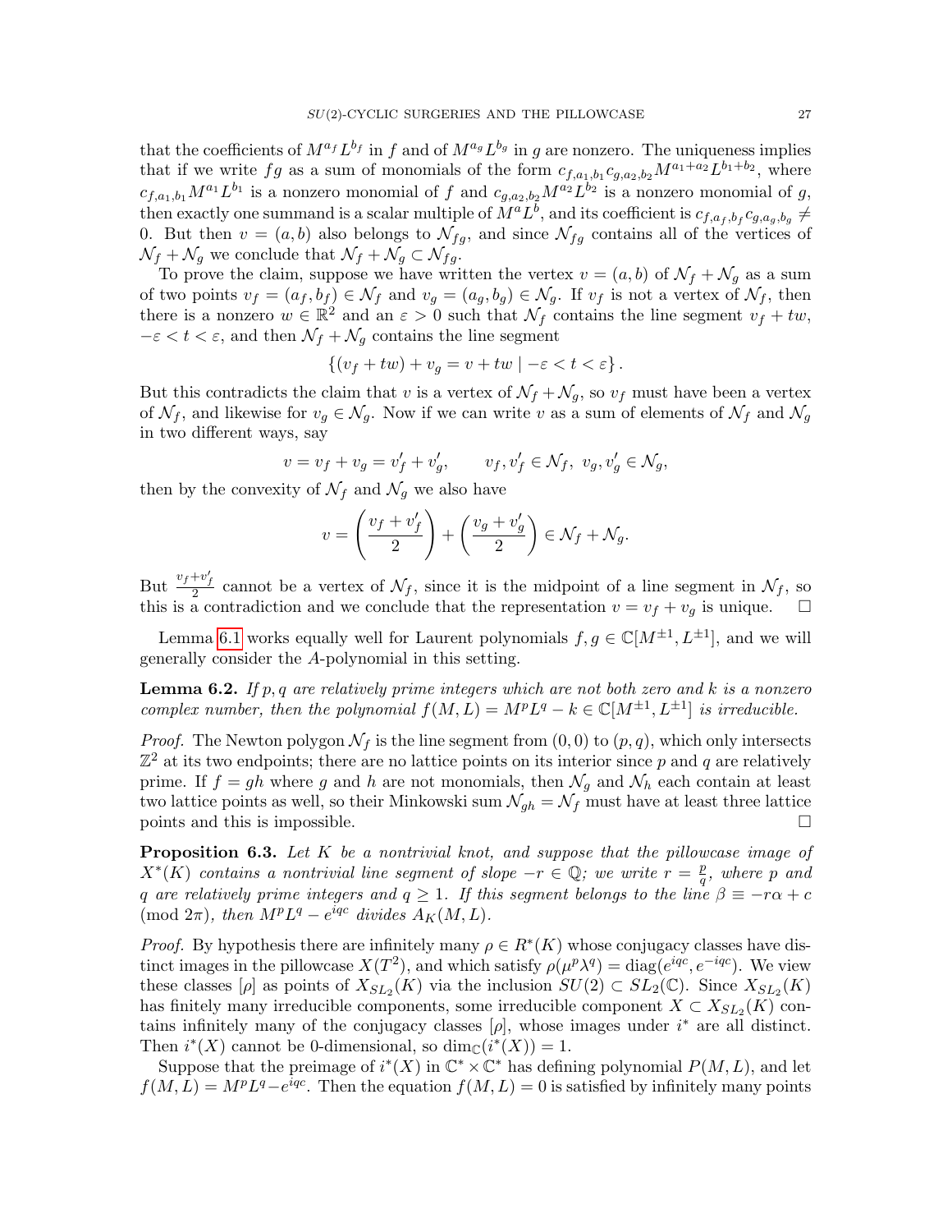that the coefficients of $M^{a_f}L^{b_f}$ in $f$ and of $M^{a_g}L^{b_g}$ in $g$ are nonzero. The uniqueness implies that if we write $fg$ as a sum of monomials of the form $c_{f,a_1,b_1}c_{g,a_2,b_2}M^{a_1+a_2}L^{b_1+b_2}$, where $c_{f,a_1,b_1}M^{a_1}L^{b_1}$ is a nonzero monomial of $f$ and $c_{g,a_2,b_2}M^{a_2}L^{b_2}$ is a nonzero monomial of $g$, then exactly one summand is a scalar multiple of $M^aL^b$, and its coefficient is $c_{f,a_f,b_f}c_{g,a_g,b_g} \neq 0$. But then $v = (a,b)$ also belongs to $\mathcal{N}_{fg}$, and since $\mathcal{N}_{fg}$ contains all of the vertices of $\mathcal{N}_f + \mathcal{N}_g$ we conclude that $\mathcal{N}_f + \mathcal{N}_g \subset \mathcal{N}_{fg}$.

To prove the claim, suppose we have written the vertex $v = (a,b)$ of $\mathcal{N}_f + \mathcal{N}_g$ as a sum of two points $v_f = (a_f,b_f) \in \mathcal{N}_f$ and $v_g = (a_g,b_g) \in \mathcal{N}_g$. If $v_f$ is not a vertex of $\mathcal{N}_f$, then there is a nonzero $w \in \mathbb{R}^2$ and an $\varepsilon > 0$ such that $\mathcal{N}_f$ contains the line segment $v_f + tw$, $-\varepsilon < t < \varepsilon$, and then $\mathcal{N}_f + \mathcal{N}_g$ contains the line segment

$$\{(v_f + tw) + v_g = v + tw \mid -\varepsilon < t < \varepsilon\}.$$

But this contradicts the claim that $v$ is a vertex of $\mathcal{N}_f + \mathcal{N}_g$, so $v_f$ must have been a vertex of $\mathcal{N}_f$, and likewise for $v_g \in \mathcal{N}_g$. Now if we can write $v$ as a sum of elements of $\mathcal{N}_f$ and $\mathcal{N}_g$ in two different ways, say

$$v = v_f + v_g = v'_f + v'_g, \qquad v_f, v'_f \in \mathcal{N}_f,\ v_g, v'_g \in \mathcal{N}_g,$$

then by the convexity of $\mathcal{N}_f$ and $\mathcal{N}_g$ we also have

$$v = \left(\frac{v_f + v'_f}{2}\right) + \left(\frac{v_g + v'_g}{2}\right) \in \mathcal{N}_f + \mathcal{N}_g.$$

But $\frac{v_f + v'_f}{2}$ cannot be a vertex of $\mathcal{N}_f$, since it is the midpoint of a line segment in $\mathcal{N}_f$, so this is a contradiction and we conclude that the representation $v = v_f + v_g$ is unique. $\square$

Lemma 6.1 works equally well for Laurent polynomials $f, g \in \mathbb{C}[M^{\pm 1}, L^{\pm 1}]$, and we will generally consider the $A$-polynomial in this setting.

**Lemma 6.2.** *If $p, q$ are relatively prime integers which are not both zero and $k$ is a nonzero complex number, then the polynomial $f(M,L) = M^pL^q - k \in \mathbb{C}[M^{\pm 1}, L^{\pm 1}]$ is irreducible.*

*Proof.* The Newton polygon $\mathcal{N}_f$ is the line segment from $(0,0)$ to $(p,q)$, which only intersects $\mathbb{Z}^2$ at its two endpoints; there are no lattice points on its interior since $p$ and $q$ are relatively prime. If $f = gh$ where $g$ and $h$ are not monomials, then $\mathcal{N}_g$ and $\mathcal{N}_h$ each contain at least two lattice points as well, so their Minkowski sum $\mathcal{N}_{gh} = \mathcal{N}_f$ must have at least three lattice points and this is impossible. $\square$

**Proposition 6.3.** *Let $K$ be a nontrivial knot, and suppose that the pillowcase image of $X^*(K)$ contains a nontrivial line segment of slope $-r \in \mathbb{Q}$; we write $r = \frac{p}{q}$, where $p$ and $q$ are relatively prime integers and $q \geq 1$. If this segment belongs to the line $\beta \equiv -r\alpha + c \pmod{2\pi}$, then $M^pL^q - e^{iqc}$ divides $A_K(M,L)$.*

*Proof.* By hypothesis there are infinitely many $\rho \in R^*(K)$ whose conjugacy classes have distinct images in the pillowcase $X(T^2)$, and which satisfy $\rho(\mu^p\lambda^q) = \mathrm{diag}(e^{iqc}, e^{-iqc})$. We view these classes $[\rho]$ as points of $X_{SL_2}(K)$ via the inclusion $SU(2) \subset SL_2(\mathbb{C})$. Since $X_{SL_2}(K)$ has finitely many irreducible components, some irreducible component $X \subset X_{SL_2}(K)$ contains infinitely many of the conjugacy classes $[\rho]$, whose images under $i^*$ are all distinct. Then $i^*(X)$ cannot be 0-dimensional, so $\dim_{\mathbb{C}}(i^*(X)) = 1$.

Suppose that the preimage of $i^*(X)$ in $\mathbb{C}^* \times \mathbb{C}^*$ has defining polynomial $P(M,L)$, and let $f(M,L) = M^pL^q - e^{iqc}$. Then the equation $f(M,L) = 0$ is satisfied by infinitely many points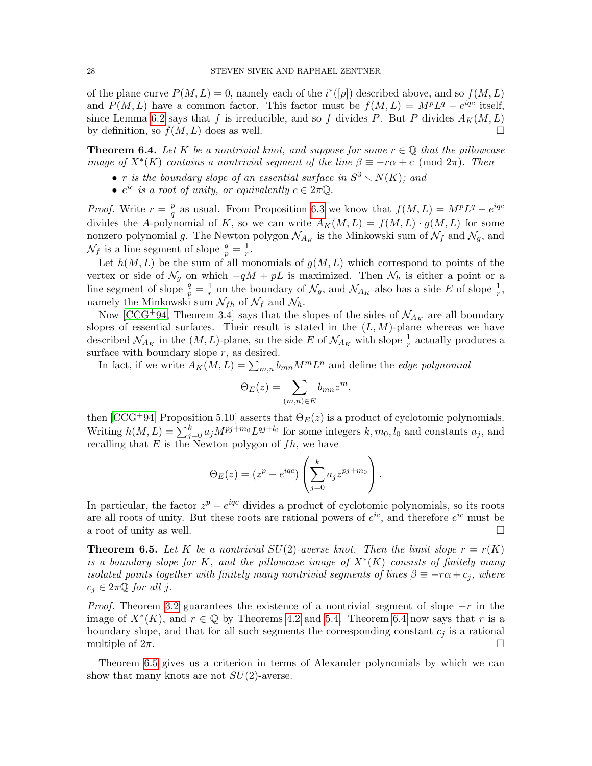of the plane curve $P(M,L) = 0$, namely each of the $i^*([\rho])$ described above, and so $f(M,L)$ and $P(M,L)$ have a common factor. This factor must be $f(M,L) = M^pL^q - e^{iqc}$ itself, since Lemma 6.2 says that $f$ is irreducible, and so $f$ divides $P$. But $P$ divides $A_K(M,L)$ by definition, so $f(M,L)$ does as well. □

**Theorem 6.4.** *Let $K$ be a nontrivial knot, and suppose for some $r \in \mathbb{Q}$ that the pillowcase image of $X^*(K)$ contains a nontrivial segment of the line $\beta \equiv -r\alpha + c \pmod{2\pi}$. Then*

- *$r$ is the boundary slope of an essential surface in $S^3 \smallsetminus N(K)$; and*
- *$e^{ic}$ is a root of unity, or equivalently $c \in 2\pi\mathbb{Q}$.*

*Proof.* Write $r = \frac{p}{q}$ as usual. From Proposition 6.3 we know that $f(M,L) = M^pL^q - e^{iqc}$ divides the $A$-polynomial of $K$, so we can write $A_K(M,L) = f(M,L) \cdot g(M,L)$ for some nonzero polynomial $g$. The Newton polygon $\mathcal{N}_{A_K}$ is the Minkowski sum of $\mathcal{N}_f$ and $\mathcal{N}_g$, and $\mathcal{N}_f$ is a line segment of slope $\frac{q}{p} = \frac{1}{r}$.

Let $h(M,L)$ be the sum of all monomials of $g(M,L)$ which correspond to points of the vertex or side of $\mathcal{N}_g$ on which $-qM + pL$ is maximized. Then $\mathcal{N}_h$ is either a point or a line segment of slope $\frac{q}{p} = \frac{1}{r}$ on the boundary of $\mathcal{N}_g$, and $\mathcal{N}_{A_K}$ also has a side $E$ of slope $\frac{1}{r}$, namely the Minkowski sum $\mathcal{N}_{fh}$ of $\mathcal{N}_f$ and $\mathcal{N}_h$.

Now [CCG+94, Theorem 3.4] says that the slopes of the sides of $\mathcal{N}_{A_K}$ are all boundary slopes of essential surfaces. Their result is stated in the $(L,M)$-plane whereas we have described $\mathcal{N}_{A_K}$ in the $(M,L)$-plane, so the side $E$ of $\mathcal{N}_{A_K}$ with slope $\frac{1}{r}$ actually produces a surface with boundary slope $r$, as desired.

In fact, if we write $A_K(M,L) = \sum_{m,n} b_{mn}M^mL^n$ and define the *edge polynomial*

$$\Theta_E(z) = \sum_{(m,n)\in E} b_{mn}z^m,$$

then [CCG+94, Proposition 5.10] asserts that $\Theta_E(z)$ is a product of cyclotomic polynomials. Writing $h(M,L) = \sum_{j=0}^k a_j M^{pj+m_0}L^{qj+l_0}$ for some integers $k, m_0, l_0$ and constants $a_j$, and recalling that $E$ is the Newton polygon of $fh$, we have

$$\Theta_E(z) = (z^p - e^{iqc}) \left( \sum_{j=0}^k a_j z^{pj+m_0} \right).$$

In particular, the factor $z^p - e^{iqc}$ divides a product of cyclotomic polynomials, so its roots are all roots of unity. But these roots are rational powers of $e^{ic}$, and therefore $e^{ic}$ must be a root of unity as well. □

**Theorem 6.5.** *Let $K$ be a nontrivial $SU(2)$-averse knot. Then the limit slope $r = r(K)$ is a boundary slope for $K$, and the pillowcase image of $X^*(K)$ consists of finitely many isolated points together with finitely many nontrivial segments of lines $\beta \equiv -r\alpha + c_j$, where $c_j \in 2\pi\mathbb{Q}$ for all $j$.*

*Proof.* Theorem 3.2 guarantees the existence of a nontrivial segment of slope $-r$ in the image of $X^*(K)$, and $r \in \mathbb{Q}$ by Theorems 4.2 and 5.4. Theorem 6.4 now says that $r$ is a boundary slope, and that for all such segments the corresponding constant $c_j$ is a rational multiple of $2\pi$. □

Theorem 6.5 gives us a criterion in terms of Alexander polynomials by which we can show that many knots are not $SU(2)$-averse.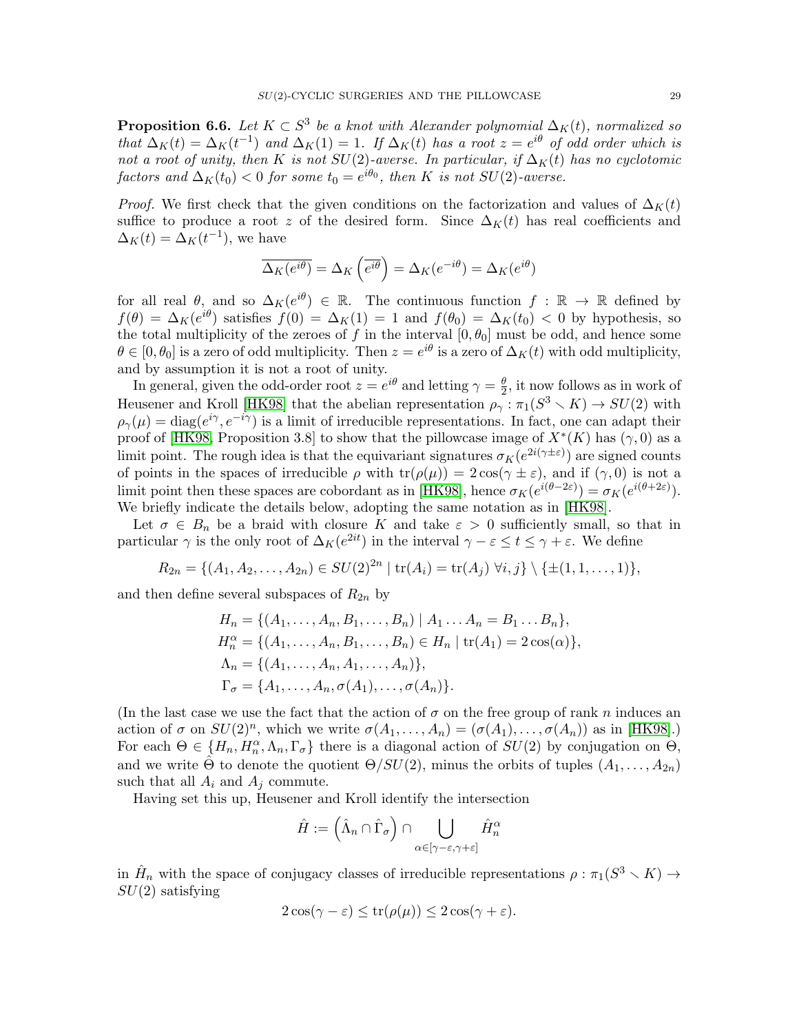**Proposition 6.6.** *Let $K \subset S^3$ be a knot with Alexander polynomial $\Delta_K(t)$, normalized so that $\Delta_K(t) = \Delta_K(t^{-1})$ and $\Delta_K(1) = 1$. If $\Delta_K(t)$ has a root $z = e^{i\theta}$ of odd order which is not a root of unity, then $K$ is not $SU(2)$-averse. In particular, if $\Delta_K(t)$ has no cyclotomic factors and $\Delta_K(t_0) < 0$ for some $t_0 = e^{i\theta_0}$, then $K$ is not $SU(2)$-averse.*

*Proof.* We first check that the given conditions on the factorization and values of $\Delta_K(t)$ suffice to produce a root $z$ of the desired form. Since $\Delta_K(t)$ has real coefficients and $\Delta_K(t) = \Delta_K(t^{-1})$, we have

$$\overline{\Delta_K(e^{i\theta})} = \Delta_K\left(\overline{e^{i\theta}}\right) = \Delta_K(e^{-i\theta}) = \Delta_K(e^{i\theta})$$

for all real $\theta$, and so $\Delta_K(e^{i\theta}) \in \mathbb{R}$. The continuous function $f : \mathbb{R} \to \mathbb{R}$ defined by $f(\theta) = \Delta_K(e^{i\theta})$ satisfies $f(0) = \Delta_K(1) = 1$ and $f(\theta_0) = \Delta_K(t_0) < 0$ by hypothesis, so the total multiplicity of the zeroes of $f$ in the interval $[0, \theta_0]$ must be odd, and hence some $\theta \in [0, \theta_0]$ is a zero of odd multiplicity. Then $z = e^{i\theta}$ is a zero of $\Delta_K(t)$ with odd multiplicity, and by assumption it is not a root of unity.

In general, given the odd-order root $z = e^{i\theta}$ and letting $\gamma = \frac{\theta}{2}$, it now follows as in work of Heusener and Kroll [HK98] that the abelian representation $\rho_\gamma : \pi_1(S^3 \setminus K) \to SU(2)$ with $\rho_\gamma(\mu) = \mathrm{diag}(e^{i\gamma}, e^{-i\gamma})$ is a limit of irreducible representations. In fact, one can adapt their proof of [HK98, Proposition 3.8] to show that the pillowcase image of $X^*(K)$ has $(\gamma, 0)$ as a limit point. The rough idea is that the equivariant signatures $\sigma_K(e^{2i(\gamma\pm\varepsilon)})$ are signed counts of points in the spaces of irreducible $\rho$ with $\mathrm{tr}(\rho(\mu)) = 2\cos(\gamma \pm \varepsilon)$, and if $(\gamma, 0)$ is not a limit point then these spaces are cobordant as in [HK98], hence $\sigma_K(e^{i(\theta-2\varepsilon)}) = \sigma_K(e^{i(\theta+2\varepsilon)})$. We briefly indicate the details below, adopting the same notation as in [HK98].

Let $\sigma \in B_n$ be a braid with closure $K$ and take $\varepsilon > 0$ sufficiently small, so that in particular $\gamma$ is the only root of $\Delta_K(e^{2it})$ in the interval $\gamma - \varepsilon \le t \le \gamma + \varepsilon$. We define

$$R_{2n} = \{(A_1, A_2, \dots, A_{2n}) \in SU(2)^{2n} \mid \mathrm{tr}(A_i) = \mathrm{tr}(A_j)\ \forall i, j\} \setminus \{\pm(1, 1, \dots, 1)\},$$

and then define several subspaces of $R_{2n}$ by

$$\begin{aligned}
H_n &= \{(A_1, \dots, A_n, B_1, \dots, B_n) \mid A_1 \dots A_n = B_1 \dots B_n\}, \\
H_n^\alpha &= \{(A_1, \dots, A_n, B_1, \dots, B_n) \in H_n \mid \mathrm{tr}(A_1) = 2\cos(\alpha)\}, \\
\Lambda_n &= \{(A_1, \dots, A_n, A_1, \dots, A_n)\}, \\
\Gamma_\sigma &= \{A_1, \dots, A_n, \sigma(A_1), \dots, \sigma(A_n)\}.
\end{aligned}$$

(In the last case we use the fact that the action of $\sigma$ on the free group of rank $n$ induces an action of $\sigma$ on $SU(2)^n$, which we write $\sigma(A_1, \dots, A_n) = (\sigma(A_1), \dots, \sigma(A_n))$ as in [HK98].) For each $\Theta \in \{H_n, H_n^\alpha, \Lambda_n, \Gamma_\sigma\}$ there is a diagonal action of $SU(2)$ by conjugation on $\Theta$, and we write $\hat{\Theta}$ to denote the quotient $\Theta/SU(2)$, minus the orbits of tuples $(A_1, \dots, A_{2n})$ such that all $A_i$ and $A_j$ commute.

Having set this up, Heusener and Kroll identify the intersection

$$\hat{H} := \left(\hat{\Lambda}_n \cap \hat{\Gamma}_\sigma\right) \cap \bigcup_{\alpha \in [\gamma-\varepsilon, \gamma+\varepsilon]} \hat{H}_n^\alpha$$

in $\hat{H}_n$ with the space of conjugacy classes of irreducible representations $\rho : \pi_1(S^3 \setminus K) \to SU(2)$ satisfying

$$2\cos(\gamma - \varepsilon) \le \mathrm{tr}(\rho(\mu)) \le 2\cos(\gamma + \varepsilon).$$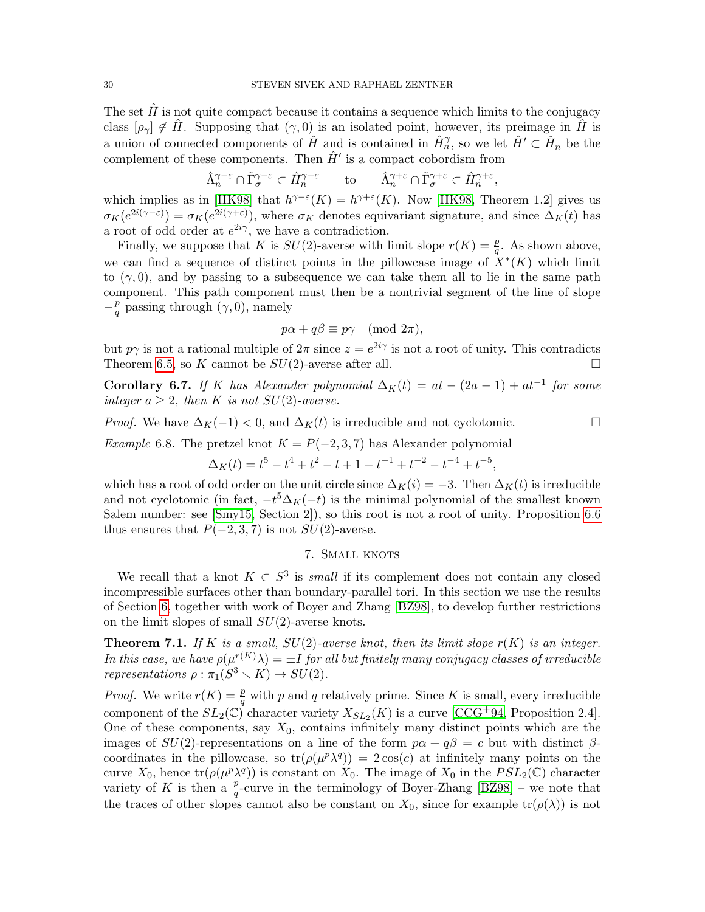The set $\hat{H}$ is not quite compact because it contains a sequence which limits to the conjugacy class $[\rho_\gamma] \notin \hat{H}$. Supposing that $(\gamma, 0)$ is an isolated point, however, its preimage in $\hat{H}$ is a union of connected components of $\hat{H}$ and is contained in $\hat{H}_n^\gamma$, so we let $\hat{H}' \subset \hat{H}_n$ be the complement of these components. Then $\hat{H}'$ is a compact cobordism from

$$\hat{\Lambda}_n^{\gamma-\varepsilon} \cap \tilde{\Gamma}_\sigma^{\gamma-\varepsilon} \subset \hat{H}_n^{\gamma-\varepsilon} \qquad \text{to} \qquad \hat{\Lambda}_n^{\gamma+\varepsilon} \cap \tilde{\Gamma}_\sigma^{\gamma+\varepsilon} \subset \hat{H}_n^{\gamma+\varepsilon},$$

which implies as in [HK98] that $h^{\gamma-\varepsilon}(K) = h^{\gamma+\varepsilon}(K)$. Now [HK98, Theorem 1.2] gives us $\sigma_K(e^{2i(\gamma-\varepsilon)}) = \sigma_K(e^{2i(\gamma+\varepsilon)})$, where $\sigma_K$ denotes equivariant signature, and since $\Delta_K(t)$ has a root of odd order at $e^{2i\gamma}$, we have a contradiction.

Finally, we suppose that $K$ is $SU(2)$-averse with limit slope $r(K) = \frac{p}{q}$. As shown above, we can find a sequence of distinct points in the pillowcase image of $X^*(K)$ which limit to $(\gamma, 0)$, and by passing to a subsequence we can take them all to lie in the same path component. This path component must then be a nontrivial segment of the line of slope $-\frac{p}{q}$ passing through $(\gamma, 0)$, namely

$$p\alpha + q\beta \equiv p\gamma \pmod{2\pi},$$

but $p\gamma$ is not a rational multiple of $2\pi$ since $z = e^{2i\gamma}$ is not a root of unity. This contradicts Theorem 6.5, so $K$ cannot be $SU(2)$-averse after all. $\square$

**Corollary 6.7.** *If $K$ has Alexander polynomial $\Delta_K(t) = at - (2a-1) + at^{-1}$ for some integer $a \geq 2$, then $K$ is not $SU(2)$-averse.*

*Proof.* We have $\Delta_K(-1) < 0$, and $\Delta_K(t)$ is irreducible and not cyclotomic. $\square$

*Example* 6.8. The pretzel knot $K = P(-2, 3, 7)$ has Alexander polynomial

$$\Delta_K(t) = t^5 - t^4 + t^2 - t + 1 - t^{-1} + t^{-2} - t^{-4} + t^{-5},$$

which has a root of odd order on the unit circle since $\Delta_K(i) = -3$. Then $\Delta_K(t)$ is irreducible and not cyclotomic (in fact, $-t^5\Delta_K(-t)$ is the minimal polynomial of the smallest known Salem number: see [Smy15, Section 2]), so this root is not a root of unity. Proposition 6.6 thus ensures that $P(-2, 3, 7)$ is not $SU(2)$-averse.

## 7. Small knots

We recall that a knot $K \subset S^3$ is *small* if its complement does not contain any closed incompressible surfaces other than boundary-parallel tori. In this section we use the results of Section 6, together with work of Boyer and Zhang [BZ98], to develop further restrictions on the limit slopes of small $SU(2)$-averse knots.

**Theorem 7.1.** *If $K$ is a small, $SU(2)$-averse knot, then its limit slope $r(K)$ is an integer. In this case, we have $\rho(\mu^{r(K)}\lambda) = \pm I$ for all but finitely many conjugacy classes of irreducible representations $\rho : \pi_1(S^3 \setminus K) \to SU(2)$.*

*Proof.* We write $r(K) = \frac{p}{q}$ with $p$ and $q$ relatively prime. Since $K$ is small, every irreducible component of the $SL_2(\mathbb{C})$ character variety $X_{SL_2}(K)$ is a curve [CCG+94, Proposition 2.4]. One of these components, say $X_0$, contains infinitely many distinct points which are the images of $SU(2)$-representations on a line of the form $p\alpha + q\beta = c$ but with distinct $\beta$-coordinates in the pillowcase, so $\mathrm{tr}(\rho(\mu^p\lambda^q)) = 2\cos(c)$ at infinitely many points on the curve $X_0$, hence $\mathrm{tr}(\rho(\mu^p\lambda^q))$ is constant on $X_0$. The image of $X_0$ in the $PSL_2(\mathbb{C})$ character variety of $K$ is then a $\frac{p}{q}$-curve in the terminology of Boyer-Zhang [BZ98] – we note that the traces of other slopes cannot also be constant on $X_0$, since for example $\mathrm{tr}(\rho(\lambda))$ is not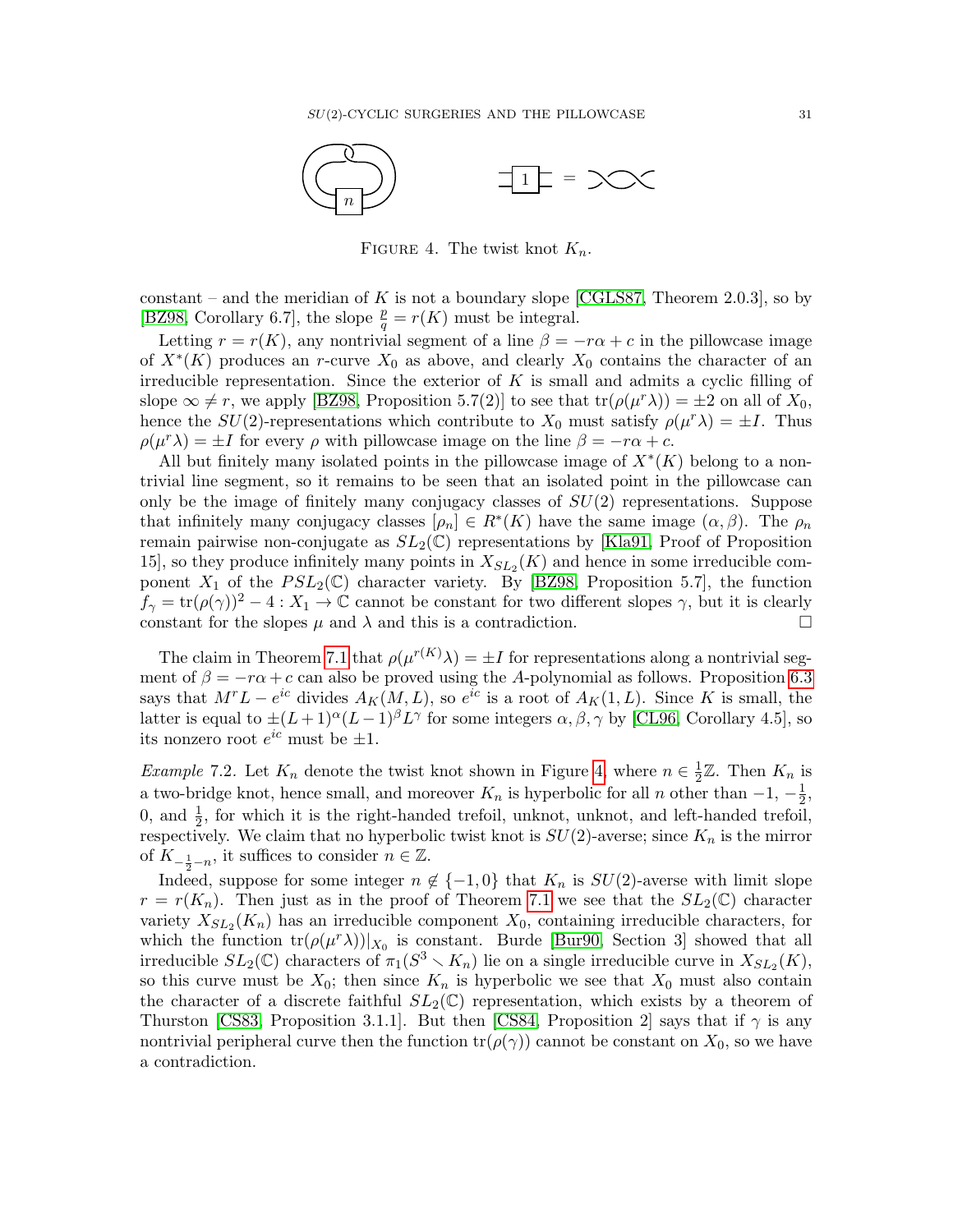FIGURE 4. The twist knot $K_n$.

constant – and the meridian of $K$ is not a boundary slope [CGLS87, Theorem 2.0.3], so by [BZ98, Corollary 6.7], the slope $\frac{p}{q} = r(K)$ must be integral.

Letting $r = r(K)$, any nontrivial segment of a line $\beta = -r\alpha + c$ in the pillowcase image of $X^*(K)$ produces an $r$-curve $X_0$ as above, and clearly $X_0$ contains the character of an irreducible representation. Since the exterior of $K$ is small and admits a cyclic filling of slope $\infty \neq r$, we apply [BZ98, Proposition 5.7(2)] to see that $\mathrm{tr}(\rho(\mu^r\lambda)) = \pm 2$ on all of $X_0$, hence the $SU(2)$-representations which contribute to $X_0$ must satisfy $\rho(\mu^r\lambda) = \pm I$. Thus $\rho(\mu^r\lambda) = \pm I$ for every $\rho$ with pillowcase image on the line $\beta = -r\alpha + c$.

All but finitely many isolated points in the pillowcase image of $X^*(K)$ belong to a nontrivial line segment, so it remains to be seen that an isolated point in the pillowcase can only be the image of finitely many conjugacy classes of $SU(2)$ representations. Suppose that infinitely many conjugacy classes $[\rho_n] \in R^*(K)$ have the same image $(\alpha, \beta)$. The $\rho_n$ remain pairwise non-conjugate as $SL_2(\mathbb{C})$ representations by [Kla91, Proof of Proposition 15], so they produce infinitely many points in $X_{SL_2}(K)$ and hence in some irreducible component $X_1$ of the $PSL_2(\mathbb{C})$ character variety. By [BZ98, Proposition 5.7], the function $f_\gamma = \mathrm{tr}(\rho(\gamma))^2 - 4 : X_1 \to \mathbb{C}$ cannot be constant for two different slopes $\gamma$, but it is clearly constant for the slopes $\mu$ and $\lambda$ and this is a contradiction. □

The claim in Theorem 7.1 that $\rho(\mu^{r(K)}\lambda) = \pm I$ for representations along a nontrivial segment of $\beta = -r\alpha + c$ can also be proved using the $A$-polynomial as follows. Proposition 6.3 says that $M^r L - e^{ic}$ divides $A_K(M, L)$, so $e^{ic}$ is a root of $A_K(1, L)$. Since $K$ is small, the latter is equal to $\pm(L+1)^\alpha(L-1)^\beta L^\gamma$ for some integers $\alpha, \beta, \gamma$ by [CL96, Corollary 4.5], so its nonzero root $e^{ic}$ must be $\pm 1$.

*Example* 7.2. Let $K_n$ denote the twist knot shown in Figure 4, where $n \in \frac{1}{2}\mathbb{Z}$. Then $K_n$ is a two-bridge knot, hence small, and moreover $K_n$ is hyperbolic for all $n$ other than $-1$, $-\frac{1}{2}$, $0$, and $\frac{1}{2}$, for which it is the right-handed trefoil, unknot, unknot, and left-handed trefoil, respectively. We claim that no hyperbolic twist knot is $SU(2)$-averse; since $K_n$ is the mirror of $K_{-\frac{1}{2}-n}$, it suffices to consider $n \in \mathbb{Z}$.

Indeed, suppose for some integer $n \notin \{-1, 0\}$ that $K_n$ is $SU(2)$-averse with limit slope $r = r(K_n)$. Then just as in the proof of Theorem 7.1 we see that the $SL_2(\mathbb{C})$ character variety $X_{SL_2}(K_n)$ has an irreducible component $X_0$, containing irreducible characters, for which the function $\mathrm{tr}(\rho(\mu^r\lambda))|_{X_0}$ is constant. Burde [Bur90, Section 3] showed that all irreducible $SL_2(\mathbb{C})$ characters of $\pi_1(S^3 \setminus K_n)$ lie on a single irreducible curve in $X_{SL_2}(K)$, so this curve must be $X_0$; then since $K_n$ is hyperbolic we see that $X_0$ must also contain the character of a discrete faithful $SL_2(\mathbb{C})$ representation, which exists by a theorem of Thurston [CS83, Proposition 3.1.1]. But then [CS84, Proposition 2] says that if $\gamma$ is any nontrivial peripheral curve then the function $\mathrm{tr}(\rho(\gamma))$ cannot be constant on $X_0$, so we have a contradiction.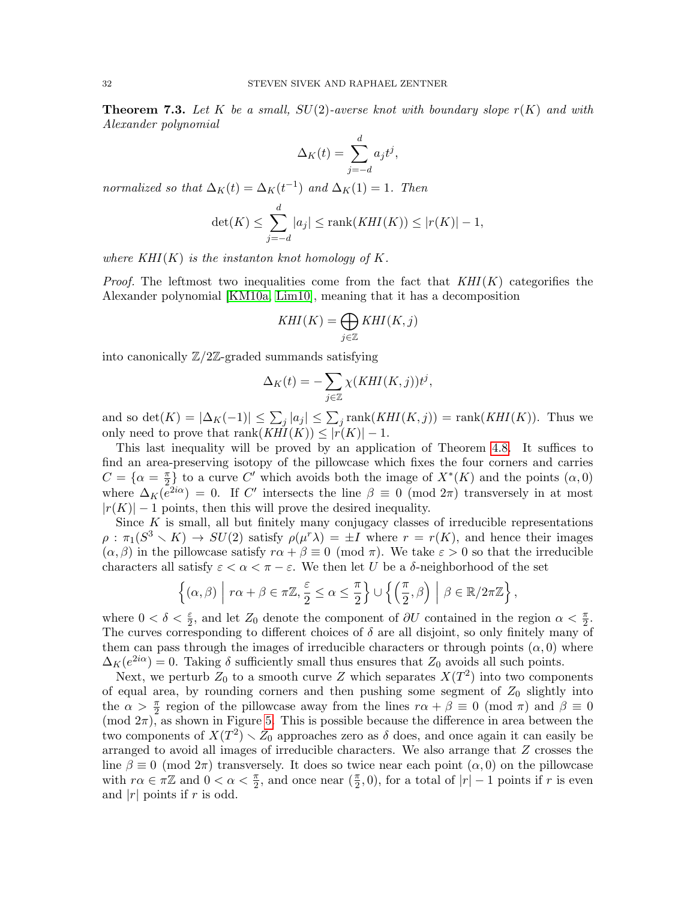**Theorem 7.3.** *Let $K$ be a small, $SU(2)$-averse knot with boundary slope $r(K)$ and with Alexander polynomial*

$$\Delta_K(t) = \sum_{j=-d}^{d} a_j t^j,$$

*normalized so that $\Delta_K(t) = \Delta_K(t^{-1})$ and $\Delta_K(1) = 1$. Then*

$$\det(K) \le \sum_{j=-d}^{d} |a_j| \le \operatorname{rank}(KHI(K)) \le |r(K)| - 1,$$

*where $KHI(K)$ is the instanton knot homology of $K$.*

*Proof.* The leftmost two inequalities come from the fact that $KHI(K)$ categorifies the Alexander polynomial [KM10a, Lim10], meaning that it has a decomposition

$$KHI(K) = \bigoplus_{j\in\mathbb{Z}} KHI(K,j)$$

into canonically $\mathbb{Z}/2\mathbb{Z}$-graded summands satisfying

$$\Delta_K(t) = -\sum_{j\in\mathbb{Z}} \chi(KHI(K,j))t^j,$$

and so $\det(K) = |\Delta_K(-1)| \le \sum_j |a_j| \le \sum_j \operatorname{rank}(KHI(K,j)) = \operatorname{rank}(KHI(K))$. Thus we only need to prove that $\operatorname{rank}(KHI(K)) \le |r(K)| - 1$.

This last inequality will be proved by an application of Theorem 4.8. It suffices to find an area-preserving isotopy of the pillowcase which fixes the four corners and carries $C = \{\alpha = \frac{\pi}{2}\}$ to a curve $C'$ which avoids both the image of $X^*(K)$ and the points $(\alpha, 0)$ where $\Delta_K(e^{2i\alpha}) = 0$. If $C'$ intersects the line $\beta \equiv 0 \pmod{2\pi}$ transversely in at most $|r(K)| - 1$ points, then this will prove the desired inequality.

Since $K$ is small, all but finitely many conjugacy classes of irreducible representations $\rho : \pi_1(S^3 \smallsetminus K) \to SU(2)$ satisfy $\rho(\mu^r\lambda) = \pm I$ where $r = r(K)$, and hence their images $(\alpha, \beta)$ in the pillowcase satisfy $r\alpha + \beta \equiv 0 \pmod{\pi}$. We take $\varepsilon > 0$ so that the irreducible characters all satisfy $\varepsilon < \alpha < \pi - \varepsilon$. We then let $U$ be a $\delta$-neighborhood of the set

$$\left\{(\alpha, \beta) \;\middle|\; r\alpha + \beta \in \pi\mathbb{Z}, \frac{\varepsilon}{2} \le \alpha \le \frac{\pi}{2}\right\} \cup \left\{\left(\frac{\pi}{2}, \beta\right) \;\middle|\; \beta \in \mathbb{R}/2\pi\mathbb{Z}\right\},$$

where $0 < \delta < \frac{\varepsilon}{2}$, and let $Z_0$ denote the component of $\partial U$ contained in the region $\alpha < \frac{\pi}{2}$. The curves corresponding to different choices of $\delta$ are all disjoint, so only finitely many of them can pass through the images of irreducible characters or through points $(\alpha, 0)$ where $\Delta_K(e^{2i\alpha}) = 0$. Taking $\delta$ sufficiently small thus ensures that $Z_0$ avoids all such points.

Next, we perturb $Z_0$ to a smooth curve $Z$ which separates $X(T^2)$ into two components of equal area, by rounding corners and then pushing some segment of $Z_0$ slightly into the $\alpha > \frac{\pi}{2}$ region of the pillowcase away from the lines $r\alpha + \beta \equiv 0 \pmod{\pi}$ and $\beta \equiv 0 \pmod{2\pi}$, as shown in Figure 5. This is possible because the difference in area between the two components of $X(T^2) \smallsetminus Z_0$ approaches zero as $\delta$ does, and once again it can easily be arranged to avoid all images of irreducible characters. We also arrange that $Z$ crosses the line $\beta \equiv 0 \pmod{2\pi}$ transversely. It does so twice near each point $(\alpha, 0)$ on the pillowcase with $r\alpha \in \pi\mathbb{Z}$ and $0 < \alpha < \frac{\pi}{2}$, and once near $(\frac{\pi}{2}, 0)$, for a total of $|r| - 1$ points if $r$ is even and $|r|$ points if $r$ is odd.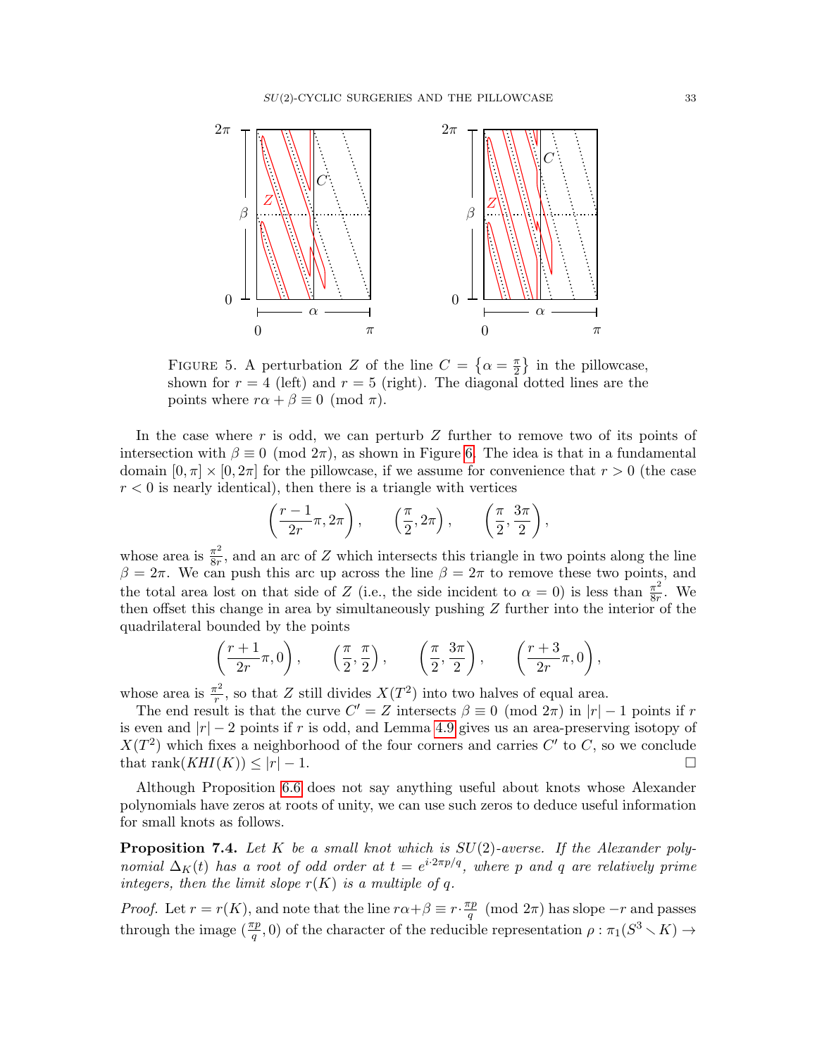FIGURE 5. A perturbation $Z$ of the line $C = \left\{\alpha = \frac{\pi}{2}\right\}$ in the pillowcase, shown for $r = 4$ (left) and $r = 5$ (right). The diagonal dotted lines are the points where $r\alpha + \beta \equiv 0 \pmod{\pi}$.

In the case where $r$ is odd, we can perturb $Z$ further to remove two of its points of intersection with $\beta \equiv 0 \pmod{2\pi}$, as shown in Figure 6. The idea is that in a fundamental domain $[0, \pi] \times [0, 2\pi]$ for the pillowcase, if we assume for convenience that $r > 0$ (the case $r < 0$ is nearly identical), then there is a triangle with vertices

$$\left(\frac{r-1}{2r}\pi, 2\pi\right), \qquad \left(\frac{\pi}{2}, 2\pi\right), \qquad \left(\frac{\pi}{2}, \frac{3\pi}{2}\right),$$

whose area is $\frac{\pi^2}{8r}$, and an arc of $Z$ which intersects this triangle in two points along the line $\beta = 2\pi$. We can push this arc up across the line $\beta = 2\pi$ to remove these two points, and the total area lost on that side of $Z$ (i.e., the side incident to $\alpha = 0$) is less than $\frac{\pi^2}{8r}$. We then offset this change in area by simultaneously pushing $Z$ further into the interior of the quadrilateral bounded by the points

$$\left(\frac{r+1}{2r}\pi, 0\right), \qquad \left(\frac{\pi}{2}, \frac{\pi}{2}\right), \qquad \left(\frac{\pi}{2}, \frac{3\pi}{2}\right), \qquad \left(\frac{r+3}{2r}\pi, 0\right),$$

whose area is $\frac{\pi^2}{r}$, so that $Z$ still divides $X(T^2)$ into two halves of equal area.

The end result is that the curve $C' = Z$ intersects $\beta \equiv 0 \pmod{2\pi}$ in $|r| - 1$ points if $r$ is even and $|r| - 2$ points if $r$ is odd, and Lemma 4.9 gives us an area-preserving isotopy of $X(T^2)$ which fixes a neighborhood of the four corners and carries $C'$ to $C$, so we conclude that $\operatorname{rank}(KHI(K)) \leq |r| - 1$. $\square$

Although Proposition 6.6 does not say anything useful about knots whose Alexander polynomials have zeros at roots of unity, we can use such zeros to deduce useful information for small knots as follows.

**Proposition 7.4.** *Let $K$ be a small knot which is $SU(2)$-averse. If the Alexander polynomial $\Delta_K(t)$ has a root of odd order at $t = e^{i \cdot 2\pi p/q}$, where $p$ and $q$ are relatively prime integers, then the limit slope $r(K)$ is a multiple of $q$.*

*Proof.* Let $r = r(K)$, and note that the line $r\alpha + \beta \equiv r \cdot \frac{\pi p}{q} \pmod{2\pi}$ has slope $-r$ and passes through the image $(\frac{\pi p}{q}, 0)$ of the character of the reducible representation $\rho : \pi_1(S^3 \setminus K) \to$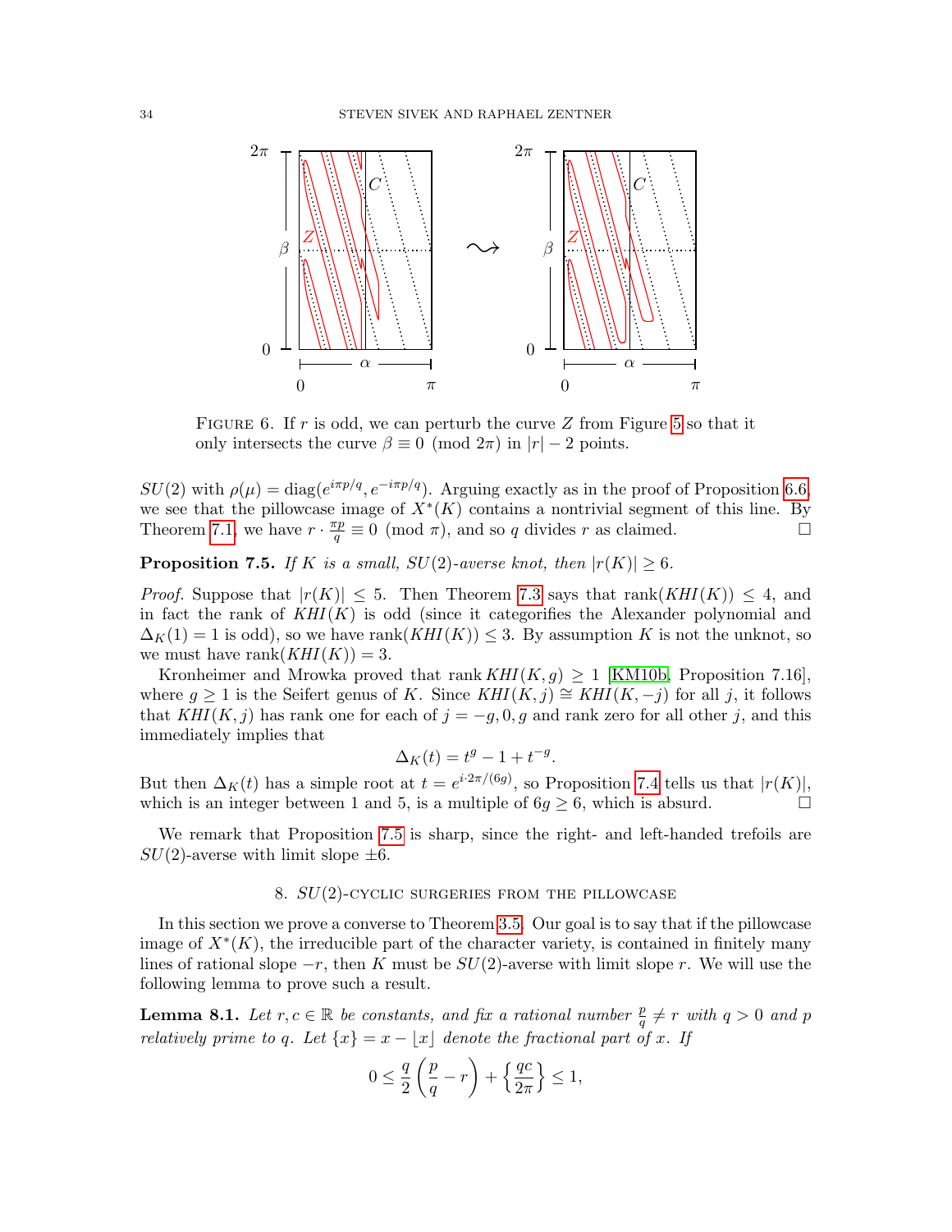FIGURE 6. If $r$ is odd, we can perturb the curve $Z$ from Figure 5 so that it only intersects the curve $\beta \equiv 0 \pmod{2\pi}$ in $|r| - 2$ points.

$SU(2)$ with $\rho(\mu) = \mathrm{diag}(e^{i\pi p/q}, e^{-i\pi p/q})$. Arguing exactly as in the proof of Proposition 6.6, we see that the pillowcase image of $X^*(K)$ contains a nontrivial segment of this line. By Theorem 7.1, we have $r \cdot \frac{\pi p}{q} \equiv 0 \pmod{\pi}$, and so $q$ divides $r$ as claimed. □

**Proposition 7.5.** *If $K$ is a small, $SU(2)$-averse knot, then $|r(K)| \geq 6$.*

*Proof.* Suppose that $|r(K)| \leq 5$. Then Theorem 7.3 says that $\mathrm{rank}(KHI(K)) \leq 4$, and in fact the rank of $KHI(K)$ is odd (since it categorifies the Alexander polynomial and $\Delta_K(1) = 1$ is odd), so we have $\mathrm{rank}(KHI(K)) \leq 3$. By assumption $K$ is not the unknot, so we must have $\mathrm{rank}(KHI(K)) = 3$.

Kronheimer and Mrowka proved that $\mathrm{rank}\, KHI(K, g) \geq 1$ [KM10b, Proposition 7.16], where $g \geq 1$ is the Seifert genus of $K$. Since $KHI(K, j) \cong KHI(K, -j)$ for all $j$, it follows that $KHI(K, j)$ has rank one for each of $j = -g, 0, g$ and rank zero for all other $j$, and this immediately implies that

$$\Delta_K(t) = t^g - 1 + t^{-g}.$$

But then $\Delta_K(t)$ has a simple root at $t = e^{i \cdot 2\pi/(6g)}$, so Proposition 7.4 tells us that $|r(K)|$, which is an integer between 1 and 5, is a multiple of $6g \geq 6$, which is absurd. □

We remark that Proposition 7.5 is sharp, since the right- and left-handed trefoils are $SU(2)$-averse with limit slope $\pm 6$.

## 8. $SU(2)$-cyclic surgeries from the pillowcase

In this section we prove a converse to Theorem 3.5. Our goal is to say that if the pillowcase image of $X^*(K)$, the irreducible part of the character variety, is contained in finitely many lines of rational slope $-r$, then $K$ must be $SU(2)$-averse with limit slope $r$. We will use the following lemma to prove such a result.

**Lemma 8.1.** *Let $r, c \in \mathbb{R}$ be constants, and fix a rational number $\frac{p}{q} \neq r$ with $q > 0$ and $p$ relatively prime to $q$. Let $\{x\} = x - \lfloor x \rfloor$ denote the fractional part of $x$. If*

$$0 \leq \frac{q}{2}\left(\frac{p}{q} - r\right) + \left\{\frac{qc}{2\pi}\right\} \leq 1,$$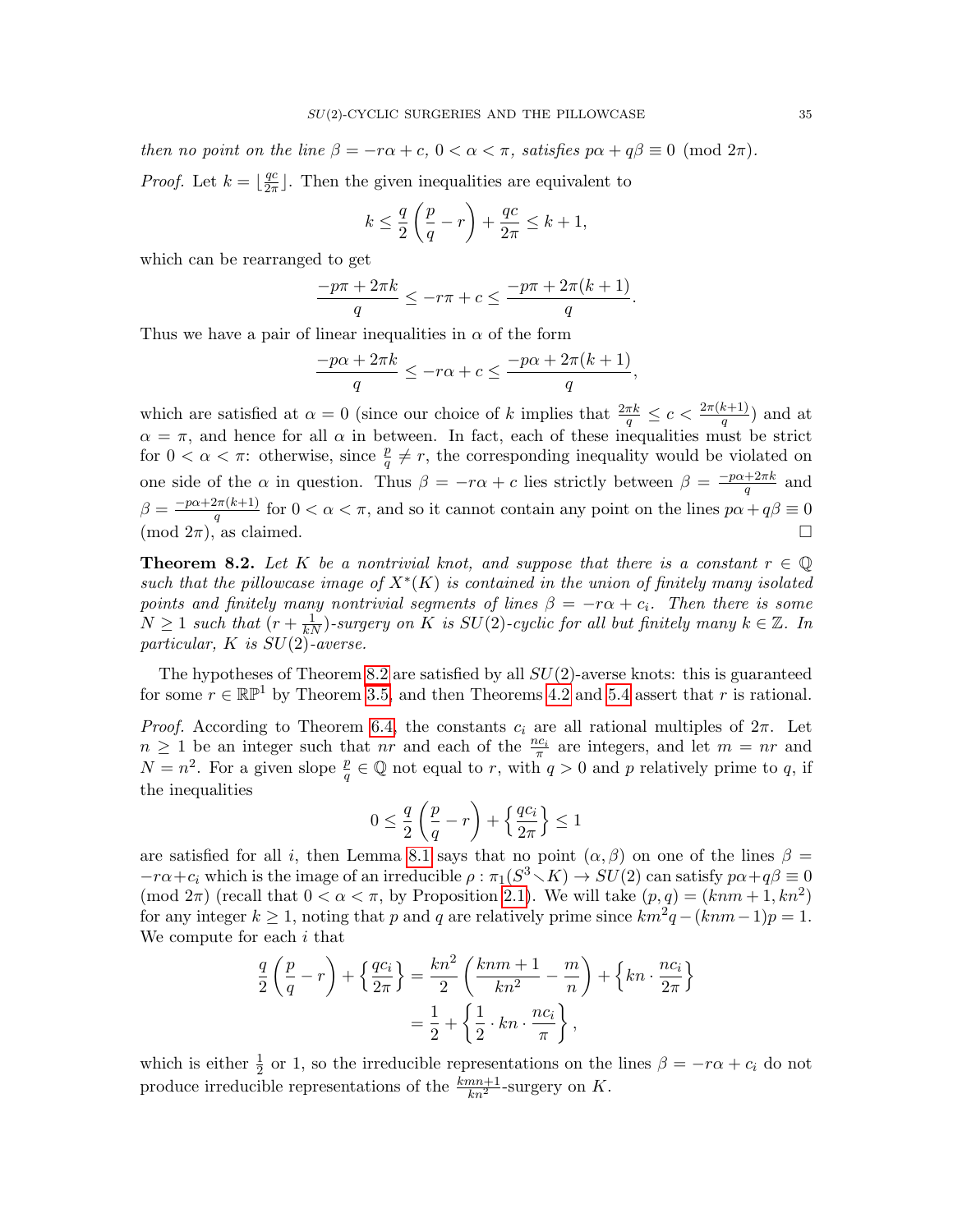*then no point on the line $\beta = -r\alpha + c$, $0 < \alpha < \pi$, satisfies $p\alpha + q\beta \equiv 0 \pmod{2\pi}$.*

*Proof.* Let $k = \lfloor \frac{qc}{2\pi} \rfloor$. Then the given inequalities are equivalent to

$$k \leq \frac{q}{2}\left(\frac{p}{q} - r\right) + \frac{qc}{2\pi} \leq k+1,$$

which can be rearranged to get

$$\frac{-p\pi + 2\pi k}{q} \leq -r\pi + c \leq \frac{-p\pi + 2\pi(k+1)}{q}.$$

Thus we have a pair of linear inequalities in $\alpha$ of the form

$$\frac{-p\alpha + 2\pi k}{q} \leq -r\alpha + c \leq \frac{-p\alpha + 2\pi(k+1)}{q},$$

which are satisfied at $\alpha = 0$ (since our choice of $k$ implies that $\frac{2\pi k}{q} \leq c < \frac{2\pi(k+1)}{q}$) and at $\alpha = \pi$, and hence for all $\alpha$ in between. In fact, each of these inequalities must be strict for $0 < \alpha < \pi$: otherwise, since $\frac{p}{q} \neq r$, the corresponding inequality would be violated on one side of the $\alpha$ in question. Thus $\beta = -r\alpha + c$ lies strictly between $\beta = \frac{-p\alpha + 2\pi k}{q}$ and $\beta = \frac{-p\alpha+2\pi(k+1)}{q}$ for $0 < \alpha < \pi$, and so it cannot contain any point on the lines $p\alpha + q\beta \equiv 0 \pmod{2\pi}$, as claimed. $\square$

**Theorem 8.2.** *Let $K$ be a nontrivial knot, and suppose that there is a constant $r \in \mathbb{Q}$ such that the pillowcase image of $X^*(K)$ is contained in the union of finitely many isolated points and finitely many nontrivial segments of lines $\beta = -r\alpha + c_i$. Then there is some $N \geq 1$ such that $(r + \frac{1}{kN})$-surgery on $K$ is $SU(2)$-cyclic for all but finitely many $k \in \mathbb{Z}$. In particular, $K$ is $SU(2)$-averse.*

The hypotheses of Theorem 8.2 are satisfied by all $SU(2)$-averse knots: this is guaranteed for some $r \in \mathbb{RP}^1$ by Theorem 3.5, and then Theorems 4.2 and 5.4 assert that $r$ is rational.

*Proof.* According to Theorem 6.4, the constants $c_i$ are all rational multiples of $2\pi$. Let $n \geq 1$ be an integer such that $nr$ and each of the $\frac{nc_i}{\pi}$ are integers, and let $m = nr$ and $N = n^2$. For a given slope $\frac{p}{q} \in \mathbb{Q}$ not equal to $r$, with $q > 0$ and $p$ relatively prime to $q$, if the inequalities

$$0 \leq \frac{q}{2}\left(\frac{p}{q} - r\right) + \left\{\frac{qc_i}{2\pi}\right\} \leq 1$$

are satisfied for all $i$, then Lemma 8.1 says that no point $(\alpha, \beta)$ on one of the lines $\beta = -r\alpha + c_i$ which is the image of an irreducible $\rho : \pi_1(S^3 \setminus K) \to SU(2)$ can satisfy $p\alpha + q\beta \equiv 0 \pmod{2\pi}$ (recall that $0 < \alpha < \pi$, by Proposition 2.1). We will take $(p, q) = (knm + 1, kn^2)$ for any integer $k \geq 1$, noting that $p$ and $q$ are relatively prime since $km^2q - (knm-1)p = 1$. We compute for each $i$ that

$$\begin{aligned}
\frac{q}{2}\left(\frac{p}{q} - r\right) + \left\{\frac{qc_i}{2\pi}\right\} &= \frac{kn^2}{2}\left(\frac{knm+1}{kn^2} - \frac{m}{n}\right) + \left\{kn \cdot \frac{nc_i}{2\pi}\right\} \\
&= \frac{1}{2} + \left\{\frac{1}{2} \cdot kn \cdot \frac{nc_i}{\pi}\right\},
\end{aligned}$$

which is either $\frac{1}{2}$ or 1, so the irreducible representations on the lines $\beta = -r\alpha + c_i$ do not produce irreducible representations of the $\frac{kmn+1}{kn^2}$-surgery on $K$.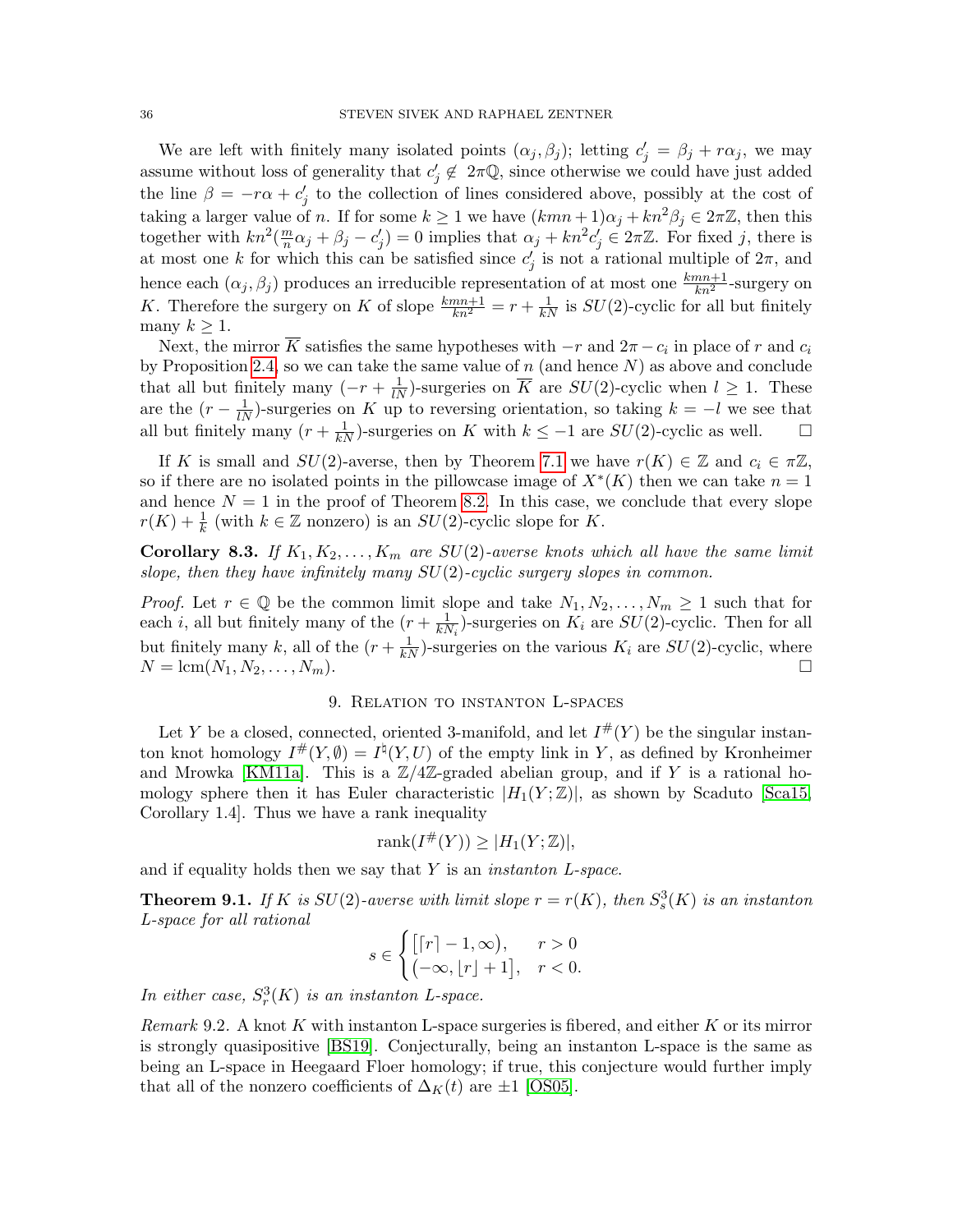We are left with finitely many isolated points $(\alpha_j, \beta_j)$; letting $c'_j = \beta_j + r\alpha_j$, we may assume without loss of generality that $c'_j \notin 2\pi\mathbb{Q}$, since otherwise we could have just added the line $\beta = -r\alpha + c'_j$ to the collection of lines considered above, possibly at the cost of taking a larger value of $n$. If for some $k \geq 1$ we have $(kmn+1)\alpha_j + kn^2\beta_j \in 2\pi\mathbb{Z}$, then this together with $kn^2(\frac{m}{n}\alpha_j + \beta_j - c'_j) = 0$ implies that $\alpha_j + kn^2 c'_j \in 2\pi\mathbb{Z}$. For fixed $j$, there is at most one $k$ for which this can be satisfied since $c'_j$ is not a rational multiple of $2\pi$, and hence each $(\alpha_j, \beta_j)$ produces an irreducible representation of at most one $\frac{kmn+1}{kn^2}$-surgery on $K$. Therefore the surgery on $K$ of slope $\frac{kmn+1}{kn^2} = r + \frac{1}{kN}$ is $SU(2)$-cyclic for all but finitely many $k \geq 1$.

Next, the mirror $\overline{K}$ satisfies the same hypotheses with $-r$ and $2\pi - c_i$ in place of $r$ and $c_i$ by Proposition 2.4, so we can take the same value of $n$ (and hence $N$) as above and conclude that all but finitely many $(-r + \frac{1}{lN})$-surgeries on $\overline{K}$ are $SU(2)$-cyclic when $l \geq 1$. These are the $(r - \frac{1}{lN})$-surgeries on $K$ up to reversing orientation, so taking $k = -l$ we see that all but finitely many $(r + \frac{1}{kN})$-surgeries on $K$ with $k \leq -1$ are $SU(2)$-cyclic as well. $\square$

If $K$ is small and $SU(2)$-averse, then by Theorem 7.1 we have $r(K) \in \mathbb{Z}$ and $c_i \in \pi\mathbb{Z}$, so if there are no isolated points in the pillowcase image of $X^*(K)$ then we can take $n = 1$ and hence $N = 1$ in the proof of Theorem 8.2. In this case, we conclude that every slope $r(K) + \frac{1}{k}$ (with $k \in \mathbb{Z}$ nonzero) is an $SU(2)$-cyclic slope for $K$.

**Corollary 8.3.** *If $K_1, K_2, \ldots, K_m$ are $SU(2)$-averse knots which all have the same limit slope, then they have infinitely many $SU(2)$-cyclic surgery slopes in common.*

*Proof.* Let $r \in \mathbb{Q}$ be the common limit slope and take $N_1, N_2, \ldots, N_m \geq 1$ such that for each $i$, all but finitely many of the $(r + \frac{1}{kN_i})$-surgeries on $K_i$ are $SU(2)$-cyclic. Then for all but finitely many $k$, all of the $(r + \frac{1}{kN})$-surgeries on the various $K_i$ are $SU(2)$-cyclic, where $N = \operatorname{lcm}(N_1, N_2, \ldots, N_m)$. $\square$

## 9. Relation to instanton L-spaces

Let $Y$ be a closed, connected, oriented 3-manifold, and let $I^\#(Y)$ be the singular instanton knot homology $I^\#(Y, \emptyset) = I^\natural(Y, U)$ of the empty link in $Y$, as defined by Kronheimer and Mrowka [KM11a]. This is a $\mathbb{Z}/4\mathbb{Z}$-graded abelian group, and if $Y$ is a rational homology sphere then it has Euler characteristic $|H_1(Y;\mathbb{Z})|$, as shown by Scaduto [Sca15, Corollary 1.4]. Thus we have a rank inequality

$$\operatorname{rank}(I^\#(Y)) \geq |H_1(Y;\mathbb{Z})|,$$

and if equality holds then we say that $Y$ is an *instanton L-space*.

**Theorem 9.1.** *If $K$ is $SU(2)$-averse with limit slope $r = r(K)$, then $S^3_s(K)$ is an instanton L-space for all rational*

$$s \in \begin{cases} \big[\lceil r \rceil - 1, \infty\big), & r > 0 \\ \big(-\infty, \lfloor r \rfloor + 1\big], & r < 0. \end{cases}$$

*In either case, $S^3_r(K)$ is an instanton L-space.*

*Remark* 9.2. A knot $K$ with instanton L-space surgeries is fibered, and either $K$ or its mirror is strongly quasipositive [BS19]. Conjecturally, being an instanton L-space is the same as being an L-space in Heegaard Floer homology; if true, this conjecture would further imply that all of the nonzero coefficients of $\Delta_K(t)$ are $\pm 1$ [OS05].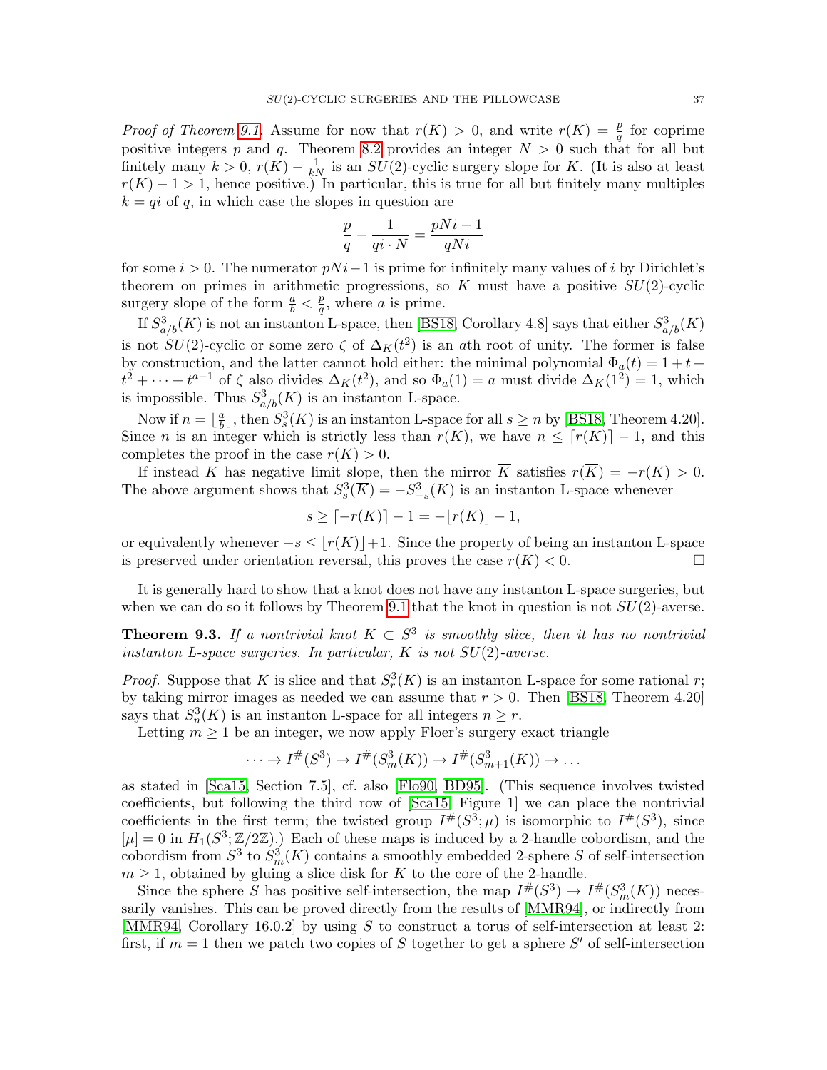*Proof of Theorem 9.1.* Assume for now that $r(K) > 0$, and write $r(K) = \frac{p}{q}$ for coprime positive integers $p$ and $q$. Theorem 8.2 provides an integer $N > 0$ such that for all but finitely many $k > 0$, $r(K) - \frac{1}{kN}$ is an $SU(2)$-cyclic surgery slope for $K$. (It is also at least $r(K) - 1 > 1$, hence positive.) In particular, this is true for all but finitely many multiples $k = qi$ of $q$, in which case the slopes in question are

$$\frac{p}{q} - \frac{1}{qi \cdot N} = \frac{pNi - 1}{qNi}$$

for some $i > 0$. The numerator $pNi - 1$ is prime for infinitely many values of $i$ by Dirichlet's theorem on primes in arithmetic progressions, so $K$ must have a positive $SU(2)$-cyclic surgery slope of the form $\frac{a}{b} < \frac{p}{q}$, where $a$ is prime.

If $S^3_{a/b}(K)$ is not an instanton L-space, then [BS18, Corollary 4.8] says that either $S^3_{a/b}(K)$ is not $SU(2)$-cyclic or some zero $\zeta$ of $\Delta_K(t^2)$ is an $a$th root of unity. The former is false by construction, and the latter cannot hold either: the minimal polynomial $\Phi_a(t) = 1 + t + t^2 + \cdots + t^{a-1}$ of $\zeta$ also divides $\Delta_K(t^2)$, and so $\Phi_a(1) = a$ must divide $\Delta_K(1^2) = 1$, which is impossible. Thus $S^3_{a/b}(K)$ is an instanton L-space.

Now if $n = \lfloor \frac{a}{b} \rfloor$, then $S^3_s(K)$ is an instanton L-space for all $s \geq n$ by [BS18, Theorem 4.20]. Since $n$ is an integer which is strictly less than $r(K)$, we have $n \leq \lceil r(K) \rceil - 1$, and this completes the proof in the case $r(K) > 0$.

If instead $K$ has negative limit slope, then the mirror $\overline{K}$ satisfies $r(\overline{K}) = -r(K) > 0$. The above argument shows that $S^3_s(\overline{K}) = -S^3_{-s}(K)$ is an instanton L-space whenever

$$s \geq \lceil -r(K) \rceil - 1 = -\lfloor r(K) \rfloor - 1,$$

or equivalently whenever $-s \leq \lfloor r(K) \rfloor + 1$. Since the property of being an instanton L-space is preserved under orientation reversal, this proves the case $r(K) < 0$. $\square$

It is generally hard to show that a knot does not have any instanton L-space surgeries, but when we can do so it follows by Theorem 9.1 that the knot in question is not $SU(2)$-averse.

**Theorem 9.3.** *If a nontrivial knot $K \subset S^3$ is smoothly slice, then it has no nontrivial instanton L-space surgeries. In particular, $K$ is not $SU(2)$-averse.*

*Proof.* Suppose that $K$ is slice and that $S^3_r(K)$ is an instanton L-space for some rational $r$; by taking mirror images as needed we can assume that $r > 0$. Then [BS18, Theorem 4.20] says that $S^3_n(K)$ is an instanton L-space for all integers $n \geq r$.

Letting $m \geq 1$ be an integer, we now apply Floer's surgery exact triangle

$$\cdots \to I^\#(S^3) \to I^\#(S^3_m(K)) \to I^\#(S^3_{m+1}(K)) \to \ldots$$

as stated in [Sca15, Section 7.5], cf. also [Flo90, BD95]. (This sequence involves twisted coefficients, but following the third row of [Sca15, Figure 1] we can place the nontrivial coefficients in the first term; the twisted group $I^\#(S^3;\mu)$ is isomorphic to $I^\#(S^3)$, since $[\mu] = 0$ in $H_1(S^3;\mathbb{Z}/2\mathbb{Z})$.) Each of these maps is induced by a 2-handle cobordism, and the cobordism from $S^3$ to $S^3_m(K)$ contains a smoothly embedded 2-sphere $S$ of self-intersection $m \geq 1$, obtained by gluing a slice disk for $K$ to the core of the 2-handle.

Since the sphere $S$ has positive self-intersection, the map $I^\#(S^3) \to I^\#(S^3_m(K))$ necessarily vanishes. This can be proved directly from the results of [MMR94], or indirectly from [MMR94, Corollary 16.0.2] by using $S$ to construct a torus of self-intersection at least 2: first, if $m = 1$ then we patch two copies of $S$ together to get a sphere $S'$ of self-intersection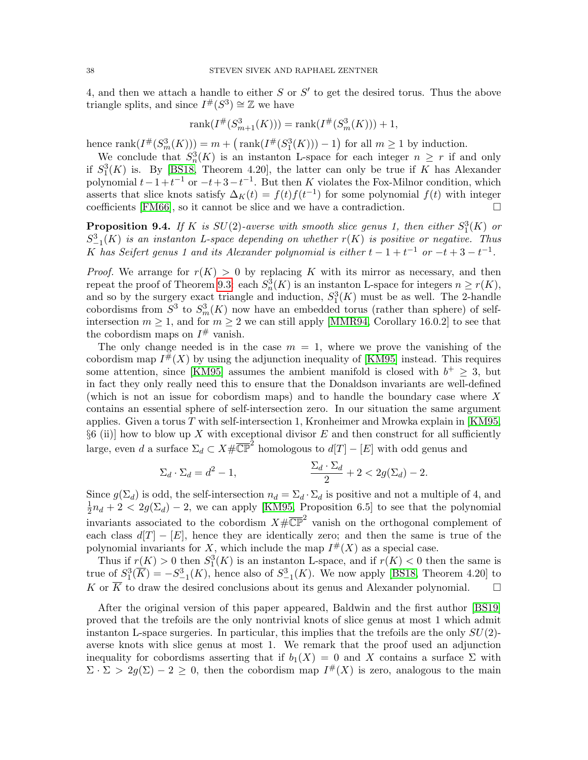4, and then we attach a handle to either $S$ or $S'$ to get the desired torus. Thus the above triangle splits, and since $I^\#(S^3) \cong \mathbb{Z}$ we have

$$\mathrm{rank}(I^\#(S^3_{m+1}(K))) = \mathrm{rank}(I^\#(S^3_m(K))) + 1,$$

hence $\mathrm{rank}(I^\#(S^3_m(K))) = m + \big(\mathrm{rank}(I^\#(S^3_1(K))) - 1\big)$ for all $m \geq 1$ by induction.

We conclude that $S^3_n(K)$ is an instanton L-space for each integer $n \geq r$ if and only if $S^3_1(K)$ is. By [BS18, Theorem 4.20], the latter can only be true if $K$ has Alexander polynomial $t - 1 + t^{-1}$ or $-t + 3 - t^{-1}$. But then $K$ violates the Fox-Milnor condition, which asserts that slice knots satisfy $\Delta_K(t) = f(t)f(t^{-1})$ for some polynomial $f(t)$ with integer coefficients [FM66], so it cannot be slice and we have a contradiction. $\square$

**Proposition 9.4.** *If $K$ is $SU(2)$-averse with smooth slice genus 1, then either $S^3_1(K)$ or $S^3_{-1}(K)$ is an instanton L-space depending on whether $r(K)$ is positive or negative. Thus $K$ has Seifert genus 1 and its Alexander polynomial is either $t - 1 + t^{-1}$ or $-t + 3 - t^{-1}$.*

*Proof.* We arrange for $r(K) > 0$ by replacing $K$ with its mirror as necessary, and then repeat the proof of Theorem 9.3: each $S^3_n(K)$ is an instanton L-space for integers $n \geq r(K)$, and so by the surgery exact triangle and induction, $S^3_1(K)$ must be as well. The 2-handle cobordisms from $S^3$ to $S^3_m(K)$ now have an embedded torus (rather than sphere) of self-intersection $m \geq 1$, and for $m \geq 2$ we can still apply [MMR94, Corollary 16.0.2] to see that the cobordism maps on $I^\#$ vanish.

The only change needed is in the case $m = 1$, where we prove the vanishing of the cobordism map $I^\#(X)$ by using the adjunction inequality of [KM95] instead. This requires some attention, since [KM95] assumes the ambient manifold is closed with $b^+ \geq 3$, but in fact they only really need this to ensure that the Donaldson invariants are well-defined (which is not an issue for cobordism maps) and to handle the boundary case where $X$ contains an essential sphere of self-intersection zero. In our situation the same argument applies. Given a torus $T$ with self-intersection 1, Kronheimer and Mrowka explain in [KM95, §6 (ii)] how to blow up $X$ with exceptional divisor $E$ and then construct for all sufficiently large, even $d$ a surface $\Sigma_d \subset X \# \overline{\mathbb{CP}}^2$ homologous to $d[T] - [E]$ with odd genus and

$$\Sigma_d \cdot \Sigma_d = d^2 - 1, \qquad\qquad \frac{\Sigma_d \cdot \Sigma_d}{2} + 2 < 2g(\Sigma_d) - 2.$$

Since $g(\Sigma_d)$ is odd, the self-intersection $n_d = \Sigma_d \cdot \Sigma_d$ is positive and not a multiple of 4, and $\frac{1}{2} n_d + 2 < 2g(\Sigma_d) - 2$, we can apply [KM95, Proposition 6.5] to see that the polynomial invariants associated to the cobordism $X \# \overline{\mathbb{CP}}^2$ vanish on the orthogonal complement of each class $d[T] - [E]$, hence they are identically zero; and then the same is true of the polynomial invariants for $X$, which include the map $I^\#(X)$ as a special case.

Thus if $r(K) > 0$ then $S^3_1(K)$ is an instanton L-space, and if $r(K) < 0$ then the same is true of $S^3_1(\overline{K}) = -S^3_{-1}(K)$, hence also of $S^3_{-1}(K)$. We now apply [BS18, Theorem 4.20] to $K$ or $\overline{K}$ to draw the desired conclusions about its genus and Alexander polynomial. $\square$

After the original version of this paper appeared, Baldwin and the first author [BS19] proved that the trefoils are the only nontrivial knots of slice genus at most 1 which admit instanton L-space surgeries. In particular, this implies that the trefoils are the only $SU(2)$-averse knots with slice genus at most 1. We remark that the proof used an adjunction inequality for cobordisms asserting that if $b_1(X) = 0$ and $X$ contains a surface $\Sigma$ with $\Sigma \cdot \Sigma > 2g(\Sigma) - 2 \geq 0$, then the cobordism map $I^\#(X)$ is zero, analogous to the main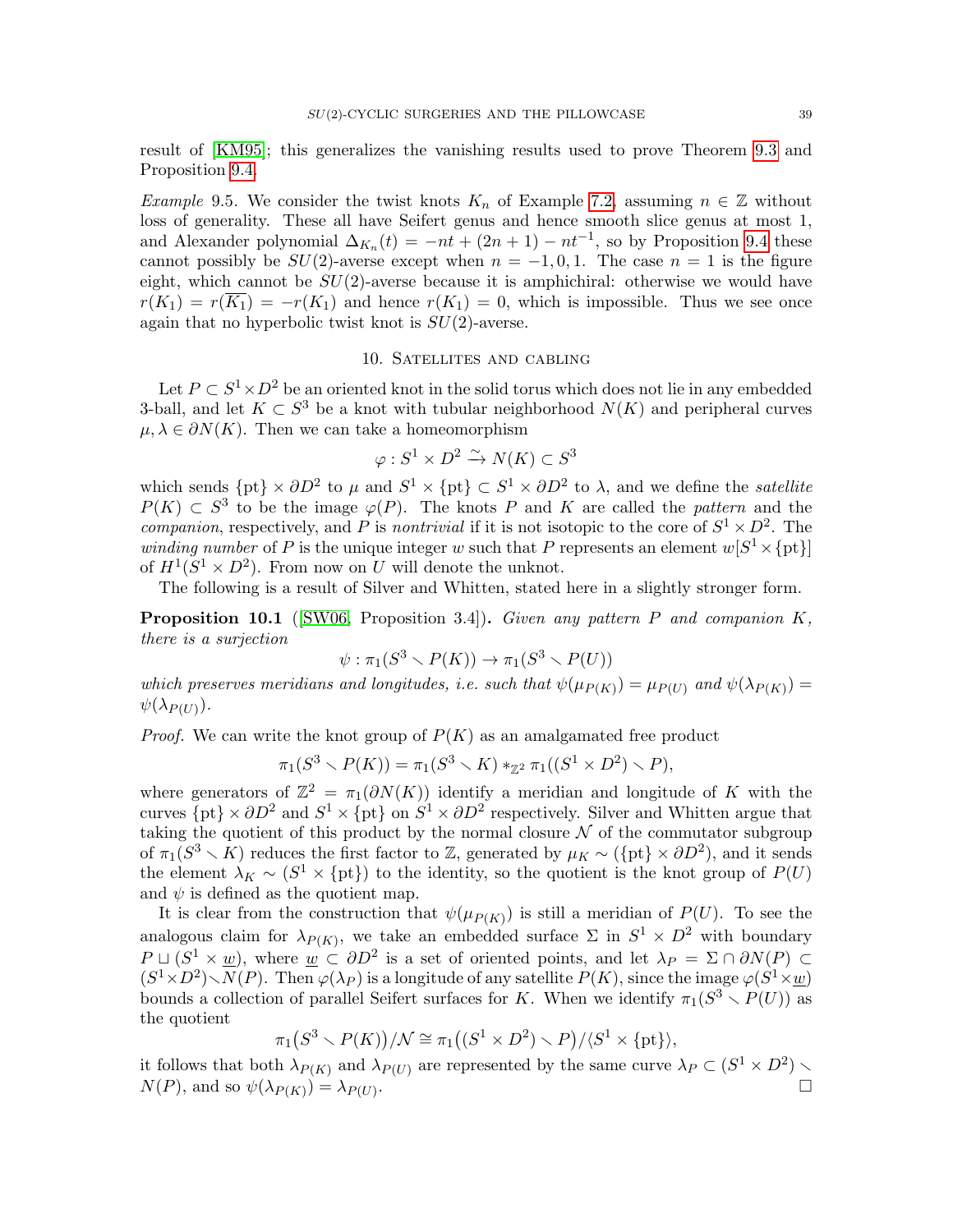result of [KM95]; this generalizes the vanishing results used to prove Theorem 9.3 and Proposition 9.4.

*Example* 9.5. We consider the twist knots $K_n$ of Example 7.2, assuming $n \in \mathbb{Z}$ without loss of generality. These all have Seifert genus and hence smooth slice genus at most 1, and Alexander polynomial $\Delta_{K_n}(t) = -nt + (2n+1) - nt^{-1}$, so by Proposition 9.4 these cannot possibly be $SU(2)$-averse except when $n = -1, 0, 1$. The case $n = 1$ is the figure eight, which cannot be $SU(2)$-averse because it is amphichiral: otherwise we would have $r(K_1) = r(\overline{K_1}) = -r(K_1)$ and hence $r(K_1) = 0$, which is impossible. Thus we see once again that no hyperbolic twist knot is $SU(2)$-averse.

## 10. Satellites and cabling

Let $P \subset S^1 \times D^2$ be an oriented knot in the solid torus which does not lie in any embedded 3-ball, and let $K \subset S^3$ be a knot with tubular neighborhood $N(K)$ and peripheral curves $\mu, \lambda \in \partial N(K)$. Then we can take a homeomorphism

$$\varphi : S^1 \times D^2 \xrightarrow{\sim} N(K) \subset S^3$$

which sends $\{\text{pt}\} \times \partial D^2$ to $\mu$ and $S^1 \times \{\text{pt}\} \subset S^1 \times \partial D^2$ to $\lambda$, and we define the *satellite* $P(K) \subset S^3$ to be the image $\varphi(P)$. The knots $P$ and $K$ are called the *pattern* and the *companion*, respectively, and $P$ is *nontrivial* if it is not isotopic to the core of $S^1 \times D^2$. The *winding number* of $P$ is the unique integer $w$ such that $P$ represents an element $w[S^1 \times \{\text{pt}\}]$ of $H^1(S^1 \times D^2)$. From now on $U$ will denote the unknot.

The following is a result of Silver and Whitten, stated here in a slightly stronger form.

**Proposition 10.1** ([SW06, Proposition 3.4]). *Given any pattern $P$ and companion $K$, there is a surjection*

$$\psi : \pi_1(S^3 \smallsetminus P(K)) \to \pi_1(S^3 \smallsetminus P(U))$$

*which preserves meridians and longitudes, i.e. such that $\psi(\mu_{P(K)}) = \mu_{P(U)}$ and $\psi(\lambda_{P(K)}) = \psi(\lambda_{P(U)})$.*

*Proof.* We can write the knot group of $P(K)$ as an amalgamated free product

$$\pi_1(S^3 \smallsetminus P(K)) = \pi_1(S^3 \smallsetminus K) *_{\mathbb{Z}^2} \pi_1((S^1 \times D^2) \smallsetminus P),$$

where generators of $\mathbb{Z}^2 = \pi_1(\partial N(K))$ identify a meridian and longitude of $K$ with the curves $\{\text{pt}\} \times \partial D^2$ and $S^1 \times \{\text{pt}\}$ on $S^1 \times \partial D^2$ respectively. Silver and Whitten argue that taking the quotient of this product by the normal closure $\mathcal{N}$ of the commutator subgroup of $\pi_1(S^3 \smallsetminus K)$ reduces the first factor to $\mathbb{Z}$, generated by $\mu_K \sim (\{\text{pt}\} \times \partial D^2)$, and it sends the element $\lambda_K \sim (S^1 \times \{\text{pt}\})$ to the identity, so the quotient is the knot group of $P(U)$ and $\psi$ is defined as the quotient map.

It is clear from the construction that $\psi(\mu_{P(K)})$ is still a meridian of $P(U)$. To see the analogous claim for $\lambda_{P(K)}$, we take an embedded surface $\Sigma$ in $S^1 \times D^2$ with boundary $P \sqcup (S^1 \times \underline{w})$, where $\underline{w} \subset \partial D^2$ is a set of oriented points, and let $\lambda_P = \Sigma \cap \partial N(P) \subset (S^1 \times D^2) \smallsetminus N(P)$. Then $\varphi(\lambda_P)$ is a longitude of any satellite $P(K)$, since the image $\varphi(S^1 \times \underline{w})$ bounds a collection of parallel Seifert surfaces for $K$. When we identify $\pi_1(S^3 \smallsetminus P(U))$ as the quotient

$$\pi_1\big(S^3 \smallsetminus P(K)\big)/\mathcal{N} \cong \pi_1\big((S^1 \times D^2) \smallsetminus P\big)/\langle S^1 \times \{\text{pt}\}\rangle,$$

it follows that both $\lambda_{P(K)}$ and $\lambda_{P(U)}$ are represented by the same curve $\lambda_P \subset (S^1 \times D^2) \smallsetminus N(P)$, and so $\psi(\lambda_{P(K)}) = \lambda_{P(U)}$. $\square$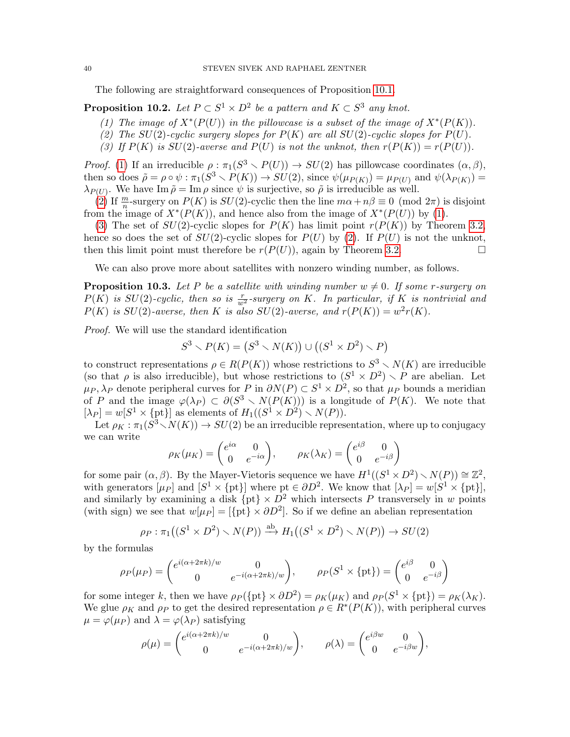The following are straightforward consequences of Proposition 10.1.

**Proposition 10.2.** *Let $P \subset S^1 \times D^2$ be a pattern and $K \subset S^3$ any knot.*

*(1) The image of $X^*(P(U))$ in the pillowcase is a subset of the image of $X^*(P(K))$.*
*(2) The $SU(2)$-cyclic surgery slopes for $P(K)$ are all $SU(2)$-cyclic slopes for $P(U)$.*
*(3) If $P(K)$ is $SU(2)$-averse and $P(U)$ is not the unknot, then $r(P(K)) = r(P(U))$.*

*Proof.* (1) If an irreducible $\rho : \pi_1(S^3 \setminus P(U)) \to SU(2)$ has pillowcase coordinates $(\alpha, \beta)$, then so does $\tilde{\rho} = \rho \circ \psi : \pi_1(S^3 \setminus P(K)) \to SU(2)$, since $\psi(\mu_{P(K)}) = \mu_{P(U)}$ and $\psi(\lambda_{P(K)}) = \lambda_{P(U)}$. We have $\operatorname{Im} \tilde{\rho} = \operatorname{Im} \rho$ since $\psi$ is surjective, so $\tilde{\rho}$ is irreducible as well.

(2) If $\frac{m}{n}$-surgery on $P(K)$ is $SU(2)$-cyclic then the line $m\alpha + n\beta \equiv 0 \pmod{2\pi}$ is disjoint from the image of $X^*(P(K))$, and hence also from the image of $X^*(P(U))$ by (1).

(3) The set of $SU(2)$-cyclic slopes for $P(K)$ has limit point $r(P(K))$ by Theorem 3.2, hence so does the set of $SU(2)$-cyclic slopes for $P(U)$ by (2). If $P(U)$ is not the unknot, then this limit point must therefore be $r(P(U))$, again by Theorem 3.2. $\square$

We can also prove more about satellites with nonzero winding number, as follows.

**Proposition 10.3.** *Let $P$ be a satellite with winding number $w \neq 0$. If some $r$-surgery on $P(K)$ is $SU(2)$-cyclic, then so is $\frac{r}{w^2}$-surgery on $K$. In particular, if $K$ is nontrivial and $P(K)$ is $SU(2)$-averse, then $K$ is also $SU(2)$-averse, and $r(P(K)) = w^2 r(K)$.*

*Proof.* We will use the standard identification

$$S^3 \setminus P(K) = \big(S^3 \setminus N(K)\big) \cup \big((S^1 \times D^2) \setminus P\big)$$

to construct representations $\rho \in R(P(K))$ whose restrictions to $S^3 \setminus N(K)$ are irreducible (so that $\rho$ is also irreducible), but whose restrictions to $(S^1 \times D^2) \setminus P$ are abelian. Let $\mu_P, \lambda_P$ denote peripheral curves for $P$ in $\partial N(P) \subset S^1 \times D^2$, so that $\mu_P$ bounds a meridian of $P$ and the image $\varphi(\lambda_P) \subset \partial(S^3 \setminus N(P(K)))$ is a longitude of $P(K)$. We note that $[\lambda_P] = w[S^1 \times \{\text{pt}\}]$ as elements of $H_1((S^1 \times D^2) \setminus N(P))$.

Let $\rho_K : \pi_1(S^3 \setminus N(K)) \to SU(2)$ be an irreducible representation, where up to conjugacy we can write

$$\rho_K(\mu_K) = \begin{pmatrix} e^{i\alpha} & 0 \\ 0 & e^{-i\alpha} \end{pmatrix}, \qquad \rho_K(\lambda_K) = \begin{pmatrix} e^{i\beta} & 0 \\ 0 & e^{-i\beta} \end{pmatrix}$$

for some pair $(\alpha, \beta)$. By the Mayer-Vietoris sequence we have $H^1((S^1 \times D^2) \setminus N(P)) \cong \mathbb{Z}^2$, with generators $[\mu_P]$ and $[S^1 \times \{\text{pt}\}]$ where $\text{pt} \in \partial D^2$. We know that $[\lambda_P] = w[S^1 \times \{\text{pt}\}]$, and similarly by examining a disk $\{\text{pt}\} \times D^2$ which intersects $P$ transversely in $w$ points (with sign) we see that $w[\mu_P] = [\{\text{pt}\} \times \partial D^2]$. So if we define an abelian representation

$$\rho_P : \pi_1\big((S^1 \times D^2) \setminus N(P)\big) \xrightarrow{\text{ab}} H_1\big((S^1 \times D^2) \setminus N(P)\big) \to SU(2)$$

by the formulas

$$\rho_P(\mu_P) = \begin{pmatrix} e^{i(\alpha + 2\pi k)/w} & 0 \\ 0 & e^{-i(\alpha+2\pi k)/w} \end{pmatrix}, \qquad \rho_P(S^1 \times \{\text{pt}\}) = \begin{pmatrix} e^{i\beta} & 0 \\ 0 & e^{-i\beta} \end{pmatrix}$$

for some integer $k$, then we have $\rho_P(\{\text{pt}\} \times \partial D^2) = \rho_K(\mu_K)$ and $\rho_P(S^1 \times \{\text{pt}\}) = \rho_K(\lambda_K)$. We glue $\rho_K$ and $\rho_P$ to get the desired representation $\rho \in R^*(P(K))$, with peripheral curves $\mu = \varphi(\mu_P)$ and $\lambda = \varphi(\lambda_P)$ satisfying

$$\rho(\mu) = \begin{pmatrix} e^{i(\alpha+2\pi k)/w} & 0 \\ 0 & e^{-i(\alpha+2\pi k)/w} \end{pmatrix}, \qquad \rho(\lambda) = \begin{pmatrix} e^{i\beta w} & 0 \\ 0 & e^{-i\beta w} \end{pmatrix},$$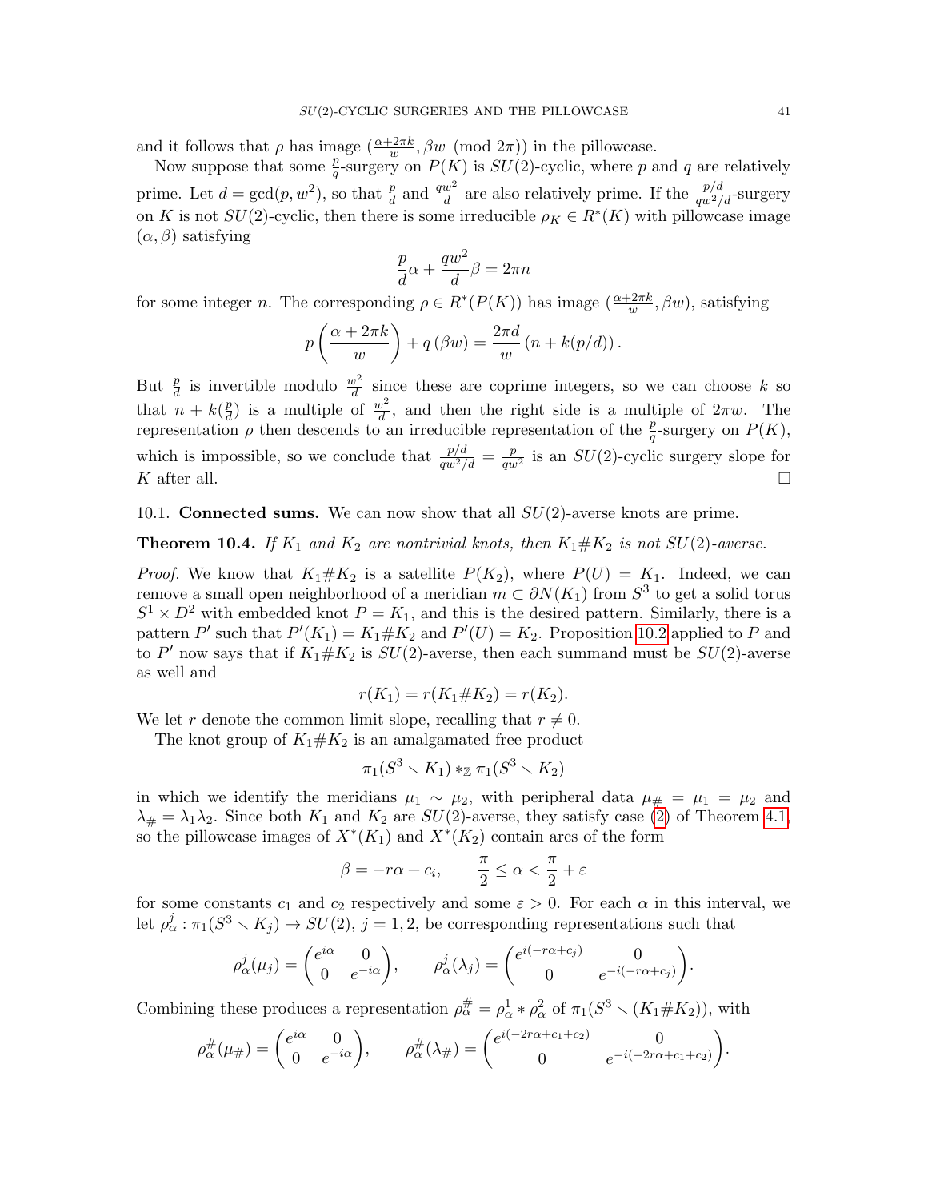and it follows that $\rho$ has image $(\frac{\alpha+2\pi k}{w}, \beta w \pmod{2\pi})$ in the pillowcase.

Now suppose that some $\frac{p}{q}$-surgery on $P(K)$ is $SU(2)$-cyclic, where $p$ and $q$ are relatively prime. Let $d = \gcd(p, w^2)$, so that $\frac{p}{d}$ and $\frac{qw^2}{d}$ are also relatively prime. If the $\frac{p/d}{qw^2/d}$-surgery on $K$ is not $SU(2)$-cyclic, then there is some irreducible $\rho_K \in R^*(K)$ with pillowcase image $(\alpha, \beta)$ satisfying

$$\frac{p}{d}\alpha + \frac{qw^2}{d}\beta = 2\pi n$$

for some integer $n$. The corresponding $\rho \in R^*(P(K))$ has image $(\frac{\alpha+2\pi k}{w}, \beta w)$, satisfying

$$p\left(\frac{\alpha + 2\pi k}{w}\right) + q\left(\beta w\right) = \frac{2\pi d}{w}\left(n + k(p/d)\right).$$

But $\frac{p}{d}$ is invertible modulo $\frac{w^2}{d}$ since these are coprime integers, so we can choose $k$ so that $n + k(\frac{p}{d})$ is a multiple of $\frac{w^2}{d}$, and then the right side is a multiple of $2\pi w$. The representation $\rho$ then descends to an irreducible representation of the $\frac{p}{q}$-surgery on $P(K)$, which is impossible, so we conclude that $\frac{p/d}{qw^2/d} = \frac{p}{qw^2}$ is an $SU(2)$-cyclic surgery slope for $K$ after all. □

10.1. **Connected sums.** We can now show that all $SU(2)$-averse knots are prime.

**Theorem 10.4.** *If $K_1$ and $K_2$ are nontrivial knots, then $K_1\#K_2$ is not $SU(2)$-averse.*

*Proof.* We know that $K_1\#K_2$ is a satellite $P(K_2)$, where $P(U) = K_1$. Indeed, we can remove a small open neighborhood of a meridian $m \subset \partial N(K_1)$ from $S^3$ to get a solid torus $S^1 \times D^2$ with embedded knot $P = K_1$, and this is the desired pattern. Similarly, there is a pattern $P'$ such that $P'(K_1) = K_1\#K_2$ and $P'(U) = K_2$. Proposition 10.2 applied to $P$ and to $P'$ now says that if $K_1\#K_2$ is $SU(2)$-averse, then each summand must be $SU(2)$-averse as well and

$$r(K_1) = r(K_1\#K_2) = r(K_2).$$

We let $r$ denote the common limit slope, recalling that $r \neq 0$.

The knot group of $K_1\#K_2$ is an amalgamated free product

$$\pi_1(S^3 \setminus K_1) *_{\mathbb{Z}} \pi_1(S^3 \setminus K_2)$$

in which we identify the meridians $\mu_1 \sim \mu_2$, with peripheral data $\mu_\# = \mu_1 = \mu_2$ and $\lambda_\# = \lambda_1\lambda_2$. Since both $K_1$ and $K_2$ are $SU(2)$-averse, they satisfy case (2) of Theorem 4.1, so the pillowcase images of $X^*(K_1)$ and $X^*(K_2)$ contain arcs of the form

$$\beta = -r\alpha + c_i, \qquad \frac{\pi}{2} \leq \alpha < \frac{\pi}{2} + \varepsilon$$

for some constants $c_1$ and $c_2$ respectively and some $\varepsilon > 0$. For each $\alpha$ in this interval, we let $\rho^j_\alpha : \pi_1(S^3 \setminus K_j) \to SU(2)$, $j = 1, 2$, be corresponding representations such that

$$\rho^j_\alpha(\mu_j) = \begin{pmatrix} e^{i\alpha} & 0 \\ 0 & e^{-i\alpha} \end{pmatrix}, \qquad \rho^j_\alpha(\lambda_j) = \begin{pmatrix} e^{i(-r\alpha+c_j)} & 0 \\ 0 & e^{-i(-r\alpha+c_j)} \end{pmatrix}.$$

Combining these produces a representation $\rho^\#_\alpha = \rho^1_\alpha * \rho^2_\alpha$ of $\pi_1(S^3 \setminus (K_1\#K_2))$, with

$$\rho^\#_\alpha(\mu_\#) = \begin{pmatrix} e^{i\alpha} & 0 \\ 0 & e^{-i\alpha} \end{pmatrix}, \qquad \rho^\#_\alpha(\lambda_\#) = \begin{pmatrix} e^{i(-2r\alpha+c_1+c_2)} & 0 \\ 0 & e^{-i(-2r\alpha+c_1+c_2)} \end{pmatrix}.$$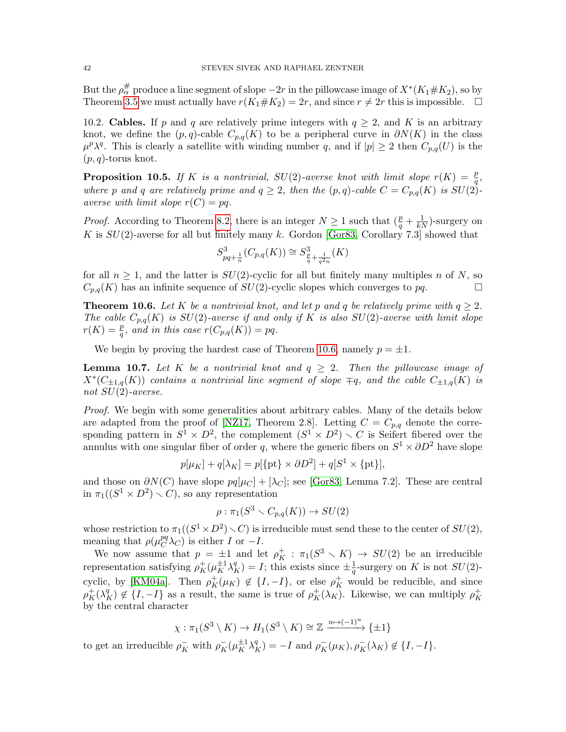But the $\rho_\alpha^\#$ produce a line segment of slope $-2r$ in the pillowcase image of $X^*(K_1\#K_2)$, so by Theorem 3.5 we must actually have $r(K_1\#K_2) = 2r$, and since $r \neq 2r$ this is impossible. $\square$

10.2. **Cables.** If $p$ and $q$ are relatively prime integers with $q \geq 2$, and $K$ is an arbitrary knot, we define the $(p,q)$-cable $C_{p,q}(K)$ to be a peripheral curve in $\partial N(K)$ in the class $\mu^p\lambda^q$. This is clearly a satellite with winding number $q$, and if $|p| \geq 2$ then $C_{p,q}(U)$ is the $(p,q)$-torus knot.

**Proposition 10.5.** *If $K$ is a nontrivial, $SU(2)$-averse knot with limit slope $r(K) = \frac{p}{q}$, where $p$ and $q$ are relatively prime and $q \geq 2$, then the $(p,q)$-cable $C = C_{p,q}(K)$ is $SU(2)$-averse with limit slope $r(C) = pq$.*

*Proof.* According to Theorem 8.2, there is an integer $N \geq 1$ such that $(\frac{p}{q} + \frac{1}{kN})$-surgery on $K$ is $SU(2)$-averse for all but finitely many $k$. Gordon [Gor83, Corollary 7.3] showed that

$$S^3_{pq+\frac{1}{n}}(C_{p,q}(K)) \cong S^3_{\frac{p}{q}+\frac{1}{q^2n}}(K)$$

for all $n \geq 1$, and the latter is $SU(2)$-cyclic for all but finitely many multiples $n$ of $N$, so $C_{p,q}(K)$ has an infinite sequence of $SU(2)$-cyclic slopes which converges to $pq$. $\square$

**Theorem 10.6.** *Let $K$ be a nontrivial knot, and let $p$ and $q$ be relatively prime with $q \geq 2$. The cable $C_{p,q}(K)$ is $SU(2)$-averse if and only if $K$ is also $SU(2)$-averse with limit slope $r(K) = \frac{p}{q}$, and in this case $r(C_{p,q}(K)) = pq$.*

We begin by proving the hardest case of Theorem 10.6, namely $p = \pm 1$.

**Lemma 10.7.** *Let $K$ be a nontrivial knot and $q \geq 2$. Then the pillowcase image of $X^*(C_{\pm 1,q}(K))$ contains a nontrivial line segment of slope $\mp q$, and the cable $C_{\pm 1,q}(K)$ is not $SU(2)$-averse.*

*Proof.* We begin with some generalities about arbitrary cables. Many of the details below are adapted from the proof of [NZ17, Theorem 2.8]. Letting $C = C_{p,q}$ denote the corresponding pattern in $S^1 \times D^2$, the complement $(S^1 \times D^2) \setminus C$ is Seifert fibered over the annulus with one singular fiber of order $q$, where the generic fibers on $S^1 \times \partial D^2$ have slope

$$p[\mu_K] + q[\lambda_K] = p[\{\mathrm{pt}\} \times \partial D^2] + q[S^1 \times \{\mathrm{pt}\}],$$

and those on $\partial N(C)$ have slope $pq[\mu_C] + [\lambda_C]$; see [Gor83, Lemma 7.2]. These are central in $\pi_1((S^1 \times D^2) \setminus C)$, so any representation

$$\rho : \pi_1(S^3 \setminus C_{p,q}(K)) \to SU(2)$$

whose restriction to $\pi_1((S^1 \times D^2) \setminus C)$ is irreducible must send these to the center of $SU(2)$, meaning that $\rho(\mu_C^{pq}\lambda_C)$ is either $I$ or $-I$.

We now assume that $p = \pm 1$ and let $\rho_K^+ : \pi_1(S^3 \setminus K) \to SU(2)$ be an irreducible representation satisfying $\rho_K^+(\mu_K^{\pm 1}\lambda_K^q) = I$; this exists since $\pm\frac{1}{q}$-surgery on $K$ is not $SU(2)$-cyclic, by [KM04a]. Then $\rho_K^+(\mu_K) \notin \{I, -I\}$, or else $\rho_K^+$ would be reducible, and since $\rho_K^+(\lambda_K^q) \notin \{I, -I\}$ as a result, the same is true of $\rho_K^+(\lambda_K)$. Likewise, we can multiply $\rho_K^+$ by the central character

$$\chi : \pi_1(S^3 \setminus K) \to H_1(S^3 \setminus K) \cong \mathbb{Z} \xrightarrow{n \mapsto (-1)^n} \{\pm 1\}$$

to get an irreducible $\rho_K^-$ with $\rho_K^-(\mu_K^{\pm 1}\lambda_K^q) = -I$ and $\rho_K^-(\mu_K), \rho_K^-(\lambda_K) \notin \{I, -I\}$.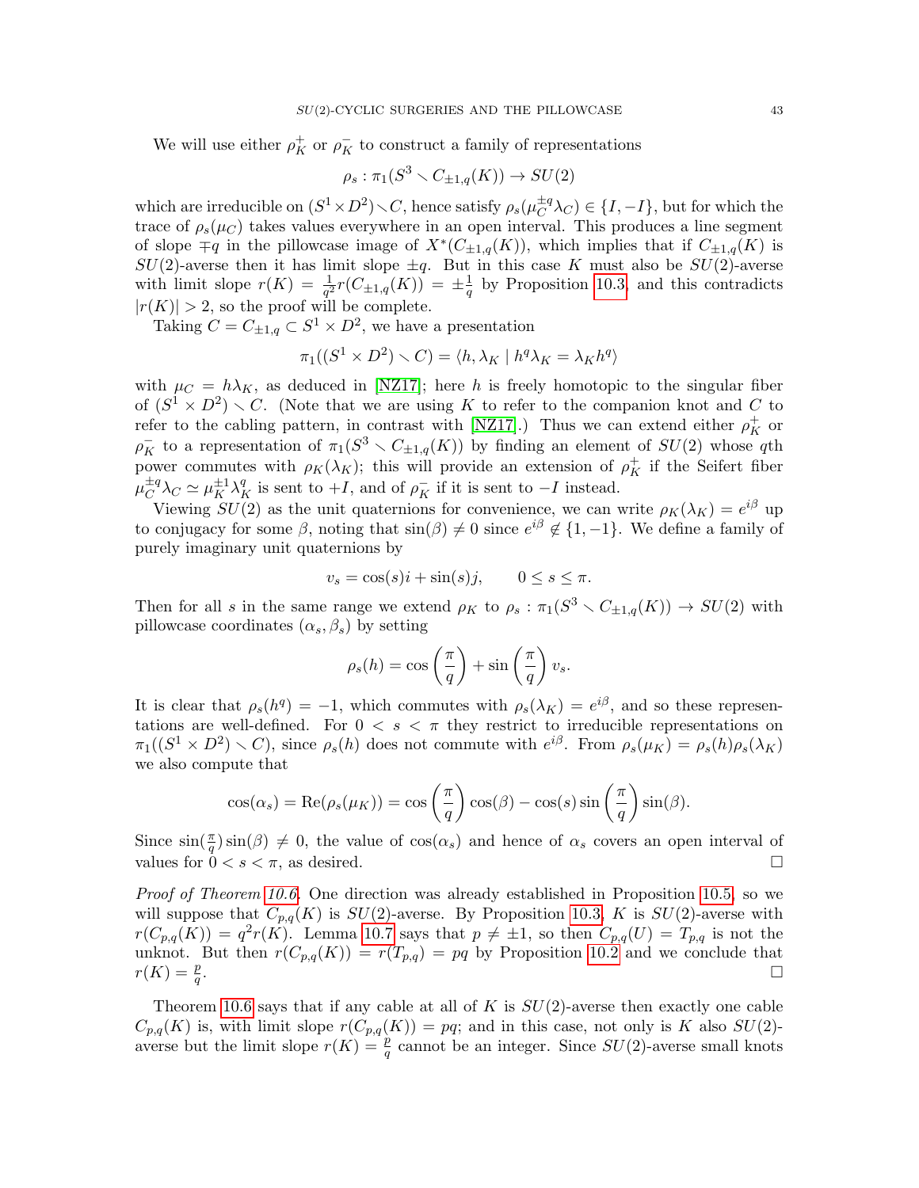We will use either $\rho_K^+$ or $\rho_K^-$ to construct a family of representations

$$\rho_s : \pi_1(S^3 \smallsetminus C_{\pm 1,q}(K)) \to SU(2)$$

which are irreducible on $(S^1 \times D^2) \smallsetminus C$, hence satisfy $\rho_s(\mu_C^{\pm q}\lambda_C) \in \{I, -I\}$, but for which the trace of $\rho_s(\mu_C)$ takes values everywhere in an open interval. This produces a line segment of slope $\mp q$ in the pillowcase image of $X^*(C_{\pm 1,q}(K))$, which implies that if $C_{\pm 1,q}(K)$ is $SU(2)$-averse then it has limit slope $\pm q$. But in this case $K$ must also be $SU(2)$-averse with limit slope $r(K) = \frac{1}{q^2} r(C_{\pm 1,q}(K)) = \pm\frac{1}{q}$ by Proposition 10.3, and this contradicts $|r(K)| > 2$, so the proof will be complete.

Taking $C = C_{\pm 1,q} \subset S^1 \times D^2$, we have a presentation

$$\pi_1((S^1 \times D^2) \smallsetminus C) = \langle h, \lambda_K \mid h^q \lambda_K = \lambda_K h^q \rangle$$

with $\mu_C = h\lambda_K$, as deduced in [NZ17]; here $h$ is freely homotopic to the singular fiber of $(S^1 \times D^2) \smallsetminus C$. (Note that we are using $K$ to refer to the companion knot and $C$ to refer to the cabling pattern, in contrast with [NZ17].) Thus we can extend either $\rho_K^+$ or $\rho_K^-$ to a representation of $\pi_1(S^3 \smallsetminus C_{\pm 1,q}(K))$ by finding an element of $SU(2)$ whose $q$th power commutes with $\rho_K(\lambda_K)$; this will provide an extension of $\rho_K^+$ if the Seifert fiber $\mu_C^{\pm q}\lambda_C \simeq \mu_K^{\pm 1}\lambda_K^q$ is sent to $+I$, and of $\rho_K^-$ if it is sent to $-I$ instead.

Viewing $SU(2)$ as the unit quaternions for convenience, we can write $\rho_K(\lambda_K) = e^{i\beta}$ up to conjugacy for some $\beta$, noting that $\sin(\beta) \neq 0$ since $e^{i\beta} \notin \{1, -1\}$. We define a family of purely imaginary unit quaternions by

$$v_s = \cos(s)i + \sin(s)j, \qquad 0 \leq s \leq \pi.$$

Then for all $s$ in the same range we extend $\rho_K$ to $\rho_s : \pi_1(S^3 \smallsetminus C_{\pm 1,q}(K)) \to SU(2)$ with pillowcase coordinates $(\alpha_s, \beta_s)$ by setting

$$\rho_s(h) = \cos\left(\frac{\pi}{q}\right) + \sin\left(\frac{\pi}{q}\right) v_s.$$

It is clear that $\rho_s(h^q) = -1$, which commutes with $\rho_s(\lambda_K) = e^{i\beta}$, and so these representations are well-defined. For $0 < s < \pi$ they restrict to irreducible representations on $\pi_1((S^1 \times D^2) \smallsetminus C)$, since $\rho_s(h)$ does not commute with $e^{i\beta}$. From $\rho_s(\mu_K) = \rho_s(h)\rho_s(\lambda_K)$ we also compute that

$$\cos(\alpha_s) = \mathrm{Re}(\rho_s(\mu_K)) = \cos\left(\frac{\pi}{q}\right)\cos(\beta) - \cos(s)\sin\left(\frac{\pi}{q}\right)\sin(\beta).$$

Since $\sin(\frac{\pi}{q})\sin(\beta) \neq 0$, the value of $\cos(\alpha_s)$ and hence of $\alpha_s$ covers an open interval of values for $0 < s < \pi$, as desired. □

*Proof of Theorem 10.6.* One direction was already established in Proposition 10.5, so we will suppose that $C_{p,q}(K)$ is $SU(2)$-averse. By Proposition 10.3, $K$ is $SU(2)$-averse with $r(C_{p,q}(K)) = q^2 r(K)$. Lemma 10.7 says that $p \neq \pm 1$, so then $C_{p,q}(U) = T_{p,q}$ is not the unknot. But then $r(C_{p,q}(K)) = r(T_{p,q}) = pq$ by Proposition 10.2 and we conclude that $r(K) = \frac{p}{q}$. □

Theorem 10.6 says that if any cable at all of $K$ is $SU(2)$-averse then exactly one cable $C_{p,q}(K)$ is, with limit slope $r(C_{p,q}(K)) = pq$; and in this case, not only is $K$ also $SU(2)$-averse but the limit slope $r(K) = \frac{p}{q}$ cannot be an integer. Since $SU(2)$-averse small knots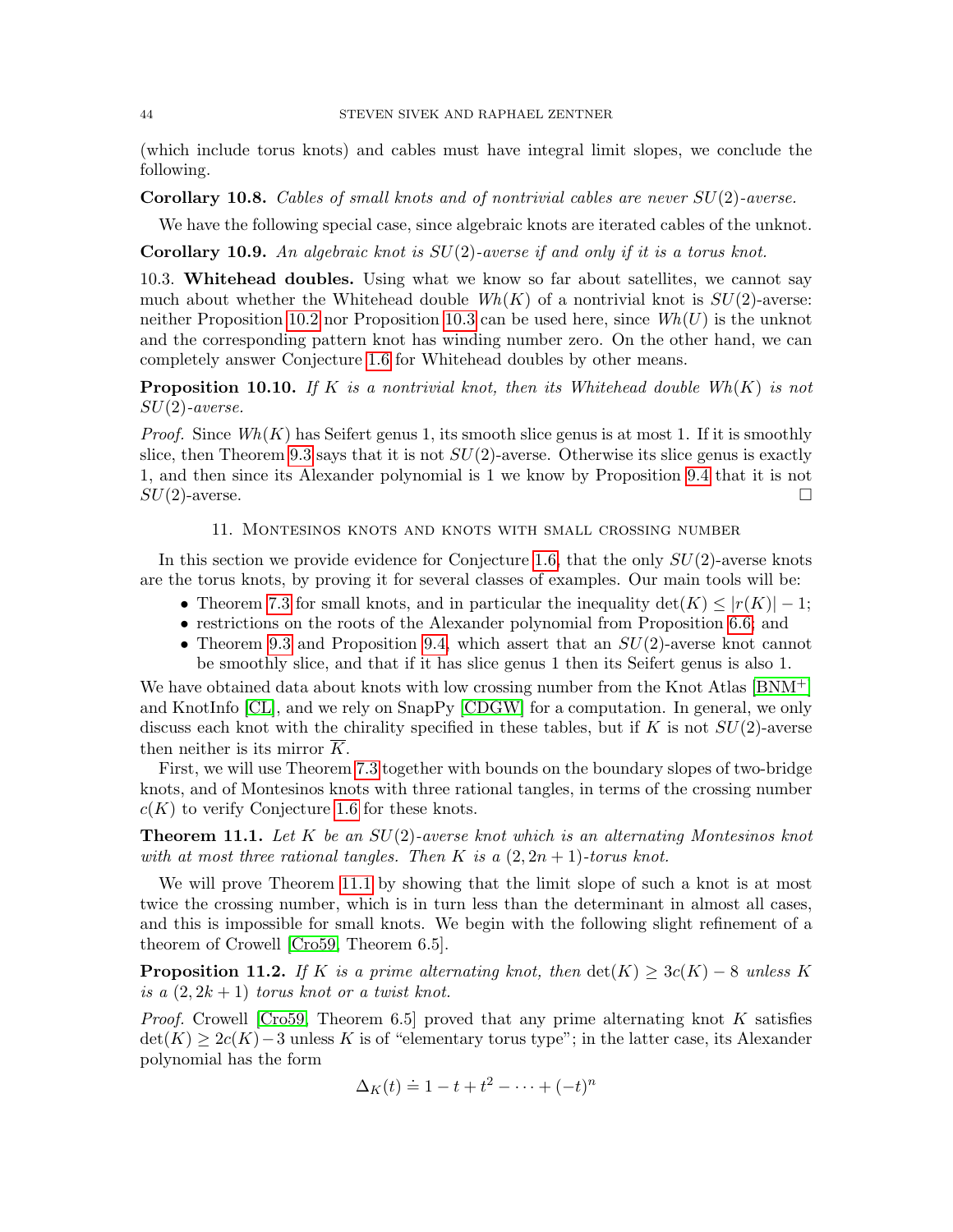(which include torus knots) and cables must have integral limit slopes, we conclude the following.

**Corollary 10.8.** *Cables of small knots and of nontrivial cables are never $SU(2)$-averse.*

We have the following special case, since algebraic knots are iterated cables of the unknot.

**Corollary 10.9.** *An algebraic knot is $SU(2)$-averse if and only if it is a torus knot.*

10.3. **Whitehead doubles.** Using what we know so far about satellites, we cannot say much about whether the Whitehead double $Wh(K)$ of a nontrivial knot is $SU(2)$-averse: neither Proposition 10.2 nor Proposition 10.3 can be used here, since $Wh(U)$ is the unknot and the corresponding pattern knot has winding number zero. On the other hand, we can completely answer Conjecture 1.6 for Whitehead doubles by other means.

**Proposition 10.10.** *If $K$ is a nontrivial knot, then its Whitehead double $Wh(K)$ is not $SU(2)$-averse.*

*Proof.* Since $Wh(K)$ has Seifert genus 1, its smooth slice genus is at most 1. If it is smoothly slice, then Theorem 9.3 says that it is not $SU(2)$-averse. Otherwise its slice genus is exactly 1, and then since its Alexander polynomial is 1 we know by Proposition 9.4 that it is not $SU(2)$-averse. □

## 11. Montesinos knots and knots with small crossing number

In this section we provide evidence for Conjecture 1.6, that the only $SU(2)$-averse knots are the torus knots, by proving it for several classes of examples. Our main tools will be:

- Theorem 7.3 for small knots, and in particular the inequality $\det(K) \leq |r(K)| - 1$;
- restrictions on the roots of the Alexander polynomial from Proposition 6.6; and
- Theorem 9.3 and Proposition 9.4, which assert that an $SU(2)$-averse knot cannot be smoothly slice, and that if it has slice genus 1 then its Seifert genus is also 1.

We have obtained data about knots with low crossing number from the Knot Atlas [BNM+] and KnotInfo [CL], and we rely on SnapPy [CDGW] for a computation. In general, we only discuss each knot with the chirality specified in these tables, but if $K$ is not $SU(2)$-averse then neither is its mirror $\overline{K}$.

First, we will use Theorem 7.3 together with bounds on the boundary slopes of two-bridge knots, and of Montesinos knots with three rational tangles, in terms of the crossing number $c(K)$ to verify Conjecture 1.6 for these knots.

**Theorem 11.1.** *Let $K$ be an $SU(2)$-averse knot which is an alternating Montesinos knot with at most three rational tangles. Then $K$ is a $(2, 2n+1)$-torus knot.*

We will prove Theorem 11.1 by showing that the limit slope of such a knot is at most twice the crossing number, which is in turn less than the determinant in almost all cases, and this is impossible for small knots. We begin with the following slight refinement of a theorem of Crowell [Cro59, Theorem 6.5].

**Proposition 11.2.** *If $K$ is a prime alternating knot, then $\det(K) \geq 3c(K) - 8$ unless $K$ is a $(2, 2k+1)$ torus knot or a twist knot.*

*Proof.* Crowell [Cro59, Theorem 6.5] proved that any prime alternating knot $K$ satisfies $\det(K) \geq 2c(K) - 3$ unless $K$ is of "elementary torus type"; in the latter case, its Alexander polynomial has the form

$$\Delta_K(t) \doteq 1 - t + t^2 - \cdots + (-t)^n$$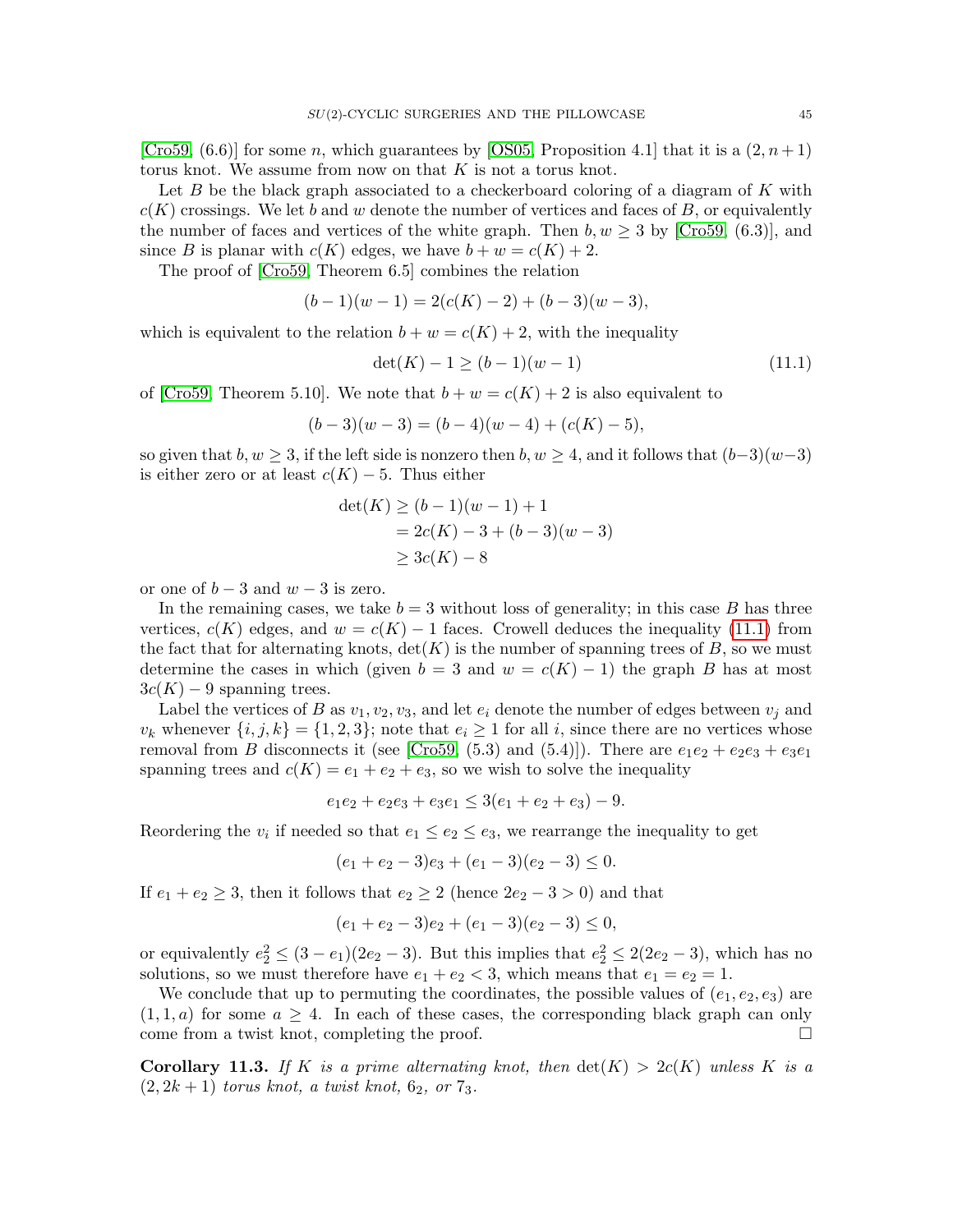[Cro59, (6.6)] for some $n$, which guarantees by [OS05, Proposition 4.1] that it is a $(2, n+1)$ torus knot. We assume from now on that $K$ is not a torus knot.

Let $B$ be the black graph associated to a checkerboard coloring of a diagram of $K$ with $c(K)$ crossings. We let $b$ and $w$ denote the number of vertices and faces of $B$, or equivalently the number of faces and vertices of the white graph. Then $b, w \geq 3$ by [Cro59, (6.3)], and since $B$ is planar with $c(K)$ edges, we have $b + w = c(K) + 2$.

The proof of [Cro59, Theorem 6.5] combines the relation

$$(b-1)(w-1) = 2(c(K)-2) + (b-3)(w-3),$$

which is equivalent to the relation $b + w = c(K) + 2$, with the inequality

$$\det(K) - 1 \geq (b-1)(w-1) \tag{11.1}$$

of [Cro59, Theorem 5.10]. We note that $b + w = c(K) + 2$ is also equivalent to

$$(b-3)(w-3) = (b-4)(w-4) + (c(K)-5),$$

so given that $b, w \geq 3$, if the left side is nonzero then $b, w \geq 4$, and it follows that $(b-3)(w-3)$ is either zero or at least $c(K) - 5$. Thus either

$$\begin{aligned}
\det(K) &\geq (b-1)(w-1) + 1 \\
&= 2c(K) - 3 + (b-3)(w-3) \\
&\geq 3c(K) - 8
\end{aligned}$$

or one of $b - 3$ and $w - 3$ is zero.

In the remaining cases, we take $b = 3$ without loss of generality; in this case $B$ has three vertices, $c(K)$ edges, and $w = c(K) - 1$ faces. Crowell deduces the inequality (11.1) from the fact that for alternating knots, $\det(K)$ is the number of spanning trees of $B$, so we must determine the cases in which (given $b = 3$ and $w = c(K) - 1$) the graph $B$ has at most $3c(K) - 9$ spanning trees.

Label the vertices of $B$ as $v_1, v_2, v_3$, and let $e_i$ denote the number of edges between $v_j$ and $v_k$ whenever $\{i, j, k\} = \{1, 2, 3\}$; note that $e_i \geq 1$ for all $i$, since there are no vertices whose removal from $B$ disconnects it (see [Cro59, (5.3) and (5.4)]). There are $e_1e_2 + e_2e_3 + e_3e_1$ spanning trees and $c(K) = e_1 + e_2 + e_3$, so we wish to solve the inequality

$$e_1e_2 + e_2e_3 + e_3e_1 \leq 3(e_1 + e_2 + e_3) - 9.$$

Reordering the $v_i$ if needed so that $e_1 \leq e_2 \leq e_3$, we rearrange the inequality to get

$$(e_1 + e_2 - 3)e_3 + (e_1 - 3)(e_2 - 3) \leq 0.$$

If $e_1 + e_2 \geq 3$, then it follows that $e_2 \geq 2$ (hence $2e_2 - 3 > 0$) and that

$$(e_1 + e_2 - 3)e_2 + (e_1 - 3)(e_2 - 3) \leq 0,$$

or equivalently $e_2^2 \leq (3 - e_1)(2e_2 - 3)$. But this implies that $e_2^2 \leq 2(2e_2 - 3)$, which has no solutions, so we must therefore have $e_1 + e_2 < 3$, which means that $e_1 = e_2 = 1$.

We conclude that up to permuting the coordinates, the possible values of $(e_1, e_2, e_3)$ are $(1, 1, a)$ for some $a \geq 4$. In each of these cases, the corresponding black graph can only come from a twist knot, completing the proof. $\square$

**Corollary 11.3.** *If $K$ is a prime alternating knot, then $\det(K) > 2c(K)$ unless $K$ is a $(2, 2k+1)$ torus knot, a twist knot, $6_2$, or $7_3$.*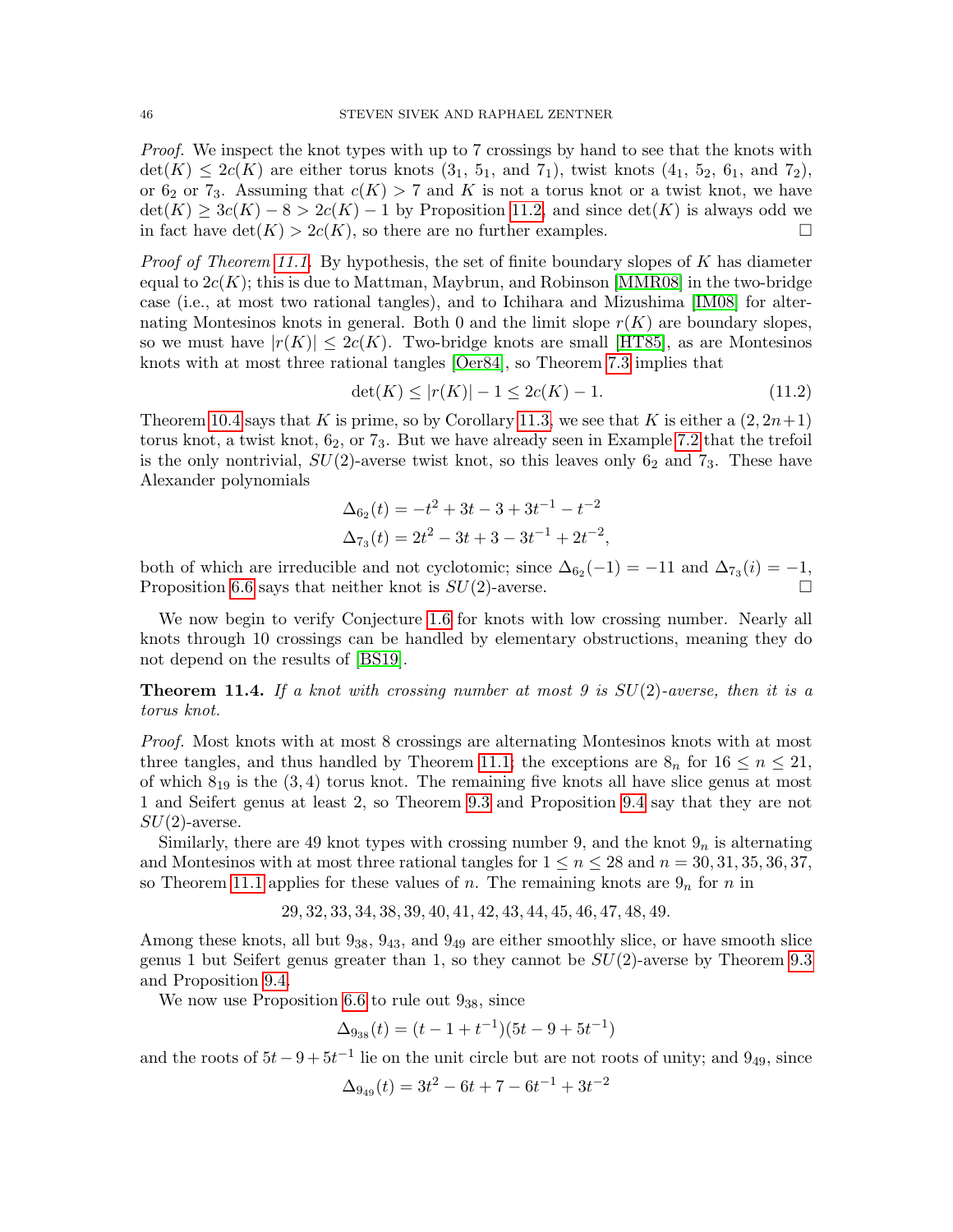*Proof.* We inspect the knot types with up to 7 crossings by hand to see that the knots with $\det(K) \leq 2c(K)$ are either torus knots ($3_1$, $5_1$, and $7_1$), twist knots ($4_1$, $5_2$, $6_1$, and $7_2$), or $6_2$ or $7_3$. Assuming that $c(K) > 7$ and $K$ is not a torus knot or a twist knot, we have $\det(K) \geq 3c(K) - 8 > 2c(K) - 1$ by Proposition 11.2, and since $\det(K)$ is always odd we in fact have $\det(K) > 2c(K)$, so there are no further examples. □

*Proof of Theorem 11.1.* By hypothesis, the set of finite boundary slopes of $K$ has diameter equal to $2c(K)$; this is due to Mattman, Maybrun, and Robinson [MMR08] in the two-bridge case (i.e., at most two rational tangles), and to Ichihara and Mizushima [IM08] for alternating Montesinos knots in general. Both 0 and the limit slope $r(K)$ are boundary slopes, so we must have $|r(K)| \leq 2c(K)$. Two-bridge knots are small [HT85], as are Montesinos knots with at most three rational tangles [Oer84], so Theorem 7.3 implies that

$$\det(K) \leq |r(K)| - 1 \leq 2c(K) - 1. \tag{11.2}$$

Theorem 10.4 says that $K$ is prime, so by Corollary 11.3, we see that $K$ is either a $(2, 2n+1)$ torus knot, a twist knot, $6_2$, or $7_3$. But we have already seen in Example 7.2 that the trefoil is the only nontrivial, $SU(2)$-averse twist knot, so this leaves only $6_2$ and $7_3$. These have Alexander polynomials

$$\Delta_{6_2}(t) = -t^2 + 3t - 3 + 3t^{-1} - t^{-2}$$
$$\Delta_{7_3}(t) = 2t^2 - 3t + 3 - 3t^{-1} + 2t^{-2},$$

both of which are irreducible and not cyclotomic; since $\Delta_{6_2}(-1) = -11$ and $\Delta_{7_3}(i) = -1$, Proposition 6.6 says that neither knot is $SU(2)$-averse. □

We now begin to verify Conjecture 1.6 for knots with low crossing number. Nearly all knots through 10 crossings can be handled by elementary obstructions, meaning they do not depend on the results of [BS19].

**Theorem 11.4.** *If a knot with crossing number at most 9 is $SU(2)$-averse, then it is a torus knot.*

*Proof.* Most knots with at most 8 crossings are alternating Montesinos knots with at most three tangles, and thus handled by Theorem 11.1; the exceptions are $8_n$ for $16 \leq n \leq 21$, of which $8_{19}$ is the $(3, 4)$ torus knot. The remaining five knots all have slice genus at most 1 and Seifert genus at least 2, so Theorem 9.3 and Proposition 9.4 say that they are not $SU(2)$-averse.

Similarly, there are 49 knot types with crossing number 9, and the knot $9_n$ is alternating and Montesinos with at most three rational tangles for $1 \leq n \leq 28$ and $n = 30, 31, 35, 36, 37$, so Theorem 11.1 applies for these values of $n$. The remaining knots are $9_n$ for $n$ in

$$29, 32, 33, 34, 38, 39, 40, 41, 42, 43, 44, 45, 46, 47, 48, 49.$$

Among these knots, all but $9_{38}$, $9_{43}$, and $9_{49}$ are either smoothly slice, or have smooth slice genus 1 but Seifert genus greater than 1, so they cannot be $SU(2)$-averse by Theorem 9.3 and Proposition 9.4.

We now use Proposition 6.6 to rule out $9_{38}$, since

$$\Delta_{9_{38}}(t) = (t - 1 + t^{-1})(5t - 9 + 5t^{-1})$$

and the roots of $5t - 9 + 5t^{-1}$ lie on the unit circle but are not roots of unity; and $9_{49}$, since

$$\Delta_{9_{49}}(t) = 3t^2 - 6t + 7 - 6t^{-1} + 3t^{-2}$$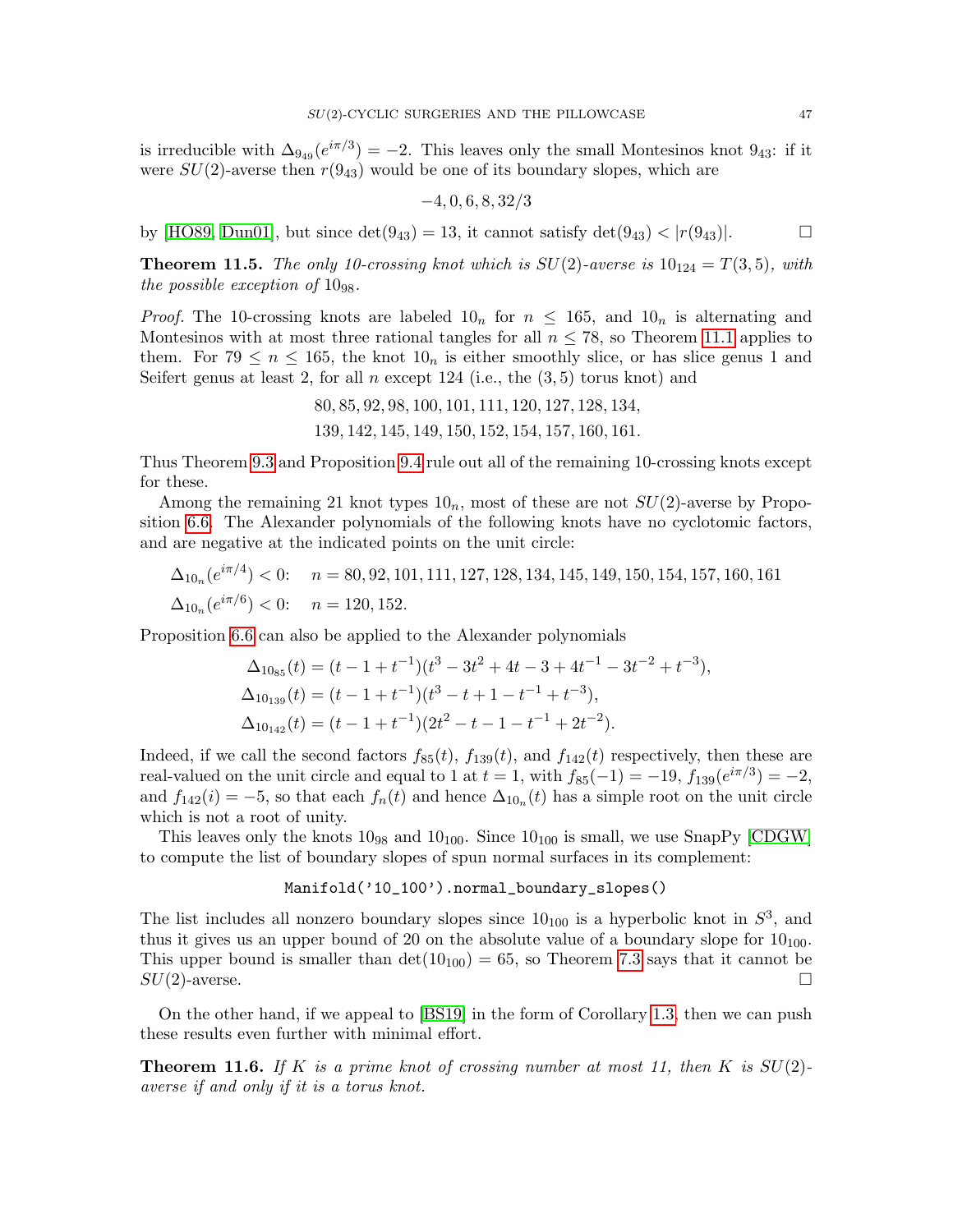is irreducible with $\Delta_{9_{49}}(e^{i\pi/3}) = -2$. This leaves only the small Montesinos knot $9_{43}$: if it were $SU(2)$-averse then $r(9_{43})$ would be one of its boundary slopes, which are

$$-4, 0, 6, 8, 32/3$$

by [HO89, Dun01], but since $\det(9_{43}) = 13$, it cannot satisfy $\det(9_{43}) < |r(9_{43})|$. □

**Theorem 11.5.** *The only 10-crossing knot which is $SU(2)$-averse is $10_{124} = T(3,5)$, with the possible exception of $10_{98}$.*

*Proof.* The 10-crossing knots are labeled $10_n$ for $n \leq 165$, and $10_n$ is alternating and Montesinos with at most three rational tangles for all $n \leq 78$, so Theorem 11.1 applies to them. For $79 \leq n \leq 165$, the knot $10_n$ is either smoothly slice, or has slice genus 1 and Seifert genus at least 2, for all $n$ except 124 (i.e., the $(3,5)$ torus knot) and

$$80, 85, 92, 98, 100, 101, 111, 120, 127, 128, 134,$$
$$139, 142, 145, 149, 150, 152, 154, 157, 160, 161.$$

Thus Theorem 9.3 and Proposition 9.4 rule out all of the remaining 10-crossing knots except for these.

Among the remaining 21 knot types $10_n$, most of these are not $SU(2)$-averse by Proposition 6.6. The Alexander polynomials of the following knots have no cyclotomic factors, and are negative at the indicated points on the unit circle:

$$\Delta_{10_n}(e^{i\pi/4}) < 0: \quad n = 80, 92, 101, 111, 127, 128, 134, 145, 149, 150, 154, 157, 160, 161$$
$$\Delta_{10_n}(e^{i\pi/6}) < 0: \quad n = 120, 152.$$

Proposition 6.6 can also be applied to the Alexander polynomials

$$\Delta_{10_{85}}(t) = (t - 1 + t^{-1})(t^3 - 3t^2 + 4t - 3 + 4t^{-1} - 3t^{-2} + t^{-3}),$$
$$\Delta_{10_{139}}(t) = (t - 1 + t^{-1})(t^3 - t + 1 - t^{-1} + t^{-3}),$$
$$\Delta_{10_{142}}(t) = (t - 1 + t^{-1})(2t^2 - t - 1 - t^{-1} + 2t^{-2}).$$

Indeed, if we call the second factors $f_{85}(t)$, $f_{139}(t)$, and $f_{142}(t)$ respectively, then these are real-valued on the unit circle and equal to 1 at $t = 1$, with $f_{85}(-1) = -19$, $f_{139}(e^{i\pi/3}) = -2$, and $f_{142}(i) = -5$, so that each $f_n(t)$ and hence $\Delta_{10_n}(t)$ has a simple root on the unit circle which is not a root of unity.

This leaves only the knots $10_{98}$ and $10_{100}$. Since $10_{100}$ is small, we use SnapPy [CDGW] to compute the list of boundary slopes of spun normal surfaces in its complement:

```
Manifold('10_100').normal_boundary_slopes()
```

The list includes all nonzero boundary slopes since $10_{100}$ is a hyperbolic knot in $S^3$, and thus it gives us an upper bound of 20 on the absolute value of a boundary slope for $10_{100}$. This upper bound is smaller than $\det(10_{100}) = 65$, so Theorem 7.3 says that it cannot be $SU(2)$-averse. □

On the other hand, if we appeal to [BS19] in the form of Corollary 1.3, then we can push these results even further with minimal effort.

**Theorem 11.6.** *If $K$ is a prime knot of crossing number at most 11, then $K$ is $SU(2)$-averse if and only if it is a torus knot.*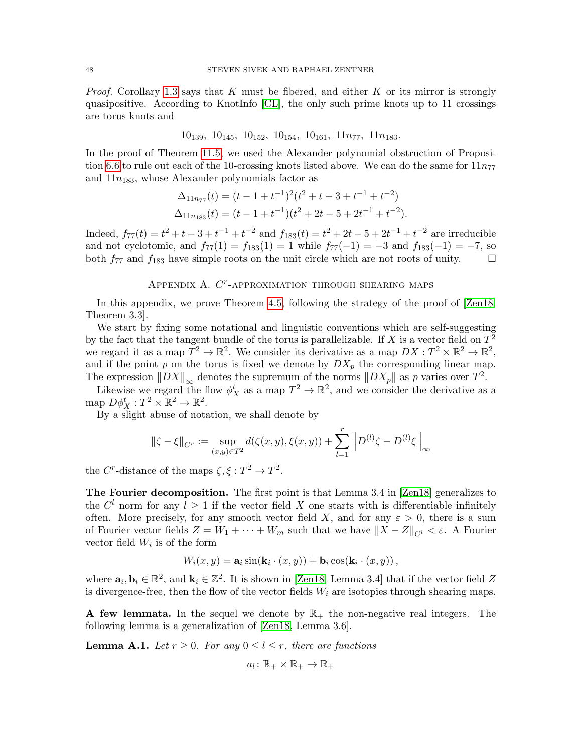*Proof.* Corollary 1.3 says that $K$ must be fibered, and either $K$ or its mirror is strongly quasipositive. According to KnotInfo [CL], the only such prime knots up to 11 crossings are torus knots and

$$10_{139},\ 10_{145},\ 10_{152},\ 10_{154},\ 10_{161},\ 11n_{77},\ 11n_{183}.$$

In the proof of Theorem 11.5, we used the Alexander polynomial obstruction of Proposition 6.6 to rule out each of the 10-crossing knots listed above. We can do the same for $11n_{77}$ and $11n_{183}$, whose Alexander polynomials factor as

$$\Delta_{11n_{77}}(t) = (t - 1 + t^{-1})^2(t^2 + t - 3 + t^{-1} + t^{-2})$$
$$\Delta_{11n_{183}}(t) = (t - 1 + t^{-1})(t^2 + 2t - 5 + 2t^{-1} + t^{-2}).$$

Indeed, $f_{77}(t) = t^2 + t - 3 + t^{-1} + t^{-2}$ and $f_{183}(t) = t^2 + 2t - 5 + 2t^{-1} + t^{-2}$ are irreducible and not cyclotomic, and $f_{77}(1) = f_{183}(1) = 1$ while $f_{77}(-1) = -3$ and $f_{183}(-1) = -7$, so both $f_{77}$ and $f_{183}$ have simple roots on the unit circle which are not roots of unity. □

## Appendix A. $C^r$-approximation through shearing maps

In this appendix, we prove Theorem 4.5, following the strategy of the proof of [Zen18, Theorem 3.3].

We start by fixing some notational and linguistic conventions which are self-suggesting by the fact that the tangent bundle of the torus is parallelizable. If $X$ is a vector field on $T^2$ we regard it as a map $T^2 \to \mathbb{R}^2$. We consider its derivative as a map $DX : T^2 \times \mathbb{R}^2 \to \mathbb{R}^2$, and if the point $p$ on the torus is fixed we denote by $DX_p$ the corresponding linear map. The expression $\|DX\|_\infty$ denotes the supremum of the norms $\|DX_p\|$ as $p$ varies over $T^2$.

Likewise we regard the flow $\phi_X^t$ as a map $T^2 \to \mathbb{R}^2$, and we consider the derivative as a map $D\phi_X^t : T^2 \times \mathbb{R}^2 \to \mathbb{R}^2$.

By a slight abuse of notation, we shall denote by

$$\|\zeta - \xi\|_{C^r} := \sup_{(x,y)\in T^2} d(\zeta(x,y), \xi(x,y)) + \sum_{l=1}^{r} \left\| D^{(l)}\zeta - D^{(l)}\xi \right\|_\infty$$

the $C^r$-distance of the maps $\zeta, \xi : T^2 \to T^2$.

**The Fourier decomposition.** The first point is that Lemma 3.4 in [Zen18] generalizes to the $C^l$ norm for any $l \geq 1$ if the vector field $X$ one starts with is differentiable infinitely often. More precisely, for any smooth vector field $X$, and for any $\varepsilon > 0$, there is a sum of Fourier vector fields $Z = W_1 + \cdots + W_m$ such that we have $\|X - Z\|_{C^l} < \varepsilon$. A Fourier vector field $W_i$ is of the form

$$W_i(x,y) = \mathbf{a}_i \sin(\mathbf{k}_i \cdot (x,y)) + \mathbf{b}_i \cos(\mathbf{k}_i \cdot (x,y)),$$

where $\mathbf{a}_i, \mathbf{b}_i \in \mathbb{R}^2$, and $\mathbf{k}_i \in \mathbb{Z}^2$. It is shown in [Zen18, Lemma 3.4] that if the vector field $Z$ is divergence-free, then the flow of the vector fields $W_i$ are isotopies through shearing maps.

**A few lemmata.** In the sequel we denote by $\mathbb{R}_+$ the non-negative real integers. The following lemma is a generalization of [Zen18, Lemma 3.6].

**Lemma A.1.** *Let $r \geq 0$. For any $0 \leq l \leq r$, there are functions*

$$a_l \colon \mathbb{R}_+ \times \mathbb{R}_+ \to \mathbb{R}_+$$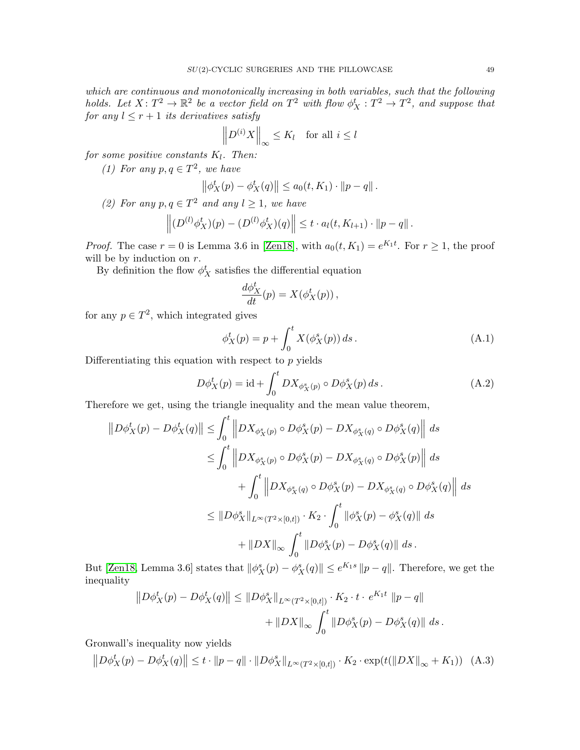*which are continuous and monotonically increasing in both variables, such that the following holds. Let $X\colon T^2 \to \mathbb{R}^2$ be a vector field on $T^2$ with flow $\phi_X^t : T^2 \to T^2$, and suppose that for any $l \leq r+1$ its derivatives satisfy*

$$\left\| D^{(i)} X \right\|_\infty \leq K_l \quad \text{for all } i \leq l$$

*for some positive constants $K_l$. Then:*

*(1) For any $p, q \in T^2$, we have*

$$\left\| \phi_X^t(p) - \phi_X^t(q) \right\| \leq a_0(t, K_1) \cdot \|p - q\| .$$

*(2) For any $p, q \in T^2$ and any $l \geq 1$, we have*

$$\left\| (D^{(l)} \phi_X^t)(p) - (D^{(l)} \phi_X^t)(q) \right\| \leq t \cdot a_l(t, K_{l+1}) \cdot \|p - q\| .$$

*Proof.* The case $r = 0$ is Lemma 3.6 in [Zen18], with $a_0(t, K_1) = e^{K_1 t}$. For $r \geq 1$, the proof will be by induction on $r$.

By definition the flow $\phi_X^t$ satisfies the differential equation

$$\frac{d\phi_X^t}{dt}(p) = X(\phi_X^t(p)) ,$$

for any $p \in T^2$, which integrated gives

$$\phi_X^t(p) = p + \int_0^t X(\phi_X^s(p)) \, ds . \tag{A.1}$$

Differentiating this equation with respect to $p$ yields

$$D\phi_X^t(p) = \mathrm{id} + \int_0^t DX_{\phi_X^s(p)} \circ D\phi_X^s(p) \, ds . \tag{A.2}$$

Therefore we get, using the triangle inequality and the mean value theorem,

$$\begin{aligned}
\left\| D\phi_X^t(p) - D\phi_X^t(q) \right\| &\leq \int_0^t \left\| DX_{\phi_X^s(p)} \circ D\phi_X^s(p) - DX_{\phi_X^s(q)} \circ D\phi_X^s(q) \right\| \, ds \\
&\leq \int_0^t \left\| DX_{\phi_X^s(p)} \circ D\phi_X^s(p) - DX_{\phi_X^s(q)} \circ D\phi_X^s(p) \right\| \, ds \\
&\quad + \int_0^t \left\| DX_{\phi_X^s(q)} \circ D\phi_X^s(p) - DX_{\phi_X^s(q)} \circ D\phi_X^s(q) \right\| \, ds \\
&\leq \|D\phi_X^s\|_{L^\infty(T^2 \times [0,t])} \cdot K_2 \cdot \int_0^t \|\phi_X^s(p) - \phi_X^s(q)\| \, ds \\
&\quad + \|DX\|_\infty \int_0^t \|D\phi_X^s(p) - D\phi_X^s(q)\| \, ds .
\end{aligned}$$

But [Zen18, Lemma 3.6] states that $\|\phi_X^s(p) - \phi_X^s(q)\| \leq e^{K_1 s} \|p - q\|$. Therefore, we get the inequality

$$\begin{aligned}
\left\| D\phi_X^t(p) - D\phi_X^t(q) \right\| \leq \|D\phi_X^s\|_{L^\infty(T^2 \times [0,t])} \cdot K_2 \cdot t \cdot e^{K_1 t} \, \|p - q\| \\
+ \|DX\|_\infty \int_0^t \|D\phi_X^s(p) - D\phi_X^s(q)\| \, ds .
\end{aligned}$$

Gronwall's inequality now yields

$$\left\| D\phi_X^t(p) - D\phi_X^t(q) \right\| \leq t \cdot \|p - q\| \cdot \|D\phi_X^s\|_{L^\infty(T^2 \times [0,t])} \cdot K_2 \cdot \exp(t(\|DX\|_\infty + K_1)) \tag{A.3}$$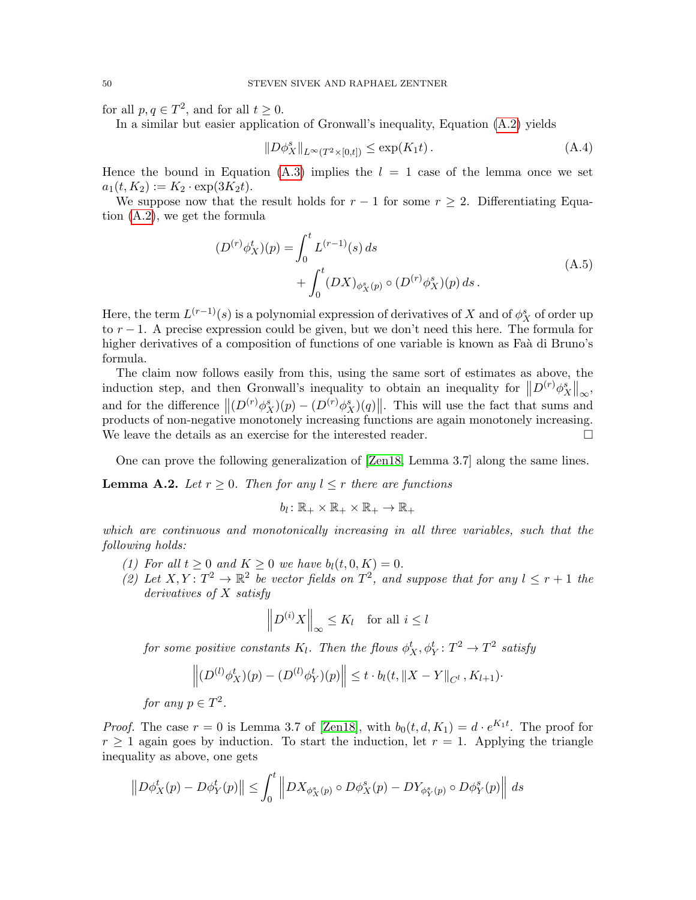for all $p, q \in T^2$, and for all $t \geq 0$.

In a similar but easier application of Gronwall's inequality, Equation (A.2) yields

$$\|D\phi_X^s\|_{L^\infty(T^2 \times [0,t])} \leq \exp(K_1 t) \,. \tag{A.4}$$

Hence the bound in Equation (A.3) implies the $l = 1$ case of the lemma once we set $a_1(t, K_2) := K_2 \cdot \exp(3K_2 t)$.

We suppose now that the result holds for $r-1$ for some $r \geq 2$. Differentiating Equation (A.2), we get the formula

$$\begin{aligned}(D^{(r)}\phi_X^t)(p) = &\int_0^t L^{(r-1)}(s)\, ds \\ &+ \int_0^t (DX)_{\phi_X^s(p)} \circ (D^{(r)}\phi_X^s)(p)\, ds \,.\end{aligned} \tag{A.5}$$

Here, the term $L^{(r-1)}(s)$ is a polynomial expression of derivatives of $X$ and of $\phi_X^s$ of order up to $r-1$. A precise expression could be given, but we don't need this here. The formula for higher derivatives of a composition of functions of one variable is known as Faà di Bruno's formula.

The claim now follows easily from this, using the same sort of estimates as above, the induction step, and then Gronwall's inequality to obtain an inequality for $\left\|D^{(r)}\phi_X^s\right\|_\infty$, and for the difference $\left\|(D^{(r)}\phi_X^s)(p) - (D^{(r)}\phi_X^s)(q)\right\|$. This will use the fact that sums and products of non-negative monotonely increasing functions are again monotonely increasing. We leave the details as an exercise for the interested reader. $\square$

One can prove the following generalization of [Zen18, Lemma 3.7] along the same lines.

**Lemma A.2.** *Let $r \geq 0$. Then for any $l \leq r$ there are functions*

$$b_l \colon \mathbb{R}_+ \times \mathbb{R}_+ \times \mathbb{R}_+ \to \mathbb{R}_+$$

*which are continuous and monotonically increasing in all three variables, such that the following holds:*

*(1) For all $t \geq 0$ and $K \geq 0$ we have $b_l(t, 0, K) = 0$.*

*(2) Let $X, Y \colon T^2 \to \mathbb{R}^2$ be vector fields on $T^2$, and suppose that for any $l \leq r+1$ the derivatives of $X$ satisfy*

$$\left\|D^{(i)}X\right\|_\infty \leq K_l \quad \text{for all } i \leq l$$

*for some positive constants $K_l$. Then the flows $\phi_X^t, \phi_Y^t \colon T^2 \to T^2$ satisfy*

$$\left\|(D^{(l)}\phi_X^t)(p) - (D^{(l)}\phi_Y^t)(p)\right\| \leq t \cdot b_l(t, \|X - Y\|_{C^l}, K_{l+1})\cdot$$

*for any $p \in T^2$.*

*Proof.* The case $r = 0$ is Lemma 3.7 of [Zen18], with $b_0(t, d, K_1) = d \cdot e^{K_1 t}$. The proof for $r \geq 1$ again goes by induction. To start the induction, let $r = 1$. Applying the triangle inequality as above, one gets

$$\left\|D\phi_X^t(p) - D\phi_Y^t(p)\right\| \leq \int_0^t \left\|DX_{\phi_X^s(p)} \circ D\phi_X^s(p) - DY_{\phi_Y^s(p)} \circ D\phi_Y^s(p)\right\| ds$$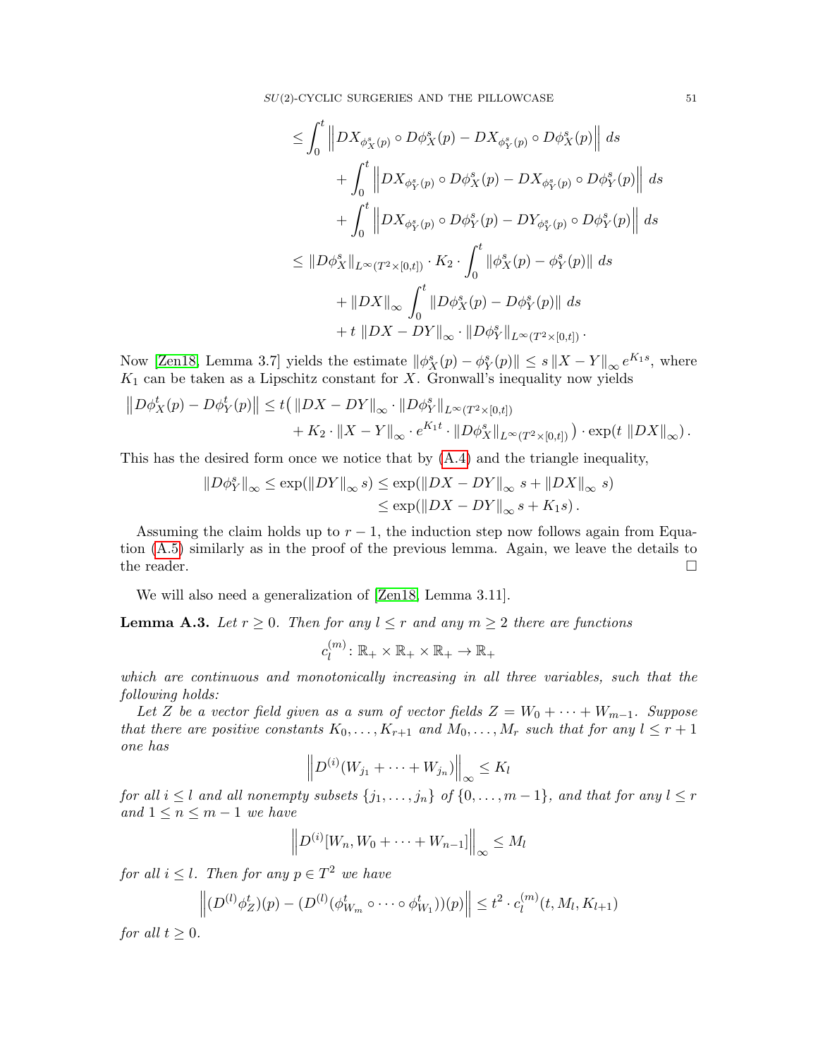$$
\begin{aligned}
&\leq \int_0^t \left\| DX_{\phi_X^s(p)} \circ D\phi_X^s(p) - DX_{\phi_Y^s(p)} \circ D\phi_X^s(p) \right\| \, ds \\
&\qquad + \int_0^t \left\| DX_{\phi_Y^s(p)} \circ D\phi_X^s(p) - DX_{\phi_Y^s(p)} \circ D\phi_Y^s(p) \right\| \, ds \\
&\qquad + \int_0^t \left\| DX_{\phi_Y^s(p)} \circ D\phi_Y^s(p) - DY_{\phi_Y^s(p)} \circ D\phi_Y^s(p) \right\| \, ds \\
&\leq \| D\phi_X^s \|_{L^\infty(T^2 \times [0,t])} \cdot K_2 \cdot \int_0^t \| \phi_X^s(p) - \phi_Y^s(p) \| \, ds \\
&\qquad + \| DX \|_\infty \int_0^t \| D\phi_X^s(p) - D\phi_Y^s(p) \| \, ds \\
&\qquad + t \, \| DX - DY \|_\infty \cdot \| D\phi_Y^s \|_{L^\infty(T^2 \times [0,t])} .
\end{aligned}
$$

Now [Zen18, Lemma 3.7] yields the estimate $\| \phi_X^s(p) - \phi_Y^s(p) \| \leq s \, \| X - Y \|_\infty e^{K_1 s}$, where $K_1$ can be taken as a Lipschitz constant for $X$. Gronwall's inequality now yields

$$
\begin{aligned}
\left\| D\phi_X^t(p) - D\phi_Y^t(p) \right\| \leq t \big( &\| DX - DY \|_\infty \cdot \| D\phi_Y^s \|_{L^\infty(T^2 \times [0,t])} \\
&+ K_2 \cdot \| X - Y \|_\infty \cdot e^{K_1 t} \cdot \| D\phi_X^s \|_{L^\infty(T^2 \times [0,t])} \big) \cdot \exp(t \, \| DX \|_\infty) .
\end{aligned}
$$

This has the desired form once we notice that by (A.4) and the triangle inequality,

$$
\begin{aligned}
\| D\phi_Y^s \|_\infty \leq \exp(\| DY \|_\infty s) &\leq \exp(\| DX - DY \|_\infty s + \| DX \|_\infty s) \\
&\leq \exp(\| DX - DY \|_\infty s + K_1 s) .
\end{aligned}
$$

Assuming the claim holds up to $r-1$, the induction step now follows again from Equation (A.5) similarly as in the proof of the previous lemma. Again, we leave the details to the reader. $\square$

We will also need a generalization of [Zen18, Lemma 3.11].

**Lemma A.3.** *Let $r \geq 0$. Then for any $l \leq r$ and any $m \geq 2$ there are functions*

$$
c_l^{(m)} \colon \mathbb{R}_+ \times \mathbb{R}_+ \times \mathbb{R}_+ \to \mathbb{R}_+
$$

*which are continuous and monotonically increasing in all three variables, such that the following holds:*

*Let $Z$ be a vector field given as a sum of vector fields $Z = W_0 + \cdots + W_{m-1}$. Suppose that there are positive constants $K_0, \ldots, K_{r+1}$ and $M_0, \ldots, M_r$ such that for any $l \leq r+1$ one has*

$$
\left\| D^{(i)}(W_{j_1} + \cdots + W_{j_n}) \right\|_\infty \leq K_l
$$

*for all $i \leq l$ and all nonempty subsets $\{j_1, \ldots, j_n\}$ of $\{0, \ldots, m-1\}$, and that for any $l \leq r$ and $1 \leq n \leq m-1$ we have*

$$
\left\| D^{(i)}[W_n, W_0 + \cdots + W_{n-1}] \right\|_\infty \leq M_l
$$

*for all $i \leq l$. Then for any $p \in T^2$ we have*

$$
\left\| (D^{(l)} \phi_Z^t)(p) - (D^{(l)}(\phi_{W_m}^t \circ \cdots \circ \phi_{W_1}^t))(p) \right\| \leq t^2 \cdot c_l^{(m)}(t, M_l, K_{l+1})
$$

*for all $t \geq 0$.*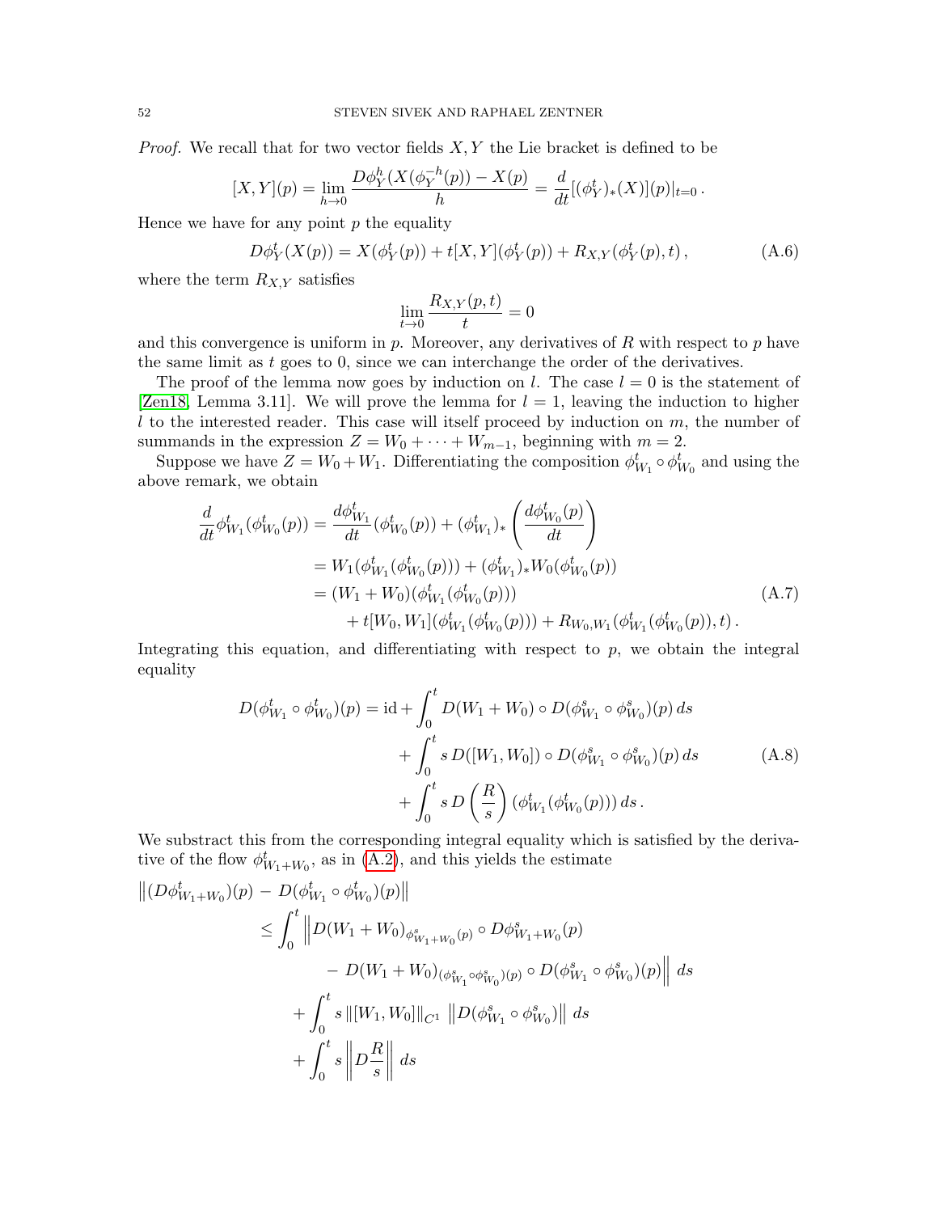*Proof.* We recall that for two vector fields $X, Y$ the Lie bracket is defined to be

$$[X, Y](p) = \lim_{h \to 0} \frac{D\phi_Y^h(X(\phi_Y^{-h}(p)) - X(p)}{h} = \frac{d}{dt}[(\phi_Y^t)_*(X)](p)|_{t=0}\,.$$

Hence we have for any point $p$ the equality

$$D\phi_Y^t(X(p)) = X(\phi_Y^t(p)) + t[X, Y](\phi_Y^t(p)) + R_{X,Y}(\phi_Y^t(p), t)\,, \tag{A.6}$$

where the term $R_{X,Y}$ satisfies

$$\lim_{t \to 0} \frac{R_{X,Y}(p, t)}{t} = 0$$

and this convergence is uniform in $p$. Moreover, any derivatives of $R$ with respect to $p$ have the same limit as $t$ goes to 0, since we can interchange the order of the derivatives.

The proof of the lemma now goes by induction on $l$. The case $l = 0$ is the statement of [Zen18, Lemma 3.11]. We will prove the lemma for $l = 1$, leaving the induction to higher $l$ to the interested reader. This case will itself proceed by induction on $m$, the number of summands in the expression $Z = W_0 + \cdots + W_{m-1}$, beginning with $m = 2$.

Suppose we have $Z = W_0 + W_1$. Differentiating the composition $\phi_{W_1}^t \circ \phi_{W_0}^t$ and using the above remark, we obtain

$$\begin{aligned}
\frac{d}{dt}\phi_{W_1}^t(\phi_{W_0}^t(p)) &= \frac{d\phi_{W_1}^t}{dt}(\phi_{W_0}^t(p)) + (\phi_{W_1}^t)_*\left(\frac{d\phi_{W_0}^t(p)}{dt}\right) \\
&= W_1(\phi_{W_1}^t(\phi_{W_0}^t(p))) + (\phi_{W_1}^t)_* W_0(\phi_{W_0}^t(p)) \\
&= (W_1 + W_0)(\phi_{W_1}^t(\phi_{W_0}^t(p))) \\
&\quad + t[W_0, W_1](\phi_{W_1}^t(\phi_{W_0}^t(p))) + R_{W_0,W_1}(\phi_{W_1}^t(\phi_{W_0}^t(p)), t)\,.
\end{aligned} \tag{A.7}$$

Integrating this equation, and differentiating with respect to $p$, we obtain the integral equality

$$\begin{aligned}
D(\phi_{W_1}^t \circ \phi_{W_0}^t)(p) = \mathrm{id} &+ \int_0^t D(W_1 + W_0) \circ D(\phi_{W_1}^s \circ \phi_{W_0}^s)(p)\, ds \\
&+ \int_0^t s\, D([W_1, W_0]) \circ D(\phi_{W_1}^s \circ \phi_{W_0}^s)(p)\, ds \\
&+ \int_0^t s\, D\left(\frac{R}{s}\right)(\phi_{W_1}^t(\phi_{W_0}^t(p)))\, ds\,.
\end{aligned} \tag{A.8}$$

We substract this from the corresponding integral equality which is satisfied by the derivative of the flow $\phi_{W_1+W_0}^t$, as in (A.2), and this yields the estimate

$$\begin{aligned}
&\left\|(D\phi_{W_1+W_0}^t)(p) - D(\phi_{W_1}^t \circ \phi_{W_0}^t)(p)\right\| \\
&\qquad \leq \int_0^t \Big\| D(W_1 + W_0)_{\phi_{W_1+W_0}^s(p)} \circ D\phi_{W_1+W_0}^s(p) \\
&\qquad\qquad - D(W_1 + W_0)_{(\phi_{W_1}^s \circ \phi_{W_0}^s)(p)} \circ D(\phi_{W_1}^s \circ \phi_{W_0}^s)(p) \Big\|\, ds \\
&\qquad + \int_0^t s\, \|[W_1, W_0]\|_{C^1}\, \left\|D(\phi_{W_1}^s \circ \phi_{W_0}^s)\right\|\, ds \\
&\qquad + \int_0^t s \left\| D\frac{R}{s} \right\|\, ds
\end{aligned}$$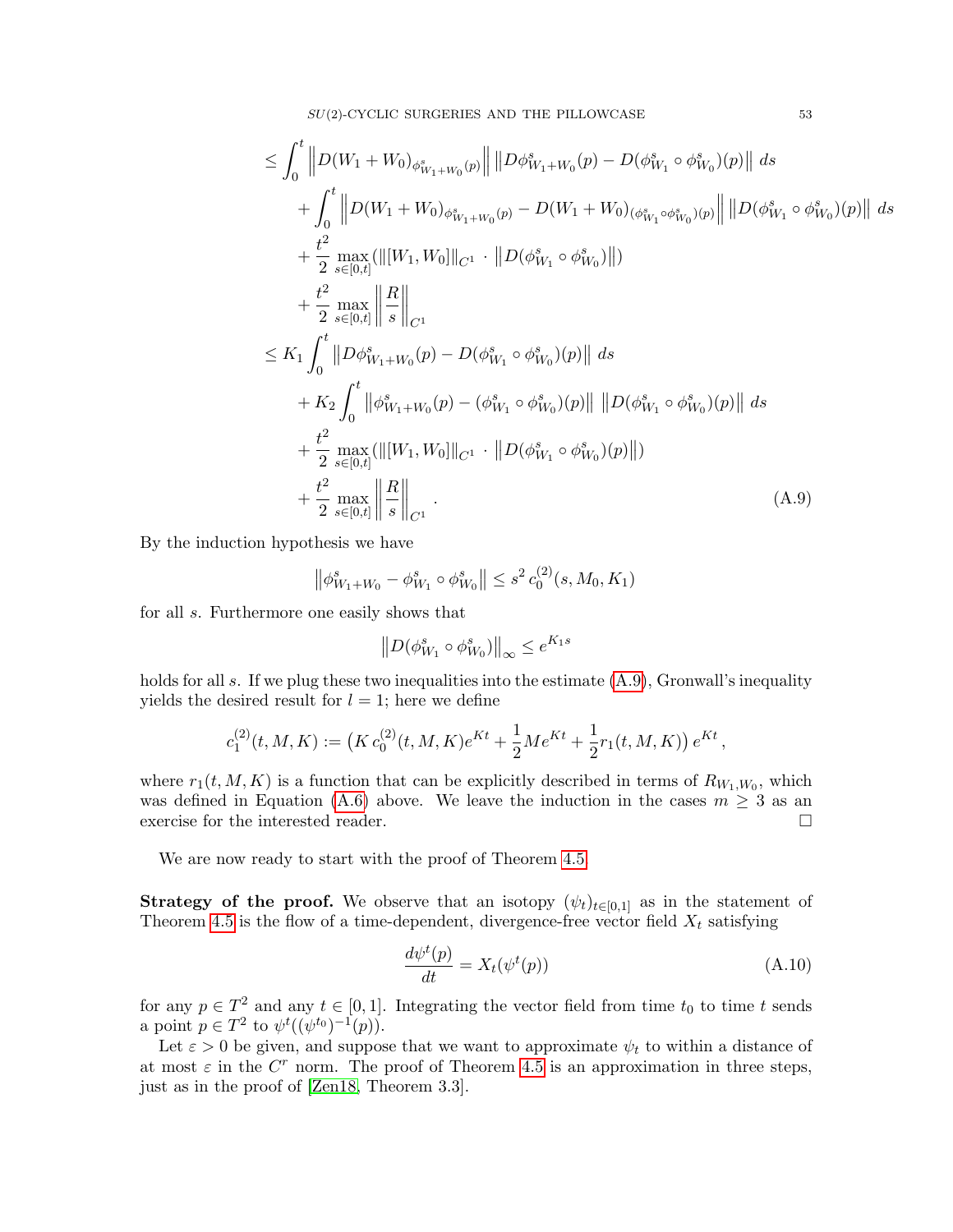$$
\begin{aligned}
&\le \int_0^t \left\| D(W_1+W_0)_{\phi^s_{W_1+W_0}(p)} \right\| \left\| D\phi^s_{W_1+W_0}(p) - D(\phi^s_{W_1}\circ\phi^s_{W_0})(p) \right\| \, ds \\
&\quad + \int_0^t \left\| D(W_1+W_0)_{\phi^s_{W_1+W_0}(p)} - D(W_1+W_0)_{(\phi^s_{W_1}\circ\phi^s_{W_0})(p)} \right\| \left\| D(\phi^s_{W_1}\circ\phi^s_{W_0})(p) \right\| \, ds \\
&\quad + \frac{t^2}{2} \max_{s\in[0,t]} (\|[W_1,W_0]\|_{C^1} \cdot \left\| D(\phi^s_{W_1}\circ\phi^s_{W_0}) \right\|) \\
&\quad + \frac{t^2}{2} \max_{s\in[0,t]} \left\| \frac{R}{s} \right\|_{C^1} \\
&\le K_1 \int_0^t \left\| D\phi^s_{W_1+W_0}(p) - D(\phi^s_{W_1}\circ\phi^s_{W_0})(p) \right\| \, ds \\
&\quad + K_2 \int_0^t \left\| \phi^s_{W_1+W_0}(p) - (\phi^s_{W_1}\circ\phi^s_{W_0})(p) \right\| \, \left\| D(\phi^s_{W_1}\circ\phi^s_{W_0})(p) \right\| \, ds \\
&\quad + \frac{t^2}{2} \max_{s\in[0,t]} (\|[W_1,W_0]\|_{C^1} \cdot \left\| D(\phi^s_{W_1}\circ\phi^s_{W_0})(p) \right\|) \\
&\quad + \frac{t^2}{2} \max_{s\in[0,t]} \left\| \frac{R}{s} \right\|_{C^1} . \qquad\qquad (A.9)
\end{aligned}
$$

By the induction hypothesis we have

$$
\left\| \phi^s_{W_1+W_0} - \phi^s_{W_1}\circ\phi^s_{W_0} \right\| \le s^2 \, c_0^{(2)}(s, M_0, K_1)
$$

for all $s$. Furthermore one easily shows that

$$
\left\| D(\phi^s_{W_1}\circ\phi^s_{W_0}) \right\|_\infty \le e^{K_1 s}
$$

holds for all $s$. If we plug these two inequalities into the estimate (A.9), Gronwall's inequality yields the desired result for $l = 1$; here we define

$$
c_1^{(2)}(t, M, K) := \left( K \, c_0^{(2)}(t, M, K) e^{Kt} + \frac{1}{2} M e^{Kt} + \frac{1}{2} r_1(t, M, K) \right) e^{Kt} ,
$$

where $r_1(t, M, K)$ is a function that can be explicitly described in terms of $R_{W_1,W_0}$, which was defined in Equation (A.6) above. We leave the induction in the cases $m \ge 3$ as an exercise for the interested reader. □

We are now ready to start with the proof of Theorem 4.5.

**Strategy of the proof.** We observe that an isotopy $(\psi_t)_{t\in[0,1]}$ as in the statement of Theorem 4.5 is the flow of a time-dependent, divergence-free vector field $X_t$ satisfying

$$
\frac{d\psi^t(p)}{dt} = X_t(\psi^t(p)) \qquad (A.10)
$$

for any $p \in T^2$ and any $t \in [0, 1]$. Integrating the vector field from time $t_0$ to time $t$ sends a point $p \in T^2$ to $\psi^t((\psi^{t_0})^{-1}(p))$.

Let $\varepsilon > 0$ be given, and suppose that we want to approximate $\psi_t$ to within a distance of at most $\varepsilon$ in the $C^r$ norm. The proof of Theorem 4.5 is an approximation in three steps, just as in the proof of [Zen18, Theorem 3.3].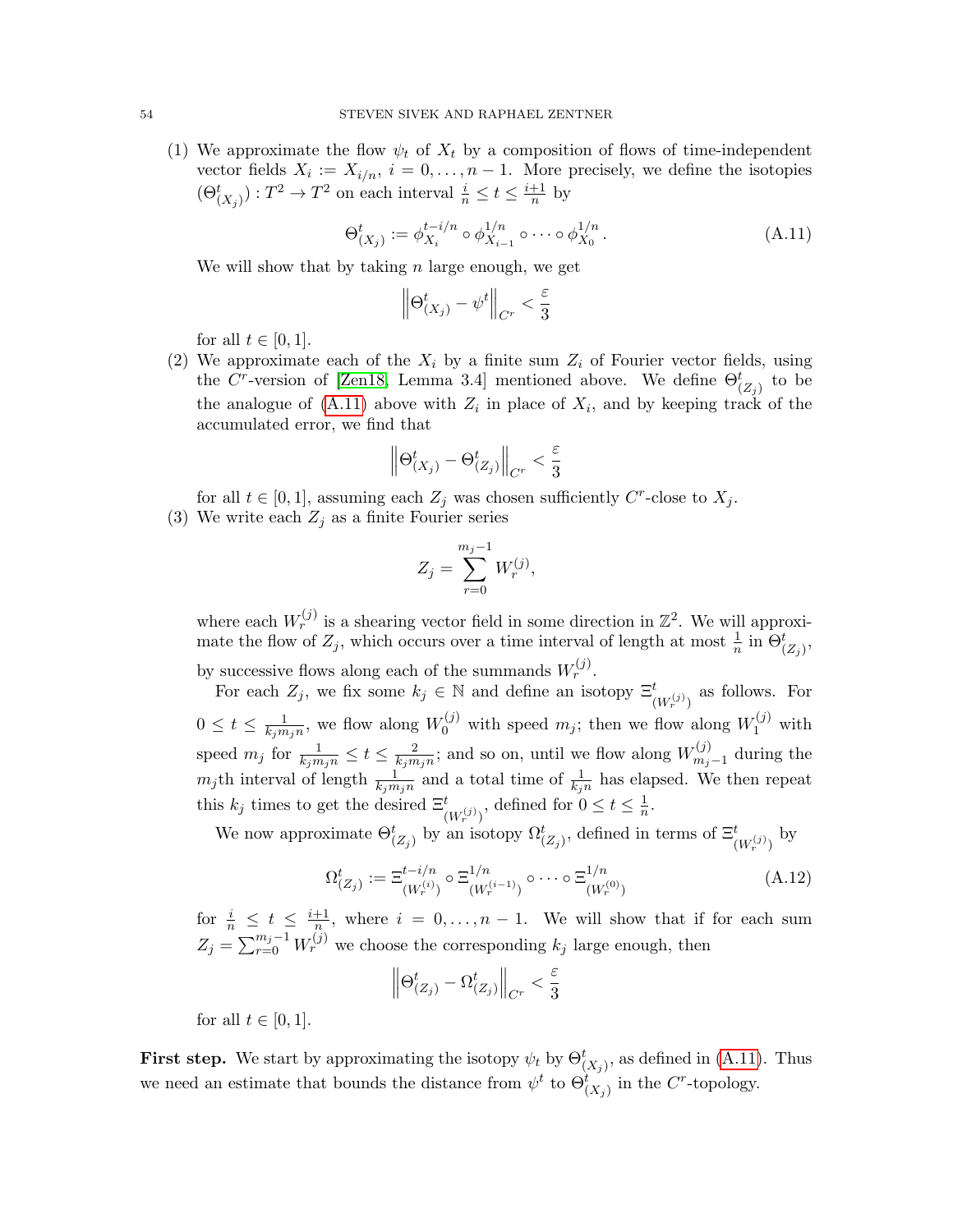(1) We approximate the flow $\psi_t$ of $X_t$ by a composition of flows of time-independent vector fields $X_i := X_{i/n}$, $i = 0, \ldots, n-1$. More precisely, we define the isotopies $(\Theta^t_{(X_j)}) : T^2 \to T^2$ on each interval $\frac{i}{n} \le t \le \frac{i+1}{n}$ by

$$\Theta^t_{(X_j)} := \phi^{t-i/n}_{X_i} \circ \phi^{1/n}_{X_{i-1}} \circ \cdots \circ \phi^{1/n}_{X_0}. \tag{A.11}$$

We will show that by taking $n$ large enough, we get

$$\left\| \Theta^t_{(X_j)} - \psi^t \right\|_{C^r} < \frac{\varepsilon}{3}$$

for all $t \in [0,1]$.

(2) We approximate each of the $X_i$ by a finite sum $Z_i$ of Fourier vector fields, using the $C^r$-version of [Zen18, Lemma 3.4] mentioned above. We define $\Theta^t_{(Z_j)}$ to be the analogue of (A.11) above with $Z_i$ in place of $X_i$, and by keeping track of the accumulated error, we find that

$$\left\| \Theta^t_{(X_j)} - \Theta^t_{(Z_j)} \right\|_{C^r} < \frac{\varepsilon}{3}$$

for all $t \in [0,1]$, assuming each $Z_j$ was chosen sufficiently $C^r$-close to $X_j$.

(3) We write each $Z_j$ as a finite Fourier series

$$Z_j = \sum_{r=0}^{m_j - 1} W^{(j)}_r,$$

where each $W^{(j)}_r$ is a shearing vector field in some direction in $\mathbb{Z}^2$. We will approximate the flow of $Z_j$, which occurs over a time interval of length at most $\frac{1}{n}$ in $\Theta^t_{(Z_j)}$, by successive flows along each of the summands $W^{(j)}_r$.

For each $Z_j$, we fix some $k_j \in \mathbb{N}$ and define an isotopy $\Xi^t_{(W^{(j)}_r)}$ as follows. For $0 \le t \le \frac{1}{k_j m_j n}$, we flow along $W^{(j)}_0$ with speed $m_j$; then we flow along $W^{(j)}_1$ with speed $m_j$ for $\frac{1}{k_j m_j n} \le t \le \frac{2}{k_j m_j n}$; and so on, until we flow along $W^{(j)}_{m_j - 1}$ during the $m_j$th interval of length $\frac{1}{k_j m_j n}$ and a total time of $\frac{1}{k_j n}$ has elapsed. We then repeat this $k_j$ times to get the desired $\Xi^t_{(W^{(j)}_r)}$, defined for $0 \le t \le \frac{1}{n}$.

We now approximate $\Theta^t_{(Z_j)}$ by an isotopy $\Omega^t_{(Z_j)}$, defined in terms of $\Xi^t_{(W^{(j)}_r)}$ by

$$\Omega^t_{(Z_j)} := \Xi^{t-i/n}_{(W^{(i)}_r)} \circ \Xi^{1/n}_{(W^{(i-1)}_r)} \circ \cdots \circ \Xi^{1/n}_{(W^{(0)}_r)} \tag{A.12}$$

for $\frac{i}{n} \le t \le \frac{i+1}{n}$, where $i = 0, \ldots, n-1$. We will show that if for each sum $Z_j = \sum_{r=0}^{m_j-1} W^{(j)}_r$ we choose the corresponding $k_j$ large enough, then

$$\left\| \Theta^t_{(Z_j)} - \Omega^t_{(Z_j)} \right\|_{C^r} < \frac{\varepsilon}{3}$$

for all $t \in [0,1]$.

**First step.** We start by approximating the isotopy $\psi_t$ by $\Theta^t_{(X_j)}$, as defined in (A.11). Thus we need an estimate that bounds the distance from $\psi^t$ to $\Theta^t_{(X_j)}$ in the $C^r$-topology.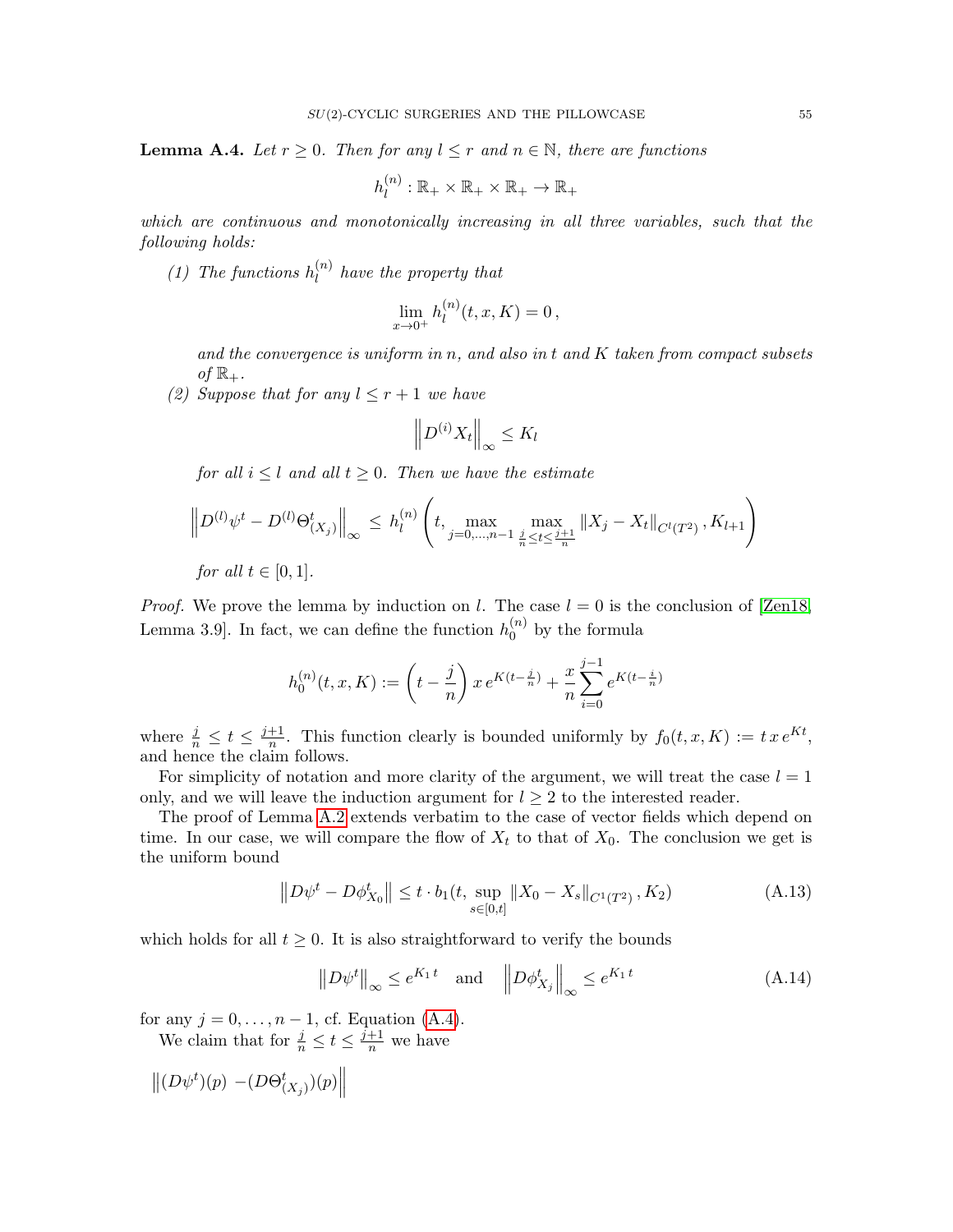**Lemma A.4.** *Let $r \geq 0$. Then for any $l \leq r$ and $n \in \mathbb{N}$, there are functions*

$$h_l^{(n)} : \mathbb{R}_+ \times \mathbb{R}_+ \times \mathbb{R}_+ \to \mathbb{R}_+$$

*which are continuous and monotonically increasing in all three variables, such that the following holds:*

*(1) The functions $h_l^{(n)}$ have the property that*

$$\lim_{x \to 0^+} h_l^{(n)}(t, x, K) = 0\,,$$

*and the convergence is uniform in $n$, and also in $t$ and $K$ taken from compact subsets of $\mathbb{R}_+$.*

*(2) Suppose that for any $l \leq r+1$ we have*

$$\left\| D^{(i)} X_t \right\|_\infty \leq K_l$$

*for all $i \leq l$ and all $t \geq 0$. Then we have the estimate*

$$\left\| D^{(l)} \psi^t - D^{(l)} \Theta^t_{(X_j)} \right\|_\infty \leq h_l^{(n)} \left( t, \max_{j=0,\dots,n-1} \max_{\frac{j}{n} \leq t \leq \frac{j+1}{n}} \| X_j - X_t \|_{C^l(T^2)}, K_{l+1} \right)$$

*for all $t \in [0,1]$.*

*Proof.* We prove the lemma by induction on $l$. The case $l = 0$ is the conclusion of [Zen18, Lemma 3.9]. In fact, we can define the function $h_0^{(n)}$ by the formula

$$h_0^{(n)}(t, x, K) := \left( t - \frac{j}{n} \right) x\, e^{K(t - \frac{j}{n})} + \frac{x}{n} \sum_{i=0}^{j-1} e^{K(t - \frac{i}{n})}$$

where $\frac{j}{n} \leq t \leq \frac{j+1}{n}$. This function clearly is bounded uniformly by $f_0(t, x, K) := t\, x\, e^{Kt}$, and hence the claim follows.

For simplicity of notation and more clarity of the argument, we will treat the case $l = 1$ only, and we will leave the induction argument for $l \geq 2$ to the interested reader.

The proof of Lemma A.2 extends verbatim to the case of vector fields which depend on time. In our case, we will compare the flow of $X_t$ to that of $X_0$. The conclusion we get is the uniform bound

$$\left\| D\psi^t - D\phi^t_{X_0} \right\| \leq t \cdot b_1(t, \sup_{s \in [0,t]} \| X_0 - X_s \|_{C^1(T^2)}, K_2) \tag{A.13}$$

which holds for all $t \geq 0$. It is also straightforward to verify the bounds

$$\left\| D\psi^t \right\|_\infty \leq e^{K_1 t} \quad \text{and} \quad \left\| D\phi^t_{X_j} \right\|_\infty \leq e^{K_1 t} \tag{A.14}$$

for any $j = 0, \dots, n-1$, cf. Equation (A.4).

We claim that for $\frac{j}{n} \leq t \leq \frac{j+1}{n}$ we have

$$\left\| (D\psi^t)(p) - (D\Theta^t_{(X_j)})(p) \right\|$$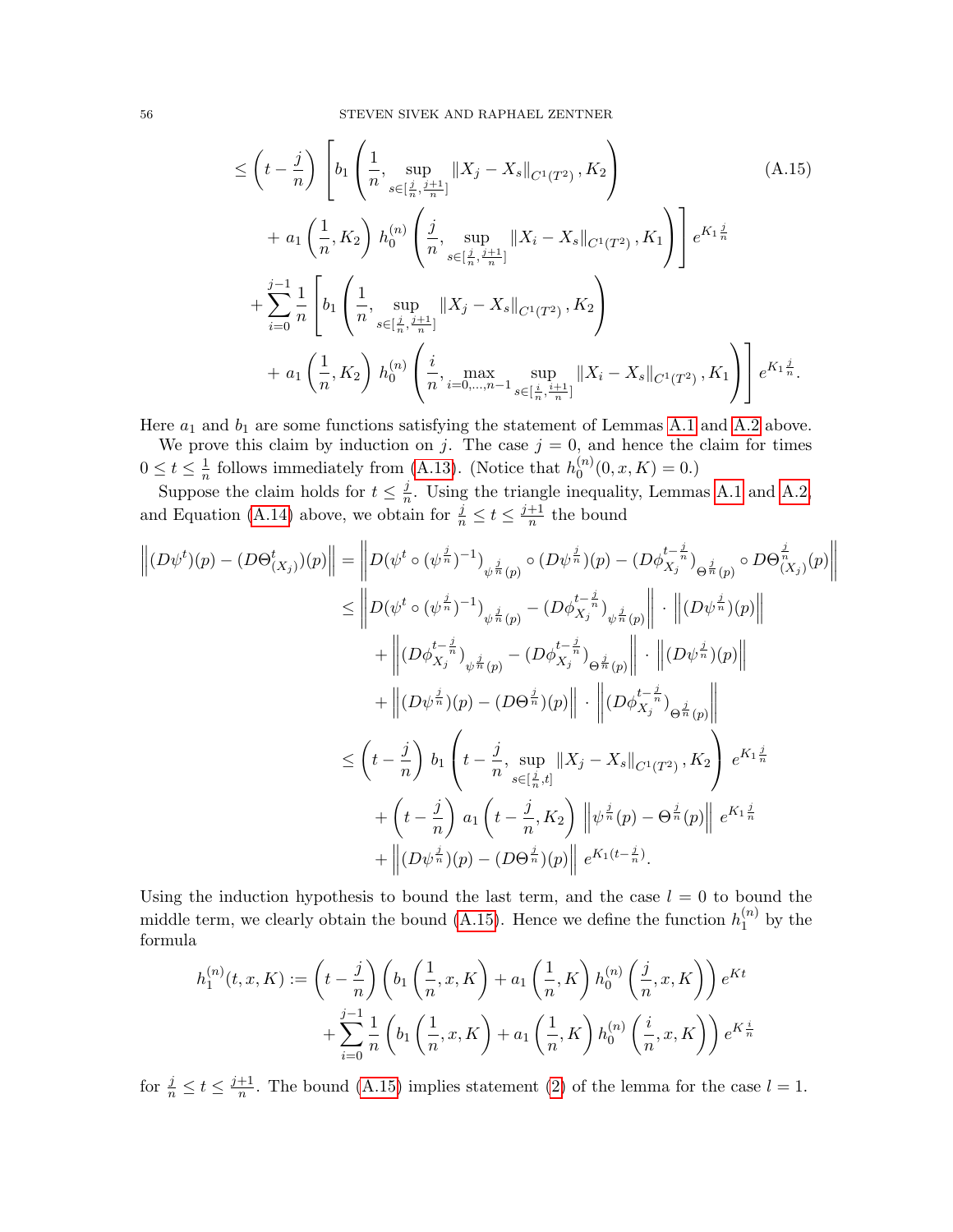$$
\begin{aligned}
&\leq \left(t - \frac{j}{n}\right) \left[ b_1 \left( \frac{1}{n}, \sup_{s \in [\frac{j}{n}, \frac{j+1}{n}]} \|X_j - X_s\|_{C^1(T^2)}, K_2 \right) \right. \\
&\qquad \left. + a_1\left(\frac{1}{n}, K_2\right) h_0^{(n)} \left( \frac{j}{n}, \sup_{s \in [\frac{j}{n}, \frac{j+1}{n}]} \|X_i - X_s\|_{C^1(T^2)}, K_1 \right) \right] e^{K_1 \frac{j}{n}} \\
&\quad + \sum_{i=0}^{j-1} \frac{1}{n} \left[ b_1 \left( \frac{1}{n}, \sup_{s \in [\frac{j}{n}, \frac{j+1}{n}]} \|X_j - X_s\|_{C^1(T^2)}, K_2 \right) \right. \\
&\qquad \left. + a_1\left(\frac{1}{n}, K_2\right) h_0^{(n)} \left( \frac{i}{n}, \max_{i=0,\dots,n-1} \sup_{s \in [\frac{i}{n}, \frac{i+1}{n}]} \|X_i - X_s\|_{C^1(T^2)}, K_1 \right) \right] e^{K_1 \frac{j}{n}}.
\end{aligned} \tag{A.15}
$$

Here $a_1$ and $b_1$ are some functions satisfying the statement of Lemmas A.1 and A.2 above.

We prove this claim by induction on $j$. The case $j = 0$, and hence the claim for times $0 \leq t \leq \frac{1}{n}$ follows immediately from (A.13). (Notice that $h_0^{(n)}(0, x, K) = 0$.)

Suppose the claim holds for $t \leq \frac{j}{n}$. Using the triangle inequality, Lemmas A.1 and A.2, and Equation (A.14) above, we obtain for $\frac{j}{n} \leq t \leq \frac{j+1}{n}$ the bound

$$
\begin{aligned}
\left\| (D\psi^t)(p) - (D\Theta^t_{(X_j)})(p) \right\| &= \left\| D(\psi^t \circ (\psi^{\frac{j}{n}})^{-1})_{\psi^{\frac{j}{n}}(p)} \circ (D\psi^{\frac{j}{n}})(p) - (D\phi^{t-\frac{j}{n}}_{X_j})_{\Theta^{\frac{j}{n}}(p)} \circ D\Theta^{\frac{j}{n}}_{(X_j)}(p) \right\| \\
&\leq \left\| D(\psi^t \circ (\psi^{\frac{j}{n}})^{-1})_{\psi^{\frac{j}{n}}(p)} - (D\phi^{t-\frac{j}{n}}_{X_j})_{\psi^{\frac{j}{n}}(p)} \right\| \cdot \left\| (D\psi^{\frac{j}{n}})(p) \right\| \\
&\quad + \left\| (D\phi^{t-\frac{j}{n}}_{X_j})_{\psi^{\frac{j}{n}}(p)} - (D\phi^{t-\frac{j}{n}}_{X_j})_{\Theta^{\frac{j}{n}}(p)} \right\| \cdot \left\| (D\psi^{\frac{j}{n}})(p) \right\| \\
&\quad + \left\| (D\psi^{\frac{j}{n}})(p) - (D\Theta^{\frac{j}{n}})(p) \right\| \cdot \left\| (D\phi^{t-\frac{j}{n}}_{X_j})_{\Theta^{\frac{j}{n}}(p)} \right\| \\
&\leq \left(t - \frac{j}{n}\right) b_1 \left( t - \frac{j}{n}, \sup_{s \in [\frac{j}{n}, t]} \|X_j - X_s\|_{C^1(T^2)}, K_2 \right) e^{K_1 \frac{j}{n}} \\
&\quad + \left(t - \frac{j}{n}\right) a_1 \left(t - \frac{j}{n}, K_2\right) \left\| \psi^{\frac{j}{n}}(p) - \Theta^{\frac{j}{n}}(p) \right\| e^{K_1 \frac{j}{n}} \\
&\quad + \left\| (D\psi^{\frac{j}{n}})(p) - (D\Theta^{\frac{j}{n}})(p) \right\| e^{K_1 (t - \frac{j}{n})}.
\end{aligned}
$$

Using the induction hypothesis to bound the last term, and the case $l = 0$ to bound the middle term, we clearly obtain the bound (A.15). Hence we define the function $h_1^{(n)}$ by the formula

$$
\begin{aligned}
h_1^{(n)}(t, x, K) := &\left(t - \frac{j}{n}\right) \left( b_1\left(\frac{1}{n}, x, K\right) + a_1\left(\frac{1}{n}, K\right) h_0^{(n)}\left(\frac{j}{n}, x, K\right) \right) e^{Kt} \\
&+ \sum_{i=0}^{j-1} \frac{1}{n} \left( b_1\left(\frac{1}{n}, x, K\right) + a_1\left(\frac{1}{n}, K\right) h_0^{(n)}\left(\frac{i}{n}, x, K\right) \right) e^{K \frac{i}{n}}
\end{aligned}
$$

for $\frac{j}{n} \leq t \leq \frac{j+1}{n}$. The bound (A.15) implies statement (2) of the lemma for the case $l = 1$.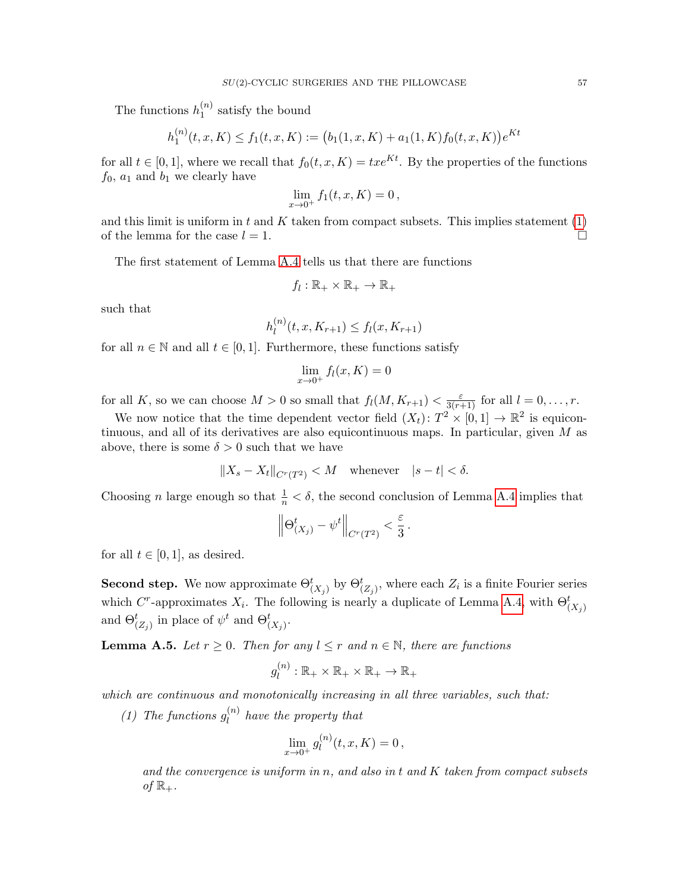The functions $h_1^{(n)}$ satisfy the bound

$$h_1^{(n)}(t,x,K) \le f_1(t,x,K) := \big(b_1(1,x,K) + a_1(1,K) f_0(t,x,K)\big) e^{Kt}$$

for all $t \in [0,1]$, where we recall that $f_0(t,x,K) = txe^{Kt}$. By the properties of the functions $f_0$, $a_1$ and $b_1$ we clearly have

$$\lim_{x\to 0^+} f_1(t,x,K) = 0\,,$$

and this limit is uniform in $t$ and $K$ taken from compact subsets. This implies statement (1) of the lemma for the case $l = 1$. □

The first statement of Lemma A.4 tells us that there are functions

$$f_l : \mathbb{R}_+ \times \mathbb{R}_+ \to \mathbb{R}_+$$

such that

$$h_l^{(n)}(t,x,K_{r+1}) \le f_l(x, K_{r+1})$$

for all $n \in \mathbb{N}$ and all $t \in [0,1]$. Furthermore, these functions satisfy

$$\lim_{x\to 0^+} f_l(x,K) = 0$$

for all $K$, so we can choose $M > 0$ so small that $f_l(M, K_{r+1}) < \frac{\varepsilon}{3(r+1)}$ for all $l = 0, \dots, r$.

We now notice that the time dependent vector field $(X_t)\colon T^2 \times [0,1] \to \mathbb{R}^2$ is equicontinuous, and all of its derivatives are also equicontinuous maps. In particular, given $M$ as above, there is some $\delta > 0$ such that we have

$$\|X_s - X_t\|_{C^r(T^2)} < M \quad \text{whenever} \quad |s-t| < \delta.$$

Choosing $n$ large enough so that $\frac{1}{n} < \delta$, the second conclusion of Lemma A.4 implies that

$$\left\| \Theta^t_{(X_j)} - \psi^t \right\|_{C^r(T^2)} < \frac{\varepsilon}{3}\,.$$

for all $t \in [0,1]$, as desired.

**Second step.** We now approximate $\Theta^t_{(X_j)}$ by $\Theta^t_{(Z_j)}$, where each $Z_i$ is a finite Fourier series which $C^r$-approximates $X_i$. The following is nearly a duplicate of Lemma A.4, with $\Theta^t_{(X_j)}$ and $\Theta^t_{(Z_j)}$ in place of $\psi^t$ and $\Theta^t_{(X_j)}$.

**Lemma A.5.** *Let $r \ge 0$. Then for any $l \le r$ and $n \in \mathbb{N}$, there are functions*

$$g_l^{(n)} : \mathbb{R}_+ \times \mathbb{R}_+ \times \mathbb{R}_+ \to \mathbb{R}_+$$

*which are continuous and monotonically increasing in all three variables, such that:*

*(1) The functions $g_l^{(n)}$ have the property that*

$$\lim_{x\to 0^+} g_l^{(n)}(t,x,K) = 0\,,$$

*and the convergence is uniform in $n$, and also in $t$ and $K$ taken from compact subsets of $\mathbb{R}_+$.*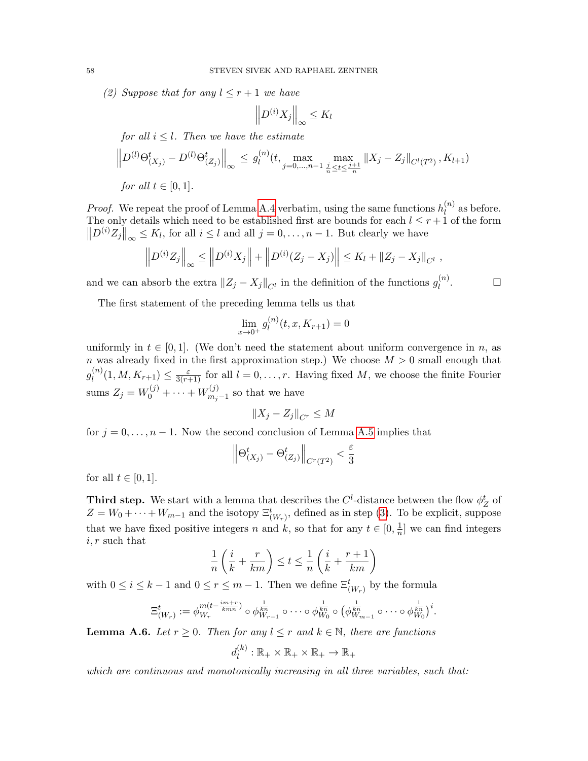*(2) Suppose that for any $l \leq r+1$ we have*

$$\left\| D^{(i)} X_j \right\|_\infty \leq K_l$$

*for all $i \leq l$. Then we have the estimate*

$$\left\| D^{(l)} \Theta^t_{(X_j)} - D^{(l)} \Theta^t_{(Z_j)} \right\|_\infty \leq g_l^{(n)}(t, \max_{j=0,\dots,n-1} \max_{\frac{j}{n} \leq t \leq \frac{j+1}{n}} \|X_j - Z_j\|_{C^l(T^2)}, K_{l+1})$$

*for all $t \in [0,1]$.*

*Proof.* We repeat the proof of Lemma A.4 verbatim, using the same functions $h_l^{(n)}$ as before. The only details which need to be established first are bounds for each $l \leq r+1$ of the form $\left\| D^{(i)} Z_j \right\|_\infty \leq K_l$, for all $i \leq l$ and all $j = 0, \dots, n-1$. But clearly we have

$$\left\| D^{(i)} Z_j \right\|_\infty \leq \left\| D^{(i)} X_j \right\| + \left\| D^{(i)} (Z_j - X_j) \right\| \leq K_l + \|Z_j - X_j\|_{C^l},$$

and we can absorb the extra $\|Z_j - X_j\|_{C^l}$ in the definition of the functions $g_l^{(n)}$. $\square$

The first statement of the preceding lemma tells us that

$$\lim_{x \to 0^+} g_l^{(n)}(t, x, K_{r+1}) = 0$$

uniformly in $t \in [0,1]$. (We don't need the statement about uniform convergence in $n$, as $n$ was already fixed in the first approximation step.) We choose $M > 0$ small enough that $g_l^{(n)}(1, M, K_{r+1}) \leq \frac{\varepsilon}{3(r+1)}$ for all $l = 0, \dots, r$. Having fixed $M$, we choose the finite Fourier sums $Z_j = W_0^{(j)} + \cdots + W_{m_j - 1}^{(j)}$ so that we have

$$\|X_j - Z_j\|_{C^r} \leq M$$

for $j = 0, \dots, n-1$. Now the second conclusion of Lemma A.5 implies that

$$\left\| \Theta^t_{(X_j)} - \Theta^t_{(Z_j)} \right\|_{C^r(T^2)} < \frac{\varepsilon}{3}$$

for all $t \in [0,1]$.

**Third step.** We start with a lemma that describes the $C^l$-distance between the flow $\phi^t_Z$ of $Z = W_0 + \cdots + W_{m-1}$ and the isotopy $\Xi^t_{(W_r)}$, defined as in step (3). To be explicit, suppose that we have fixed positive integers $n$ and $k$, so that for any $t \in [0, \frac{1}{n}]$ we can find integers $i, r$ such that

$$\frac{1}{n}\left(\frac{i}{k} + \frac{r}{km}\right) \leq t \leq \frac{1}{n}\left(\frac{i}{k} + \frac{r+1}{km}\right)$$

with $0 \leq i \leq k-1$ and $0 \leq r \leq m-1$. Then we define $\Xi^t_{(W_r)}$ by the formula

$$\Xi^t_{(W_r)} := \phi_{W_r}^{m(t - \frac{im+r}{kmn})} \circ \phi_{W_{r-1}}^{\frac{1}{kn}} \circ \cdots \circ \phi_{W_0}^{\frac{1}{kn}} \circ \left(\phi_{W_{m-1}}^{\frac{1}{kn}} \circ \cdots \circ \phi_{W_0}^{\frac{1}{kn}}\right)^i.$$

**Lemma A.6.** *Let $r \geq 0$. Then for any $l \leq r$ and $k \in \mathbb{N}$, there are functions*

$$d_l^{(k)} : \mathbb{R}_+ \times \mathbb{R}_+ \times \mathbb{R}_+ \to \mathbb{R}_+$$

*which are continuous and monotonically increasing in all three variables, such that:*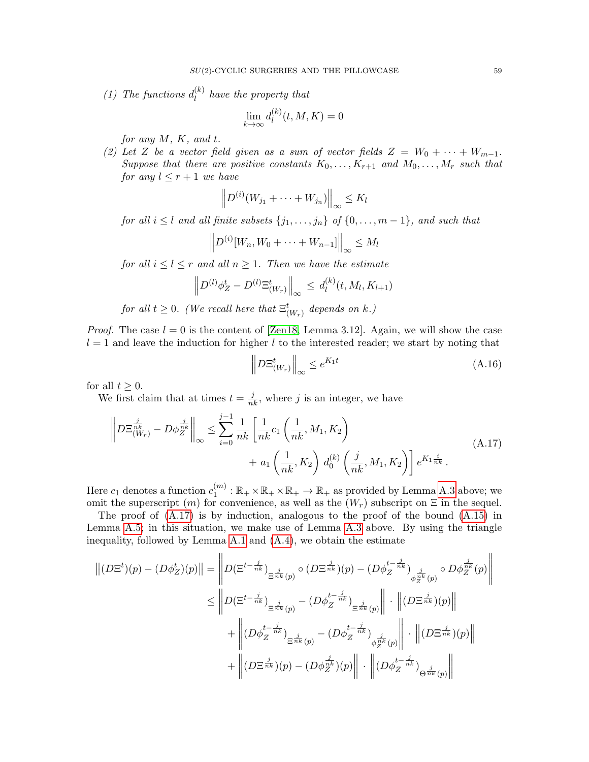*(1) The functions $d_l^{(k)}$ have the property that*

$$\lim_{k\to\infty} d_l^{(k)}(t, M, K) = 0$$

*for any $M$, $K$, and $t$.*

*(2) Let $Z$ be a vector field given as a sum of vector fields $Z = W_0 + \cdots + W_{m-1}$. Suppose that there are positive constants $K_0, \ldots, K_{r+1}$ and $M_0, \ldots, M_r$ such that for any $l \leq r+1$ we have*

$$\left\| D^{(i)}(W_{j_1} + \cdots + W_{j_n}) \right\|_\infty \leq K_l$$

*for all $i \leq l$ and all finite subsets $\{j_1, \ldots, j_n\}$ of $\{0, \ldots, m-1\}$, and such that*

$$\left\| D^{(i)}[W_n, W_0 + \cdots + W_{n-1}] \right\|_\infty \leq M_l$$

*for all $i \leq l \leq r$ and all $n \geq 1$. Then we have the estimate*

$$\left\| D^{(l)}\phi_Z^t - D^{(l)}\Xi_{(W_r)}^t \right\|_\infty \leq d_l^{(k)}(t, M_l, K_{l+1})$$

*for all $t \geq 0$. (We recall here that $\Xi_{(W_r)}^t$ depends on $k$.)*

*Proof.* The case $l = 0$ is the content of [Zen18, Lemma 3.12]. Again, we will show the case $l = 1$ and leave the induction for higher $l$ to the interested reader; we start by noting that

$$\left\| D\Xi_{(W_r)}^t \right\|_\infty \leq e^{K_1 t} \tag{A.16}$$

for all $t \geq 0$.

We first claim that at times $t = \frac{j}{nk}$, where $j$ is an integer, we have

$$\begin{aligned}\left\| D\Xi_{(W_r)}^{\frac{j}{nk}} - D\phi_Z^{\frac{j}{nk}} \right\|_\infty \leq \sum_{i=0}^{j-1} \frac{1}{nk} \bigg[ &\frac{1}{nk} c_1\left(\frac{1}{nk}, M_1, K_2\right) \\ &+ a_1\left(\frac{1}{nk}, K_2\right) d_0^{(k)}\left(\frac{j}{nk}, M_1, K_2\right)\bigg] e^{K_1 \frac{i}{nk}}.\end{aligned} \tag{A.17}$$

Here $c_1$ denotes a function $c_1^{(m)} : \mathbb{R}_+ \times \mathbb{R}_+ \times \mathbb{R}_+ \to \mathbb{R}_+$ as provided by Lemma A.3 above; we omit the superscript $(m)$ for convenience, as well as the $(W_r)$ subscript on $\Xi$ in the sequel.

The proof of (A.17) is by induction, analogous to the proof of the bound (A.15) in Lemma A.5; in this situation, we make use of Lemma A.3 above. By using the triangle inequality, followed by Lemma A.1 and (A.4), we obtain the estimate

$$\begin{aligned}\left\|(D\Xi^t)(p) - (D\phi_Z^t)(p)\right\| &= \left\| D(\Xi^{t-\frac{j}{nk}})_{\Xi^{\frac{j}{nk}}(p)} \circ (D\Xi^{\frac{j}{nk}})(p) - (D\phi_Z^{t-\frac{j}{nk}})_{\phi_Z^{\frac{j}{nk}}(p)} \circ D\phi_Z^{\frac{j}{nk}}(p) \right\| \\ &\leq \left\| D(\Xi^{t-\frac{j}{nk}})_{\Xi^{\frac{j}{nk}}(p)} - (D\phi_Z^{t-\frac{j}{nk}})_{\Xi^{\frac{j}{nk}}(p)} \right\| \cdot \left\| (D\Xi^{\frac{j}{nk}})(p) \right\| \\ &\quad + \left\| (D\phi_Z^{t-\frac{j}{nk}})_{\Xi^{\frac{j}{nk}}(p)} - (D\phi_Z^{t-\frac{j}{nk}})_{\phi_Z^{\frac{j}{nk}}(p)} \right\| \cdot \left\| (D\Xi^{\frac{j}{nk}})(p) \right\| \\ &\quad + \left\| (D\Xi^{\frac{j}{nk}})(p) - (D\phi_Z^{\frac{j}{nk}})(p) \right\| \cdot \left\| (D\phi_Z^{t-\frac{j}{nk}})_{\Theta^{\frac{j}{nk}}(p)} \right\|\end{aligned}$$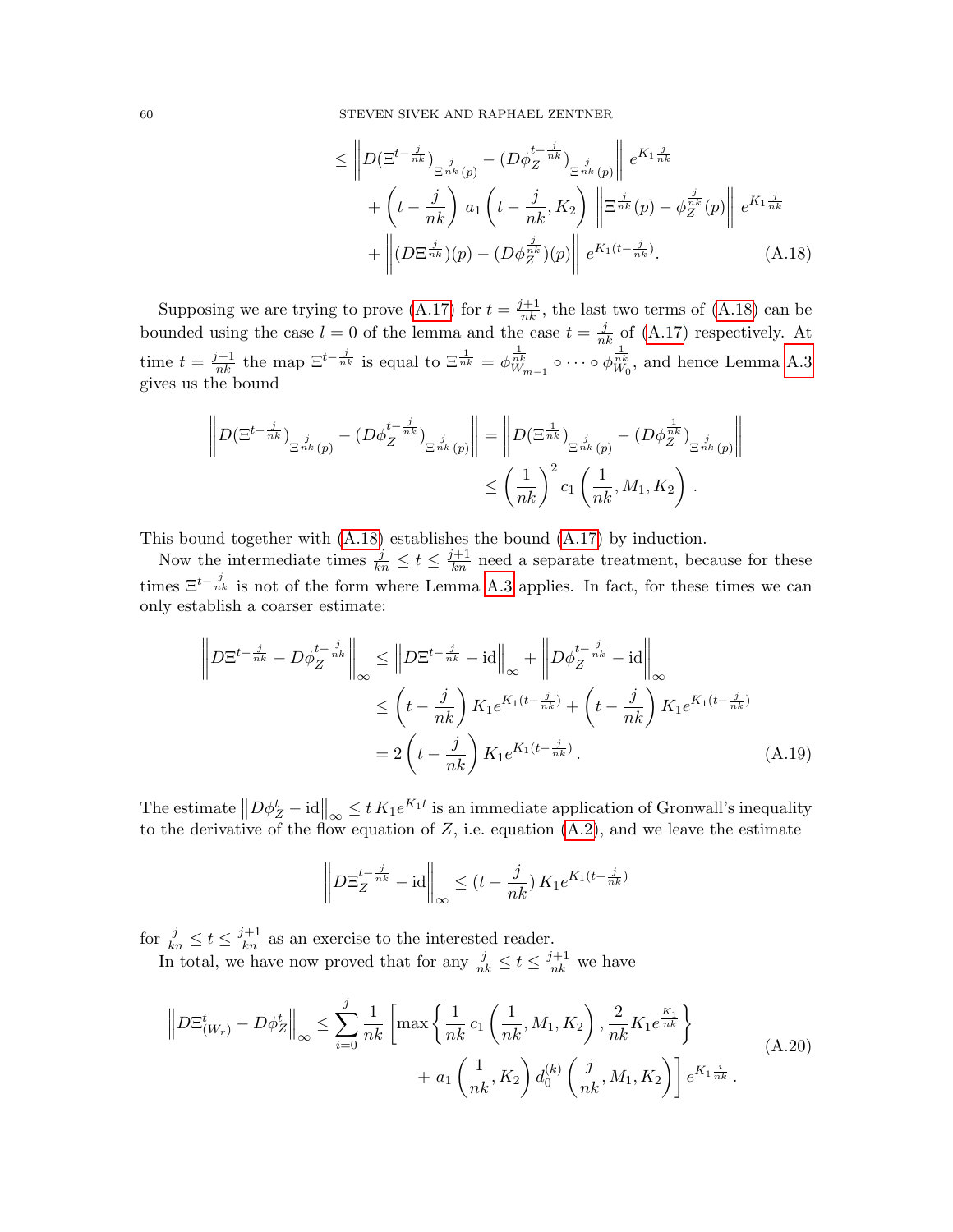$$
\begin{aligned}
&\leq \left\| D(\Xi^{t-\frac{j}{nk}})_{\Xi^{\frac{j}{nk}}(p)} - (D\phi_Z^{t-\frac{j}{nk}})_{\Xi^{\frac{j}{nk}}(p)} \right\| e^{K_1 \frac{j}{nk}} \\
&\quad + \left(t - \frac{j}{nk}\right) a_1\left(t - \frac{j}{nk}, K_2\right) \left\| \Xi^{\frac{j}{nk}}(p) - \phi_Z^{\frac{j}{nk}}(p) \right\| e^{K_1 \frac{j}{nk}} \\
&\quad + \left\| (D\Xi^{\frac{j}{nk}})(p) - (D\phi_Z^{\frac{j}{nk}})(p) \right\| e^{K_1 (t - \frac{j}{nk})}. \qquad \text{(A.18)}
\end{aligned}
$$

Supposing we are trying to prove (A.17) for $t = \frac{j+1}{nk}$, the last two terms of (A.18) can be bounded using the case $l = 0$ of the lemma and the case $t = \frac{j}{nk}$ of (A.17) respectively. At time $t = \frac{j+1}{nk}$ the map $\Xi^{t-\frac{j}{nk}}$ is equal to $\Xi^{\frac{1}{nk}} = \phi_{W_{m-1}}^{\frac{1}{nk}} \circ \cdots \circ \phi_{W_0}^{\frac{1}{nk}}$, and hence Lemma A.3 gives us the bound

$$
\begin{aligned}
\left\| D(\Xi^{t-\frac{j}{nk}})_{\Xi^{\frac{j}{nk}}(p)} - (D\phi_Z^{t-\frac{j}{nk}})_{\Xi^{\frac{j}{nk}}(p)} \right\| &= \left\| D(\Xi^{\frac{1}{nk}})_{\Xi^{\frac{j}{nk}}(p)} - (D\phi_Z^{\frac{1}{nk}})_{\Xi^{\frac{j}{nk}}(p)} \right\| \\
&\leq \left(\frac{1}{nk}\right)^2 c_1\left(\frac{1}{nk}, M_1, K_2\right).
\end{aligned}
$$

This bound together with (A.18) establishes the bound (A.17) by induction.

Now the intermediate times $\frac{j}{kn} \leq t \leq \frac{j+1}{kn}$ need a separate treatment, because for these times $\Xi^{t-\frac{j}{nk}}$ is not of the form where Lemma A.3 applies. In fact, for these times we can only establish a coarser estimate:

$$
\begin{aligned}
\left\| D\Xi^{t-\frac{j}{nk}} - D\phi_Z^{t-\frac{j}{nk}} \right\|_\infty &\leq \left\| D\Xi^{t-\frac{j}{nk}} - \mathrm{id} \right\|_\infty + \left\| D\phi_Z^{t-\frac{j}{nk}} - \mathrm{id} \right\|_\infty \\
&\leq \left(t - \frac{j}{nk}\right) K_1 e^{K_1(t-\frac{j}{nk})} + \left(t - \frac{j}{nk}\right) K_1 e^{K_1(t-\frac{j}{nk})} \\
&= 2\left(t - \frac{j}{nk}\right) K_1 e^{K_1(t-\frac{j}{nk})}. \qquad \text{(A.19)}
\end{aligned}
$$

The estimate $\left\| D\phi_Z^t - \mathrm{id} \right\|_\infty \leq t\, K_1 e^{K_1 t}$ is an immediate application of Gronwall's inequality to the derivative of the flow equation of $Z$, i.e. equation (A.2), and we leave the estimate

$$
\left\| D\Xi_Z^{t-\frac{j}{nk}} - \mathrm{id} \right\|_\infty \leq (t - \frac{j}{nk})\, K_1 e^{K_1(t-\frac{j}{nk})}
$$

for $\frac{j}{kn} \leq t \leq \frac{j+1}{kn}$ as an exercise to the interested reader.

In total, we have now proved that for any $\frac{j}{nk} \leq t \leq \frac{j+1}{nk}$ we have

$$
\begin{aligned}
\left\| D\Xi_{(W_r)}^t - D\phi_Z^t \right\|_\infty \leq \sum_{i=0}^{j} \frac{1}{nk} \Bigg[ &\max\left\{ \frac{1}{nk} c_1\left(\frac{1}{nk}, M_1, K_2\right), \frac{2}{nk} K_1 e^{\frac{K_1}{nk}} \right\} \\
&+ a_1\left(\frac{1}{nk}, K_2\right) d_0^{(k)}\left(\frac{j}{nk}, M_1, K_2\right) \Bigg] e^{K_1 \frac{i}{nk}}. \qquad \text{(A.20)}
\end{aligned}
$$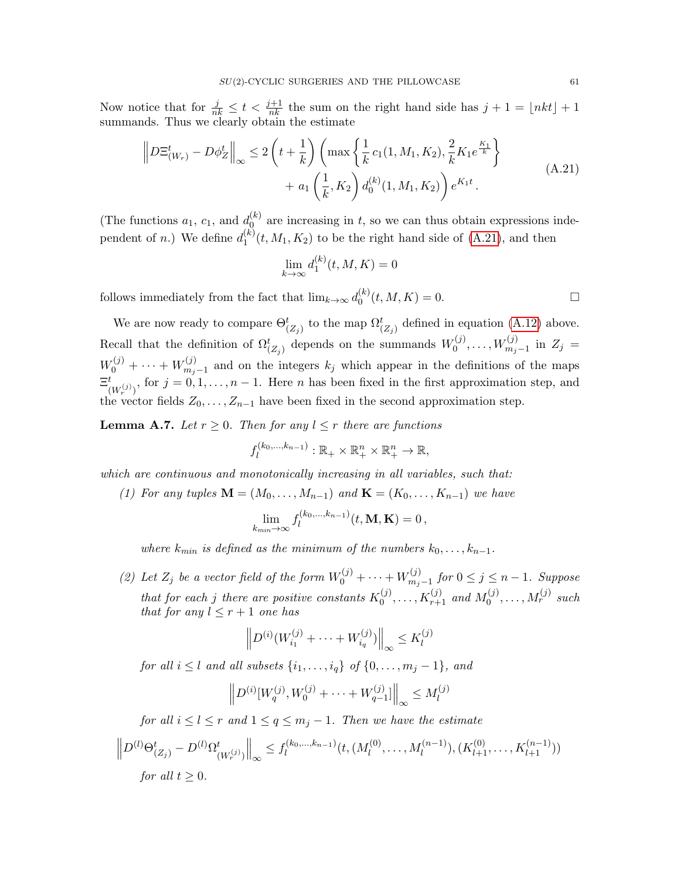Now notice that for $\frac{j}{nk} \le t < \frac{j+1}{nk}$ the sum on the right hand side has $j+1 = \lfloor nkt \rfloor + 1$ summands. Thus we clearly obtain the estimate

$$
\begin{aligned}
\left\| D\Xi^t_{(W_r)} - D\phi^t_Z \right\|_\infty \le 2\left(t + \frac{1}{k}\right) \Bigg( \max\left\{ \frac{1}{k}\, c_1(1, M_1, K_2), \frac{2}{k} K_1 e^{\frac{K_1}{k}} \right\} \\
+ a_1\left(\frac{1}{k}, K_2\right) d_0^{(k)}(1, M_1, K_2) \Bigg) e^{K_1 t}\,.
\end{aligned} \tag{A.21}
$$

(The functions $a_1$, $c_1$, and $d_0^{(k)}$ are increasing in $t$, so we can thus obtain expressions independent of $n$.) We define $d_1^{(k)}(t, M_1, K_2)$ to be the right hand side of (A.21), and then

$$\lim_{k\to\infty} d_1^{(k)}(t, M, K) = 0$$

follows immediately from the fact that $\lim_{k\to\infty} d_0^{(k)}(t, M, K) = 0$. □

We are now ready to compare $\Theta^t_{(Z_j)}$ to the map $\Omega^t_{(Z_j)}$ defined in equation (A.12) above. Recall that the definition of $\Omega^t_{(Z_j)}$ depends on the summands $W_0^{(j)}, \ldots, W_{m_j-1}^{(j)}$ in $Z_j = W_0^{(j)} + \cdots + W_{m_j-1}^{(j)}$ and on the integers $k_j$ which appear in the definitions of the maps $\Xi^t_{(W_r^{(j)})}$, for $j = 0, 1, \ldots, n-1$. Here $n$ has been fixed in the first approximation step, and the vector fields $Z_0, \ldots, Z_{n-1}$ have been fixed in the second approximation step.

**Lemma A.7.** *Let $r \ge 0$. Then for any $l \le r$ there are functions*

$$f_l^{(k_0,\ldots,k_{n-1})} : \mathbb{R}_+ \times \mathbb{R}_+^n \times \mathbb{R}_+^n \to \mathbb{R},$$

*which are continuous and monotonically increasing in all variables, such that:*

1. *For any tuples $\mathbf{M} = (M_0, \ldots, M_{n-1})$ and $\mathbf{K} = (K_0, \ldots, K_{n-1})$ we have*

$$\lim_{k_{min}\to\infty} f_l^{(k_0,\ldots,k_{n-1})}(t, \mathbf{M}, \mathbf{K}) = 0\,,$$

*where $k_{min}$ is defined as the minimum of the numbers $k_0, \ldots, k_{n-1}$.*

2. *Let $Z_j$ be a vector field of the form $W_0^{(j)} + \cdots + W_{m_j-1}^{(j)}$ for $0 \le j \le n-1$. Suppose that for each $j$ there are positive constants $K_0^{(j)}, \ldots, K_{r+1}^{(j)}$ and $M_0^{(j)}, \ldots, M_r^{(j)}$ such that for any $l \le r+1$ one has*

$$\left\| D^{(i)}(W_{i_1}^{(j)} + \cdots + W_{i_q}^{(j)}) \right\|_\infty \le K_l^{(j)}$$

*for all $i \le l$ and all subsets $\{i_1, \ldots, i_q\}$ of $\{0, \ldots, m_j - 1\}$, and*

$$\left\| D^{(i)}[W_q^{(j)}, W_0^{(j)} + \cdots + W_{q-1}^{(j)}] \right\|_\infty \le M_l^{(j)}$$

*for all $i \le l \le r$ and $1 \le q \le m_j - 1$. Then we have the estimate*

$$\left\| D^{(l)}\Theta^t_{(Z_j)} - D^{(l)}\Omega^t_{(W_r^{(j)})} \right\|_\infty \le f_l^{(k_0,\ldots,k_{n-1})}(t, (M_l^{(0)}, \ldots, M_l^{(n-1)}), (K_{l+1}^{(0)}, \ldots, K_{l+1}^{(n-1)}))$$

*for all $t \ge 0$.*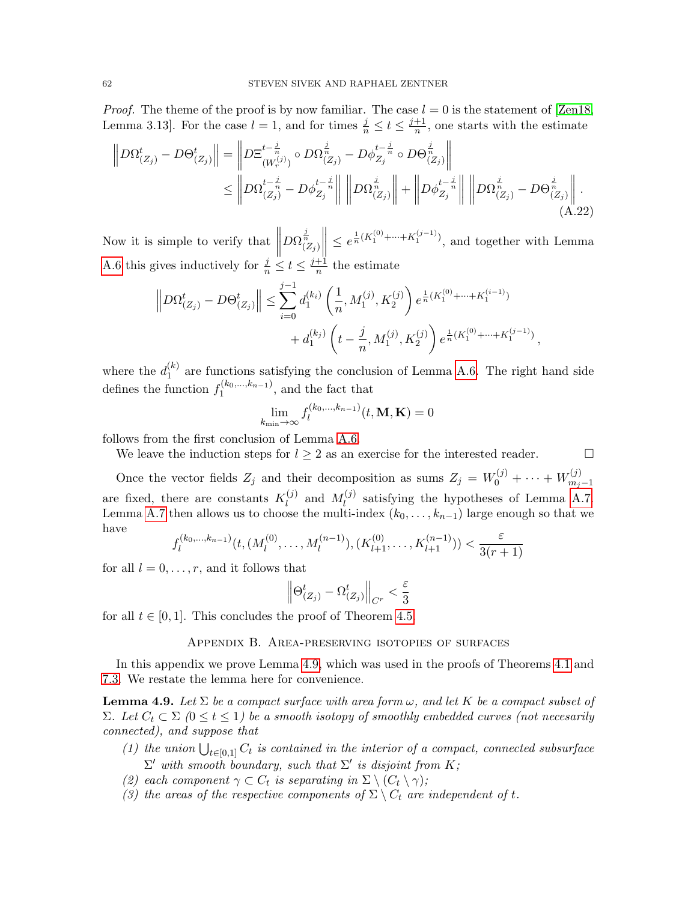*Proof.* The theme of the proof is by now familiar. The case $l = 0$ is the statement of [Zen18, Lemma 3.13]. For the case $l = 1$, and for times $\frac{j}{n} \le t \le \frac{j+1}{n}$, one starts with the estimate

$$
\begin{aligned}
\left\| D\Omega^t_{(Z_j)} - D\Theta^t_{(Z_j)} \right\| &= \left\| D\Xi^{t-\frac{j}{n}}_{(W^{(j)}_r)} \circ D\Omega^{\frac{j}{n}}_{(Z_j)} - D\phi^{t-\frac{j}{n}}_{Z_j} \circ D\Theta^{\frac{j}{n}}_{(Z_j)} \right\| \\
&\le \left\| D\Omega^{t-\frac{j}{n}}_{(Z_j)} - D\phi^{t-\frac{j}{n}}_{Z_j} \right\| \left\| D\Omega^{\frac{j}{n}}_{(Z_j)} \right\| + \left\| D\phi^{t-\frac{j}{n}}_{Z_j} \right\| \left\| D\Omega^{\frac{j}{n}}_{(Z_j)} - D\Theta^{\frac{j}{n}}_{(Z_j)} \right\| .
\end{aligned} \tag{A.22}
$$

Now it is simple to verify that $\left\| D\Omega^{\frac{j}{n}}_{(Z_j)} \right\| \le e^{\frac{1}{n}(K^{(0)}_1 + \cdots + K^{(j-1)}_1)}$, and together with Lemma A.6 this gives inductively for $\frac{j}{n} \le t \le \frac{j+1}{n}$ the estimate

$$
\begin{aligned}
\left\| D\Omega^t_{(Z_j)} - D\Theta^t_{(Z_j)} \right\| \le \sum_{i=0}^{j-1} & d^{(k_i)}_1 \left( \frac{1}{n}, M^{(j)}_1, K^{(j)}_2 \right) e^{\frac{1}{n}(K^{(0)}_1 + \cdots + K^{(i-1)}_1)} \\
&+ d^{(k_j)}_1 \left( t - \frac{j}{n}, M^{(j)}_1, K^{(j)}_2 \right) e^{\frac{1}{n}(K^{(0)}_1 + \cdots + K^{(j-1)}_1)},
\end{aligned}
$$

where the $d^{(k)}_1$ are functions satisfying the conclusion of Lemma A.6. The right hand side defines the function $f^{(k_0,\ldots,k_{n-1})}_1$, and the fact that

$$
\lim_{k_{\min} \to \infty} f^{(k_0,\ldots,k_{n-1})}_l (t, \mathbf{M}, \mathbf{K}) = 0
$$

follows from the first conclusion of Lemma A.6.

We leave the induction steps for $l \ge 2$ as an exercise for the interested reader. $\square$

Once the vector fields $Z_j$ and their decomposition as sums $Z_j = W^{(j)}_0 + \cdots + W^{(j)}_{m_j - 1}$ are fixed, there are constants $K^{(j)}_l$ and $M^{(j)}_l$ satisfying the hypotheses of Lemma A.7. Lemma A.7 then allows us to choose the multi-index $(k_0, \ldots, k_{n-1})$ large enough so that we have

$$
f^{(k_0,\ldots,k_{n-1})}_l (t, (M^{(0)}_l, \ldots, M^{(n-1)}_l), (K^{(0)}_{l+1}, \ldots, K^{(n-1)}_{l+1})) < \frac{\varepsilon}{3(r+1)}
$$

for all $l = 0, \ldots, r$, and it follows that

$$
\left\| \Theta^t_{(Z_j)} - \Omega^t_{(Z_j)} \right\|_{C^r} < \frac{\varepsilon}{3}
$$

for all $t \in [0, 1]$. This concludes the proof of Theorem 4.5.

## Appendix B. Area-preserving isotopies of surfaces

In this appendix we prove Lemma 4.9, which was used in the proofs of Theorems 4.1 and 7.3. We restate the lemma here for convenience.

**Lemma 4.9.** *Let $\Sigma$ be a compact surface with area form $\omega$, and let $K$ be a compact subset of $\Sigma$. Let $C_t \subset \Sigma$ $(0 \le t \le 1)$ be a smooth isotopy of smoothly embedded curves (not necesarily connected), and suppose that*

1. *the union $\bigcup_{t \in [0,1]} C_t$ is contained in the interior of a compact, connected subsurface $\Sigma'$ with smooth boundary, such that $\Sigma'$ is disjoint from $K$;*
2. *each component $\gamma \subset C_t$ is separating in $\Sigma \setminus (C_t \setminus \gamma)$;*
3. *the areas of the respective components of $\Sigma \setminus C_t$ are independent of $t$.*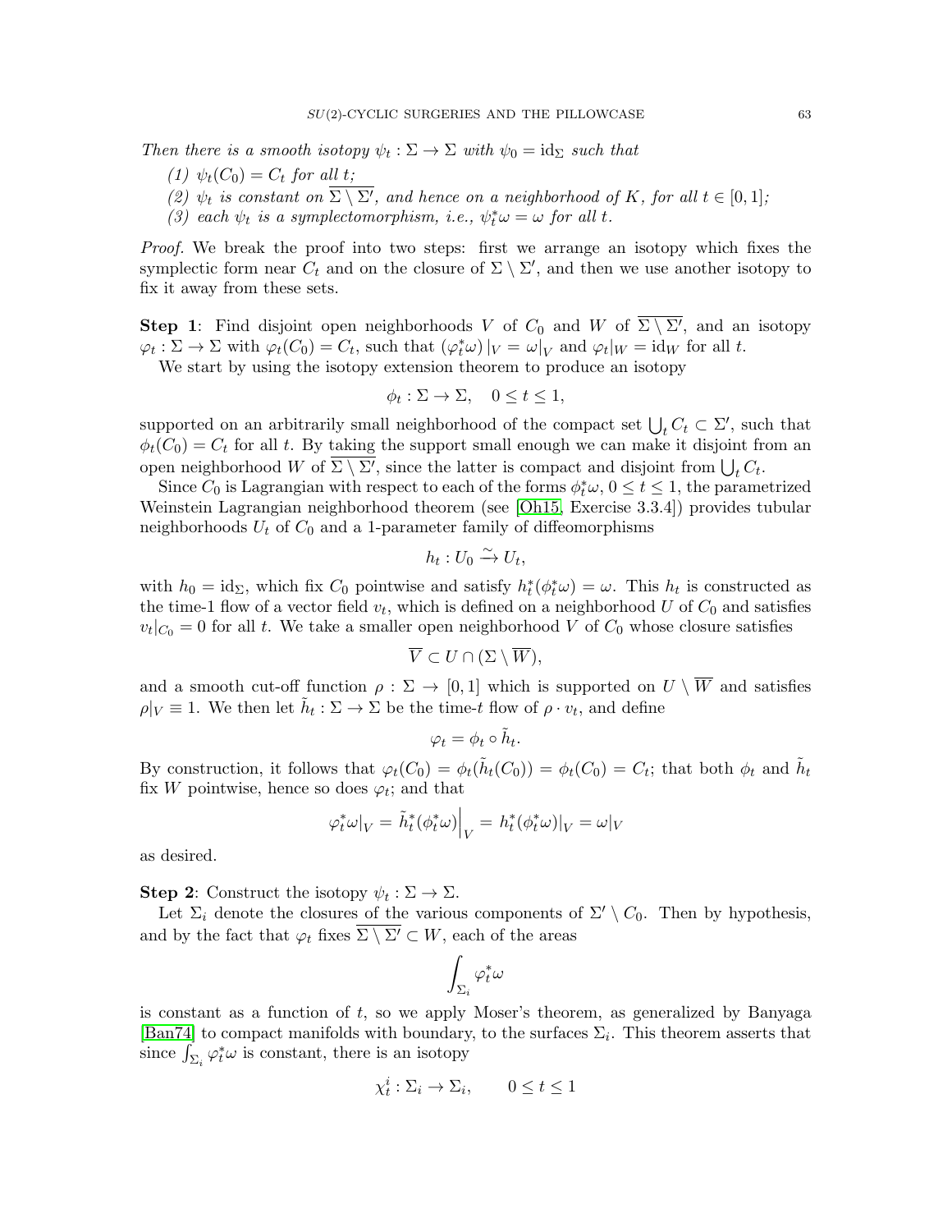*Then there is a smooth isotopy $\psi_t : \Sigma \to \Sigma$ with $\psi_0 = \mathrm{id}_\Sigma$ such that*

*(1) $\psi_t(C_0) = C_t$ for all $t$;*

*(2) $\psi_t$ is constant on $\overline{\Sigma \setminus \Sigma'}$, and hence on a neighborhood of $K$, for all $t \in [0,1]$;*

*(3) each $\psi_t$ is a symplectomorphism, i.e., $\psi_t^*\omega = \omega$ for all $t$.*

*Proof.* We break the proof into two steps: first we arrange an isotopy which fixes the symplectic form near $C_t$ and on the closure of $\Sigma \setminus \Sigma'$, and then we use another isotopy to fix it away from these sets.

**Step 1**: Find disjoint open neighborhoods $V$ of $C_0$ and $W$ of $\overline{\Sigma \setminus \Sigma'}$, and an isotopy $\varphi_t : \Sigma \to \Sigma$ with $\varphi_t(C_0) = C_t$, such that $(\varphi_t^*\omega)\,|_V = \omega|_V$ and $\varphi_t|_W = \mathrm{id}_W$ for all $t$.

We start by using the isotopy extension theorem to produce an isotopy

$$\phi_t : \Sigma \to \Sigma, \quad 0 \le t \le 1,$$

supported on an arbitrarily small neighborhood of the compact set $\bigcup_t C_t \subset \Sigma'$, such that $\phi_t(C_0) = C_t$ for all $t$. By taking the support small enough we can make it disjoint from an open neighborhood $W$ of $\overline{\Sigma \setminus \Sigma'}$, since the latter is compact and disjoint from $\bigcup_t C_t$.

Since $C_0$ is Lagrangian with respect to each of the forms $\phi_t^*\omega$, $0 \le t \le 1$, the parametrized Weinstein Lagrangian neighborhood theorem (see [Oh15, Exercise 3.3.4]) provides tubular neighborhoods $U_t$ of $C_0$ and a 1-parameter family of diffeomorphisms

$$h_t : U_0 \xrightarrow{\sim} U_t,$$

with $h_0 = \mathrm{id}_\Sigma$, which fix $C_0$ pointwise and satisfy $h_t^*(\phi_t^*\omega) = \omega$. This $h_t$ is constructed as the time-1 flow of a vector field $v_t$, which is defined on a neighborhood $U$ of $C_0$ and satisfies $v_t|_{C_0} = 0$ for all $t$. We take a smaller open neighborhood $V$ of $C_0$ whose closure satisfies

$$\overline{V} \subset U \cap (\Sigma \setminus \overline{W}),$$

and a smooth cut-off function $\rho : \Sigma \to [0,1]$ which is supported on $U \setminus \overline{W}$ and satisfies $\rho|_V \equiv 1$. We then let $\tilde{h}_t : \Sigma \to \Sigma$ be the time-$t$ flow of $\rho \cdot v_t$, and define

$$\varphi_t = \phi_t \circ \tilde{h}_t.$$

By construction, it follows that $\varphi_t(C_0) = \phi_t(\tilde{h}_t(C_0)) = \phi_t(C_0) = C_t$; that both $\phi_t$ and $\tilde{h}_t$ fix $W$ pointwise, hence so does $\varphi_t$; and that

$$\varphi_t^*\omega|_V = \tilde{h}_t^*(\phi_t^*\omega)\Big|_V = h_t^*(\phi_t^*\omega)|_V = \omega|_V$$

as desired.

**Step 2**: Construct the isotopy $\psi_t : \Sigma \to \Sigma$.

Let $\Sigma_i$ denote the closures of the various components of $\Sigma' \setminus C_0$. Then by hypothesis, and by the fact that $\varphi_t$ fixes $\overline{\Sigma \setminus \Sigma'} \subset W$, each of the areas

$$\int_{\Sigma_i} \varphi_t^*\omega$$

is constant as a function of $t$, so we apply Moser's theorem, as generalized by Banyaga [Ban74] to compact manifolds with boundary, to the surfaces $\Sigma_i$. This theorem asserts that since $\int_{\Sigma_i} \varphi_t^*\omega$ is constant, there is an isotopy

$$\chi_t^i : \Sigma_i \to \Sigma_i, \qquad 0 \le t \le 1$$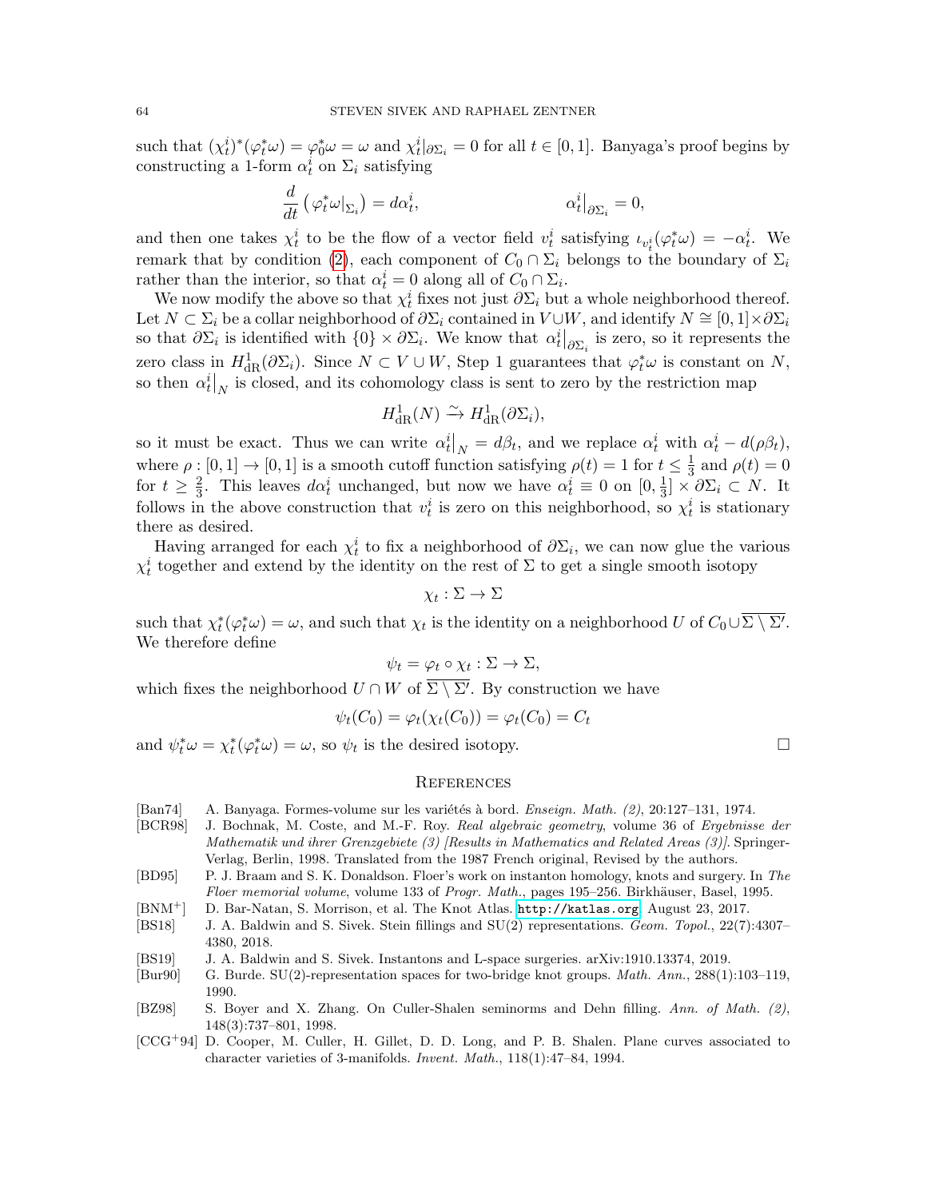such that $(\chi_t^i)^*(\varphi_t^*\omega) = \varphi_0^*\omega = \omega$ and $\chi_t^i|_{\partial\Sigma_i} = 0$ for all $t \in [0,1]$. Banyaga's proof begins by constructing a 1-form $\alpha_t^i$ on $\Sigma_i$ satisfying

$$\frac{d}{dt}\left(\varphi_t^*\omega|_{\Sigma_i}\right) = d\alpha_t^i, \qquad\qquad \alpha_t^i\big|_{\partial\Sigma_i} = 0,$$

and then one takes $\chi_t^i$ to be the flow of a vector field $v_t^i$ satisfying $\iota_{v_t^i}(\varphi_t^*\omega) = -\alpha_t^i$. We remark that by condition (2), each component of $C_0 \cap \Sigma_i$ belongs to the boundary of $\Sigma_i$ rather than the interior, so that $\alpha_t^i = 0$ along all of $C_0 \cap \Sigma_i$.

We now modify the above so that $\chi_t^i$ fixes not just $\partial\Sigma_i$ but a whole neighborhood thereof. Let $N \subset \Sigma_i$ be a collar neighborhood of $\partial\Sigma_i$ contained in $V \cup W$, and identify $N \cong [0,1] \times \partial\Sigma_i$ so that $\partial\Sigma_i$ is identified with $\{0\} \times \partial\Sigma_i$. We know that $\alpha_t^i\big|_{\partial\Sigma_i}$ is zero, so it represents the zero class in $H^1_{\mathrm{dR}}(\partial\Sigma_i)$. Since $N \subset V \cup W$, Step 1 guarantees that $\varphi_t^*\omega$ is constant on $N$, so then $\alpha_t^i\big|_N$ is closed, and its cohomology class is sent to zero by the restriction map

$$H^1_{\mathrm{dR}}(N) \xrightarrow{\sim} H^1_{\mathrm{dR}}(\partial\Sigma_i),$$

so it must be exact. Thus we can write $\alpha_t^i\big|_N = d\beta_t$, and we replace $\alpha_t^i$ with $\alpha_t^i - d(\rho\beta_t)$, where $\rho : [0,1] \to [0,1]$ is a smooth cutoff function satisfying $\rho(t) = 1$ for $t \leq \frac{1}{3}$ and $\rho(t) = 0$ for $t \geq \frac{2}{3}$. This leaves $d\alpha_t^i$ unchanged, but now we have $\alpha_t^i \equiv 0$ on $[0, \frac{1}{3}] \times \partial\Sigma_i \subset N$. It follows in the above construction that $v_t^i$ is zero on this neighborhood, so $\chi_t^i$ is stationary there as desired.

Having arranged for each $\chi_t^i$ to fix a neighborhood of $\partial\Sigma_i$, we can now glue the various $\chi_t^i$ together and extend by the identity on the rest of $\Sigma$ to get a single smooth isotopy

$$\chi_t : \Sigma \to \Sigma$$

such that $\chi_t^*(\varphi_t^*\omega) = \omega$, and such that $\chi_t$ is the identity on a neighborhood $U$ of $C_0 \cup \overline{\Sigma \setminus \Sigma'}$. We therefore define

$$\psi_t = \varphi_t \circ \chi_t : \Sigma \to \Sigma,$$

which fixes the neighborhood $U \cap W$ of $\overline{\Sigma \setminus \Sigma'}$. By construction we have

$$\psi_t(C_0) = \varphi_t(\chi_t(C_0)) = \varphi_t(C_0) = C_t$$

and $\psi_t^*\omega = \chi_t^*(\varphi_t^*\omega) = \omega$, so $\psi_t$ is the desired isotopy. □

## References

[Ban74] A. Banyaga. Formes-volume sur les variétés à bord. *Enseign. Math. (2)*, 20:127–131, 1974.

[BCR98] J. Bochnak, M. Coste, and M.-F. Roy. *Real algebraic geometry*, volume 36 of *Ergebnisse der Mathematik und ihrer Grenzgebiete (3) [Results in Mathematics and Related Areas (3)]*. Springer-Verlag, Berlin, 1998. Translated from the 1987 French original, Revised by the authors.

[BD95] P. J. Braam and S. K. Donaldson. Floer's work on instanton homology, knots and surgery. In *The Floer memorial volume*, volume 133 of *Progr. Math.*, pages 195–256. Birkhäuser, Basel, 1995.

[BNM+] D. Bar-Natan, S. Morrison, et al. The Knot Atlas. http://katlas.org, August 23, 2017.

[BS18] J. A. Baldwin and S. Sivek. Stein fillings and SU(2) representations. *Geom. Topol.*, 22(7):4307–4380, 2018.

[BS19] J. A. Baldwin and S. Sivek. Instantons and L-space surgeries. arXiv:1910.13374, 2019.

[Bur90] G. Burde. SU(2)-representation spaces for two-bridge knot groups. *Math. Ann.*, 288(1):103–119, 1990.

[BZ98] S. Boyer and X. Zhang. On Culler-Shalen seminorms and Dehn filling. *Ann. of Math. (2)*, 148(3):737–801, 1998.

[CCG+94] D. Cooper, M. Culler, H. Gillet, D. D. Long, and P. B. Shalen. Plane curves associated to character varieties of 3-manifolds. *Invent. Math.*, 118(1):47–84, 1994.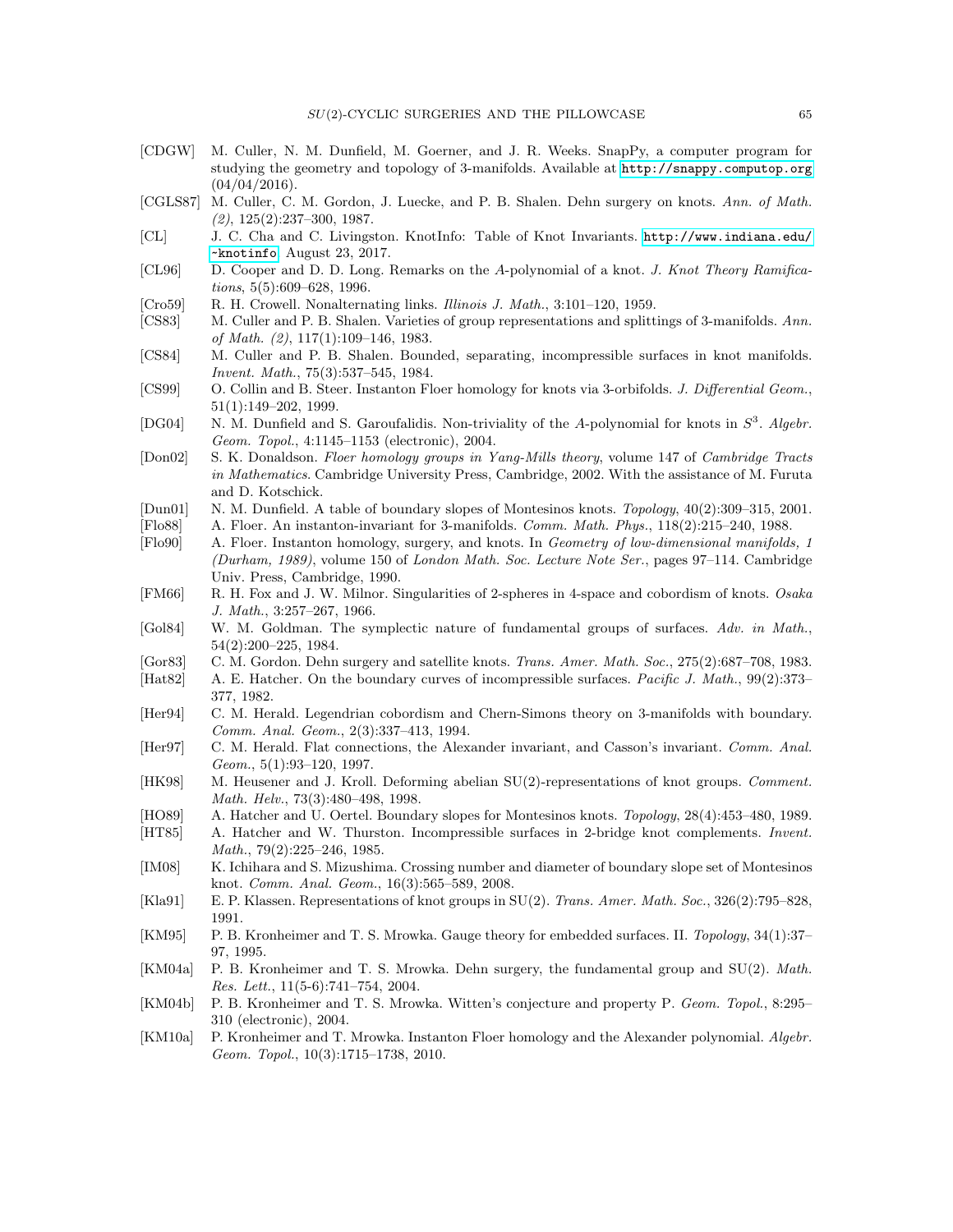[CDGW] M. Culler, N. M. Dunfield, M. Goerner, and J. R. Weeks. SnapPy, a computer program for studying the geometry and topology of 3-manifolds. Available at http://snappy.computop.org (04/04/2016).

[CGLS87] M. Culler, C. M. Gordon, J. Luecke, and P. B. Shalen. Dehn surgery on knots. *Ann. of Math. (2)*, 125(2):237–300, 1987.

[CL] J. C. Cha and C. Livingston. KnotInfo: Table of Knot Invariants. http://www.indiana.edu/~knotinfo, August 23, 2017.

[CL96] D. Cooper and D. D. Long. Remarks on the $A$-polynomial of a knot. *J. Knot Theory Ramifications*, 5(5):609–628, 1996.

[Cro59] R. H. Crowell. Nonalternating links. *Illinois J. Math.*, 3:101–120, 1959.

[CS83] M. Culler and P. B. Shalen. Varieties of group representations and splittings of 3-manifolds. *Ann. of Math. (2)*, 117(1):109–146, 1983.

[CS84] M. Culler and P. B. Shalen. Bounded, separating, incompressible surfaces in knot manifolds. *Invent. Math.*, 75(3):537–545, 1984.

[CS99] O. Collin and B. Steer. Instanton Floer homology for knots via 3-orbifolds. *J. Differential Geom.*, 51(1):149–202, 1999.

[DG04] N. M. Dunfield and S. Garoufalidis. Non-triviality of the $A$-polynomial for knots in $S^3$. *Algebr. Geom. Topol.*, 4:1145–1153 (electronic), 2004.

[Don02] S. K. Donaldson. *Floer homology groups in Yang-Mills theory*, volume 147 of *Cambridge Tracts in Mathematics*. Cambridge University Press, Cambridge, 2002. With the assistance of M. Furuta and D. Kotschick.

[Dun01] N. M. Dunfield. A table of boundary slopes of Montesinos knots. *Topology*, 40(2):309–315, 2001.

[Flo88] A. Floer. An instanton-invariant for 3-manifolds. *Comm. Math. Phys.*, 118(2):215–240, 1988.

[Flo90] A. Floer. Instanton homology, surgery, and knots. In *Geometry of low-dimensional manifolds, 1 (Durham, 1989)*, volume 150 of *London Math. Soc. Lecture Note Ser.*, pages 97–114. Cambridge Univ. Press, Cambridge, 1990.

[FM66] R. H. Fox and J. W. Milnor. Singularities of 2-spheres in 4-space and cobordism of knots. *Osaka J. Math.*, 3:257–267, 1966.

[Gol84] W. M. Goldman. The symplectic nature of fundamental groups of surfaces. *Adv. in Math.*, 54(2):200–225, 1984.

[Gor83] C. M. Gordon. Dehn surgery and satellite knots. *Trans. Amer. Math. Soc.*, 275(2):687–708, 1983.

[Hat82] A. E. Hatcher. On the boundary curves of incompressible surfaces. *Pacific J. Math.*, 99(2):373–377, 1982.

[Her94] C. M. Herald. Legendrian cobordism and Chern-Simons theory on 3-manifolds with boundary. *Comm. Anal. Geom.*, 2(3):337–413, 1994.

[Her97] C. M. Herald. Flat connections, the Alexander invariant, and Casson's invariant. *Comm. Anal. Geom.*, 5(1):93–120, 1997.

[HK98] M. Heusener and J. Kroll. Deforming abelian SU(2)-representations of knot groups. *Comment. Math. Helv.*, 73(3):480–498, 1998.

[HO89] A. Hatcher and U. Oertel. Boundary slopes for Montesinos knots. *Topology*, 28(4):453–480, 1989.

[HT85] A. Hatcher and W. Thurston. Incompressible surfaces in 2-bridge knot complements. *Invent. Math.*, 79(2):225–246, 1985.

[IM08] K. Ichihara and S. Mizushima. Crossing number and diameter of boundary slope set of Montesinos knot. *Comm. Anal. Geom.*, 16(3):565–589, 2008.

[Kla91] E. P. Klassen. Representations of knot groups in SU(2). *Trans. Amer. Math. Soc.*, 326(2):795–828, 1991.

[KM95] P. B. Kronheimer and T. S. Mrowka. Gauge theory for embedded surfaces. II. *Topology*, 34(1):37–97, 1995.

[KM04a] P. B. Kronheimer and T. S. Mrowka. Dehn surgery, the fundamental group and SU(2). *Math. Res. Lett.*, 11(5-6):741–754, 2004.

[KM04b] P. B. Kronheimer and T. S. Mrowka. Witten's conjecture and property P. *Geom. Topol.*, 8:295–310 (electronic), 2004.

[KM10a] P. Kronheimer and T. Mrowka. Instanton Floer homology and the Alexander polynomial. *Algebr. Geom. Topol.*, 10(3):1715–1738, 2010.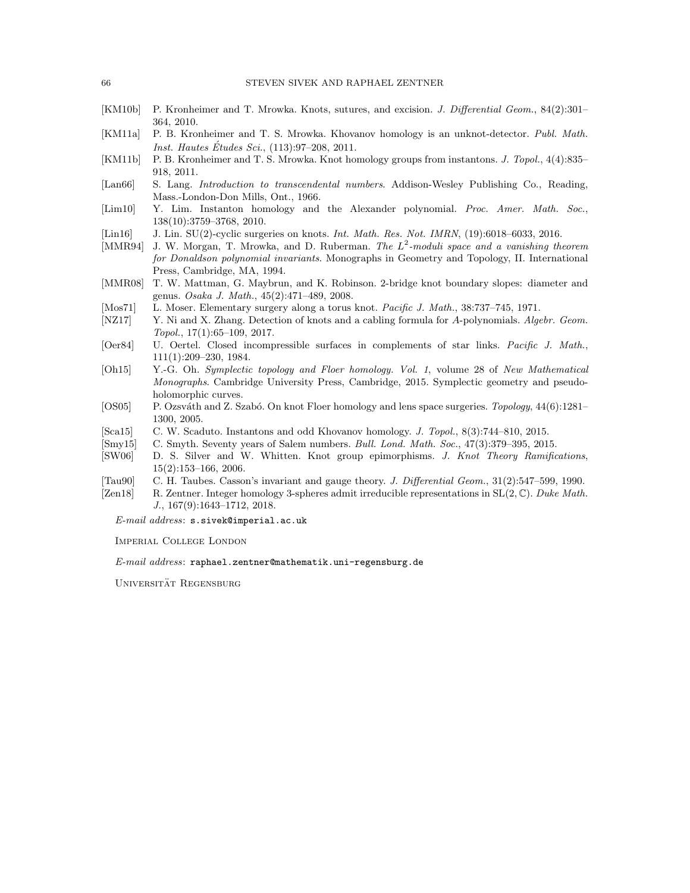[KM10b] P. Kronheimer and T. Mrowka. Knots, sutures, and excision. *J. Differential Geom.*, 84(2):301–364, 2010.

[KM11a] P. B. Kronheimer and T. S. Mrowka. Khovanov homology is an unknot-detector. *Publ. Math. Inst. Hautes Études Sci.*, (113):97–208, 2011.

[KM11b] P. B. Kronheimer and T. S. Mrowka. Knot homology groups from instantons. *J. Topol.*, 4(4):835–918, 2011.

[Lan66] S. Lang. *Introduction to transcendental numbers*. Addison-Wesley Publishing Co., Reading, Mass.-London-Don Mills, Ont., 1966.

[Lim10] Y. Lim. Instanton homology and the Alexander polynomial. *Proc. Amer. Math. Soc.*, 138(10):3759–3768, 2010.

[Lin16] J. Lin. SU(2)-cyclic surgeries on knots. *Int. Math. Res. Not. IMRN*, (19):6018–6033, 2016.

[MMR94] J. W. Morgan, T. Mrowka, and D. Ruberman. *The $L^2$-moduli space and a vanishing theorem for Donaldson polynomial invariants*. Monographs in Geometry and Topology, II. International Press, Cambridge, MA, 1994.

[MMR08] T. W. Mattman, G. Maybrun, and K. Robinson. 2-bridge knot boundary slopes: diameter and genus. *Osaka J. Math.*, 45(2):471–489, 2008.

[Mos71] L. Moser. Elementary surgery along a torus knot. *Pacific J. Math.*, 38:737–745, 1971.

[NZ17] Y. Ni and X. Zhang. Detection of knots and a cabling formula for $A$-polynomials. *Algebr. Geom. Topol.*, 17(1):65–109, 2017.

[Oer84] U. Oertel. Closed incompressible surfaces in complements of star links. *Pacific J. Math.*, 111(1):209–230, 1984.

[Oh15] Y.-G. Oh. *Symplectic topology and Floer homology. Vol. 1*, volume 28 of *New Mathematical Monographs*. Cambridge University Press, Cambridge, 2015. Symplectic geometry and pseudo-holomorphic curves.

[OS05] P. Ozsváth and Z. Szabó. On knot Floer homology and lens space surgeries. *Topology*, 44(6):1281–1300, 2005.

[Sca15] C. W. Scaduto. Instantons and odd Khovanov homology. *J. Topol.*, 8(3):744–810, 2015.

[Smy15] C. Smyth. Seventy years of Salem numbers. *Bull. Lond. Math. Soc.*, 47(3):379–395, 2015.

[SW06] D. S. Silver and W. Whitten. Knot group epimorphisms. *J. Knot Theory Ramifications*, 15(2):153–166, 2006.

[Tau90] C. H. Taubes. Casson's invariant and gauge theory. *J. Differential Geom.*, 31(2):547–599, 1990.

[Zen18] R. Zentner. Integer homology 3-spheres admit irreducible representations in $\mathrm{SL}(2,\mathbb{C})$. *Duke Math. J.*, 167(9):1643–1712, 2018.

*E-mail address*: s.sivek@imperial.ac.uk

Imperial College London

*E-mail address*: raphael.zentner@mathematik.uni-regensburg.de

Universität Regensburg